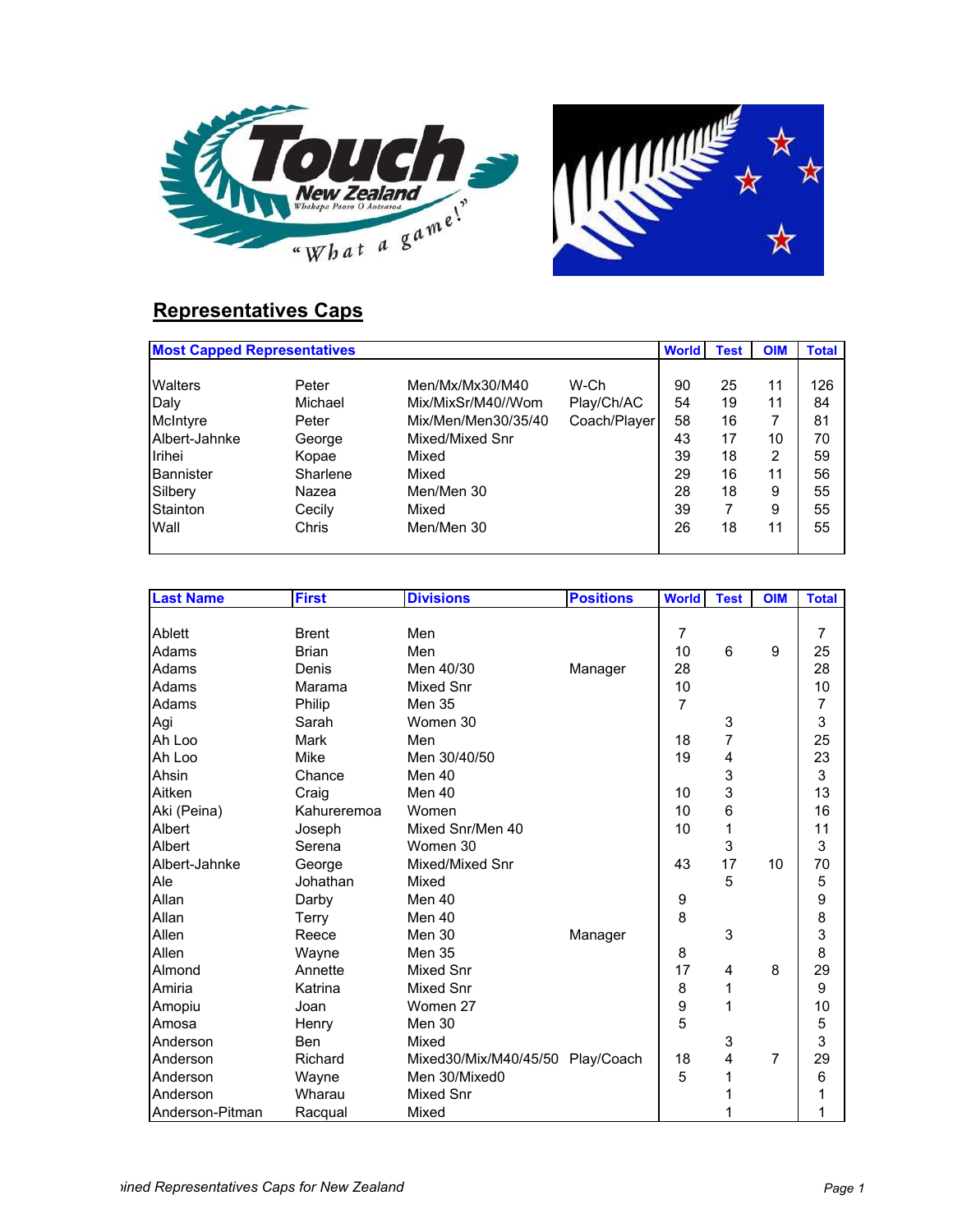## Representatives Caps

| Most Capped Representatives | | | | World | Test | OIM | Total |
|---|---|---|---|---|---|---|---|
| Walters | Peter | Men/Mx/Mx30/M40 | W-Ch | 90 | 25 | 11 | 126 |
| Daly | Michael | Mix/MixSr/M40//Wom | Play/Ch/AC | 54 | 19 | 11 | 84 |
| McIntyre | Peter | Mix/Men/Men30/35/40 | Coach/Player | 58 | 16 | 7 | 81 |
| Albert-Jahnke | George | Mixed/Mixed Snr | | 43 | 17 | 10 | 70 |
| Irihei | Kopae | Mixed | | 39 | 18 | 2 | 59 |
| Bannister | Sharlene | Mixed | | 29 | 16 | 11 | 56 |
| Silbery | Nazea | Men/Men 30 | | 28 | 18 | 9 | 55 |
| Stainton | Cecily | Mixed | | 39 | 7 | 9 | 55 |
| Wall | Chris | Men/Men 30 | | 26 | 18 | 11 | 55 |

| Last Name | First | Divisions | Positions | World | Test | OIM | Total |
|---|---|---|---|---|---|---|---|
| Ablett | Brent | Men | | 7 | | | 7 |
| Adams | Brian | Men | | 10 | 6 | 9 | 25 |
| Adams | Denis | Men 40/30 | Manager | 28 | | | 28 |
| Adams | Marama | Mixed Snr | | 10 | | | 10 |
| Adams | Philip | Men 35 | | 7 | | | 7 |
| Agi | Sarah | Women 30 | | | 3 | | 3 |
| Ah Loo | Mark | Men | | 18 | 7 | | 25 |
| Ah Loo | Mike | Men 30/40/50 | | 19 | 4 | | 23 |
| Ahsin | Chance | Men 40 | | | 3 | | 3 |
| Aitken | Craig | Men 40 | | 10 | 3 | | 13 |
| Aki (Peina) | Kahureremoa | Women | | 10 | 6 | | 16 |
| Albert | Joseph | Mixed Snr/Men 40 | | 10 | 1 | | 11 |
| Albert | Serena | Women 30 | | | 3 | | 3 |
| Albert-Jahnke | George | Mixed/Mixed Snr | | 43 | 17 | 10 | 70 |
| Ale | Johathan | Mixed | | | 5 | | 5 |
| Allan | Darby | Men 40 | | 9 | | | 9 |
| Allan | Terry | Men 40 | | 8 | | | 8 |
| Allen | Reece | Men 30 | Manager | | 3 | | 3 |
| Allen | Wayne | Men 35 | | 8 | | | 8 |
| Almond | Annette | Mixed Snr | | 17 | 4 | 8 | 29 |
| Amiria | Katrina | Mixed Snr | | 8 | 1 | | 9 |
| Amopiu | Joan | Women 27 | | 9 | 1 | | 10 |
| Amosa | Henry | Men 30 | | 5 | | | 5 |
| Anderson | Ben | Mixed | | | 3 | | 3 |
| Anderson | Richard | Mixed30/Mix/M40/45/50 | Play/Coach | 18 | 4 | 7 | 29 |
| Anderson | Wayne | Men 30/Mixed0 | | 5 | 1 | | 6 |
| Anderson | Wharau | Mixed Snr | | | 1 | | 1 |
| Anderson-Pitman | Racqual | Mixed | | | 1 | | 1 |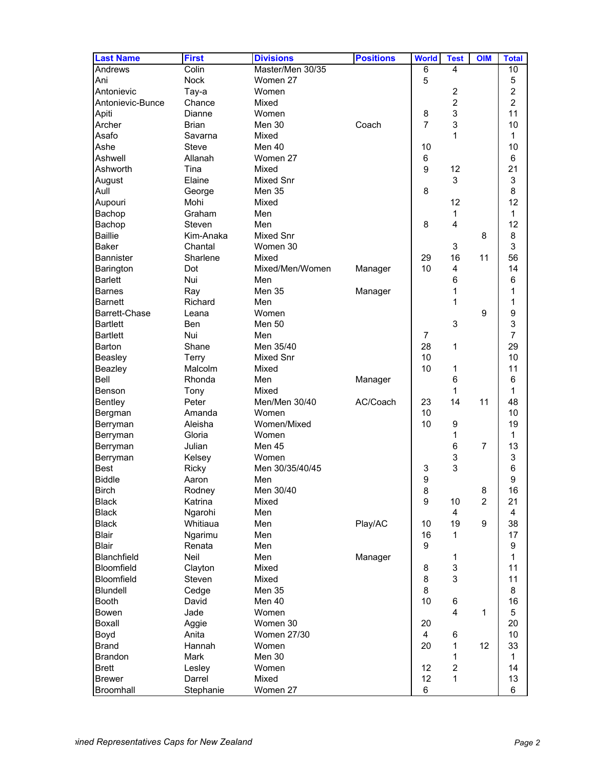| Last Name | First | Divisions | Positions | World | Test | OIM | Total |
|---|---|---|---|---|---|---|---|
| Andrews | Colin | Master/Men 30/35 | | 6 | 4 | | 10 |
| Ani | Nock | Women 27 | | 5 | | | 5 |
| Antonievic | Tay-a | Women | | | 2 | | 2 |
| Antonievic-Bunce | Chance | Mixed | | | 2 | | 2 |
| Apiti | Dianne | Women | | 8 | 3 | | 11 |
| Archer | Brian | Men 30 | Coach | 7 | 3 | | 10 |
| Asafo | Savarna | Mixed | | | 1 | | 1 |
| Ashe | Steve | Men 40 | | 10 | | | 10 |
| Ashwell | Allanah | Women 27 | | 6 | | | 6 |
| Ashworth | Tina | Mixed | | 9 | 12 | | 21 |
| August | Elaine | Mixed Snr | | | 3 | | 3 |
| Aull | George | Men 35 | | 8 | | | 8 |
| Aupouri | Mohi | Mixed | | | 12 | | 12 |
| Bachop | Graham | Men | | | 1 | | 1 |
| Bachop | Steven | Men | | 8 | 4 | | 12 |
| Baillie | Kim-Anaka | Mixed Snr | | | | 8 | 8 |
| Baker | Chantal | Women 30 | | | 3 | | 3 |
| Bannister | Sharlene | Mixed | | 29 | 16 | 11 | 56 |
| Barington | Dot | Mixed/Men/Women | Manager | 10 | 4 | | 14 |
| Barlett | Nui | Men | | | 6 | | 6 |
| Barnes | Ray | Men 35 | Manager | | 1 | | 1 |
| Barnett | Richard | Men | | | 1 | | 1 |
| Barrett-Chase | Leana | Women | | | | 9 | 9 |
| Bartlett | Ben | Men 50 | | | 3 | | 3 |
| Bartlett | Nui | Men | | 7 | | | 7 |
| Barton | Shane | Men 35/40 | | 28 | 1 | | 29 |
| Beasley | Terry | Mixed Snr | | 10 | | | 10 |
| Beazley | Malcolm | Mixed | | 10 | 1 | | 11 |
| Bell | Rhonda | Men | Manager | | 6 | | 6 |
| Benson | Tony | Mixed | | | 1 | | 1 |
| Bentley | Peter | Men/Men 30/40 | AC/Coach | 23 | 14 | 11 | 48 |
| Bergman | Amanda | Women | | 10 | | | 10 |
| Berryman | Aleisha | Women/Mixed | | 10 | 9 | | 19 |
| Berryman | Gloria | Women | | | 1 | | 1 |
| Berryman | Julian | Men 45 | | | 6 | 7 | 13 |
| Berryman | Kelsey | Women | | | 3 | | 3 |
| Best | Ricky | Men 30/35/40/45 | | 3 | 3 | | 6 |
| Biddle | Aaron | Men | | 9 | | | 9 |
| Birch | Rodney | Men 30/40 | | 8 | | 8 | 16 |
| Black | Katrina | Mixed | | 9 | 10 | 2 | 21 |
| Black | Ngarohi | Men | | | 4 | | 4 |
| Black | Whitiaua | Men | Play/AC | 10 | 19 | 9 | 38 |
| Blair | Ngarimu | Men | | 16 | 1 | | 17 |
| Blair | Renata | Men | | 9 | | | 9 |
| Blanchfield | Neil | Men | Manager | | 1 | | 1 |
| Bloomfield | Clayton | Mixed | | 8 | 3 | | 11 |
| Bloomfield | Steven | Mixed | | 8 | 3 | | 11 |
| Blundell | Cedge | Men 35 | | 8 | | | 8 |
| Booth | David | Men 40 | | 10 | 6 | | 16 |
| Bowen | Jade | Women | | | 4 | 1 | 5 |
| Boxall | Aggie | Women 30 | | 20 | | | 20 |
| Boyd | Anita | Women 27/30 | | 4 | 6 | | 10 |
| Brand | Hannah | Women | | 20 | 1 | 12 | 33 |
| Brandon | Mark | Men 30 | | | 1 | | 1 |
| Brett | Lesley | Women | | 12 | 2 | | 14 |
| Brewer | Darrel | Mixed | | 12 | 1 | | 13 |
| Broomhall | Stephanie | Women 27 | | 6 | | | 6 |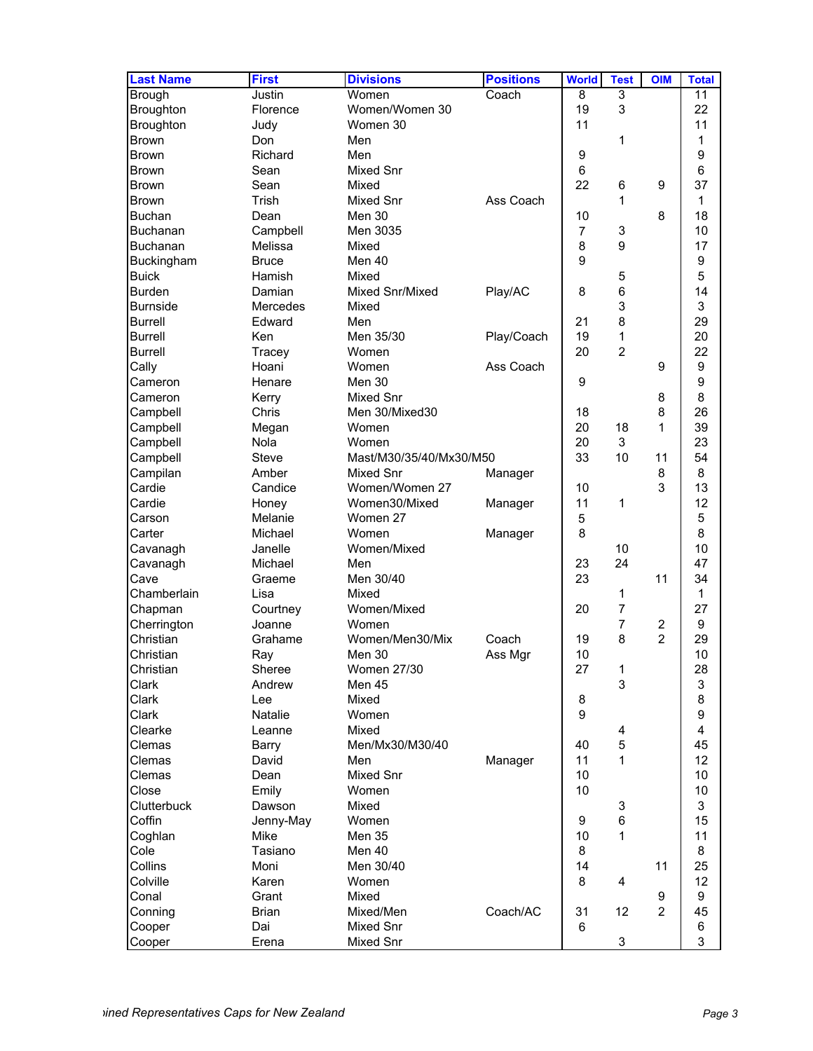| Last Name | First | Divisions | Positions | World | Test | OIM | Total |
|---|---|---|---|---|---|---|---|
| Brough | Justin | Women | Coach | 8 | 3 | | 11 |
| Broughton | Florence | Women/Women 30 | | 19 | 3 | | 22 |
| Broughton | Judy | Women 30 | | 11 | | | 11 |
| Brown | Don | Men | | | 1 | | 1 |
| Brown | Richard | Men | | 9 | | | 9 |
| Brown | Sean | Mixed Snr | | 6 | | | 6 |
| Brown | Sean | Mixed | | 22 | 6 | 9 | 37 |
| Brown | Trish | Mixed Snr | Ass Coach | | 1 | | 1 |
| Buchan | Dean | Men 30 | | 10 | | 8 | 18 |
| Buchanan | Campbell | Men 3035 | | 7 | 3 | | 10 |
| Buchanan | Melissa | Mixed | | 8 | 9 | | 17 |
| Buckingham | Bruce | Men 40 | | 9 | | | 9 |
| Buick | Hamish | Mixed | | | 5 | | 5 |
| Burden | Damian | Mixed Snr/Mixed | Play/AC | 8 | 6 | | 14 |
| Burnside | Mercedes | Mixed | | | 3 | | 3 |
| Burrell | Edward | Men | | 21 | 8 | | 29 |
| Burrell | Ken | Men 35/30 | Play/Coach | 19 | 1 | | 20 |
| Burrell | Tracey | Women | | 20 | 2 | | 22 |
| Cally | Hoani | Women | Ass Coach | | | 9 | 9 |
| Cameron | Henare | Men 30 | | 9 | | | 9 |
| Cameron | Kerry | Mixed Snr | | | | 8 | 8 |
| Campbell | Chris | Men 30/Mixed30 | | 18 | | 8 | 26 |
| Campbell | Megan | Women | | 20 | 18 | 1 | 39 |
| Campbell | Nola | Women | | 20 | 3 | | 23 |
| Campbell | Steve | Mast/M30/35/40/Mx30/M50 | | 33 | 10 | 11 | 54 |
| Campilan | Amber | Mixed Snr | Manager | | | 8 | 8 |
| Cardie | Candice | Women/Women 27 | | 10 | | 3 | 13 |
| Cardie | Honey | Women30/Mixed | Manager | 11 | 1 | | 12 |
| Carson | Melanie | Women 27 | | 5 | | | 5 |
| Carter | Michael | Women | Manager | 8 | | | 8 |
| Cavanagh | Janelle | Women/Mixed | | | 10 | | 10 |
| Cavanagh | Michael | Men | | 23 | 24 | | 47 |
| Cave | Graeme | Men 30/40 | | 23 | | 11 | 34 |
| Chamberlain | Lisa | Mixed | | | 1 | | 1 |
| Chapman | Courtney | Women/Mixed | | 20 | 7 | | 27 |
| Cherrington | Joanne | Women | | | 7 | 2 | 9 |
| Christian | Grahame | Women/Men30/Mix | Coach | 19 | 8 | 2 | 29 |
| Christian | Ray | Men 30 | Ass Mgr | 10 | | | 10 |
| Christian | Sheree | Women 27/30 | | 27 | 1 | | 28 |
| Clark | Andrew | Men 45 | | | 3 | | 3 |
| Clark | Lee | Mixed | | 8 | | | 8 |
| Clark | Natalie | Women | | 9 | | | 9 |
| Clearke | Leanne | Mixed | | | 4 | | 4 |
| Clemas | Barry | Men/Mx30/M30/40 | | 40 | 5 | | 45 |
| Clemas | David | Men | Manager | 11 | 1 | | 12 |
| Clemas | Dean | Mixed Snr | | 10 | | | 10 |
| Close | Emily | Women | | 10 | | | 10 |
| Clutterbuck | Dawson | Mixed | | | 3 | | 3 |
| Coffin | Jenny-May | Women | | 9 | 6 | | 15 |
| Coghlan | Mike | Men 35 | | 10 | 1 | | 11 |
| Cole | Tasiano | Men 40 | | 8 | | | 8 |
| Collins | Moni | Men 30/40 | | 14 | | 11 | 25 |
| Colville | Karen | Women | | 8 | 4 | | 12 |
| Conal | Grant | Mixed | | | | 9 | 9 |
| Conning | Brian | Mixed/Men | Coach/AC | 31 | 12 | 2 | 45 |
| Cooper | Dai | Mixed Snr | | 6 | | | 6 |
| Cooper | Erena | Mixed Snr | | | 3 | | 3 |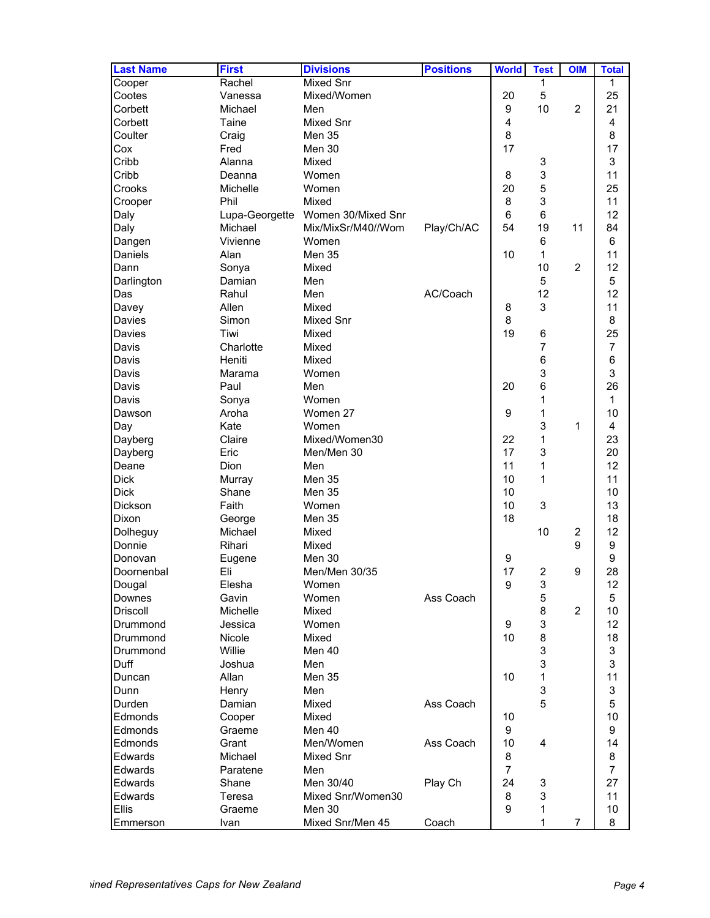| Last Name | First | Divisions | Positions | World | Test | OIM | Total |
|---|---|---|---|---|---|---|---|
| Cooper | Rachel | Mixed Snr | | | 1 | | 1 |
| Cootes | Vanessa | Mixed/Women | | 20 | 5 | | 25 |
| Corbett | Michael | Men | | 9 | 10 | 2 | 21 |
| Corbett | Taine | Mixed Snr | | 4 | | | 4 |
| Coulter | Craig | Men 35 | | 8 | | | 8 |
| Cox | Fred | Men 30 | | 17 | | | 17 |
| Cribb | Alanna | Mixed | | | 3 | | 3 |
| Cribb | Deanna | Women | | 8 | 3 | | 11 |
| Crooks | Michelle | Women | | 20 | 5 | | 25 |
| Crooper | Phil | Mixed | | 8 | 3 | | 11 |
| Daly | Lupa-Georgette | Women 30/Mixed Snr | | 6 | 6 | | 12 |
| Daly | Michael | Mix/MixSr/M40//Wom | Play/Ch/AC | 54 | 19 | 11 | 84 |
| Dangen | Vivienne | Women | | | 6 | | 6 |
| Daniels | Alan | Men 35 | | 10 | 1 | | 11 |
| Dann | Sonya | Mixed | | | 10 | 2 | 12 |
| Darlington | Damian | Men | | | 5 | | 5 |
| Das | Rahul | Men | AC/Coach | | 12 | | 12 |
| Davey | Allen | Mixed | | 8 | 3 | | 11 |
| Davies | Simon | Mixed Snr | | 8 | | | 8 |
| Davies | Tiwi | Mixed | | 19 | 6 | | 25 |
| Davis | Charlotte | Mixed | | | 7 | | 7 |
| Davis | Heniti | Mixed | | | 6 | | 6 |
| Davis | Marama | Women | | | 3 | | 3 |
| Davis | Paul | Men | | 20 | 6 | | 26 |
| Davis | Sonya | Women | | | 1 | | 1 |
| Dawson | Aroha | Women 27 | | 9 | 1 | | 10 |
| Day | Kate | Women | | | 3 | 1 | 4 |
| Dayberg | Claire | Mixed/Women30 | | 22 | 1 | | 23 |
| Dayberg | Eric | Men/Men 30 | | 17 | 3 | | 20 |
| Deane | Dion | Men | | 11 | 1 | | 12 |
| Dick | Murray | Men 35 | | 10 | 1 | | 11 |
| Dick | Shane | Men 35 | | 10 | | | 10 |
| Dickson | Faith | Women | | 10 | 3 | | 13 |
| Dixon | George | Men 35 | | 18 | | | 18 |
| Dolheguy | Michael | Mixed | | | 10 | 2 | 12 |
| Donnie | Rihari | Mixed | | | | 9 | 9 |
| Donovan | Eugene | Men 30 | | 9 | | | 9 |
| Doornenbal | Eli | Men/Men 30/35 | | 17 | 2 | 9 | 28 |
| Dougal | Elesha | Women | | 9 | 3 | | 12 |
| Downes | Gavin | Women | Ass Coach | | 5 | | 5 |
| Driscoll | Michelle | Mixed | | | 8 | 2 | 10 |
| Drummond | Jessica | Women | | 9 | 3 | | 12 |
| Drummond | Nicole | Mixed | | 10 | 8 | | 18 |
| Drummond | Willie | Men 40 | | | 3 | | 3 |
| Duff | Joshua | Men | | | 3 | | 3 |
| Duncan | Allan | Men 35 | | 10 | 1 | | 11 |
| Dunn | Henry | Men | | | 3 | | 3 |
| Durden | Damian | Mixed | Ass Coach | | 5 | | 5 |
| Edmonds | Cooper | Mixed | | 10 | | | 10 |
| Edmonds | Graeme | Men 40 | | 9 | | | 9 |
| Edmonds | Grant | Men/Women | Ass Coach | 10 | 4 | | 14 |
| Edwards | Michael | Mixed Snr | | 8 | | | 8 |
| Edwards | Paratene | Men | | 7 | | | 7 |
| Edwards | Shane | Men 30/40 | Play Ch | 24 | 3 | | 27 |
| Edwards | Teresa | Mixed Snr/Women30 | | 8 | 3 | | 11 |
| Ellis | Graeme | Men 30 | | 9 | 1 | | 10 |
| Emmerson | Ivan | Mixed Snr/Men 45 | Coach | | 1 | 7 | 8 |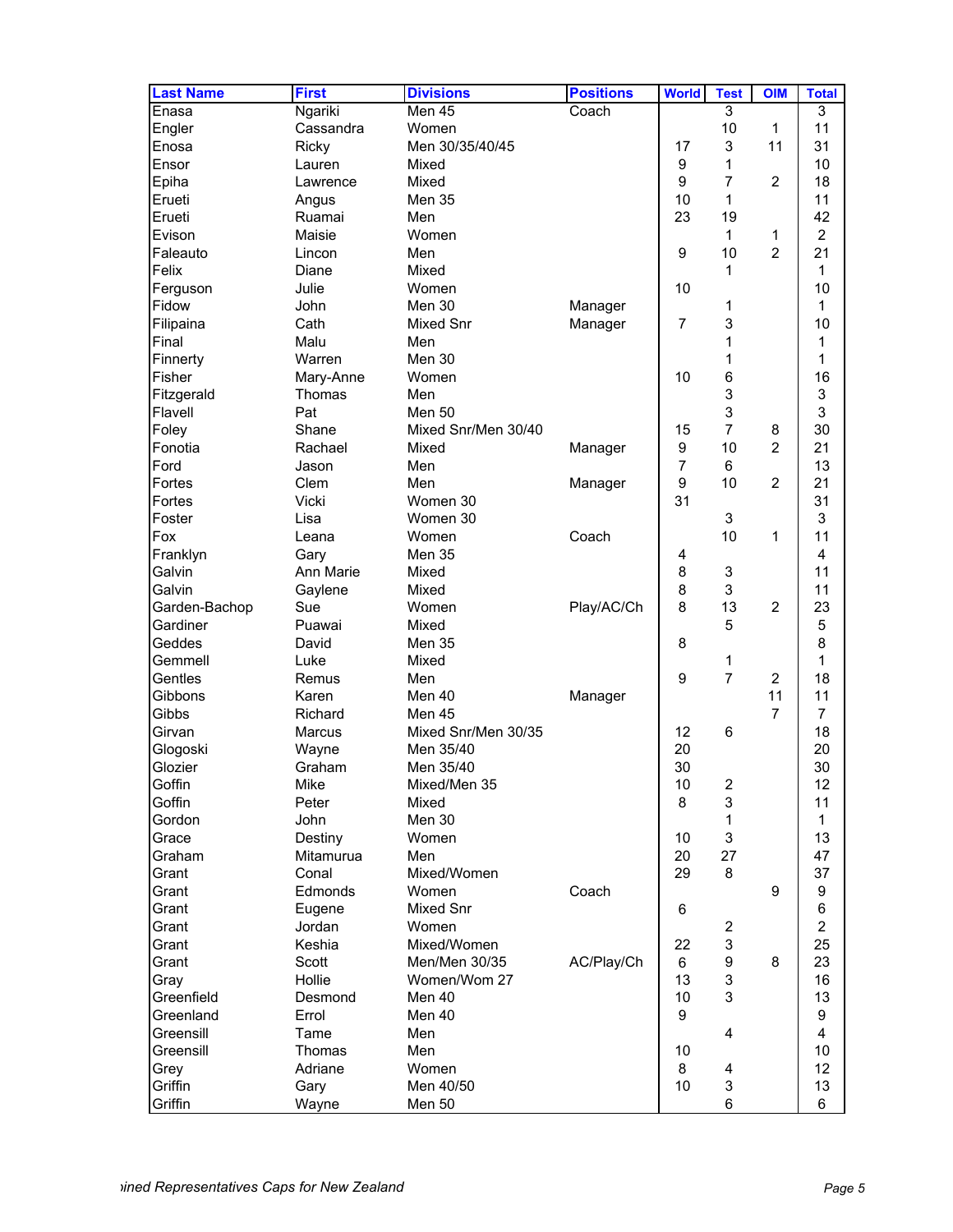| Last Name | First | Divisions | Positions | World | Test | OIM | Total |
|---|---|---|---|---|---|---|---|
| Enasa | Ngariki | Men 45 | Coach | | 3 | | 3 |
| Engler | Cassandra | Women | | | 10 | 1 | 11 |
| Enosa | Ricky | Men 30/35/40/45 | | 17 | 3 | 11 | 31 |
| Ensor | Lauren | Mixed | | 9 | 1 | | 10 |
| Epiha | Lawrence | Mixed | | 9 | 7 | 2 | 18 |
| Erueti | Angus | Men 35 | | 10 | 1 | | 11 |
| Erueti | Ruamai | Men | | 23 | 19 | | 42 |
| Evison | Maisie | Women | | | 1 | 1 | 2 |
| Faleauto | Lincon | Men | | 9 | 10 | 2 | 21 |
| Felix | Diane | Mixed | | | 1 | | 1 |
| Ferguson | Julie | Women | | 10 | | | 10 |
| Fidow | John | Men 30 | Manager | | 1 | | 1 |
| Filipaina | Cath | Mixed Snr | Manager | 7 | 3 | | 10 |
| Final | Malu | Men | | | 1 | | 1 |
| Finnerty | Warren | Men 30 | | | 1 | | 1 |
| Fisher | Mary-Anne | Women | | 10 | 6 | | 16 |
| Fitzgerald | Thomas | Men | | | 3 | | 3 |
| Flavell | Pat | Men 50 | | | 3 | | 3 |
| Foley | Shane | Mixed Snr/Men 30/40 | | 15 | 7 | 8 | 30 |
| Fonotia | Rachael | Mixed | Manager | 9 | 10 | 2 | 21 |
| Ford | Jason | Men | | 7 | 6 | | 13 |
| Fortes | Clem | Men | Manager | 9 | 10 | 2 | 21 |
| Fortes | Vicki | Women 30 | | 31 | | | 31 |
| Foster | Lisa | Women 30 | | | 3 | | 3 |
| Fox | Leana | Women | Coach | | 10 | 1 | 11 |
| Franklyn | Gary | Men 35 | | 4 | | | 4 |
| Galvin | Ann Marie | Mixed | | 8 | 3 | | 11 |
| Galvin | Gaylene | Mixed | | 8 | 3 | | 11 |
| Garden-Bachop | Sue | Women | Play/AC/Ch | 8 | 13 | 2 | 23 |
| Gardiner | Puawai | Mixed | | | 5 | | 5 |
| Geddes | David | Men 35 | | 8 | | | 8 |
| Gemmell | Luke | Mixed | | | 1 | | 1 |
| Gentles | Remus | Men | | 9 | 7 | 2 | 18 |
| Gibbons | Karen | Men 40 | Manager | | | 11 | 11 |
| Gibbs | Richard | Men 45 | | | | 7 | 7 |
| Girvan | Marcus | Mixed Snr/Men 30/35 | | 12 | 6 | | 18 |
| Glogoski | Wayne | Men 35/40 | | 20 | | | 20 |
| Glozier | Graham | Men 35/40 | | 30 | | | 30 |
| Goffin | Mike | Mixed/Men 35 | | 10 | 2 | | 12 |
| Goffin | Peter | Mixed | | 8 | 3 | | 11 |
| Gordon | John | Men 30 | | | 1 | | 1 |
| Grace | Destiny | Women | | 10 | 3 | | 13 |
| Graham | Mitamurua | Men | | 20 | 27 | | 47 |
| Grant | Conal | Mixed/Women | | 29 | 8 | | 37 |
| Grant | Edmonds | Women | Coach | | | 9 | 9 |
| Grant | Eugene | Mixed Snr | | 6 | | | 6 |
| Grant | Jordan | Women | | | 2 | | 2 |
| Grant | Keshia | Mixed/Women | | 22 | 3 | | 25 |
| Grant | Scott | Men/Men 30/35 | AC/Play/Ch | 6 | 9 | 8 | 23 |
| Gray | Hollie | Women/Wom 27 | | 13 | 3 | | 16 |
| Greenfield | Desmond | Men 40 | | 10 | 3 | | 13 |
| Greenland | Errol | Men 40 | | 9 | | | 9 |
| Greensill | Tame | Men | | | 4 | | 4 |
| Greensill | Thomas | Men | | 10 | | | 10 |
| Grey | Adriane | Women | | 8 | 4 | | 12 |
| Griffin | Gary | Men 40/50 | | 10 | 3 | | 13 |
| Griffin | Wayne | Men 50 | | | 6 | | 6 |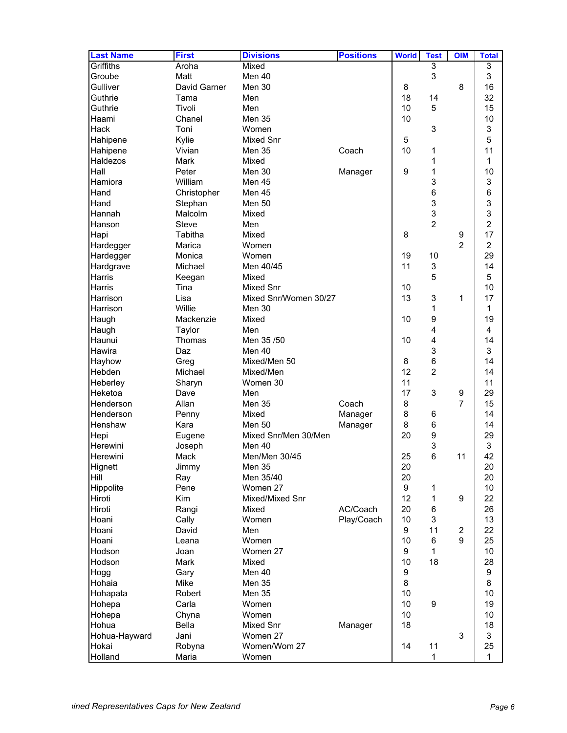| Last Name | First | Divisions | Positions | World | Test | OIM | Total |
|---|---|---|---|---|---|---|---|
| Griffiths | Aroha | Mixed | | | 3 | | 3 |
| Groube | Matt | Men 40 | | | 3 | | 3 |
| Gulliver | David Garner | Men 30 | | 8 | | 8 | 16 |
| Guthrie | Tama | Men | | 18 | 14 | | 32 |
| Guthrie | Tivoli | Men | | 10 | 5 | | 15 |
| Haami | Chanel | Men 35 | | 10 | | | 10 |
| Hack | Toni | Women | | | 3 | | 3 |
| Hahipene | Kylie | Mixed Snr | | 5 | | | 5 |
| Hahipene | Vivian | Men 35 | Coach | 10 | 1 | | 11 |
| Haldezos | Mark | Mixed | | | 1 | | 1 |
| Hall | Peter | Men 30 | Manager | 9 | 1 | | 10 |
| Hamiora | William | Men 45 | | | 3 | | 3 |
| Hand | Christopher | Men 45 | | | 6 | | 6 |
| Hand | Stephan | Men 50 | | | 3 | | 3 |
| Hannah | Malcolm | Mixed | | | 3 | | 3 |
| Hanson | Steve | Men | | | 2 | | 2 |
| Hapi | Tabitha | Mixed | | 8 | | 9 | 17 |
| Hardegger | Marica | Women | | | | 2 | 2 |
| Hardegger | Monica | Women | | 19 | 10 | | 29 |
| Hardgrave | Michael | Men 40/45 | | 11 | 3 | | 14 |
| Harris | Keegan | Mixed | | | 5 | | 5 |
| Harris | Tina | Mixed Snr | | 10 | | | 10 |
| Harrison | Lisa | Mixed Snr/Women 30/27 | | 13 | 3 | 1 | 17 |
| Harrison | Willie | Men 30 | | | 1 | | 1 |
| Haugh | Mackenzie | Mixed | | 10 | 9 | | 19 |
| Haugh | Taylor | Men | | | 4 | | 4 |
| Haunui | Thomas | Men 35 /50 | | 10 | 4 | | 14 |
| Hawira | Daz | Men 40 | | | 3 | | 3 |
| Hayhow | Greg | Mixed/Men 50 | | 8 | 6 | | 14 |
| Hebden | Michael | Mixed/Men | | 12 | 2 | | 14 |
| Heberley | Sharyn | Women 30 | | 11 | | | 11 |
| Heketoa | Dave | Men | | 17 | 3 | 9 | 29 |
| Henderson | Allan | Men 35 | Coach | 8 | | 7 | 15 |
| Henderson | Penny | Mixed | Manager | 8 | 6 | | 14 |
| Henshaw | Kara | Men 50 | Manager | 8 | 6 | | 14 |
| Hepi | Eugene | Mixed Snr/Men 30/Men | | 20 | 9 | | 29 |
| Herewini | Joseph | Men 40 | | | 3 | | 3 |
| Herewini | Mack | Men/Men 30/45 | | 25 | 6 | 11 | 42 |
| Hignett | Jimmy | Men 35 | | 20 | | | 20 |
| Hill | Ray | Men 35/40 | | 20 | | | 20 |
| Hippolite | Pene | Women 27 | | 9 | 1 | | 10 |
| Hiroti | Kim | Mixed/Mixed Snr | | 12 | 1 | 9 | 22 |
| Hiroti | Rangi | Mixed | AC/Coach | 20 | 6 | | 26 |
| Hoani | Cally | Women | Play/Coach | 10 | 3 | | 13 |
| Hoani | David | Men | | 9 | 11 | 2 | 22 |
| Hoani | Leana | Women | | 10 | 6 | 9 | 25 |
| Hodson | Joan | Women 27 | | 9 | 1 | | 10 |
| Hodson | Mark | Mixed | | 10 | 18 | | 28 |
| Hogg | Gary | Men 40 | | 9 | | | 9 |
| Hohaia | Mike | Men 35 | | 8 | | | 8 |
| Hohapata | Robert | Men 35 | | 10 | | | 10 |
| Hohepa | Carla | Women | | 10 | 9 | | 19 |
| Hohepa | Chyna | Women | | 10 | | | 10 |
| Hohua | Bella | Mixed Snr | Manager | 18 | | | 18 |
| Hohua-Hayward | Jani | Women 27 | | | | 3 | 3 |
| Hokai | Robyna | Women/Wom 27 | | 14 | 11 | | 25 |
| Holland | Maria | Women | | | 1 | | 1 |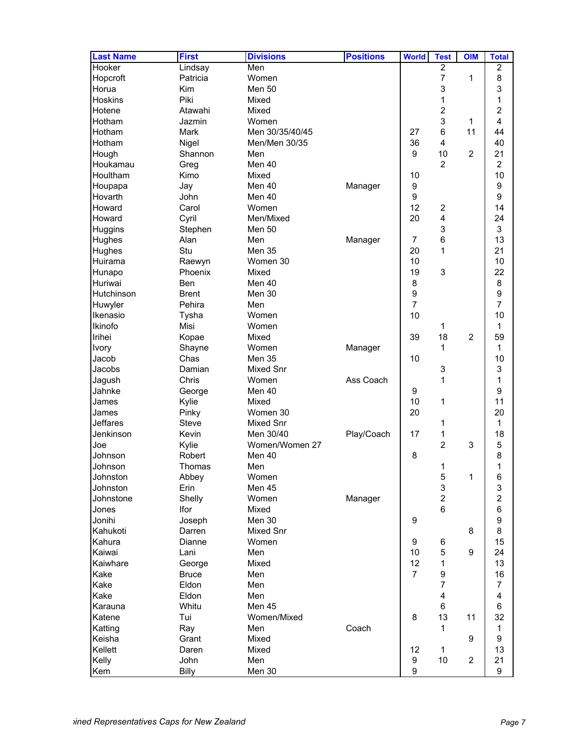| Last Name | First | Divisions | Positions | World | Test | OIM | Total |
|---|---|---|---|---|---|---|---|
| Hooker | Lindsay | Men | | | 2 | | 2 |
| Hopcroft | Patricia | Women | | | 7 | 1 | 8 |
| Horua | Kim | Men 50 | | | 3 | | 3 |
| Hoskins | Piki | Mixed | | | 1 | | 1 |
| Hotene | Atawahi | Mixed | | | 2 | | 2 |
| Hotham | Jazmin | Women | | | 3 | 1 | 4 |
| Hotham | Mark | Men 30/35/40/45 | | 27 | 6 | 11 | 44 |
| Hotham | Nigel | Men/Men 30/35 | | 36 | 4 | | 40 |
| Hough | Shannon | Men | | 9 | 10 | 2 | 21 |
| Houkamau | Greg | Men 40 | | | 2 | | 2 |
| Houltham | Kimo | Mixed | | 10 | | | 10 |
| Houpapa | Jay | Men 40 | Manager | 9 | | | 9 |
| Hovarth | John | Men 40 | | 9 | | | 9 |
| Howard | Carol | Women | | 12 | 2 | | 14 |
| Howard | Cyril | Men/Mixed | | 20 | 4 | | 24 |
| Huggins | Stephen | Men 50 | | | 3 | | 3 |
| Hughes | Alan | Men | Manager | 7 | 6 | | 13 |
| Hughes | Stu | Men 35 | | 20 | 1 | | 21 |
| Huirama | Raewyn | Women 30 | | 10 | | | 10 |
| Hunapo | Phoenix | Mixed | | 19 | 3 | | 22 |
| Huriwai | Ben | Men 40 | | 8 | | | 8 |
| Hutchinson | Brent | Men 30 | | 9 | | | 9 |
| Huwyler | Pehira | Men | | 7 | | | 7 |
| Ikenasio | Tysha | Women | | 10 | | | 10 |
| Ikinofo | Misi | Women | | | 1 | | 1 |
| Irihei | Kopae | Mixed | | 39 | 18 | 2 | 59 |
| Ivory | Shayne | Women | Manager | | 1 | | 1 |
| Jacob | Chas | Men 35 | | 10 | | | 10 |
| Jacobs | Damian | Mixed Snr | | | 3 | | 3 |
| Jagush | Chris | Women | Ass Coach | | 1 | | 1 |
| Jahnke | George | Men 40 | | 9 | | | 9 |
| James | Kylie | Mixed | | 10 | 1 | | 11 |
| James | Pinky | Women 30 | | 20 | | | 20 |
| Jeffares | Steve | Mixed Snr | | | 1 | | 1 |
| Jenkinson | Kevin | Men 30/40 | Play/Coach | 17 | 1 | | 18 |
| Joe | Kylie | Women/Women 27 | | | 2 | 3 | 5 |
| Johnson | Robert | Men 40 | | 8 | | | 8 |
| Johnson | Thomas | Men | | | 1 | | 1 |
| Johnston | Abbey | Women | | | 5 | 1 | 6 |
| Johnston | Erin | Men 45 | | | 3 | | 3 |
| Johnstone | Shelly | Women | Manager | | 2 | | 2 |
| Jones | Ifor | Mixed | | | 6 | | 6 |
| Jonihi | Joseph | Men 30 | | 9 | | | 9 |
| Kahukoti | Darren | Mixed Snr | | | | 8 | 8 |
| Kahura | Dianne | Women | | 9 | 6 | | 15 |
| Kaiwai | Lani | Men | | 10 | 5 | 9 | 24 |
| Kaiwhare | George | Mixed | | 12 | 1 | | 13 |
| Kake | Bruce | Men | | 7 | 9 | | 16 |
| Kake | Eldon | Men | | | 7 | | 7 |
| Kake | Eldon | Men | | | 4 | | 4 |
| Karauna | Whitu | Men 45 | | | 6 | | 6 |
| Katene | Tui | Women/Mixed | | 8 | 13 | 11 | 32 |
| Katting | Ray | Men | Coach | | 1 | | 1 |
| Keisha | Grant | Mixed | | | | 9 | 9 |
| Kellett | Daren | Mixed | | 12 | 1 | | 13 |
| Kelly | John | Men | | 9 | 10 | 2 | 21 |
| Kem | Billy | Men 30 | | 9 | | | 9 |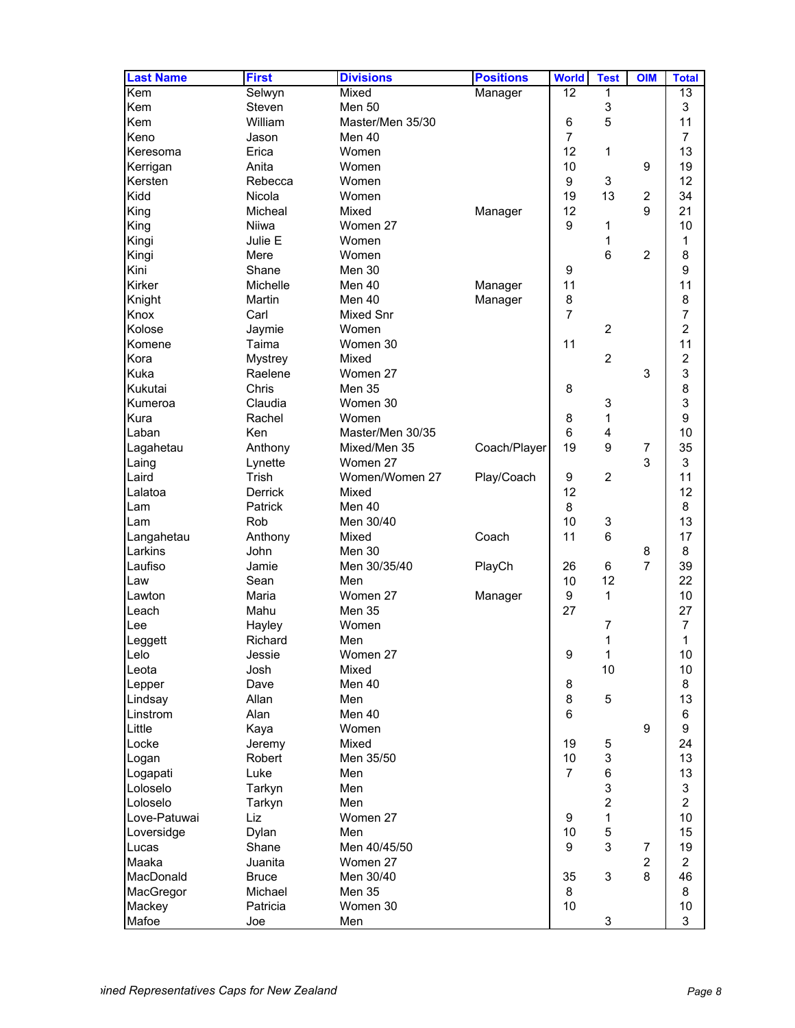| Last Name | First | Divisions | Positions | World | Test | OIM | Total |
|---|---|---|---|---|---|---|---|
| Kem | Selwyn | Mixed | Manager | 12 | 1 | | 13 |
| Kem | Steven | Men 50 | | | 3 | | 3 |
| Kem | William | Master/Men 35/30 | | 6 | 5 | | 11 |
| Keno | Jason | Men 40 | | 7 | | | 7 |
| Keresoma | Erica | Women | | 12 | 1 | | 13 |
| Kerrigan | Anita | Women | | 10 | | 9 | 19 |
| Kersten | Rebecca | Women | | 9 | 3 | | 12 |
| Kidd | Nicola | Women | | 19 | 13 | 2 | 34 |
| King | Micheal | Mixed | Manager | 12 | | 9 | 21 |
| King | Niiwa | Women 27 | | 9 | 1 | | 10 |
| Kingi | Julie E | Women | | | 1 | | 1 |
| Kingi | Mere | Women | | | 6 | 2 | 8 |
| Kini | Shane | Men 30 | | 9 | | | 9 |
| Kirker | Michelle | Men 40 | Manager | 11 | | | 11 |
| Knight | Martin | Men 40 | Manager | 8 | | | 8 |
| Knox | Carl | Mixed Snr | | 7 | | | 7 |
| Kolose | Jaymie | Women | | | 2 | | 2 |
| Komene | Taima | Women 30 | | 11 | | | 11 |
| Kora | Mystrey | Mixed | | | 2 | | 2 |
| Kuka | Raelene | Women 27 | | | | 3 | 3 |
| Kukutai | Chris | Men 35 | | 8 | | | 8 |
| Kumeroa | Claudia | Women 30 | | | 3 | | 3 |
| Kura | Rachel | Women | | 8 | 1 | | 9 |
| Laban | Ken | Master/Men 30/35 | | 6 | 4 | | 10 |
| Lagahetau | Anthony | Mixed/Men 35 | Coach/Player | 19 | 9 | 7 | 35 |
| Laing | Lynette | Women 27 | | | | 3 | 3 |
| Laird | Trish | Women/Women 27 | Play/Coach | 9 | 2 | | 11 |
| Lalatoa | Derrick | Mixed | | 12 | | | 12 |
| Lam | Patrick | Men 40 | | 8 | | | 8 |
| Lam | Rob | Men 30/40 | | 10 | 3 | | 13 |
| Langahetau | Anthony | Mixed | Coach | 11 | 6 | | 17 |
| Larkins | John | Men 30 | | | | 8 | 8 |
| Laufiso | Jamie | Men 30/35/40 | PlayCh | 26 | 6 | 7 | 39 |
| Law | Sean | Men | | 10 | 12 | | 22 |
| Lawton | Maria | Women 27 | Manager | 9 | 1 | | 10 |
| Leach | Mahu | Men 35 | | 27 | | | 27 |
| Lee | Hayley | Women | | | 7 | | 7 |
| Leggett | Richard | Men | | | 1 | | 1 |
| Lelo | Jessie | Women 27 | | 9 | 1 | | 10 |
| Leota | Josh | Mixed | | | 10 | | 10 |
| Lepper | Dave | Men 40 | | 8 | | | 8 |
| Lindsay | Allan | Men | | 8 | 5 | | 13 |
| Linstrom | Alan | Men 40 | | 6 | | | 6 |
| Little | Kaya | Women | | | | 9 | 9 |
| Locke | Jeremy | Mixed | | 19 | 5 | | 24 |
| Logan | Robert | Men 35/50 | | 10 | 3 | | 13 |
| Logapati | Luke | Men | | 7 | 6 | | 13 |
| Loloselo | Tarkyn | Men | | | 3 | | 3 |
| Loloselo | Tarkyn | Men | | | 2 | | 2 |
| Love-Patuwai | Liz | Women 27 | | 9 | 1 | | 10 |
| Loversidge | Dylan | Men | | 10 | 5 | | 15 |
| Lucas | Shane | Men 40/45/50 | | 9 | 3 | 7 | 19 |
| Maaka | Juanita | Women 27 | | | | 2 | 2 |
| MacDonald | Bruce | Men 30/40 | | 35 | 3 | 8 | 46 |
| MacGregor | Michael | Men 35 | | 8 | | | 8 |
| Mackey | Patricia | Women 30 | | 10 | | | 10 |
| Mafoe | Joe | Men | | | 3 | | 3 |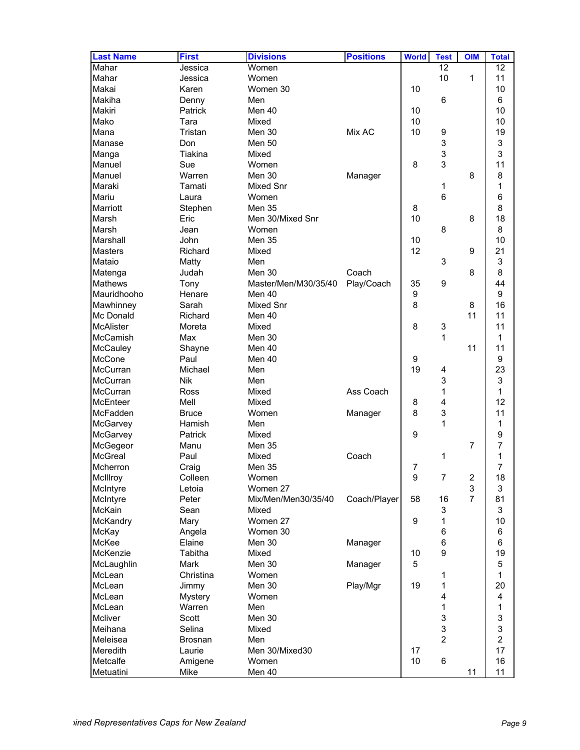| Last Name | First | Divisions | Positions | World | Test | OIM | Total |
|---|---|---|---|---|---|---|---|
| Mahar | Jessica | Women | | | 12 | | 12 |
| Mahar | Jessica | Women | | | 10 | 1 | 11 |
| Makai | Karen | Women 30 | | 10 | | | 10 |
| Makiha | Denny | Men | | | 6 | | 6 |
| Makiri | Patrick | Men 40 | | 10 | | | 10 |
| Mako | Tara | Mixed | | 10 | | | 10 |
| Mana | Tristan | Men 30 | Mix AC | 10 | 9 | | 19 |
| Manase | Don | Men 50 | | | 3 | | 3 |
| Manga | Tiakina | Mixed | | | 3 | | 3 |
| Manuel | Sue | Women | | 8 | 3 | | 11 |
| Manuel | Warren | Men 30 | Manager | | | 8 | 8 |
| Maraki | Tamati | Mixed Snr | | | 1 | | 1 |
| Mariu | Laura | Women | | | 6 | | 6 |
| Marriott | Stephen | Men 35 | | 8 | | | 8 |
| Marsh | Eric | Men 30/Mixed Snr | | 10 | | 8 | 18 |
| Marsh | Jean | Women | | | 8 | | 8 |
| Marshall | John | Men 35 | | 10 | | | 10 |
| Masters | Richard | Mixed | | 12 | | 9 | 21 |
| Mataio | Matty | Men | | | 3 | | 3 |
| Matenga | Judah | Men 30 | Coach | | | 8 | 8 |
| Mathews | Tony | Master/Men/M30/35/40 | Play/Coach | 35 | 9 | | 44 |
| Mauridhooho | Henare | Men 40 | | 9 | | | 9 |
| Mawhinney | Sarah | Mixed Snr | | 8 | | 8 | 16 |
| Mc Donald | Richard | Men 40 | | | | 11 | 11 |
| McAlister | Moreta | Mixed | | 8 | 3 | | 11 |
| McCamish | Max | Men 30 | | | 1 | | 1 |
| McCauley | Shayne | Men 40 | | | | 11 | 11 |
| McCone | Paul | Men 40 | | 9 | | | 9 |
| McCurran | Michael | Men | | 19 | 4 | | 23 |
| McCurran | Nik | Men | | | 3 | | 3 |
| McCurran | Ross | Mixed | Ass Coach | | 1 | | 1 |
| McEnteer | Mell | Mixed | | 8 | 4 | | 12 |
| McFadden | Bruce | Women | Manager | 8 | 3 | | 11 |
| McGarvey | Hamish | Men | | | 1 | | 1 |
| McGarvey | Patrick | Mixed | | 9 | | | 9 |
| McGegeor | Manu | Men 35 | | | | 7 | 7 |
| McGreal | Paul | Mixed | Coach | | 1 | | 1 |
| Mcherron | Craig | Men 35 | | 7 | | | 7 |
| McIllroy | Colleen | Women | | 9 | 7 | 2 | 18 |
| McIntyre | Letoia | Women 27 | | | | 3 | 3 |
| McIntyre | Peter | Mix/Men/Men30/35/40 | Coach/Player | 58 | 16 | 7 | 81 |
| McKain | Sean | Mixed | | | 3 | | 3 |
| McKandry | Mary | Women 27 | | 9 | 1 | | 10 |
| McKay | Angela | Women 30 | | | 6 | | 6 |
| McKee | Elaine | Men 30 | Manager | | 6 | | 6 |
| McKenzie | Tabitha | Mixed | | 10 | 9 | | 19 |
| McLaughlin | Mark | Men 30 | Manager | 5 | | | 5 |
| McLean | Christina | Women | | | 1 | | 1 |
| McLean | Jimmy | Men 30 | Play/Mgr | 19 | 1 | | 20 |
| McLean | Mystery | Women | | | 4 | | 4 |
| McLean | Warren | Men | | | 1 | | 1 |
| Mcliver | Scott | Men 30 | | | 3 | | 3 |
| Meihana | Selina | Mixed | | | 3 | | 3 |
| Meleisea | Brosnan | Men | | | 2 | | 2 |
| Meredith | Laurie | Men 30/Mixed30 | | 17 | | | 17 |
| Metcalfe | Amigene | Women | | 10 | 6 | | 16 |
| Metuatini | Mike | Men 40 | | | | 11 | 11 |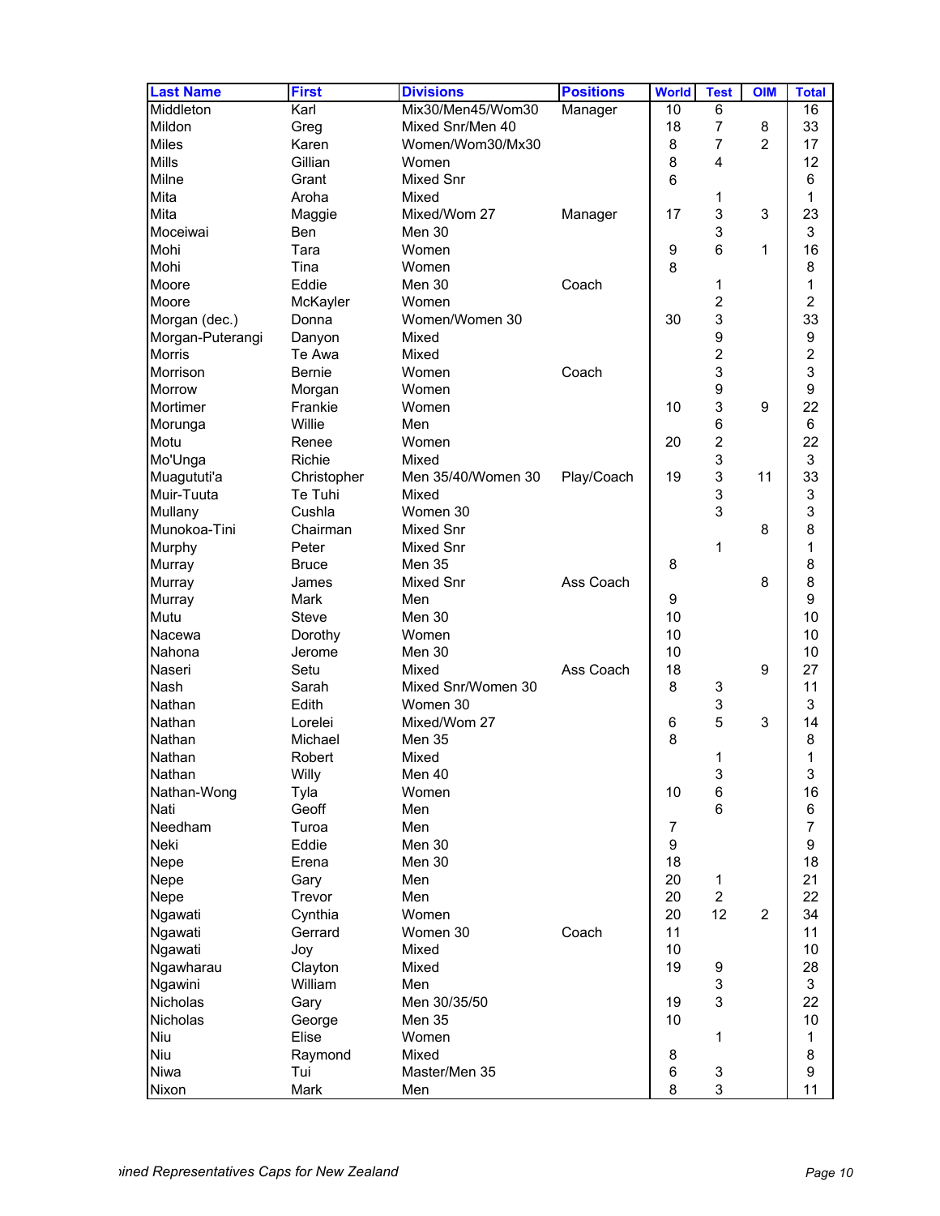| Last Name | First | Divisions | Positions | World | Test | OIM | Total |
|---|---|---|---|---|---|---|---|
| Middleton | Karl | Mix30/Men45/Wom30 | Manager | 10 | 6 | | 16 |
| Mildon | Greg | Mixed Snr/Men 40 | | 18 | 7 | 8 | 33 |
| Miles | Karen | Women/Wom30/Mx30 | | 8 | 7 | 2 | 17 |
| Mills | Gillian | Women | | 8 | 4 | | 12 |
| Milne | Grant | Mixed Snr | | 6 | | | 6 |
| Mita | Aroha | Mixed | | | 1 | | 1 |
| Mita | Maggie | Mixed/Wom 27 | Manager | 17 | 3 | 3 | 23 |
| Moceiwai | Ben | Men 30 | | | 3 | | 3 |
| Mohi | Tara | Women | | 9 | 6 | 1 | 16 |
| Mohi | Tina | Women | | 8 | | | 8 |
| Moore | Eddie | Men 30 | Coach | | 1 | | 1 |
| Moore | McKayler | Women | | | 2 | | 2 |
| Morgan (dec.) | Donna | Women/Women 30 | | 30 | 3 | | 33 |
| Morgan-Puterangi | Danyon | Mixed | | | 9 | | 9 |
| Morris | Te Awa | Mixed | | | 2 | | 2 |
| Morrison | Bernie | Women | Coach | | 3 | | 3 |
| Morrow | Morgan | Women | | | 9 | | 9 |
| Mortimer | Frankie | Women | | 10 | 3 | 9 | 22 |
| Morunga | Willie | Men | | | 6 | | 6 |
| Motu | Renee | Women | | 20 | 2 | | 22 |
| Mo'Unga | Richie | Mixed | | | 3 | | 3 |
| Muagututi'a | Christopher | Men 35/40/Women 30 | Play/Coach | 19 | 3 | 11 | 33 |
| Muir-Tuuta | Te Tuhi | Mixed | | | 3 | | 3 |
| Mullany | Cushla | Women 30 | | | 3 | | 3 |
| Munokoa-Tini | Chairman | Mixed Snr | | | | 8 | 8 |
| Murphy | Peter | Mixed Snr | | | 1 | | 1 |
| Murray | Bruce | Men 35 | | 8 | | | 8 |
| Murray | James | Mixed Snr | Ass Coach | | | 8 | 8 |
| Murray | Mark | Men | | 9 | | | 9 |
| Mutu | Steve | Men 30 | | 10 | | | 10 |
| Nacewa | Dorothy | Women | | 10 | | | 10 |
| Nahona | Jerome | Men 30 | | 10 | | | 10 |
| Naseri | Setu | Mixed | Ass Coach | 18 | | 9 | 27 |
| Nash | Sarah | Mixed Snr/Women 30 | | 8 | 3 | | 11 |
| Nathan | Edith | Women 30 | | | 3 | | 3 |
| Nathan | Lorelei | Mixed/Wom 27 | | 6 | 5 | 3 | 14 |
| Nathan | Michael | Men 35 | | 8 | | | 8 |
| Nathan | Robert | Mixed | | | 1 | | 1 |
| Nathan | Willy | Men 40 | | | 3 | | 3 |
| Nathan-Wong | Tyla | Women | | 10 | 6 | | 16 |
| Nati | Geoff | Men | | | 6 | | 6 |
| Needham | Turoa | Men | | 7 | | | 7 |
| Neki | Eddie | Men 30 | | 9 | | | 9 |
| Nepe | Erena | Men 30 | | 18 | | | 18 |
| Nepe | Gary | Men | | 20 | 1 | | 21 |
| Nepe | Trevor | Men | | 20 | 2 | | 22 |
| Ngawati | Cynthia | Women | | 20 | 12 | 2 | 34 |
| Ngawati | Gerrard | Women 30 | Coach | 11 | | | 11 |
| Ngawati | Joy | Mixed | | 10 | | | 10 |
| Ngawharau | Clayton | Mixed | | 19 | 9 | | 28 |
| Ngawini | William | Men | | | 3 | | 3 |
| Nicholas | Gary | Men 30/35/50 | | 19 | 3 | | 22 |
| Nicholas | George | Men 35 | | 10 | | | 10 |
| Niu | Elise | Women | | | 1 | | 1 |
| Niu | Raymond | Mixed | | 8 | | | 8 |
| Niwa | Tui | Master/Men 35 | | 6 | 3 | | 9 |
| Nixon | Mark | Men | | 8 | 3 | | 11 |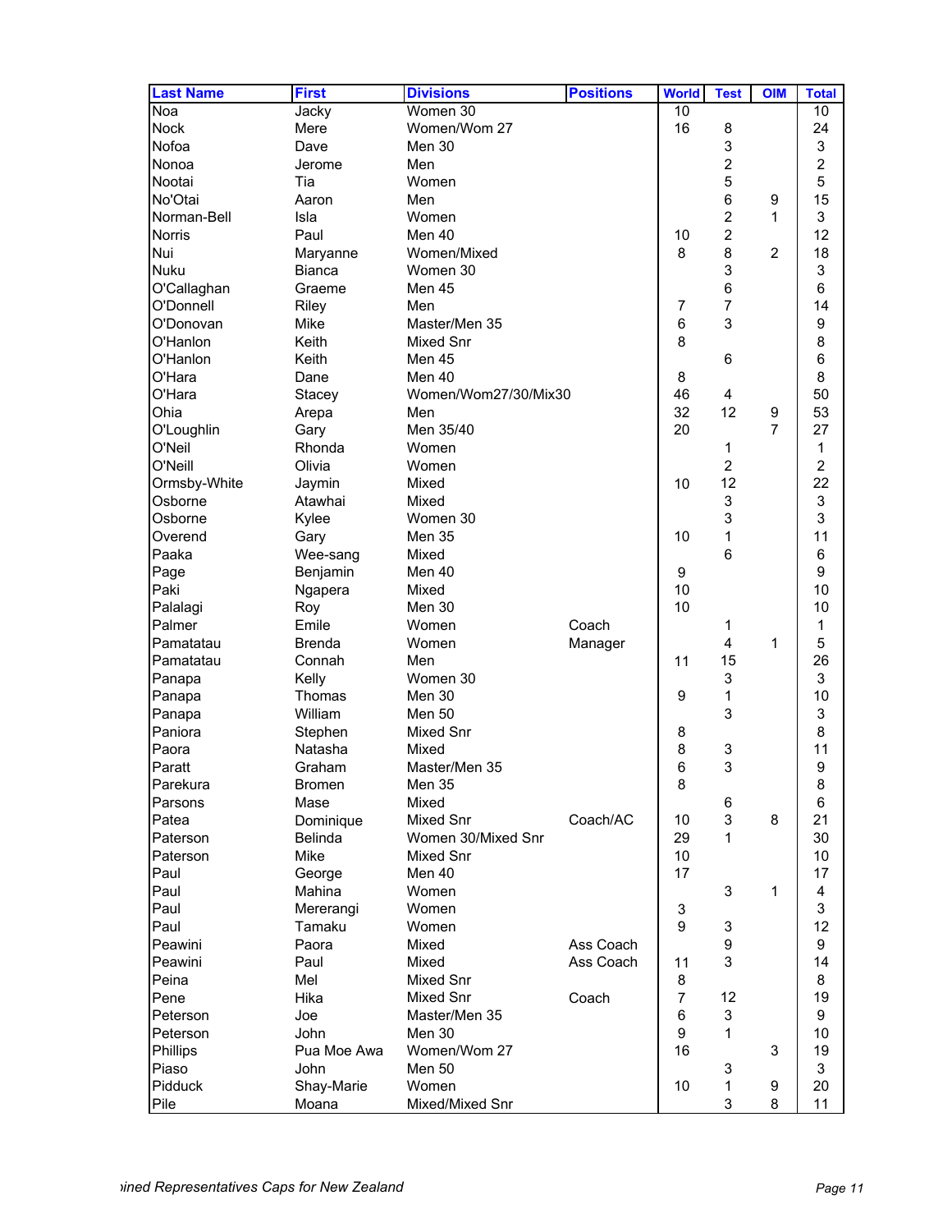| Last Name | First | Divisions | Positions | World | Test | OIM | Total |
|---|---|---|---|---|---|---|---|
| Noa | Jacky | Women 30 | | 10 | | | 10 |
| Nock | Mere | Women/Wom 27 | | 16 | 8 | | 24 |
| Nofoa | Dave | Men 30 | | | 3 | | 3 |
| Nonoa | Jerome | Men | | | 2 | | 2 |
| Nootai | Tia | Women | | | 5 | | 5 |
| No'Otai | Aaron | Men | | | 6 | 9 | 15 |
| Norman-Bell | Isla | Women | | | 2 | 1 | 3 |
| Norris | Paul | Men 40 | | 10 | 2 | | 12 |
| Nui | Maryanne | Women/Mixed | | 8 | 8 | 2 | 18 |
| Nuku | Bianca | Women 30 | | | 3 | | 3 |
| O'Callaghan | Graeme | Men 45 | | | 6 | | 6 |
| O'Donnell | Riley | Men | | 7 | 7 | | 14 |
| O'Donovan | Mike | Master/Men 35 | | 6 | 3 | | 9 |
| O'Hanlon | Keith | Mixed Snr | | 8 | | | 8 |
| O'Hanlon | Keith | Men 45 | | | 6 | | 6 |
| O'Hara | Dane | Men 40 | | 8 | | | 8 |
| O'Hara | Stacey | Women/Wom27/30/Mix30 | | 46 | 4 | | 50 |
| Ohia | Arepa | Men | | 32 | 12 | 9 | 53 |
| O'Loughlin | Gary | Men 35/40 | | 20 | | 7 | 27 |
| O'Neil | Rhonda | Women | | | 1 | | 1 |
| O'Neill | Olivia | Women | | | 2 | | 2 |
| Ormsby-White | Jaymin | Mixed | | 10 | 12 | | 22 |
| Osborne | Atawhai | Mixed | | | 3 | | 3 |
| Osborne | Kylee | Women 30 | | | 3 | | 3 |
| Overend | Gary | Men 35 | | 10 | 1 | | 11 |
| Paaka | Wee-sang | Mixed | | | 6 | | 6 |
| Page | Benjamin | Men 40 | | 9 | | | 9 |
| Paki | Ngapera | Mixed | | 10 | | | 10 |
| Palalagi | Roy | Men 30 | | 10 | | | 10 |
| Palmer | Emile | Women | Coach | | 1 | | 1 |
| Pamatatau | Brenda | Women | Manager | | 4 | 1 | 5 |
| Pamatatau | Connah | Men | | 11 | 15 | | 26 |
| Panapa | Kelly | Women 30 | | | 3 | | 3 |
| Panapa | Thomas | Men 30 | | 9 | 1 | | 10 |
| Panapa | William | Men 50 | | | 3 | | 3 |
| Paniora | Stephen | Mixed Snr | | 8 | | | 8 |
| Paora | Natasha | Mixed | | 8 | 3 | | 11 |
| Paratt | Graham | Master/Men 35 | | 6 | 3 | | 9 |
| Parekura | Bromen | Men 35 | | 8 | | | 8 |
| Parsons | Mase | Mixed | | | 6 | | 6 |
| Patea | Dominique | Mixed Snr | Coach/AC | 10 | 3 | 8 | 21 |
| Paterson | Belinda | Women 30/Mixed Snr | | 29 | 1 | | 30 |
| Paterson | Mike | Mixed Snr | | 10 | | | 10 |
| Paul | George | Men 40 | | 17 | | | 17 |
| Paul | Mahina | Women | | | 3 | 1 | 4 |
| Paul | Mererangi | Women | | 3 | | | 3 |
| Paul | Tamaku | Women | | 9 | 3 | | 12 |
| Peawini | Paora | Mixed | Ass Coach | | 9 | | 9 |
| Peawini | Paul | Mixed | Ass Coach | 11 | 3 | | 14 |
| Peina | Mel | Mixed Snr | | 8 | | | 8 |
| Pene | Hika | Mixed Snr | Coach | 7 | 12 | | 19 |
| Peterson | Joe | Master/Men 35 | | 6 | 3 | | 9 |
| Peterson | John | Men 30 | | 9 | 1 | | 10 |
| Phillips | Pua Moe Awa | Women/Wom 27 | | 16 | | 3 | 19 |
| Piaso | John | Men 50 | | | 3 | | 3 |
| Pidduck | Shay-Marie | Women | | 10 | 1 | 9 | 20 |
| Pile | Moana | Mixed/Mixed Snr | | | 3 | 8 | 11 |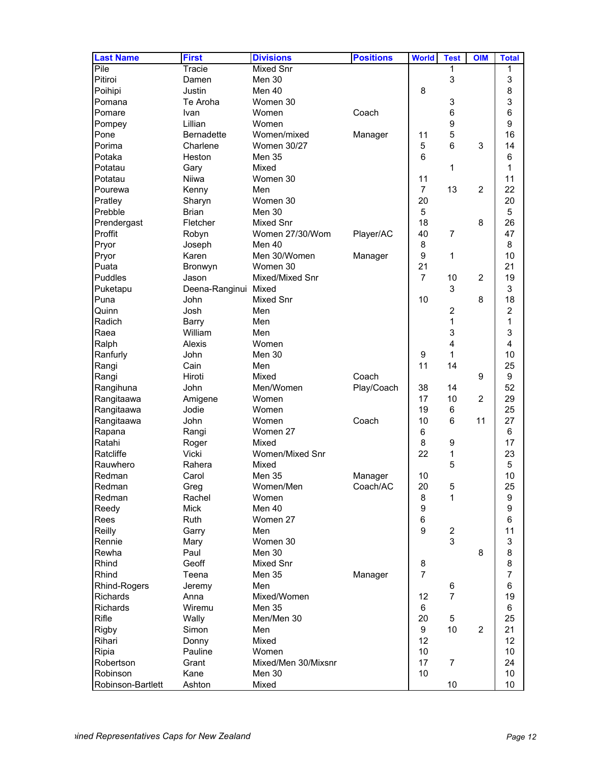| Last Name | First | Divisions | Positions | World | Test | OIM | Total |
|---|---|---|---|---|---|---|---|
| Pile | Tracie | Mixed Snr | | | 1 | | 1 |
| Pitiroi | Damen | Men 30 | | | 3 | | 3 |
| Poihipi | Justin | Men 40 | | 8 | | | 8 |
| Pomana | Te Aroha | Women 30 | | | 3 | | 3 |
| Pomare | Ivan | Women | Coach | | 6 | | 6 |
| Pompey | Lillian | Women | | | 9 | | 9 |
| Pone | Bernadette | Women/mixed | Manager | 11 | 5 | | 16 |
| Porima | Charlene | Women 30/27 | | 5 | 6 | 3 | 14 |
| Potaka | Heston | Men 35 | | 6 | | | 6 |
| Potatau | Gary | Mixed | | | 1 | | 1 |
| Potatau | Niiwa | Women 30 | | 11 | | | 11 |
| Pourewa | Kenny | Men | | 7 | 13 | 2 | 22 |
| Pratley | Sharyn | Women 30 | | 20 | | | 20 |
| Prebble | Brian | Men 30 | | 5 | | | 5 |
| Prendergast | Fletcher | Mixed Snr | | 18 | | 8 | 26 |
| Proffit | Robyn | Women 27/30/Wom | Player/AC | 40 | 7 | | 47 |
| Pryor | Joseph | Men 40 | | 8 | | | 8 |
| Pryor | Karen | Men 30/Women | Manager | 9 | 1 | | 10 |
| Puata | Bronwyn | Women 30 | | 21 | | | 21 |
| Puddles | Jason | Mixed/Mixed Snr | | 7 | 10 | 2 | 19 |
| Puketapu | Deena-Ranginui | Mixed | | | 3 | | 3 |
| Puna | John | Mixed Snr | | 10 | | 8 | 18 |
| Quinn | Josh | Men | | | 2 | | 2 |
| Radich | Barry | Men | | | 1 | | 1 |
| Raea | William | Men | | | 3 | | 3 |
| Ralph | Alexis | Women | | | 4 | | 4 |
| Ranfurly | John | Men 30 | | 9 | 1 | | 10 |
| Rangi | Cain | Men | | 11 | 14 | | 25 |
| Rangi | Hiroti | Mixed | Coach | | | 9 | 9 |
| Rangihuna | John | Men/Women | Play/Coach | 38 | 14 | | 52 |
| Rangitaawa | Amigene | Women | | 17 | 10 | 2 | 29 |
| Rangitaawa | Jodie | Women | | 19 | 6 | | 25 |
| Rangitaawa | John | Women | Coach | 10 | 6 | 11 | 27 |
| Rapana | Rangi | Women 27 | | 6 | | | 6 |
| Ratahi | Roger | Mixed | | 8 | 9 | | 17 |
| Ratcliffe | Vicki | Women/Mixed Snr | | 22 | 1 | | 23 |
| Rauwhero | Rahera | Mixed | | | 5 | | 5 |
| Redman | Carol | Men 35 | Manager | 10 | | | 10 |
| Redman | Greg | Women/Men | Coach/AC | 20 | 5 | | 25 |
| Redman | Rachel | Women | | 8 | 1 | | 9 |
| Reedy | Mick | Men 40 | | 9 | | | 9 |
| Rees | Ruth | Women 27 | | 6 | | | 6 |
| Reilly | Garry | Men | | 9 | 2 | | 11 |
| Rennie | Mary | Women 30 | | | 3 | | 3 |
| Rewha | Paul | Men 30 | | | | 8 | 8 |
| Rhind | Geoff | Mixed Snr | | 8 | | | 8 |
| Rhind | Teena | Men 35 | Manager | 7 | | | 7 |
| Rhind-Rogers | Jeremy | Men | | | 6 | | 6 |
| Richards | Anna | Mixed/Women | | 12 | 7 | | 19 |
| Richards | Wiremu | Men 35 | | 6 | | | 6 |
| Rifle | Wally | Men/Men 30 | | 20 | 5 | | 25 |
| Rigby | Simon | Men | | 9 | 10 | 2 | 21 |
| Rihari | Donny | Mixed | | 12 | | | 12 |
| Ripia | Pauline | Women | | 10 | | | 10 |
| Robertson | Grant | Mixed/Men 30/Mixsnr | | 17 | 7 | | 24 |
| Robinson | Kane | Men 30 | | 10 | | | 10 |
| Robinson-Bartlett | Ashton | Mixed | | | 10 | | 10 |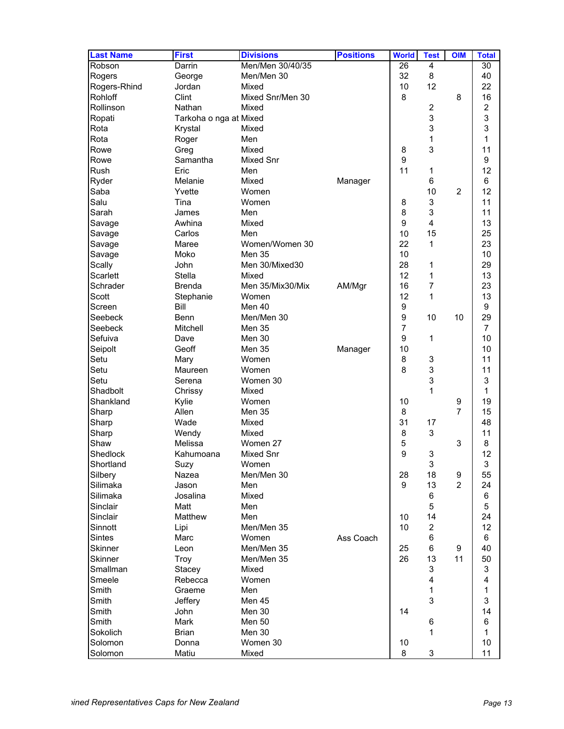| Last Name | First | Divisions | Positions | World | Test | OIM | Total |
|---|---|---|---|---|---|---|---|
| Robson | Darrin | Men/Men 30/40/35 | | 26 | 4 | | 30 |
| Rogers | George | Men/Men 30 | | 32 | 8 | | 40 |
| Rogers-Rhind | Jordan | Mixed | | 10 | 12 | | 22 |
| Rohloff | Clint | Mixed Snr/Men 30 | | 8 | | 8 | 16 |
| Rollinson | Nathan | Mixed | | | 2 | | 2 |
| Ropati | Tarkoha o nga at | Mixed | | | 3 | | 3 |
| Rota | Krystal | Mixed | | | 3 | | 3 |
| Rota | Roger | Men | | | 1 | | 1 |
| Rowe | Greg | Mixed | | 8 | 3 | | 11 |
| Rowe | Samantha | Mixed Snr | | 9 | | | 9 |
| Rush | Eric | Men | | 11 | 1 | | 12 |
| Ryder | Melanie | Mixed | Manager | | 6 | | 6 |
| Saba | Yvette | Women | | | 10 | 2 | 12 |
| Salu | Tina | Women | | 8 | 3 | | 11 |
| Sarah | James | Men | | 8 | 3 | | 11 |
| Savage | Awhina | Mixed | | 9 | 4 | | 13 |
| Savage | Carlos | Men | | 10 | 15 | | 25 |
| Savage | Maree | Women/Women 30 | | 22 | 1 | | 23 |
| Savage | Moko | Men 35 | | 10 | | | 10 |
| Scally | John | Men 30/Mixed30 | | 28 | 1 | | 29 |
| Scarlett | Stella | Mixed | | 12 | 1 | | 13 |
| Schrader | Brenda | Men 35/Mix30/Mix | AM/Mgr | 16 | 7 | | 23 |
| Scott | Stephanie | Women | | 12 | 1 | | 13 |
| Screen | Bill | Men 40 | | 9 | | | 9 |
| Seebeck | Benn | Men/Men 30 | | 9 | 10 | 10 | 29 |
| Seebeck | Mitchell | Men 35 | | 7 | | | 7 |
| Sefuiva | Dave | Men 30 | | 9 | 1 | | 10 |
| Seipolt | Geoff | Men 35 | Manager | 10 | | | 10 |
| Setu | Mary | Women | | 8 | 3 | | 11 |
| Setu | Maureen | Women | | 8 | 3 | | 11 |
| Setu | Serena | Women 30 | | | 3 | | 3 |
| Shadbolt | Chrissy | Mixed | | | 1 | | 1 |
| Shankland | Kylie | Women | | 10 | | 9 | 19 |
| Sharp | Allen | Men 35 | | 8 | | 7 | 15 |
| Sharp | Wade | Mixed | | 31 | 17 | | 48 |
| Sharp | Wendy | Mixed | | 8 | 3 | | 11 |
| Shaw | Melissa | Women 27 | | 5 | | 3 | 8 |
| Shedlock | Kahumoana | Mixed Snr | | 9 | 3 | | 12 |
| Shortland | Suzy | Women | | | 3 | | 3 |
| Silbery | Nazea | Men/Men 30 | | 28 | 18 | 9 | 55 |
| Silimaka | Jason | Men | | 9 | 13 | 2 | 24 |
| Silimaka | Josalina | Mixed | | | 6 | | 6 |
| Sinclair | Matt | Men | | | 5 | | 5 |
| Sinclair | Matthew | Men | | 10 | 14 | | 24 |
| Sinnott | Lipi | Men/Men 35 | | 10 | 2 | | 12 |
| Sintes | Marc | Women | Ass Coach | | 6 | | 6 |
| Skinner | Leon | Men/Men 35 | | 25 | 6 | 9 | 40 |
| Skinner | Troy | Men/Men 35 | | 26 | 13 | 11 | 50 |
| Smallman | Stacey | Mixed | | | 3 | | 3 |
| Smeele | Rebecca | Women | | | 4 | | 4 |
| Smith | Graeme | Men | | | 1 | | 1 |
| Smith | Jeffery | Men 45 | | | 3 | | 3 |
| Smith | John | Men 30 | | 14 | | | 14 |
| Smith | Mark | Men 50 | | | 6 | | 6 |
| Sokolich | Brian | Men 30 | | | 1 | | 1 |
| Solomon | Donna | Women 30 | | 10 | | | 10 |
| Solomon | Matiu | Mixed | | 8 | 3 | | 11 |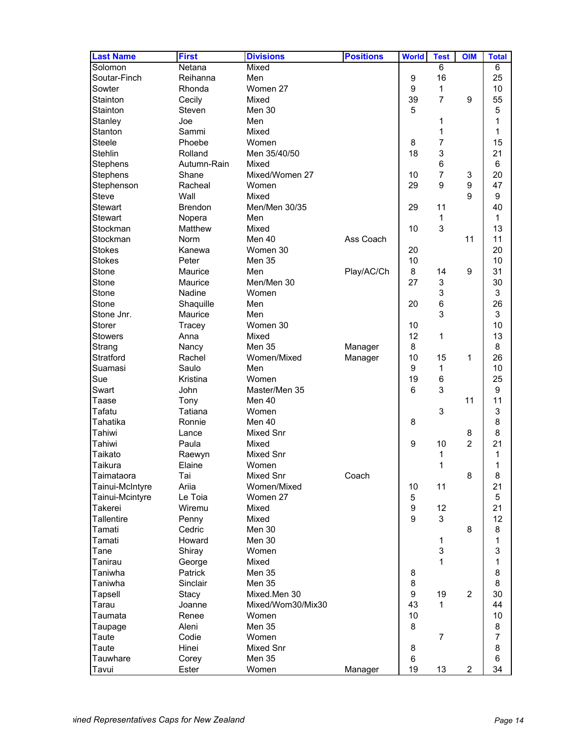| Last Name | First | Divisions | Positions | World | Test | OIM | Total |
| --- | --- | --- | --- | --- | --- | --- | --- |
| Solomon | Netana | Mixed | | | 6 | | 6 |
| Soutar-Finch | Reihanna | Men | | 9 | 16 | | 25 |
| Sowter | Rhonda | Women 27 | | 9 | 1 | | 10 |
| Stainton | Cecily | Mixed | | 39 | 7 | 9 | 55 |
| Stainton | Steven | Men 30 | | 5 | | | 5 |
| Stanley | Joe | Men | | | 1 | | 1 |
| Stanton | Sammi | Mixed | | | 1 | | 1 |
| Steele | Phoebe | Women | | 8 | 7 | | 15 |
| Stehlin | Rolland | Men 35/40/50 | | 18 | 3 | | 21 |
| Stephens | Autumn-Rain | Mixed | | | 6 | | 6 |
| Stephens | Shane | Mixed/Women 27 | | 10 | 7 | 3 | 20 |
| Stephenson | Racheal | Women | | 29 | 9 | 9 | 47 |
| Steve | Wall | Mixed | | | | 9 | 9 |
| Stewart | Brendon | Men/Men 30/35 | | 29 | 11 | | 40 |
| Stewart | Nopera | Men | | | 1 | | 1 |
| Stockman | Matthew | Mixed | | 10 | 3 | | 13 |
| Stockman | Norm | Men 40 | Ass Coach | | | 11 | 11 |
| Stokes | Kanewa | Women 30 | | 20 | | | 20 |
| Stokes | Peter | Men 35 | | 10 | | | 10 |
| Stone | Maurice | Men | Play/AC/Ch | 8 | 14 | 9 | 31 |
| Stone | Maurice | Men/Men 30 | | 27 | 3 | | 30 |
| Stone | Nadine | Women | | | 3 | | 3 |
| Stone | Shaquille | Men | | 20 | 6 | | 26 |
| Stone Jnr. | Maurice | Men | | | 3 | | 3 |
| Storer | Tracey | Women 30 | | 10 | | | 10 |
| Stowers | Anna | Mixed | | 12 | 1 | | 13 |
| Strang | Nancy | Men 35 | Manager | 8 | | | 8 |
| Stratford | Rachel | Women/Mixed | Manager | 10 | 15 | 1 | 26 |
| Suamasi | Saulo | Men | | 9 | 1 | | 10 |
| Sue | Kristina | Women | | 19 | 6 | | 25 |
| Swart | John | Master/Men 35 | | 6 | 3 | | 9 |
| Taase | Tony | Men 40 | | | | 11 | 11 |
| Tafatu | Tatiana | Women | | | 3 | | 3 |
| Tahatika | Ronnie | Men 40 | | 8 | | | 8 |
| Tahiwi | Lance | Mixed Snr | | | | 8 | 8 |
| Tahiwi | Paula | Mixed | | 9 | 10 | 2 | 21 |
| Taikato | Raewyn | Mixed Snr | | | 1 | | 1 |
| Taikura | Elaine | Women | | | 1 | | 1 |
| Taimataora | Tai | Mixed Snr | Coach | | | 8 | 8 |
| Tainui-McIntyre | Ariia | Women/Mixed | | 10 | 11 | | 21 |
| Tainui-Mcintyre | Le Toia | Women 27 | | 5 | | | 5 |
| Takerei | Wiremu | Mixed | | 9 | 12 | | 21 |
| Tallentire | Penny | Mixed | | 9 | 3 | | 12 |
| Tamati | Cedric | Men 30 | | | | 8 | 8 |
| Tamati | Howard | Men 30 | | | 1 | | 1 |
| Tane | Shiray | Women | | | 3 | | 3 |
| Tanirau | George | Mixed | | | 1 | | 1 |
| Taniwha | Patrick | Men 35 | | 8 | | | 8 |
| Taniwha | Sinclair | Men 35 | | 8 | | | 8 |
| Tapsell | Stacy | Mixed.Men 30 | | 9 | 19 | 2 | 30 |
| Tarau | Joanne | Mixed/Wom30/Mix30 | | 43 | 1 | | 44 |
| Taumata | Renee | Women | | 10 | | | 10 |
| Taupage | Aleni | Men 35 | | 8 | | | 8 |
| Taute | Codie | Women | | | 7 | | 7 |
| Taute | Hinei | Mixed Snr | | 8 | | | 8 |
| Tauwhare | Corey | Men 35 | | 6 | | | 6 |
| Tavui | Ester | Women | Manager | 19 | 13 | 2 | 34 |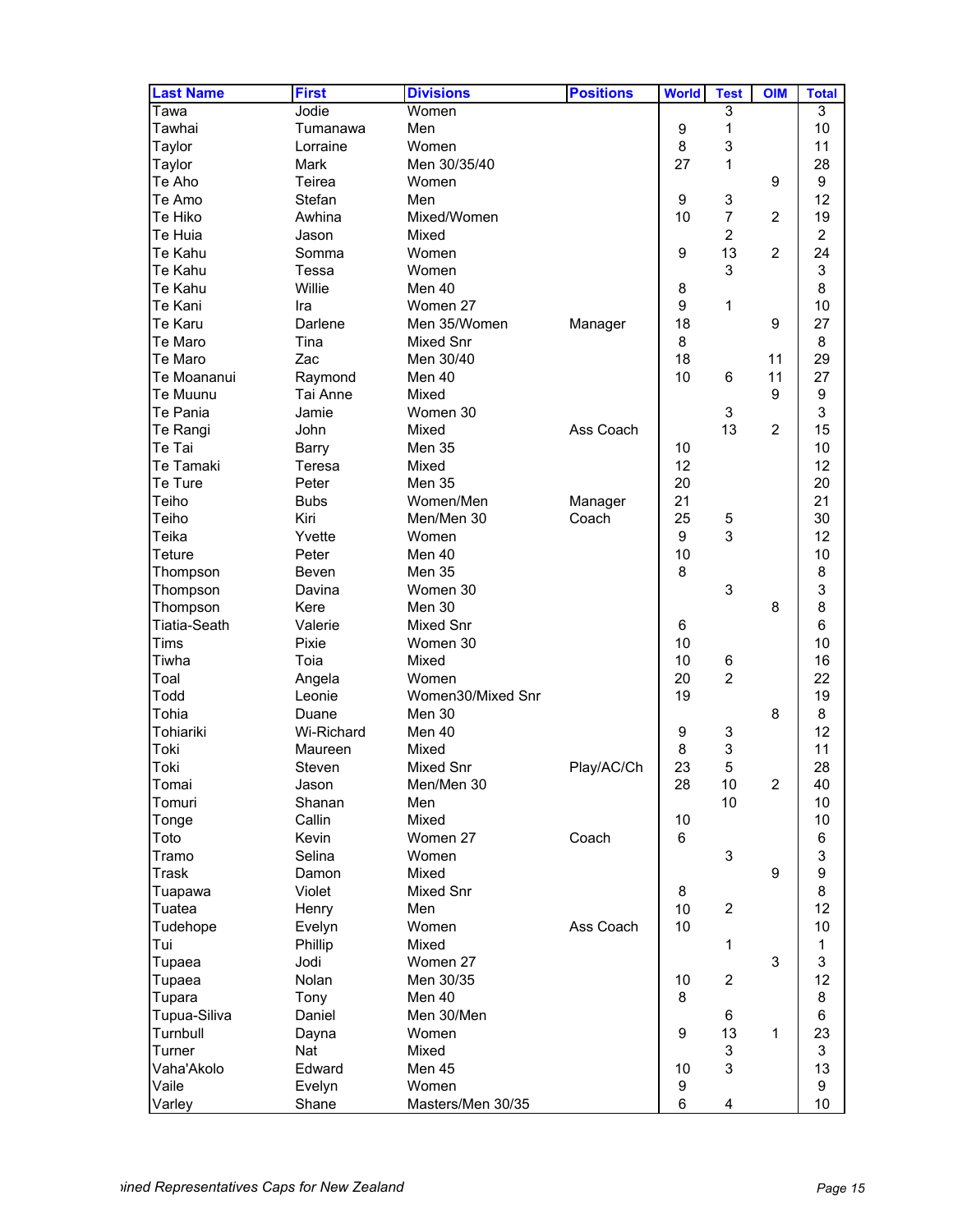| Last Name | First | Divisions | Positions | World | Test | OIM | Total |
|---|---|---|---|---|---|---|---|
| Tawa | Jodie | Women | | | 3 | | 3 |
| Tawhai | Tumanawa | Men | | 9 | 1 | | 10 |
| Taylor | Lorraine | Women | | 8 | 3 | | 11 |
| Taylor | Mark | Men 30/35/40 | | 27 | 1 | | 28 |
| Te Aho | Teirea | Women | | | | 9 | 9 |
| Te Amo | Stefan | Men | | 9 | 3 | | 12 |
| Te Hiko | Awhina | Mixed/Women | | 10 | 7 | 2 | 19 |
| Te Huia | Jason | Mixed | | | 2 | | 2 |
| Te Kahu | Somma | Women | | 9 | 13 | 2 | 24 |
| Te Kahu | Tessa | Women | | | 3 | | 3 |
| Te Kahu | Willie | Men 40 | | 8 | | | 8 |
| Te Kani | Ira | Women 27 | | 9 | 1 | | 10 |
| Te Karu | Darlene | Men 35/Women | Manager | 18 | | 9 | 27 |
| Te Maro | Tina | Mixed Snr | | 8 | | | 8 |
| Te Maro | Zac | Men 30/40 | | 18 | | 11 | 29 |
| Te Moananui | Raymond | Men 40 | | 10 | 6 | 11 | 27 |
| Te Muunu | Tai Anne | Mixed | | | | 9 | 9 |
| Te Pania | Jamie | Women 30 | | | 3 | | 3 |
| Te Rangi | John | Mixed | Ass Coach | | 13 | 2 | 15 |
| Te Tai | Barry | Men 35 | | 10 | | | 10 |
| Te Tamaki | Teresa | Mixed | | 12 | | | 12 |
| Te Ture | Peter | Men 35 | | 20 | | | 20 |
| Teiho | Bubs | Women/Men | Manager | 21 | | | 21 |
| Teiho | Kiri | Men/Men 30 | Coach | 25 | 5 | | 30 |
| Teika | Yvette | Women | | 9 | 3 | | 12 |
| Teture | Peter | Men 40 | | 10 | | | 10 |
| Thompson | Beven | Men 35 | | 8 | | | 8 |
| Thompson | Davina | Women 30 | | | 3 | | 3 |
| Thompson | Kere | Men 30 | | | | 8 | 8 |
| Tiatia-Seath | Valerie | Mixed Snr | | 6 | | | 6 |
| Tims | Pixie | Women 30 | | 10 | | | 10 |
| Tiwha | Toia | Mixed | | 10 | 6 | | 16 |
| Toal | Angela | Women | | 20 | 2 | | 22 |
| Todd | Leonie | Women30/Mixed Snr | | 19 | | | 19 |
| Tohia | Duane | Men 30 | | | | 8 | 8 |
| Tohiariki | Wi-Richard | Men 40 | | 9 | 3 | | 12 |
| Toki | Maureen | Mixed | | 8 | 3 | | 11 |
| Toki | Steven | Mixed Snr | Play/AC/Ch | 23 | 5 | | 28 |
| Tomai | Jason | Men/Men 30 | | 28 | 10 | 2 | 40 |
| Tomuri | Shanan | Men | | | 10 | | 10 |
| Tonge | Callin | Mixed | | 10 | | | 10 |
| Toto | Kevin | Women 27 | Coach | 6 | | | 6 |
| Tramo | Selina | Women | | | 3 | | 3 |
| Trask | Damon | Mixed | | | | 9 | 9 |
| Tuapawa | Violet | Mixed Snr | | 8 | | | 8 |
| Tuatea | Henry | Men | | 10 | 2 | | 12 |
| Tudehope | Evelyn | Women | Ass Coach | 10 | | | 10 |
| Tui | Phillip | Mixed | | | 1 | | 1 |
| Tupaea | Jodi | Women 27 | | | | 3 | 3 |
| Tupaea | Nolan | Men 30/35 | | 10 | 2 | | 12 |
| Tupara | Tony | Men 40 | | 8 | | | 8 |
| Tupua-Siliva | Daniel | Men 30/Men | | | 6 | | 6 |
| Turnbull | Dayna | Women | | 9 | 13 | 1 | 23 |
| Turner | Nat | Mixed | | | 3 | | 3 |
| Vaha'Akolo | Edward | Men 45 | | 10 | 3 | | 13 |
| Vaile | Evelyn | Women | | 9 | | | 9 |
| Varley | Shane | Masters/Men 30/35 | | 6 | 4 | | 10 |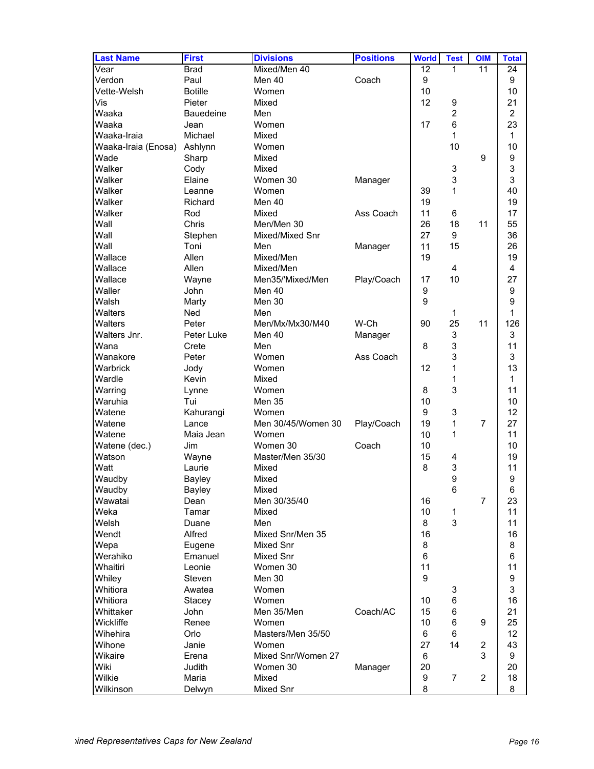| Last Name | First | Divisions | Positions | World | Test | OIM | Total |
|---|---|---|---|---|---|---|---|
| Vear | Brad | Mixed/Men 40 | | 12 | 1 | 11 | 24 |
| Verdon | Paul | Men 40 | Coach | 9 | | | 9 |
| Vette-Welsh | Botille | Women | | 10 | | | 10 |
| Vis | Pieter | Mixed | | 12 | 9 | | 21 |
| Waaka | Bauedeine | Men | | | 2 | | 2 |
| Waaka | Jean | Women | | 17 | 6 | | 23 |
| Waaka-Iraia | Michael | Mixed | | | 1 | | 1 |
| Waaka-Iraia (Enosa) | Ashlynn | Women | | | 10 | | 10 |
| Wade | Sharp | Mixed | | | | 9 | 9 |
| Walker | Cody | Mixed | | | 3 | | 3 |
| Walker | Elaine | Women 30 | Manager | | 3 | | 3 |
| Walker | Leanne | Women | | 39 | 1 | | 40 |
| Walker | Richard | Men 40 | | 19 | | | 19 |
| Walker | Rod | Mixed | Ass Coach | 11 | 6 | | 17 |
| Wall | Chris | Men/Men 30 | | 26 | 18 | 11 | 55 |
| Wall | Stephen | Mixed/Mixed Snr | | 27 | 9 | | 36 |
| Wall | Toni | Men | Manager | 11 | 15 | | 26 |
| Wallace | Allen | Mixed/Men | | 19 | | | 19 |
| Wallace | Allen | Mixed/Men | | | 4 | | 4 |
| Wallace | Wayne | Men35/'Mixed/Men | Play/Coach | 17 | 10 | | 27 |
| Waller | John | Men 40 | | 9 | | | 9 |
| Walsh | Marty | Men 30 | | 9 | | | 9 |
| Walters | Ned | Men | | | 1 | | 1 |
| Walters | Peter | Men/Mx/Mx30/M40 | W-Ch | 90 | 25 | 11 | 126 |
| Walters Jnr. | Peter Luke | Men 40 | Manager | | 3 | | 3 |
| Wana | Crete | Men | | 8 | 3 | | 11 |
| Wanakore | Peter | Women | Ass Coach | | 3 | | 3 |
| Warbrick | Jody | Women | | 12 | 1 | | 13 |
| Wardle | Kevin | Mixed | | | 1 | | 1 |
| Warring | Lynne | Women | | 8 | 3 | | 11 |
| Waruhia | Tui | Men 35 | | 10 | | | 10 |
| Watene | Kahurangi | Women | | 9 | 3 | | 12 |
| Watene | Lance | Men 30/45/Women 30 | Play/Coach | 19 | 1 | 7 | 27 |
| Watene | Maia Jean | Women | | 10 | 1 | | 11 |
| Watene (dec.) | Jim | Women 30 | Coach | 10 | | | 10 |
| Watson | Wayne | Master/Men 35/30 | | 15 | 4 | | 19 |
| Watt | Laurie | Mixed | | 8 | 3 | | 11 |
| Waudby | Bayley | Mixed | | | 9 | | 9 |
| Waudby | Bayley | Mixed | | | 6 | | 6 |
| Wawatai | Dean | Men 30/35/40 | | 16 | | 7 | 23 |
| Weka | Tamar | Mixed | | 10 | 1 | | 11 |
| Welsh | Duane | Men | | 8 | 3 | | 11 |
| Wendt | Alfred | Mixed Snr/Men 35 | | 16 | | | 16 |
| Wepa | Eugene | Mixed Snr | | 8 | | | 8 |
| Werahiko | Emanuel | Mixed Snr | | 6 | | | 6 |
| Whaitiri | Leonie | Women 30 | | 11 | | | 11 |
| Whiley | Steven | Men 30 | | 9 | | | 9 |
| Whitiora | Awatea | Women | | | 3 | | 3 |
| Whitiora | Stacey | Women | | 10 | 6 | | 16 |
| Whittaker | John | Men 35/Men | Coach/AC | 15 | 6 | | 21 |
| Wickliffe | Renee | Women | | 10 | 6 | 9 | 25 |
| Wihehira | Orlo | Masters/Men 35/50 | | 6 | 6 | | 12 |
| Wihone | Janie | Women | | 27 | 14 | 2 | 43 |
| Wikaire | Erena | Mixed Snr/Women 27 | | 6 | | 3 | 9 |
| Wiki | Judith | Women 30 | Manager | 20 | | | 20 |
| Wilkie | Maria | Mixed | | 9 | 7 | 2 | 18 |
| Wilkinson | Delwyn | Mixed Snr | | 8 | | | 8 |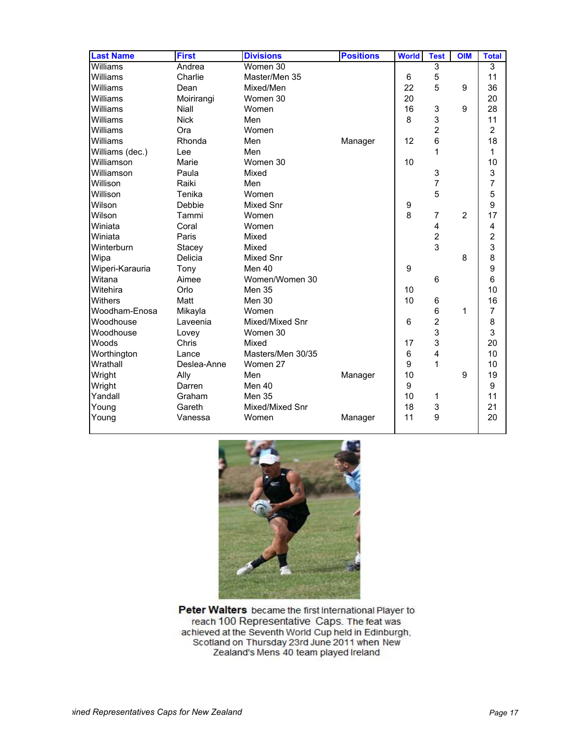| Last Name | First | Divisions | Positions | World | Test | OIM | Total |
|---|---|---|---|---|---|---|---|
| Williams | Andrea | Women 30 | | | 3 | | 3 |
| Williams | Charlie | Master/Men 35 | | 6 | 5 | | 11 |
| Williams | Dean | Mixed/Men | | 22 | 5 | 9 | 36 |
| Williams | Moirirangi | Women 30 | | 20 | | | 20 |
| Williams | Niall | Women | | 16 | 3 | 9 | 28 |
| Williams | Nick | Men | | 8 | 3 | | 11 |
| Williams | Ora | Women | | | 2 | | 2 |
| Williams | Rhonda | Men | Manager | 12 | 6 | | 18 |
| Williams (dec.) | Lee | Men | | | 1 | | 1 |
| Williamson | Marie | Women 30 | | 10 | | | 10 |
| Williamson | Paula | Mixed | | | 3 | | 3 |
| Willison | Raiki | Men | | | 7 | | 7 |
| Willison | Tenika | Women | | | 5 | | 5 |
| Wilson | Debbie | Mixed Snr | | 9 | | | 9 |
| Wilson | Tammi | Women | | 8 | 7 | 2 | 17 |
| Winiata | Coral | Women | | | 4 | | 4 |
| Winiata | Paris | Mixed | | | 2 | | 2 |
| Winterburn | Stacey | Mixed | | | 3 | | 3 |
| Wipa | Delicia | Mixed Snr | | | | 8 | 8 |
| Wiperi-Karauria | Tony | Men 40 | | 9 | | | 9 |
| Witana | Aimee | Women/Women 30 | | | 6 | | 6 |
| Witehira | Orlo | Men 35 | | 10 | | | 10 |
| Withers | Matt | Men 30 | | 10 | 6 | | 16 |
| Woodham-Enosa | Mikayla | Women | | | 6 | 1 | 7 |
| Woodhouse | Laveenia | Mixed/Mixed Snr | | 6 | 2 | | 8 |
| Woodhouse | Lovey | Women 30 | | | 3 | | 3 |
| Woods | Chris | Mixed | | 17 | 3 | | 20 |
| Worthington | Lance | Masters/Men 30/35 | | 6 | 4 | | 10 |
| Wrathall | Deslea-Anne | Women 27 | | 9 | 1 | | 10 |
| Wright | Ally | Men | Manager | 10 | | 9 | 19 |
| Wright | Darren | Men 40 | | 9 | | | 9 |
| Yandall | Graham | Men 35 | | 10 | 1 | | 11 |
| Young | Gareth | Mixed/Mixed Snr | | 18 | 3 | | 21 |
| Young | Vanessa | Women | Manager | 11 | 9 | | 20 |

**Peter Walters** became the first International Player to reach 100 Representative Caps. The feat was achieved at the Seventh World Cup held in Edinburgh, Scotland on Thursday 23rd June 2011 when New Zealand's Mens 40 team played Ireland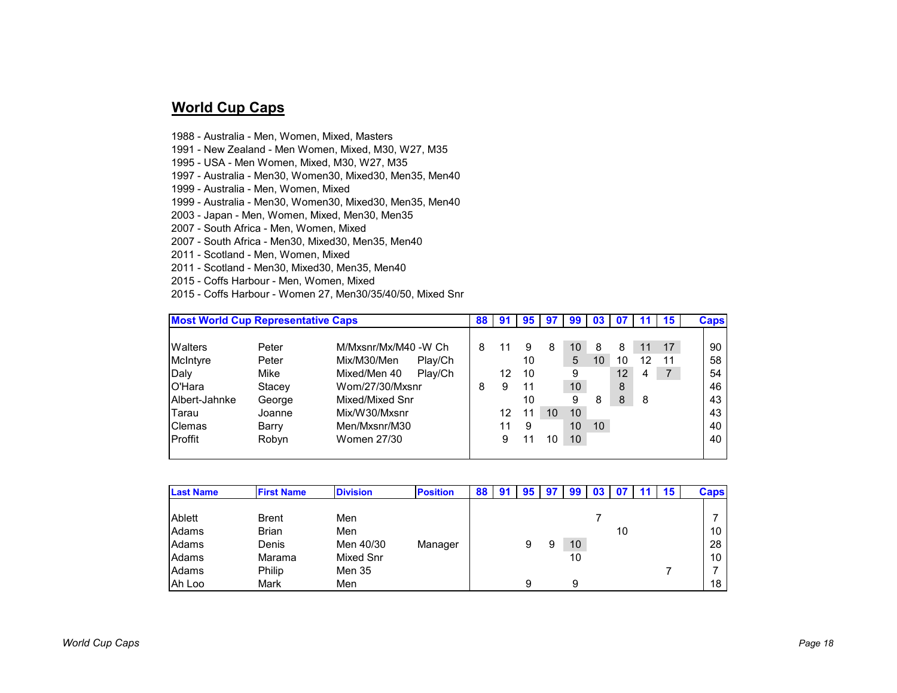## World Cup Caps

1988 - Australia - Men, Women, Mixed, Masters
1991 - New Zealand - Men Women, Mixed, M30, W27, M35
1995 - USA - Men Women, Mixed, M30, W27, M35
1997 - Australia - Men30, Women30, Mixed30, Men35, Men40
1999 - Australia - Men, Women, Mixed
1999 - Australia - Men30, Women30, Mixed30, Men35, Men40
2003 - Japan - Men, Women, Mixed, Men30, Men35
2007 - South Africa - Men, Women, Mixed
2007 - South Africa - Men30, Mixed30, Men35, Men40
2011 - Scotland - Men, Women, Mixed
2011 - Scotland - Men30, Mixed30, Men35, Men40
2015 - Coffs Harbour - Men, Women, Mixed
2015 - Coffs Harbour - Women 27, Men30/35/40/50, Mixed Snr

| Most World Cup Representative Caps | | | | 88 | 91 | 95 | 97 | 99 | 03 | 07 | 11 | 15 | Caps |
|---|---|---|---|---|---|---|---|---|---|---|---|---|---|
| Walters | Peter | M/Mxsnr/Mx/M40 -W Ch | | 8 | 11 | 9 | 8 | 10 | 8 | 8 | 11 | 17 | 90 |
| McIntyre | Peter | Mix/M30/Men | Play/Ch | | | 10 | | 5 | 10 | 10 | 12 | 11 | 58 |
| Daly | Mike | Mixed/Men 40 | Play/Ch | | 12 | 10 | | 9 | | 12 | 4 | 7 | 54 |
| O'Hara | Stacey | Wom/27/30/Mxsnr | | 8 | 9 | 11 | | 10 | | 8 | | | 46 |
| Albert-Jahnke | George | Mixed/Mixed Snr | | | | 10 | | 9 | 8 | 8 | 8 | | 43 |
| Tarau | Joanne | Mix/W30/Mxsnr | | | 12 | 11 | 10 | 10 | | | | | 43 |
| Clemas | Barry | Men/Mxsnr/M30 | | | 11 | 9 | | 10 | 10 | | | | 40 |
| Proffit | Robyn | Women 27/30 | | | 9 | 11 | 10 | 10 | | | | | 40 |

| Last Name | First Name | Division | Position | 88 | 91 | 95 | 97 | 99 | 03 | 07 | 11 | 15 | Caps |
|---|---|---|---|---|---|---|---|---|---|---|---|---|---|
| Ablett | Brent | Men | | | | | | | 7 | | | | 7 |
| Adams | Brian | Men | | | | | | | | 10 | | | 10 |
| Adams | Denis | Men 40/30 | Manager | | | 9 | 9 | 10 | | | | | 28 |
| Adams | Marama | Mixed Snr | | | | | | 10 | | | | | 10 |
| Adams | Philip | Men 35 | | | | | | | | | | 7 | 7 |
| Ah Loo | Mark | Men | | | | 9 | | 9 | | | | | 18 |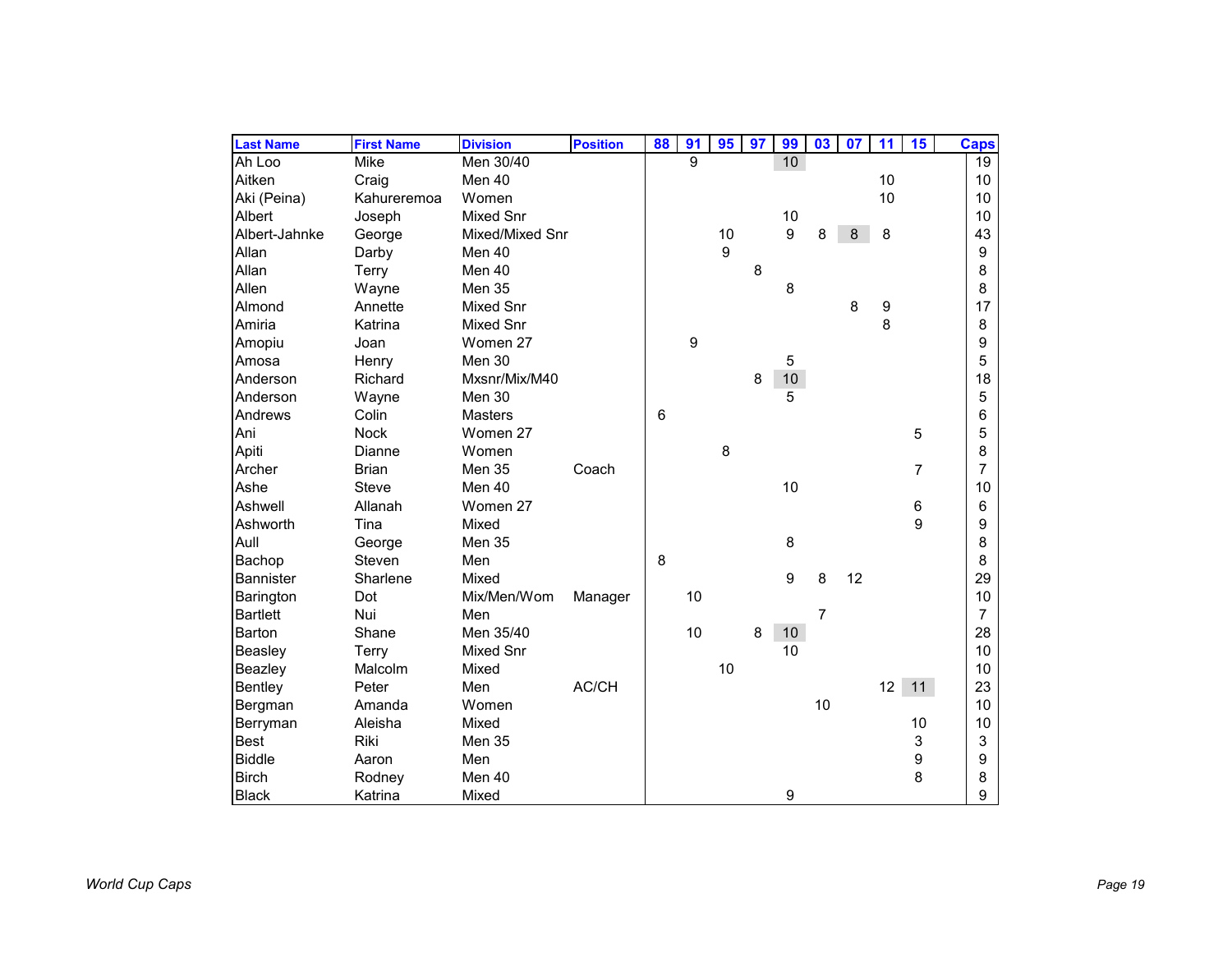| Last Name | First Name | Division | Position | 88 | 91 | 95 | 97 | 99 | 03 | 07 | 11 | 15 | Caps |
|---|---|---|---|---|---|---|---|---|---|---|---|---|---|
| Ah Loo | Mike | Men 30/40 | | | 9 | | | 10 | | | | | 19 |
| Aitken | Craig | Men 40 | | | | | | | | | 10 | | 10 |
| Aki (Peina) | Kahureremoa | Women | | | | | | | | | 10 | | 10 |
| Albert | Joseph | Mixed Snr | | | | | | 10 | | | | | 10 |
| Albert-Jahnke | George | Mixed/Mixed Snr | | | | 10 | | 9 | 8 | 8 | 8 | | 43 |
| Allan | Darby | Men 40 | | | | 9 | | | | | | | 9 |
| Allan | Terry | Men 40 | | | | | 8 | | | | | | 8 |
| Allen | Wayne | Men 35 | | | | | | 8 | | | | | 8 |
| Almond | Annette | Mixed Snr | | | | | | | | 8 | 9 | | 17 |
| Amiria | Katrina | Mixed Snr | | | | | | | | | 8 | | 8 |
| Amopiu | Joan | Women 27 | | | 9 | | | | | | | | 9 |
| Amosa | Henry | Men 30 | | | | | | 5 | | | | | 5 |
| Anderson | Richard | Mxsnr/Mix/M40 | | | | | 8 | 10 | | | | | 18 |
| Anderson | Wayne | Men 30 | | | | | | 5 | | | | | 5 |
| Andrews | Colin | Masters | | 6 | | | | | | | | | 6 |
| Ani | Nock | Women 27 | | | | | | | | | | 5 | 5 |
| Apiti | Dianne | Women | | | | 8 | | | | | | | 8 |
| Archer | Brian | Men 35 | Coach | | | | | | | | | 7 | 7 |
| Ashe | Steve | Men 40 | | | | | | 10 | | | | | 10 |
| Ashwell | Allanah | Women 27 | | | | | | | | | | 6 | 6 |
| Ashworth | Tina | Mixed | | | | | | | | | | 9 | 9 |
| Aull | George | Men 35 | | | | | | 8 | | | | | 8 |
| Bachop | Steven | Men | | 8 | | | | | | | | | 8 |
| Bannister | Sharlene | Mixed | | | | | | 9 | 8 | 12 | | | 29 |
| Barington | Dot | Mix/Men/Wom | Manager | | 10 | | | | | | | | 10 |
| Bartlett | Nui | Men | | | | | | | 7 | | | | 7 |
| Barton | Shane | Men 35/40 | | | 10 | | 8 | 10 | | | | | 28 |
| Beasley | Terry | Mixed Snr | | | | | | 10 | | | | | 10 |
| Beazley | Malcolm | Mixed | | | | 10 | | | | | | | 10 |
| Bentley | Peter | Men | AC/CH | | | | | | | | 12 | 11 | 23 |
| Bergman | Amanda | Women | | | | | | | 10 | | | | 10 |
| Berryman | Aleisha | Mixed | | | | | | | | | | 10 | 10 |
| Best | Riki | Men 35 | | | | | | | | | | 3 | 3 |
| Biddle | Aaron | Men | | | | | | | | | | 9 | 9 |
| Birch | Rodney | Men 40 | | | | | | | | | | 8 | 8 |
| Black | Katrina | Mixed | | | | | | 9 | | | | | 9 |

*World Cup Caps*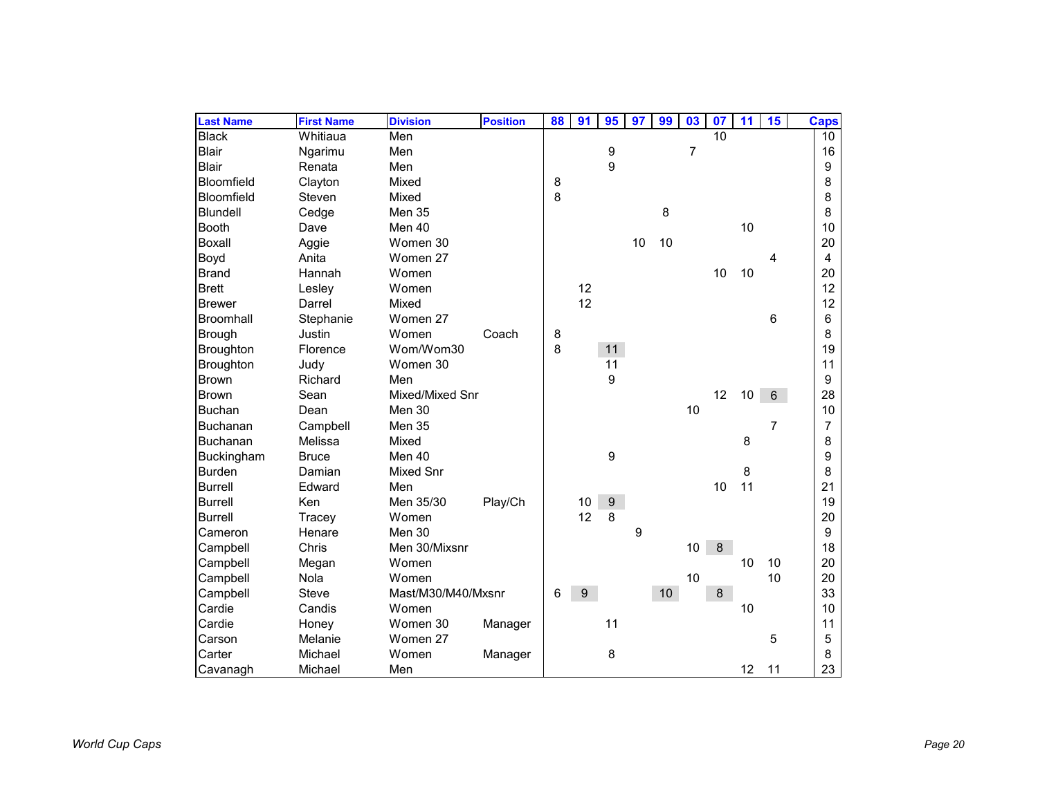| Last Name | First Name | Division | Position | 88 | 91 | 95 | 97 | 99 | 03 | 07 | 11 | 15 | Caps |
|---|---|---|---|---|---|---|---|---|---|---|---|---|---|
| Black | Whitiaua | Men | | | | | | | | 10 | | | 10 |
| Blair | Ngarimu | Men | | | | 9 | | | 7 | | | | 16 |
| Blair | Renata | Men | | | | 9 | | | | | | | 9 |
| Bloomfield | Clayton | Mixed | | 8 | | | | | | | | | 8 |
| Bloomfield | Steven | Mixed | | 8 | | | | | | | | | 8 |
| Blundell | Cedge | Men 35 | | | | | | 8 | | | | | 8 |
| Booth | Dave | Men 40 | | | | | | | | | 10 | | 10 |
| Boxall | Aggie | Women 30 | | | | | 10 | 10 | | | | | 20 |
| Boyd | Anita | Women 27 | | | | | | | | | | 4 | 4 |
| Brand | Hannah | Women | | | | | | | | 10 | 10 | | 20 |
| Brett | Lesley | Women | | | 12 | | | | | | | | 12 |
| Brewer | Darrel | Mixed | | | 12 | | | | | | | | 12 |
| Broomhall | Stephanie | Women 27 | | | | | | | | | | 6 | 6 |
| Brough | Justin | Women | Coach | 8 | | | | | | | | | 8 |
| Broughton | Florence | Wom/Wom30 | | 8 | | 11 | | | | | | | 19 |
| Broughton | Judy | Women 30 | | | | 11 | | | | | | | 11 |
| Brown | Richard | Men | | | | 9 | | | | | | | 9 |
| Brown | Sean | Mixed/Mixed Snr | | | | | | | | 12 | 10 | 6 | 28 |
| Buchan | Dean | Men 30 | | | | | | | 10 | | | | 10 |
| Buchanan | Campbell | Men 35 | | | | | | | | | | 7 | 7 |
| Buchanan | Melissa | Mixed | | | | | | | | | 8 | | 8 |
| Buckingham | Bruce | Men 40 | | | | 9 | | | | | | | 9 |
| Burden | Damian | Mixed Snr | | | | | | | | | 8 | | 8 |
| Burrell | Edward | Men | | | | | | | | 10 | 11 | | 21 |
| Burrell | Ken | Men 35/30 | Play/Ch | | 10 | 9 | | | | | | | 19 |
| Burrell | Tracey | Women | | | 12 | 8 | | | | | | | 20 |
| Cameron | Henare | Men 30 | | | | | 9 | | | | | | 9 |
| Campbell | Chris | Men 30/Mixsnr | | | | | | | 10 | 8 | | | 18 |
| Campbell | Megan | Women | | | | | | | | | 10 | 10 | 20 |
| Campbell | Nola | Women | | | | | | | 10 | | | 10 | 20 |
| Campbell | Steve | Mast/M30/M40/Mxsnr | | 6 | 9 | | | 10 | | 8 | | | 33 |
| Cardie | Candis | Women | | | | | | | | | 10 | | 10 |
| Cardie | Honey | Women 30 | Manager | | | 11 | | | | | | | 11 |
| Carson | Melanie | Women 27 | | | | | | | | | | 5 | 5 |
| Carter | Michael | Women | Manager | | | 8 | | | | | | | 8 |
| Cavanagh | Michael | Men | | | | | | | | | 12 | 11 | 23 |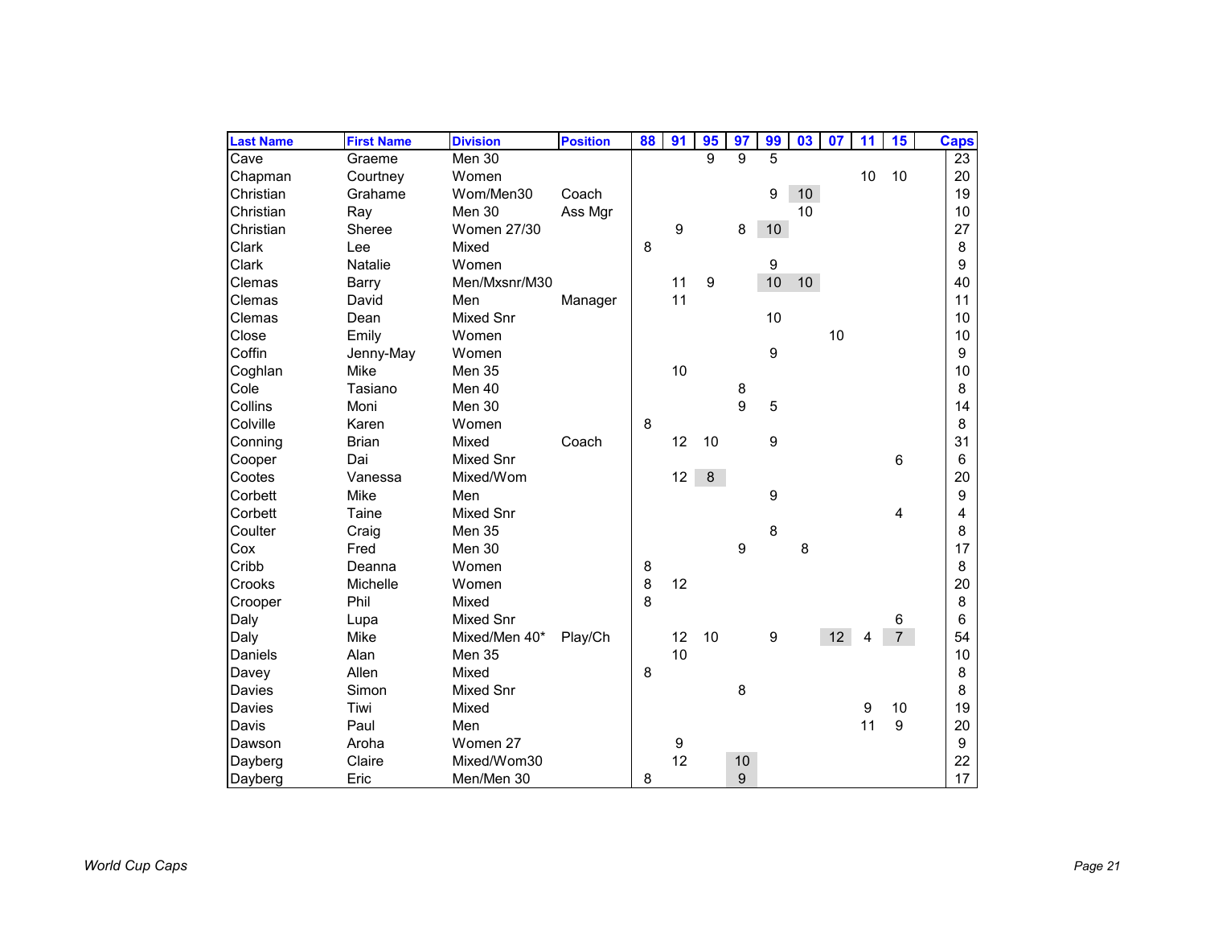| Last Name | First Name | Division | Position | 88 | 91 | 95 | 97 | 99 | 03 | 07 | 11 | 15 | Caps |
|---|---|---|---|---|---|---|---|---|---|---|---|---|---|
| Cave | Graeme | Men 30 | | | | 9 | 9 | 5 | | | | | 23 |
| Chapman | Courtney | Women | | | | | | | | | 10 | 10 | 20 |
| Christian | Grahame | Wom/Men30 | Coach | | | | | 9 | 10 | | | | 19 |
| Christian | Ray | Men 30 | Ass Mgr | | | | | | 10 | | | | 10 |
| Christian | Sheree | Women 27/30 | | | 9 | | 8 | 10 | | | | | 27 |
| Clark | Lee | Mixed | | 8 | | | | | | | | | 8 |
| Clark | Natalie | Women | | | | | | 9 | | | | | 9 |
| Clemas | Barry | Men/Mxsnr/M30 | | | 11 | 9 | | 10 | 10 | | | | 40 |
| Clemas | David | Men | Manager | | 11 | | | | | | | | 11 |
| Clemas | Dean | Mixed Snr | | | | | | 10 | | | | | 10 |
| Close | Emily | Women | | | | | | | | 10 | | | 10 |
| Coffin | Jenny-May | Women | | | | | | 9 | | | | | 9 |
| Coghlan | Mike | Men 35 | | | 10 | | | | | | | | 10 |
| Cole | Tasiano | Men 40 | | | | | 8 | | | | | | 8 |
| Collins | Moni | Men 30 | | | | | 9 | 5 | | | | | 14 |
| Colville | Karen | Women | | 8 | | | | | | | | | 8 |
| Conning | Brian | Mixed | Coach | | 12 | 10 | | 9 | | | | | 31 |
| Cooper | Dai | Mixed Snr | | | | | | | | | | 6 | 6 |
| Cootes | Vanessa | Mixed/Wom | | | 12 | 8 | | | | | | | 20 |
| Corbett | Mike | Men | | | | | | 9 | | | | | 9 |
| Corbett | Taine | Mixed Snr | | | | | | | | | | 4 | 4 |
| Coulter | Craig | Men 35 | | | | | | 8 | | | | | 8 |
| Cox | Fred | Men 30 | | | | | 9 | | 8 | | | | 17 |
| Cribb | Deanna | Women | | 8 | | | | | | | | | 8 |
| Crooks | Michelle | Women | | 8 | 12 | | | | | | | | 20 |
| Crooper | Phil | Mixed | | 8 | | | | | | | | | 8 |
| Daly | Lupa | Mixed Snr | | | | | | | | | | 6 | 6 |
| Daly | Mike | Mixed/Men 40* | Play/Ch | | 12 | 10 | | 9 | | 12 | 4 | 7 | 54 |
| Daniels | Alan | Men 35 | | | 10 | | | | | | | | 10 |
| Davey | Allen | Mixed | | 8 | | | | | | | | | 8 |
| Davies | Simon | Mixed Snr | | | | | 8 | | | | | | 8 |
| Davies | Tiwi | Mixed | | | | | | | | | 9 | 10 | 19 |
| Davis | Paul | Men | | | | | | | | | 11 | 9 | 20 |
| Dawson | Aroha | Women 27 | | | 9 | | | | | | | | 9 |
| Dayberg | Claire | Mixed/Wom30 | | | 12 | | 10 | | | | | | 22 |
| Dayberg | Eric | Men/Men 30 | | 8 | | | 9 | | | | | | 17 |

*World Cup Caps*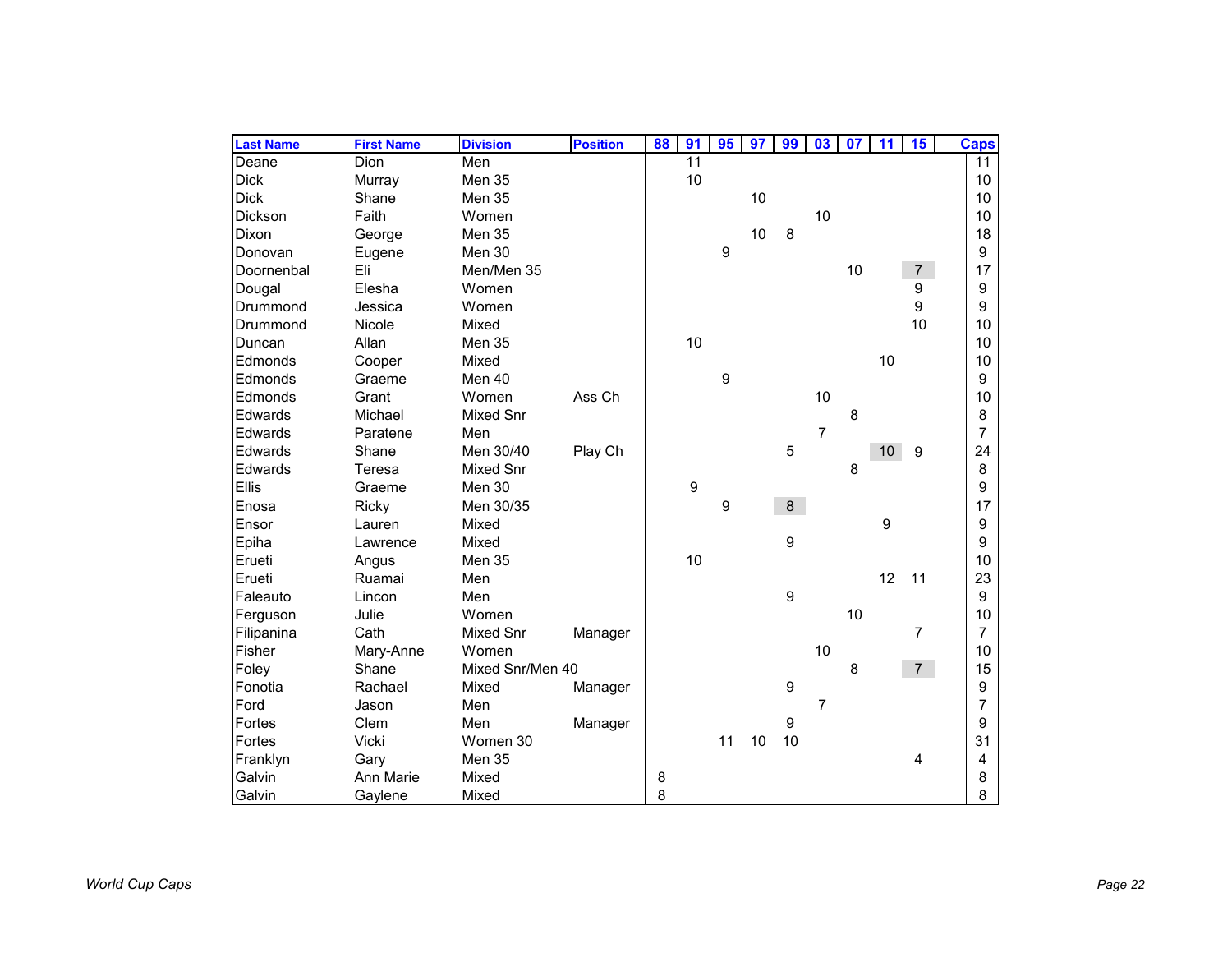| Last Name | First Name | Division | Position | 88 | 91 | 95 | 97 | 99 | 03 | 07 | 11 | 15 | Caps |
|---|---|---|---|---|---|---|---|---|---|---|---|---|---|
| Deane | Dion | Men | | | 11 | | | | | | | | 11 |
| Dick | Murray | Men 35 | | | 10 | | | | | | | | 10 |
| Dick | Shane | Men 35 | | | | | 10 | | | | | | 10 |
| Dickson | Faith | Women | | | | | | | 10 | | | | 10 |
| Dixon | George | Men 35 | | | | | 10 | 8 | | | | | 18 |
| Donovan | Eugene | Men 30 | | | | 9 | | | | | | | 9 |
| Doornenbal | Eli | Men/Men 35 | | | | | | | | 10 | | 7 | 17 |
| Dougal | Elesha | Women | | | | | | | | | | 9 | 9 |
| Drummond | Jessica | Women | | | | | | | | | | 9 | 9 |
| Drummond | Nicole | Mixed | | | | | | | | | | 10 | 10 |
| Duncan | Allan | Men 35 | | | 10 | | | | | | | | 10 |
| Edmonds | Cooper | Mixed | | | | | | | | | 10 | | 10 |
| Edmonds | Graeme | Men 40 | | | | 9 | | | | | | | 9 |
| Edmonds | Grant | Women | Ass Ch | | | | | | 10 | | | | 10 |
| Edwards | Michael | Mixed Snr | | | | | | | | 8 | | | 8 |
| Edwards | Paratene | Men | | | | | | | 7 | | | | 7 |
| Edwards | Shane | Men 30/40 | Play Ch | | | | | 5 | | | 10 | 9 | 24 |
| Edwards | Teresa | Mixed Snr | | | | | | | | 8 | | | 8 |
| Ellis | Graeme | Men 30 | | | 9 | | | | | | | | 9 |
| Enosa | Ricky | Men 30/35 | | | | 9 | | 8 | | | | | 17 |
| Ensor | Lauren | Mixed | | | | | | | | | 9 | | 9 |
| Epiha | Lawrence | Mixed | | | | | | 9 | | | | | 9 |
| Erueti | Angus | Men 35 | | | 10 | | | | | | | | 10 |
| Erueti | Ruamai | Men | | | | | | | | | 12 | 11 | 23 |
| Faleauto | Lincon | Men | | | | | | 9 | | | | | 9 |
| Ferguson | Julie | Women | | | | | | | | 10 | | | 10 |
| Filipanina | Cath | Mixed Snr | Manager | | | | | | | | | 7 | 7 |
| Fisher | Mary-Anne | Women | | | | | | | 10 | | | | 10 |
| Foley | Shane | Mixed Snr/Men 40 | | | | | | | | 8 | | 7 | 15 |
| Fonotia | Rachael | Mixed | Manager | | | | | 9 | | | | | 9 |
| Ford | Jason | Men | | | | | | | 7 | | | | 7 |
| Fortes | Clem | Men | Manager | | | | | 9 | | | | | 9 |
| Fortes | Vicki | Women 30 | | | | 11 | 10 | 10 | | | | | 31 |
| Franklyn | Gary | Men 35 | | | | | | | | | | 4 | 4 |
| Galvin | Ann Marie | Mixed | | 8 | | | | | | | | | 8 |
| Galvin | Gaylene | Mixed | | 8 | | | | | | | | | 8 |

*World Cup Caps*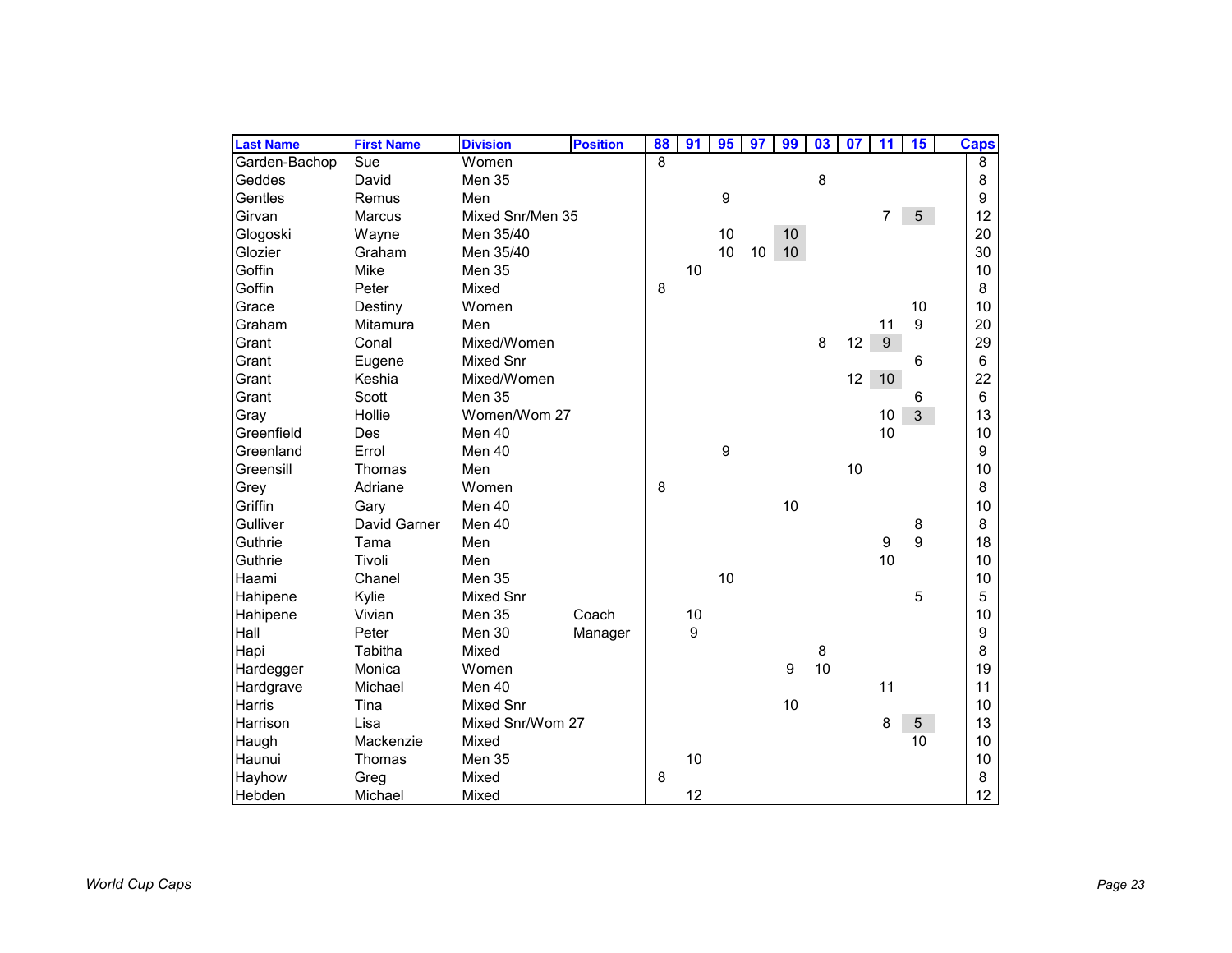| Last Name | First Name | Division | Position | 88 | 91 | 95 | 97 | 99 | 03 | 07 | 11 | 15 | Caps |
|---|---|---|---|---|---|---|---|---|---|---|---|---|---|
| Garden-Bachop | Sue | Women | | 8 | | | | | | | | | 8 |
| Geddes | David | Men 35 | | | | | | | 8 | | | | 8 |
| Gentles | Remus | Men | | | | 9 | | | | | | | 9 |
| Girvan | Marcus | Mixed Snr/Men 35 | | | | | | | | | 7 | 5 | 12 |
| Glogoski | Wayne | Men 35/40 | | | | 10 | | 10 | | | | | 20 |
| Glozier | Graham | Men 35/40 | | | | 10 | 10 | 10 | | | | | 30 |
| Goffin | Mike | Men 35 | | | 10 | | | | | | | | 10 |
| Goffin | Peter | Mixed | | 8 | | | | | | | | | 8 |
| Grace | Destiny | Women | | | | | | | | | | 10 | 10 |
| Graham | Mitamura | Men | | | | | | | | | 11 | 9 | 20 |
| Grant | Conal | Mixed/Women | | | | | | | 8 | 12 | 9 | | 29 |
| Grant | Eugene | Mixed Snr | | | | | | | | | | 6 | 6 |
| Grant | Keshia | Mixed/Women | | | | | | | | 12 | 10 | | 22 |
| Grant | Scott | Men 35 | | | | | | | | | | 6 | 6 |
| Gray | Hollie | Women/Wom 27 | | | | | | | | | 10 | 3 | 13 |
| Greenfield | Des | Men 40 | | | | | | | | | 10 | | 10 |
| Greenland | Errol | Men 40 | | | | 9 | | | | | | | 9 |
| Greensill | Thomas | Men | | | | | | | | 10 | | | 10 |
| Grey | Adriane | Women | | 8 | | | | | | | | | 8 |
| Griffin | Gary | Men 40 | | | | | | 10 | | | | | 10 |
| Gulliver | David Garner | Men 40 | | | | | | | | | | 8 | 8 |
| Guthrie | Tama | Men | | | | | | | | | 9 | 9 | 18 |
| Guthrie | Tivoli | Men | | | | | | | | | 10 | | 10 |
| Haami | Chanel | Men 35 | | | | 10 | | | | | | | 10 |
| Hahipene | Kylie | Mixed Snr | | | | | | | | | | 5 | 5 |
| Hahipene | Vivian | Men 35 | Coach | | 10 | | | | | | | | 10 |
| Hall | Peter | Men 30 | Manager | | 9 | | | | | | | | 9 |
| Hapi | Tabitha | Mixed | | | | | | | 8 | | | | 8 |
| Hardegger | Monica | Women | | | | | | 9 | 10 | | | | 19 |
| Hardgrave | Michael | Men 40 | | | | | | | | | 11 | | 11 |
| Harris | Tina | Mixed Snr | | | | | | 10 | | | | | 10 |
| Harrison | Lisa | Mixed Snr/Wom 27 | | | | | | | | | 8 | 5 | 13 |
| Haugh | Mackenzie | Mixed | | | | | | | | | | 10 | 10 |
| Haunui | Thomas | Men 35 | | | 10 | | | | | | | | 10 |
| Hayhow | Greg | Mixed | | 8 | | | | | | | | | 8 |
| Hebden | Michael | Mixed | | | 12 | | | | | | | | 12 |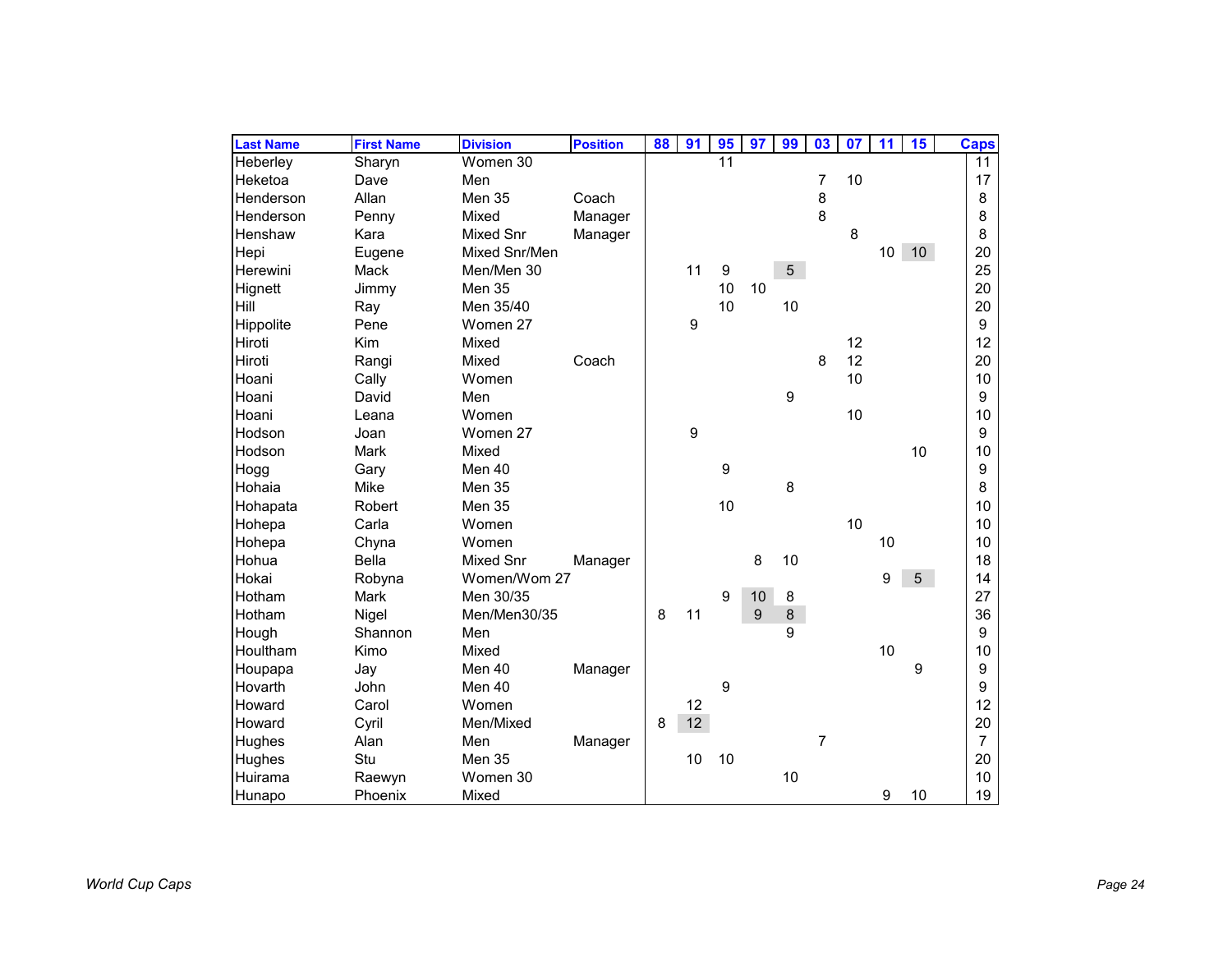| Last Name | First Name | Division | Position | 88 | 91 | 95 | 97 | 99 | 03 | 07 | 11 | 15 | Caps |
|---|---|---|---|---|---|---|---|---|---|---|---|---|---|
| Heberley | Sharyn | Women 30 | | | | 11 | | | | | | | 11 |
| Heketoa | Dave | Men | | | | | | | 7 | 10 | | | 17 |
| Henderson | Allan | Men 35 | Coach | | | | | | 8 | | | | 8 |
| Henderson | Penny | Mixed | Manager | | | | | | 8 | | | | 8 |
| Henshaw | Kara | Mixed Snr | Manager | | | | | | | 8 | | | 8 |
| Hepi | Eugene | Mixed Snr/Men | | | | | | | | | 10 | 10 | 20 |
| Herewini | Mack | Men/Men 30 | | | 11 | 9 | | 5 | | | | | 25 |
| Hignett | Jimmy | Men 35 | | | | 10 | 10 | | | | | | 20 |
| Hill | Ray | Men 35/40 | | | | 10 | | 10 | | | | | 20 |
| Hippolite | Pene | Women 27 | | | 9 | | | | | | | | 9 |
| Hiroti | Kim | Mixed | | | | | | | | 12 | | | 12 |
| Hiroti | Rangi | Mixed | Coach | | | | | | 8 | 12 | | | 20 |
| Hoani | Cally | Women | | | | | | | | 10 | | | 10 |
| Hoani | David | Men | | | | | | 9 | | | | | 9 |
| Hoani | Leana | Women | | | | | | | | 10 | | | 10 |
| Hodson | Joan | Women 27 | | | 9 | | | | | | | | 9 |
| Hodson | Mark | Mixed | | | | | | | | | | 10 | 10 |
| Hogg | Gary | Men 40 | | | | 9 | | | | | | | 9 |
| Hohaia | Mike | Men 35 | | | | | | 8 | | | | | 8 |
| Hohapata | Robert | Men 35 | | | | 10 | | | | | | | 10 |
| Hohepa | Carla | Women | | | | | | | | 10 | | | 10 |
| Hohepa | Chyna | Women | | | | | | | | | 10 | | 10 |
| Hohua | Bella | Mixed Snr | Manager | | | | 8 | 10 | | | | | 18 |
| Hokai | Robyna | Women/Wom 27 | | | | | | | | | 9 | 5 | 14 |
| Hotham | Mark | Men 30/35 | | | | 9 | 10 | 8 | | | | | 27 |
| Hotham | Nigel | Men/Men30/35 | | 8 | 11 | | 9 | 8 | | | | | 36 |
| Hough | Shannon | Men | | | | | | 9 | | | | | 9 |
| Houltham | Kimo | Mixed | | | | | | | | | 10 | | 10 |
| Houpapa | Jay | Men 40 | Manager | | | | | | | | | 9 | 9 |
| Hovarth | John | Men 40 | | | | 9 | | | | | | | 9 |
| Howard | Carol | Women | | | 12 | | | | | | | | 12 |
| Howard | Cyril | Men/Mixed | | 8 | 12 | | | | | | | | 20 |
| Hughes | Alan | Men | Manager | | | | | | 7 | | | | 7 |
| Hughes | Stu | Men 35 | | | 10 | 10 | | | | | | | 20 |
| Huirama | Raewyn | Women 30 | | | | | | 10 | | | | | 10 |
| Hunapo | Phoenix | Mixed | | | | | | | | | 9 | 10 | 19 |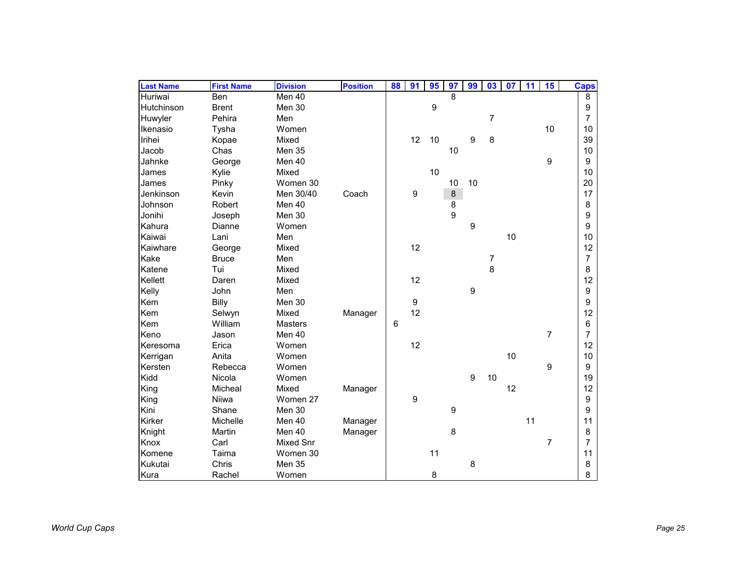| Last Name | First Name | Division | Position | 88 | 91 | 95 | 97 | 99 | 03 | 07 | 11 | 15 | | Caps |
|---|---|---|---|---|---|---|---|---|---|---|---|---|---|---|
| Huriwai | Ben | Men 40 | | | | | 8 | | | | | | | 8 |
| Hutchinson | Brent | Men 30 | | | | 9 | | | | | | | | 9 |
| Huwyler | Pehira | Men | | | | | | | 7 | | | | | 7 |
| Ikenasio | Tysha | Women | | | | | | | | | | 10 | | 10 |
| Irihei | Kopae | Mixed | | | 12 | 10 | | 9 | 8 | | | | | 39 |
| Jacob | Chas | Men 35 | | | | | 10 | | | | | | | 10 |
| Jahnke | George | Men 40 | | | | | | | | | | 9 | | 9 |
| James | Kylie | Mixed | | | | 10 | | | | | | | | 10 |
| James | Pinky | Women 30 | | | | | 10 | 10 | | | | | | 20 |
| Jenkinson | Kevin | Men 30/40 | Coach | | 9 | | 8 | | | | | | | 17 |
| Johnson | Robert | Men 40 | | | | | 8 | | | | | | | 8 |
| Jonihi | Joseph | Men 30 | | | | | 9 | | | | | | | 9 |
| Kahura | Dianne | Women | | | | | | 9 | | | | | | 9 |
| Kaiwai | Lani | Men | | | | | | | | 10 | | | | 10 |
| Kaiwhare | George | Mixed | | | 12 | | | | | | | | | 12 |
| Kake | Bruce | Men | | | | | | | 7 | | | | | 7 |
| Katene | Tui | Mixed | | | | | | | 8 | | | | | 8 |
| Kellett | Daren | Mixed | | | 12 | | | | | | | | | 12 |
| Kelly | John | Men | | | | | | 9 | | | | | | 9 |
| Kem | Billy | Men 30 | | | 9 | | | | | | | | | 9 |
| Kem | Selwyn | Mixed | Manager | | 12 | | | | | | | | | 12 |
| Kem | William | Masters | | 6 | | | | | | | | | | 6 |
| Keno | Jason | Men 40 | | | | | | | | | | 7 | | 7 |
| Keresoma | Erica | Women | | | 12 | | | | | | | | | 12 |
| Kerrigan | Anita | Women | | | | | | | | 10 | | | | 10 |
| Kersten | Rebecca | Women | | | | | | | | | | 9 | | 9 |
| Kidd | Nicola | Women | | | | | | 9 | 10 | | | | | 19 |
| King | Micheal | Mixed | Manager | | | | | | | 12 | | | | 12 |
| King | Niiwa | Women 27 | | | 9 | | | | | | | | | 9 |
| Kini | Shane | Men 30 | | | | | 9 | | | | | | | 9 |
| Kirker | Michelle | Men 40 | Manager | | | | | | | | 11 | | | 11 |
| Knight | Martin | Men 40 | Manager | | | | 8 | | | | | | | 8 |
| Knox | Carl | Mixed Snr | | | | | | | | | | 7 | | 7 |
| Komene | Taima | Women 30 | | | | 11 | | | | | | | | 11 |
| Kukutai | Chris | Men 35 | | | | | | 8 | | | | | | 8 |
| Kura | Rachel | Women | | | | 8 | | | | | | | | 8 |

*World Cup Caps*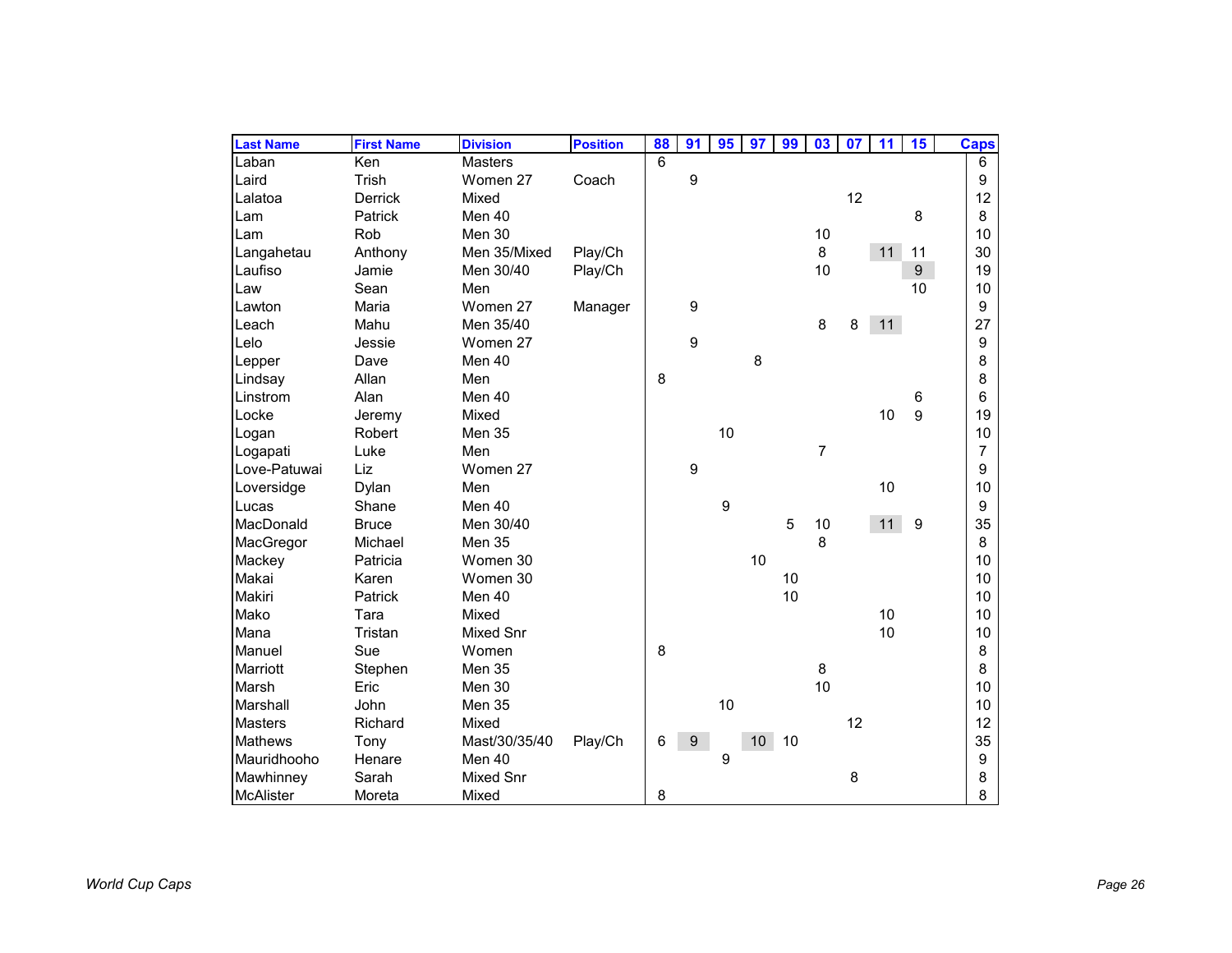| Last Name | First Name | Division | Position | 88 | 91 | 95 | 97 | 99 | 03 | 07 | 11 | 15 | Caps |
|---|---|---|---|---|---|---|---|---|---|---|---|---|---|
| Laban | Ken | Masters | | 6 | | | | | | | | | 6 |
| Laird | Trish | Women 27 | Coach | | 9 | | | | | | | | 9 |
| Lalatoa | Derrick | Mixed | | | | | | | | 12 | | | 12 |
| Lam | Patrick | Men 40 | | | | | | | | | | 8 | 8 |
| Lam | Rob | Men 30 | | | | | | | 10 | | | | 10 |
| Langahetau | Anthony | Men 35/Mixed | Play/Ch | | | | | | 8 | | 11 | 11 | 30 |
| Laufiso | Jamie | Men 30/40 | Play/Ch | | | | | | 10 | | | 9 | 19 |
| Law | Sean | Men | | | | | | | | | | 10 | 10 |
| Lawton | Maria | Women 27 | Manager | | 9 | | | | | | | | 9 |
| Leach | Mahu | Men 35/40 | | | | | | | 8 | 8 | 11 | | 27 |
| Lelo | Jessie | Women 27 | | | 9 | | | | | | | | 9 |
| Lepper | Dave | Men 40 | | | | | 8 | | | | | | 8 |
| Lindsay | Allan | Men | | 8 | | | | | | | | | 8 |
| Linstrom | Alan | Men 40 | | | | | | | | | | 6 | 6 |
| Locke | Jeremy | Mixed | | | | | | | | | 10 | 9 | 19 |
| Logan | Robert | Men 35 | | | | 10 | | | | | | | 10 |
| Logapati | Luke | Men | | | | | | | 7 | | | | 7 |
| Love-Patuwai | Liz | Women 27 | | | 9 | | | | | | | | 9 |
| Loversidge | Dylan | Men | | | | | | | | | 10 | | 10 |
| Lucas | Shane | Men 40 | | | | 9 | | | | | | | 9 |
| MacDonald | Bruce | Men 30/40 | | | | | | 5 | 10 | | 11 | 9 | 35 |
| MacGregor | Michael | Men 35 | | | | | | | 8 | | | | 8 |
| Mackey | Patricia | Women 30 | | | | | 10 | | | | | | 10 |
| Makai | Karen | Women 30 | | | | | | 10 | | | | | 10 |
| Makiri | Patrick | Men 40 | | | | | | 10 | | | | | 10 |
| Mako | Tara | Mixed | | | | | | | | | 10 | | 10 |
| Mana | Tristan | Mixed Snr | | | | | | | | | 10 | | 10 |
| Manuel | Sue | Women | | 8 | | | | | | | | | 8 |
| Marriott | Stephen | Men 35 | | | | | | | 8 | | | | 8 |
| Marsh | Eric | Men 30 | | | | | | | 10 | | | | 10 |
| Marshall | John | Men 35 | | | | 10 | | | | | | | 10 |
| Masters | Richard | Mixed | | | | | | | | 12 | | | 12 |
| Mathews | Tony | Mast/30/35/40 | Play/Ch | 6 | 9 | | 10 | 10 | | | | | 35 |
| Mauridhooho | Henare | Men 40 | | | | 9 | | | | | | | 9 |
| Mawhinney | Sarah | Mixed Snr | | | | | | | | 8 | | | 8 |
| McAlister | Moreta | Mixed | | 8 | | | | | | | | | 8 |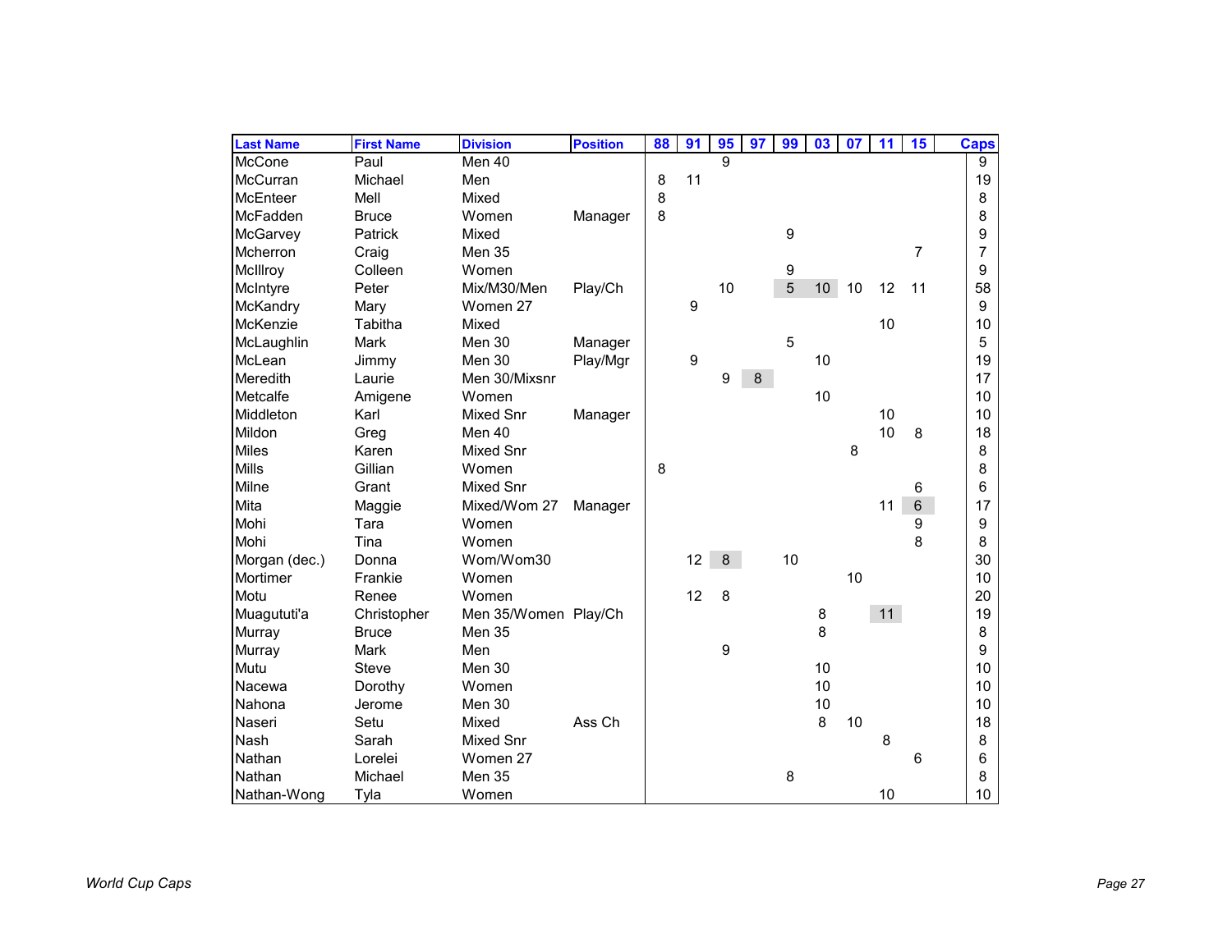| Last Name | First Name | Division | Position | 88 | 91 | 95 | 97 | 99 | 03 | 07 | 11 | 15 | Caps |
|---|---|---|---|---|---|---|---|---|---|---|---|---|---|
| McCone | Paul | Men 40 | | | | 9 | | | | | | | 9 |
| McCurran | Michael | Men | | 8 | 11 | | | | | | | | 19 |
| McEnteer | Mell | Mixed | | 8 | | | | | | | | | 8 |
| McFadden | Bruce | Women | Manager | 8 | | | | | | | | | 8 |
| McGarvey | Patrick | Mixed | | | | | | 9 | | | | | 9 |
| Mcherron | Craig | Men 35 | | | | | | | | | | 7 | 7 |
| McIllroy | Colleen | Women | | | | | | 9 | | | | | 9 |
| McIntyre | Peter | Mix/M30/Men | Play/Ch | | | 10 | | 5 | 10 | 10 | 12 | 11 | 58 |
| McKandry | Mary | Women 27 | | | 9 | | | | | | | | 9 |
| McKenzie | Tabitha | Mixed | | | | | | | | | 10 | | 10 |
| McLaughlin | Mark | Men 30 | Manager | | | | | 5 | | | | | 5 |
| McLean | Jimmy | Men 30 | Play/Mgr | | 9 | | | | 10 | | | | 19 |
| Meredith | Laurie | Men 30/Mixsnr | | | | 9 | 8 | | | | | | 17 |
| Metcalfe | Amigene | Women | | | | | | | 10 | | | | 10 |
| Middleton | Karl | Mixed Snr | Manager | | | | | | | | 10 | | 10 |
| Mildon | Greg | Men 40 | | | | | | | | | 10 | 8 | 18 |
| Miles | Karen | Mixed Snr | | | | | | | | 8 | | | 8 |
| Mills | Gillian | Women | | 8 | | | | | | | | | 8 |
| Milne | Grant | Mixed Snr | | | | | | | | | | 6 | 6 |
| Mita | Maggie | Mixed/Wom 27 | Manager | | | | | | | | 11 | 6 | 17 |
| Mohi | Tara | Women | | | | | | | | | | 9 | 9 |
| Mohi | Tina | Women | | | | | | | | | | 8 | 8 |
| Morgan (dec.) | Donna | Wom/Wom30 | | | 12 | 8 | | 10 | | | | | 30 |
| Mortimer | Frankie | Women | | | | | | | | 10 | | | 10 |
| Motu | Renee | Women | | | 12 | 8 | | | | | | | 20 |
| Muagututi'a | Christopher | Men 35/Women | Play/Ch | | | | | | 8 | | 11 | | 19 |
| Murray | Bruce | Men 35 | | | | | | | 8 | | | | 8 |
| Murray | Mark | Men | | | | 9 | | | | | | | 9 |
| Mutu | Steve | Men 30 | | | | | | | 10 | | | | 10 |
| Nacewa | Dorothy | Women | | | | | | | 10 | | | | 10 |
| Nahona | Jerome | Men 30 | | | | | | | 10 | | | | 10 |
| Naseri | Setu | Mixed | Ass Ch | | | | | | 8 | 10 | | | 18 |
| Nash | Sarah | Mixed Snr | | | | | | | | | 8 | | 8 |
| Nathan | Lorelei | Women 27 | | | | | | | | | | 6 | 6 |
| Nathan | Michael | Men 35 | | | | | | 8 | | | | | 8 |
| Nathan-Wong | Tyla | Women | | | | | | | | | 10 | | 10 |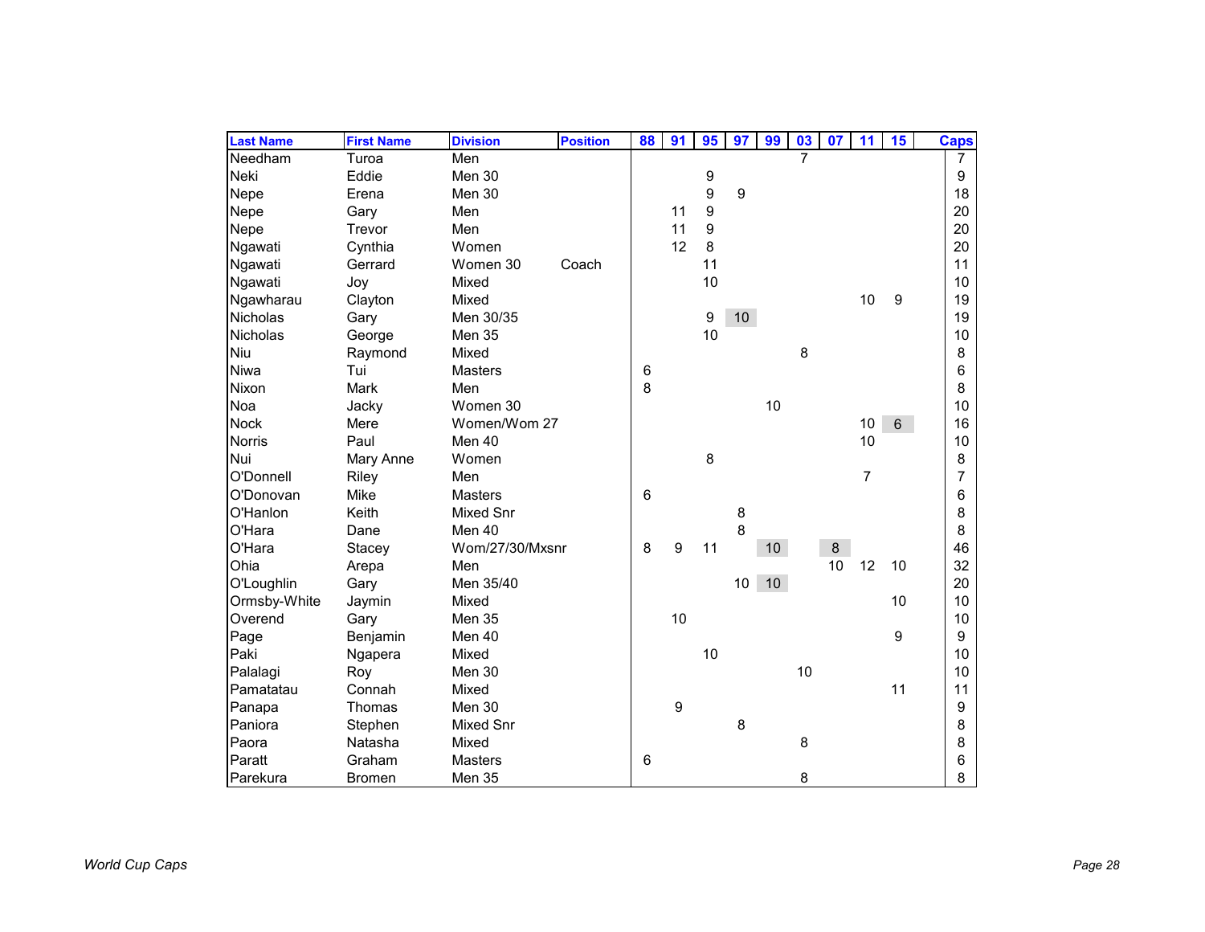| Last Name | First Name | Division | Position | 88 | 91 | 95 | 97 | 99 | 03 | 07 | 11 | 15 | Caps |
|---|---|---|---|---|---|---|---|---|---|---|---|---|---|
| Needham | Turoa | Men | | | | | | | 7 | | | | 7 |
| Neki | Eddie | Men 30 | | | | 9 | | | | | | | 9 |
| Nepe | Erena | Men 30 | | | | 9 | 9 | | | | | | 18 |
| Nepe | Gary | Men | | | 11 | 9 | | | | | | | 20 |
| Nepe | Trevor | Men | | | 11 | 9 | | | | | | | 20 |
| Ngawati | Cynthia | Women | | | 12 | 8 | | | | | | | 20 |
| Ngawati | Gerrard | Women 30 | Coach | | | 11 | | | | | | | 11 |
| Ngawati | Joy | Mixed | | | | 10 | | | | | | | 10 |
| Ngawharau | Clayton | Mixed | | | | | | | | | 10 | 9 | 19 |
| Nicholas | Gary | Men 30/35 | | | | 9 | 10 | | | | | | 19 |
| Nicholas | George | Men 35 | | | | 10 | | | | | | | 10 |
| Niu | Raymond | Mixed | | | | | | | 8 | | | | 8 |
| Niwa | Tui | Masters | | 6 | | | | | | | | | 6 |
| Nixon | Mark | Men | | 8 | | | | | | | | | 8 |
| Noa | Jacky | Women 30 | | | | | | 10 | | | | | 10 |
| Nock | Mere | Women/Wom 27 | | | | | | | | | 10 | 6 | 16 |
| Norris | Paul | Men 40 | | | | | | | | | 10 | | 10 |
| Nui | Mary Anne | Women | | | | 8 | | | | | | | 8 |
| O'Donnell | Riley | Men | | | | | | | | | 7 | | 7 |
| O'Donovan | Mike | Masters | | 6 | | | | | | | | | 6 |
| O'Hanlon | Keith | Mixed Snr | | | | | 8 | | | | | | 8 |
| O'Hara | Dane | Men 40 | | | | | 8 | | | | | | 8 |
| O'Hara | Stacey | Wom/27/30/Mxsnr | | 8 | 9 | 11 | | 10 | | 8 | | | 46 |
| Ohia | Arepa | Men | | | | | | | | 10 | 12 | 10 | 32 |
| O'Loughlin | Gary | Men 35/40 | | | | | 10 | 10 | | | | | 20 |
| Ormsby-White | Jaymin | Mixed | | | | | | | | | | 10 | 10 |
| Overend | Gary | Men 35 | | | 10 | | | | | | | | 10 |
| Page | Benjamin | Men 40 | | | | | | | | | | 9 | 9 |
| Paki | Ngapera | Mixed | | | | 10 | | | | | | | 10 |
| Palalagi | Roy | Men 30 | | | | | | | 10 | | | | 10 |
| Pamatatau | Connah | Mixed | | | | | | | | | | 11 | 11 |
| Panapa | Thomas | Men 30 | | | 9 | | | | | | | | 9 |
| Paniora | Stephen | Mixed Snr | | | | | 8 | | | | | | 8 |
| Paora | Natasha | Mixed | | | | | | | 8 | | | | 8 |
| Paratt | Graham | Masters | | 6 | | | | | | | | | 6 |
| Parekura | Bromen | Men 35 | | | | | | | 8 | | | | 8 |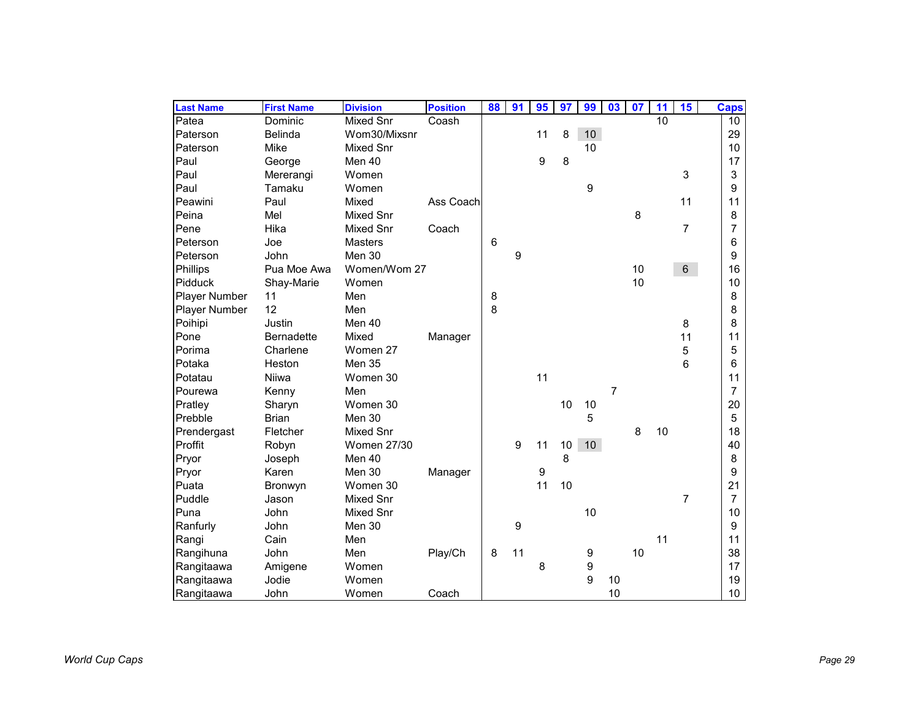| Last Name | First Name | Division | Position | 88 | 91 | 95 | 97 | 99 | 03 | 07 | 11 | 15 | Caps |
|---|---|---|---|---|---|---|---|---|---|---|---|---|---|
| Patea | Dominic | Mixed Snr | Coash | | | | | | | | 10 | | 10 |
| Paterson | Belinda | Wom30/Mixsnr | | | | 11 | 8 | 10 | | | | | 29 |
| Paterson | Mike | Mixed Snr | | | | | | 10 | | | | | 10 |
| Paul | George | Men 40 | | | | 9 | 8 | | | | | | 17 |
| Paul | Mererangi | Women | | | | | | | | | | 3 | 3 |
| Paul | Tamaku | Women | | | | | | 9 | | | | | 9 |
| Peawini | Paul | Mixed | Ass Coach | | | | | | | | | 11 | 11 |
| Peina | Mel | Mixed Snr | | | | | | | | 8 | | | 8 |
| Pene | Hika | Mixed Snr | Coach | | | | | | | | | 7 | 7 |
| Peterson | Joe | Masters | | 6 | | | | | | | | | 6 |
| Peterson | John | Men 30 | | | 9 | | | | | | | | 9 |
| Phillips | Pua Moe Awa | Women/Wom 27 | | | | | | | | 10 | | 6 | 16 |
| Pidduck | Shay-Marie | Women | | | | | | | | 10 | | | 10 |
| Player Number | 11 | Men | | 8 | | | | | | | | | 8 |
| Player Number | 12 | Men | | 8 | | | | | | | | | 8 |
| Poihipi | Justin | Men 40 | | | | | | | | | | 8 | 8 |
| Pone | Bernadette | Mixed | Manager | | | | | | | | | 11 | 11 |
| Porima | Charlene | Women 27 | | | | | | | | | | 5 | 5 |
| Potaka | Heston | Men 35 | | | | | | | | | | 6 | 6 |
| Potatau | Niiwa | Women 30 | | | | 11 | | | | | | | 11 |
| Pourewa | Kenny | Men | | | | | | | 7 | | | | 7 |
| Pratley | Sharyn | Women 30 | | | | | 10 | 10 | | | | | 20 |
| Prebble | Brian | Men 30 | | | | | | 5 | | | | | 5 |
| Prendergast | Fletcher | Mixed Snr | | | | | | | | 8 | 10 | | 18 |
| Proffit | Robyn | Women 27/30 | | | 9 | 11 | 10 | 10 | | | | | 40 |
| Pryor | Joseph | Men 40 | | | | | 8 | | | | | | 8 |
| Pryor | Karen | Men 30 | Manager | | | 9 | | | | | | | 9 |
| Puata | Bronwyn | Women 30 | | | | 11 | 10 | | | | | | 21 |
| Puddle | Jason | Mixed Snr | | | | | | | | | | 7 | 7 |
| Puna | John | Mixed Snr | | | | | | 10 | | | | | 10 |
| Ranfurly | John | Men 30 | | | 9 | | | | | | | | 9 |
| Rangi | Cain | Men | | | | | | | | | 11 | | 11 |
| Rangihuna | John | Men | Play/Ch | 8 | 11 | | | 9 | | 10 | | | 38 |
| Rangitaawa | Amigene | Women | | | | 8 | | 9 | | | | | 17 |
| Rangitaawa | Jodie | Women | | | | | | 9 | 10 | | | | 19 |
| Rangitaawa | John | Women | Coach | | | | | | 10 | | | | 10 |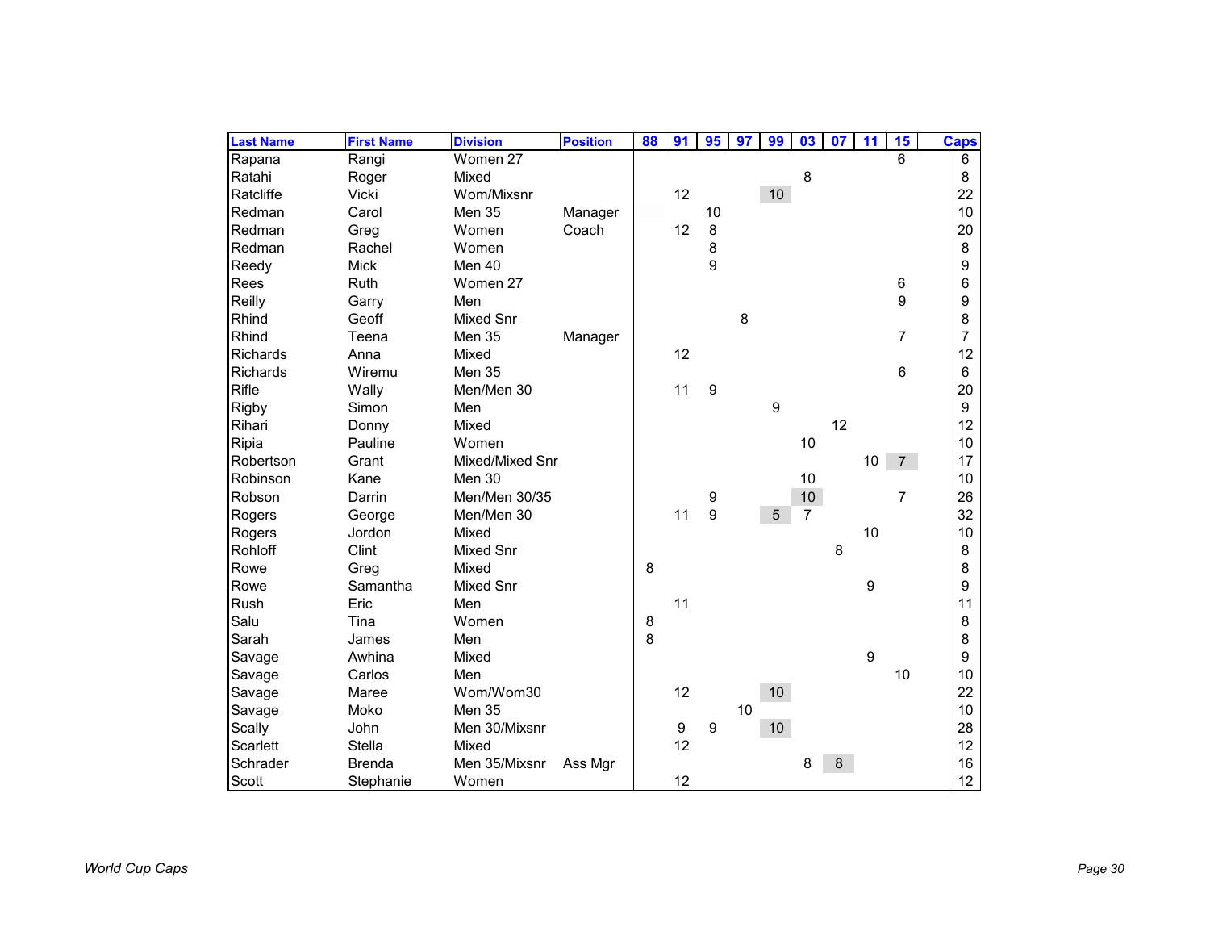| Last Name | First Name | Division | Position | 88 | 91 | 95 | 97 | 99 | 03 | 07 | 11 | 15 | Caps |
|---|---|---|---|---|---|---|---|---|---|---|---|---|---|
| Rapana | Rangi | Women 27 | | | | | | | | | | 6 | 6 |
| Ratahi | Roger | Mixed | | | | | | | 8 | | | | 8 |
| Ratcliffe | Vicki | Wom/Mixsnr | | | 12 | | | 10 | | | | | 22 |
| Redman | Carol | Men 35 | Manager | | | 10 | | | | | | | 10 |
| Redman | Greg | Women | Coach | | 12 | 8 | | | | | | | 20 |
| Redman | Rachel | Women | | | | 8 | | | | | | | 8 |
| Reedy | Mick | Men 40 | | | | 9 | | | | | | | 9 |
| Rees | Ruth | Women 27 | | | | | | | | | | 6 | 6 |
| Reilly | Garry | Men | | | | | | | | | | 9 | 9 |
| Rhind | Geoff | Mixed Snr | | | | | 8 | | | | | | 8 |
| Rhind | Teena | Men 35 | Manager | | | | | | | | | 7 | 7 |
| Richards | Anna | Mixed | | | 12 | | | | | | | | 12 |
| Richards | Wiremu | Men 35 | | | | | | | | | | 6 | 6 |
| Rifle | Wally | Men/Men 30 | | | 11 | 9 | | | | | | | 20 |
| Rigby | Simon | Men | | | | | | 9 | | | | | 9 |
| Rihari | Donny | Mixed | | | | | | | | 12 | | | 12 |
| Ripia | Pauline | Women | | | | | | | 10 | | | | 10 |
| Robertson | Grant | Mixed/Mixed Snr | | | | | | | | | 10 | 7 | 17 |
| Robinson | Kane | Men 30 | | | | | | | 10 | | | | 10 |
| Robson | Darrin | Men/Men 30/35 | | | | 9 | | | 10 | | | 7 | 26 |
| Rogers | George | Men/Men 30 | | | 11 | 9 | | 5 | 7 | | | | 32 |
| Rogers | Jordon | Mixed | | | | | | | | | 10 | | 10 |
| Rohloff | Clint | Mixed Snr | | | | | | | | 8 | | | 8 |
| Rowe | Greg | Mixed | | 8 | | | | | | | | | 8 |
| Rowe | Samantha | Mixed Snr | | | | | | | | | 9 | | 9 |
| Rush | Eric | Men | | | 11 | | | | | | | | 11 |
| Salu | Tina | Women | | 8 | | | | | | | | | 8 |
| Sarah | James | Men | | 8 | | | | | | | | | 8 |
| Savage | Awhina | Mixed | | | | | | | | | 9 | | 9 |
| Savage | Carlos | Men | | | | | | | | | | 10 | 10 |
| Savage | Maree | Wom/Wom30 | | | 12 | | | 10 | | | | | 22 |
| Savage | Moko | Men 35 | | | | | 10 | | | | | | 10 |
| Scally | John | Men 30/Mixsnr | | | 9 | 9 | | 10 | | | | | 28 |
| Scarlett | Stella | Mixed | | | 12 | | | | | | | | 12 |
| Schrader | Brenda | Men 35/Mixsnr | Ass Mgr | | | | | | 8 | 8 | | | 16 |
| Scott | Stephanie | Women | | | 12 | | | | | | | | 12 |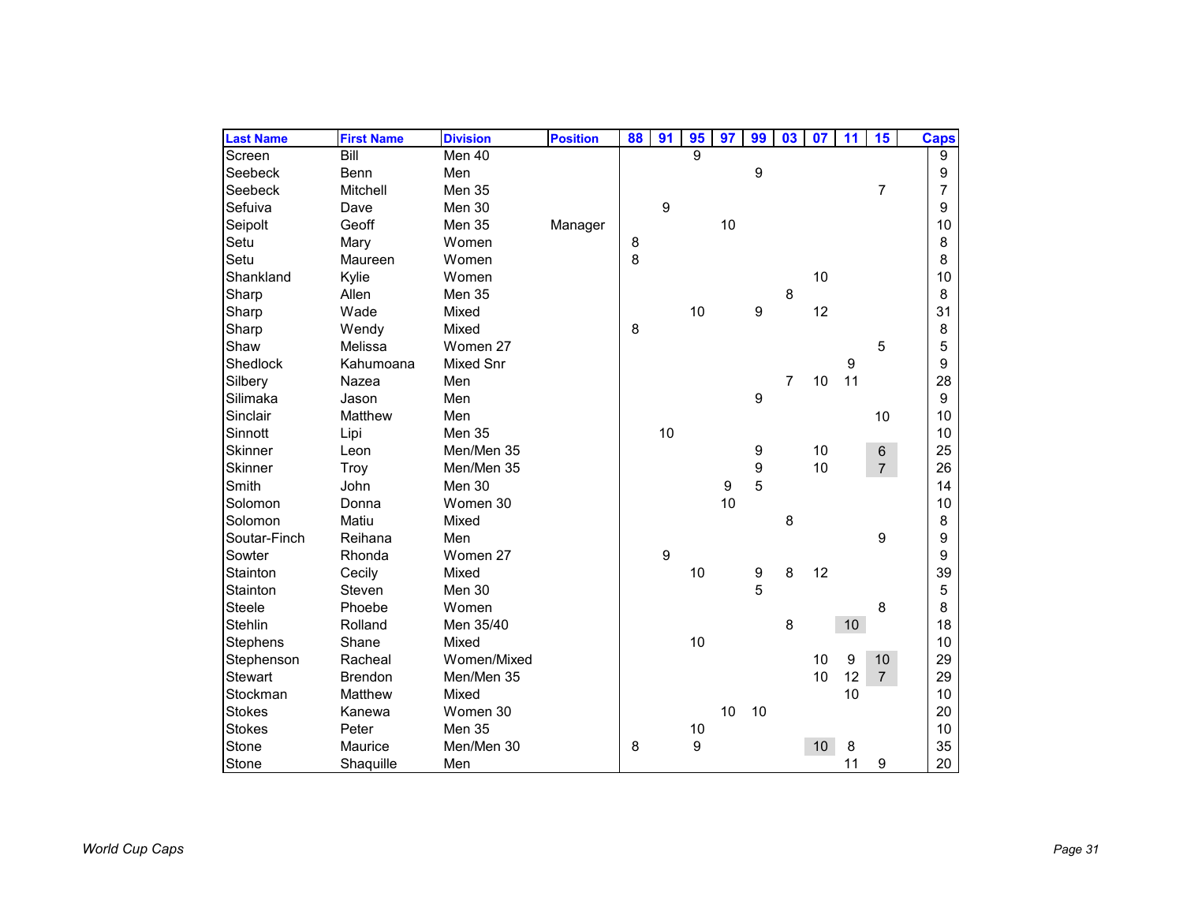| Last Name | First Name | Division | Position | 88 | 91 | 95 | 97 | 99 | 03 | 07 | 11 | 15 | Caps |
|---|---|---|---|---|---|---|---|---|---|---|---|---|---|
| Screen | Bill | Men 40 | | | | 9 | | | | | | | 9 |
| Seebeck | Benn | Men | | | | | | 9 | | | | | 9 |
| Seebeck | Mitchell | Men 35 | | | | | | | | | | 7 | 7 |
| Sefuiva | Dave | Men 30 | | | 9 | | | | | | | | 9 |
| Seipolt | Geoff | Men 35 | Manager | | | | 10 | | | | | | 10 |
| Setu | Mary | Women | | 8 | | | | | | | | | 8 |
| Setu | Maureen | Women | | 8 | | | | | | | | | 8 |
| Shankland | Kylie | Women | | | | | | | | 10 | | | 10 |
| Sharp | Allen | Men 35 | | | | | | | 8 | | | | 8 |
| Sharp | Wade | Mixed | | | | 10 | | 9 | | 12 | | | 31 |
| Sharp | Wendy | Mixed | | 8 | | | | | | | | | 8 |
| Shaw | Melissa | Women 27 | | | | | | | | | | 5 | 5 |
| Shedlock | Kahumoana | Mixed Snr | | | | | | | | | 9 | | 9 |
| Silbery | Nazea | Men | | | | | | | 7 | 10 | 11 | | 28 |
| Silimaka | Jason | Men | | | | | | 9 | | | | | 9 |
| Sinclair | Matthew | Men | | | | | | | | | | 10 | 10 |
| Sinnott | Lipi | Men 35 | | | 10 | | | | | | | | 10 |
| Skinner | Leon | Men/Men 35 | | | | | | 9 | | 10 | | 6 | 25 |
| Skinner | Troy | Men/Men 35 | | | | | | 9 | | 10 | | 7 | 26 |
| Smith | John | Men 30 | | | | | 9 | 5 | | | | | 14 |
| Solomon | Donna | Women 30 | | | | | 10 | | | | | | 10 |
| Solomon | Matiu | Mixed | | | | | | | 8 | | | | 8 |
| Soutar-Finch | Reihana | Men | | | | | | | | | | 9 | 9 |
| Sowter | Rhonda | Women 27 | | | 9 | | | | | | | | 9 |
| Stainton | Cecily | Mixed | | | | 10 | | 9 | 8 | 12 | | | 39 |
| Stainton | Steven | Men 30 | | | | | | 5 | | | | | 5 |
| Steele | Phoebe | Women | | | | | | | | | | 8 | 8 |
| Stehlin | Rolland | Men 35/40 | | | | | | | 8 | | 10 | | 18 |
| Stephens | Shane | Mixed | | | | 10 | | | | | | | 10 |
| Stephenson | Racheal | Women/Mixed | | | | | | | | 10 | 9 | 10 | 29 |
| Stewart | Brendon | Men/Men 35 | | | | | | | | 10 | 12 | 7 | 29 |
| Stockman | Matthew | Mixed | | | | | | | | | 10 | | 10 |
| Stokes | Kanewa | Women 30 | | | | | 10 | 10 | | | | | 20 |
| Stokes | Peter | Men 35 | | | | 10 | | | | | | | 10 |
| Stone | Maurice | Men/Men 30 | | 8 | | 9 | | | | 10 | 8 | | 35 |
| Stone | Shaquille | Men | | | | | | | | | 11 | 9 | 20 |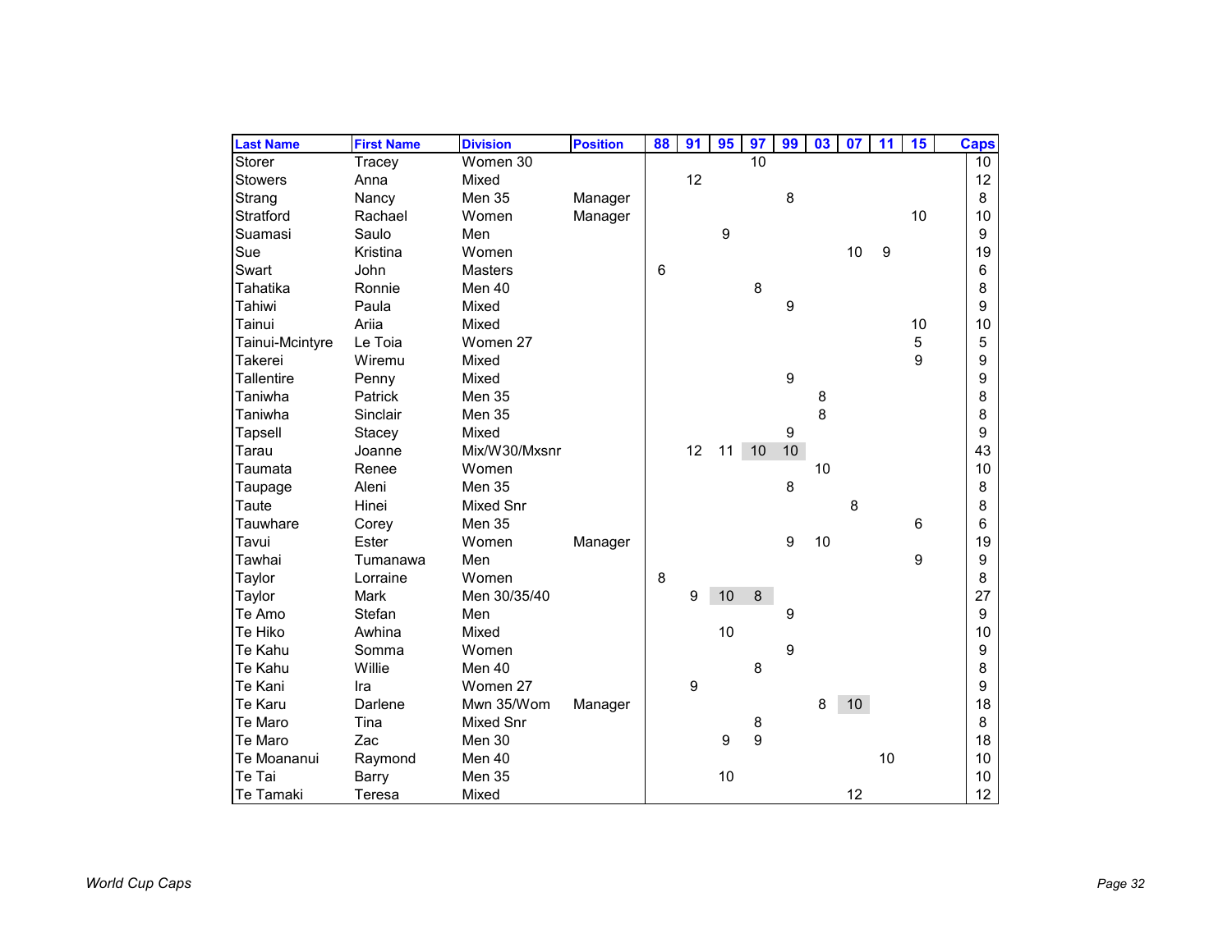| Last Name | First Name | Division | Position | 88 | 91 | 95 | 97 | 99 | 03 | 07 | 11 | 15 | Caps |
|---|---|---|---|---|---|---|---|---|---|---|---|---|---|
| Storer | Tracey | Women 30 | | | | | 10 | | | | | | 10 |
| Stowers | Anna | Mixed | | | 12 | | | | | | | | 12 |
| Strang | Nancy | Men 35 | Manager | | | | | 8 | | | | | 8 |
| Stratford | Rachael | Women | Manager | | | | | | | | | 10 | 10 |
| Suamasi | Saulo | Men | | | | 9 | | | | | | | 9 |
| Sue | Kristina | Women | | | | | | | | 10 | 9 | | 19 |
| Swart | John | Masters | | 6 | | | | | | | | | 6 |
| Tahatika | Ronnie | Men 40 | | | | | 8 | | | | | | 8 |
| Tahiwi | Paula | Mixed | | | | | | 9 | | | | | 9 |
| Tainui | Ariia | Mixed | | | | | | | | | | 10 | 10 |
| Tainui-Mcintyre | Le Toia | Women 27 | | | | | | | | | | 5 | 5 |
| Takerei | Wiremu | Mixed | | | | | | | | | | 9 | 9 |
| Tallentire | Penny | Mixed | | | | | | 9 | | | | | 9 |
| Taniwha | Patrick | Men 35 | | | | | | | 8 | | | | 8 |
| Taniwha | Sinclair | Men 35 | | | | | | | 8 | | | | 8 |
| Tapsell | Stacey | Mixed | | | | | | 9 | | | | | 9 |
| Tarau | Joanne | Mix/W30/Mxsnr | | | 12 | 11 | 10 | 10 | | | | | 43 |
| Taumata | Renee | Women | | | | | | | 10 | | | | 10 |
| Taupage | Aleni | Men 35 | | | | | | 8 | | | | | 8 |
| Taute | Hinei | Mixed Snr | | | | | | | | 8 | | | 8 |
| Tauwhare | Corey | Men 35 | | | | | | | | | | 6 | 6 |
| Tavui | Ester | Women | Manager | | | | | 9 | 10 | | | | 19 |
| Tawhai | Tumanawa | Men | | | | | | | | | | 9 | 9 |
| Taylor | Lorraine | Women | | 8 | | | | | | | | | 8 |
| Taylor | Mark | Men 30/35/40 | | | 9 | 10 | 8 | | | | | | 27 |
| Te Amo | Stefan | Men | | | | | | 9 | | | | | 9 |
| Te Hiko | Awhina | Mixed | | | | 10 | | | | | | | 10 |
| Te Kahu | Somma | Women | | | | | | 9 | | | | | 9 |
| Te Kahu | Willie | Men 40 | | | | | 8 | | | | | | 8 |
| Te Kani | Ira | Women 27 | | | 9 | | | | | | | | 9 |
| Te Karu | Darlene | Mwn 35/Wom | Manager | | | | | | 8 | 10 | | | 18 |
| Te Maro | Tina | Mixed Snr | | | | | 8 | | | | | | 8 |
| Te Maro | Zac | Men 30 | | | | 9 | 9 | | | | | | 18 |
| Te Moananui | Raymond | Men 40 | | | | | | | | | 10 | | 10 |
| Te Tai | Barry | Men 35 | | | | 10 | | | | | | | 10 |
| Te Tamaki | Teresa | Mixed | | | | | | | | 12 | | | 12 |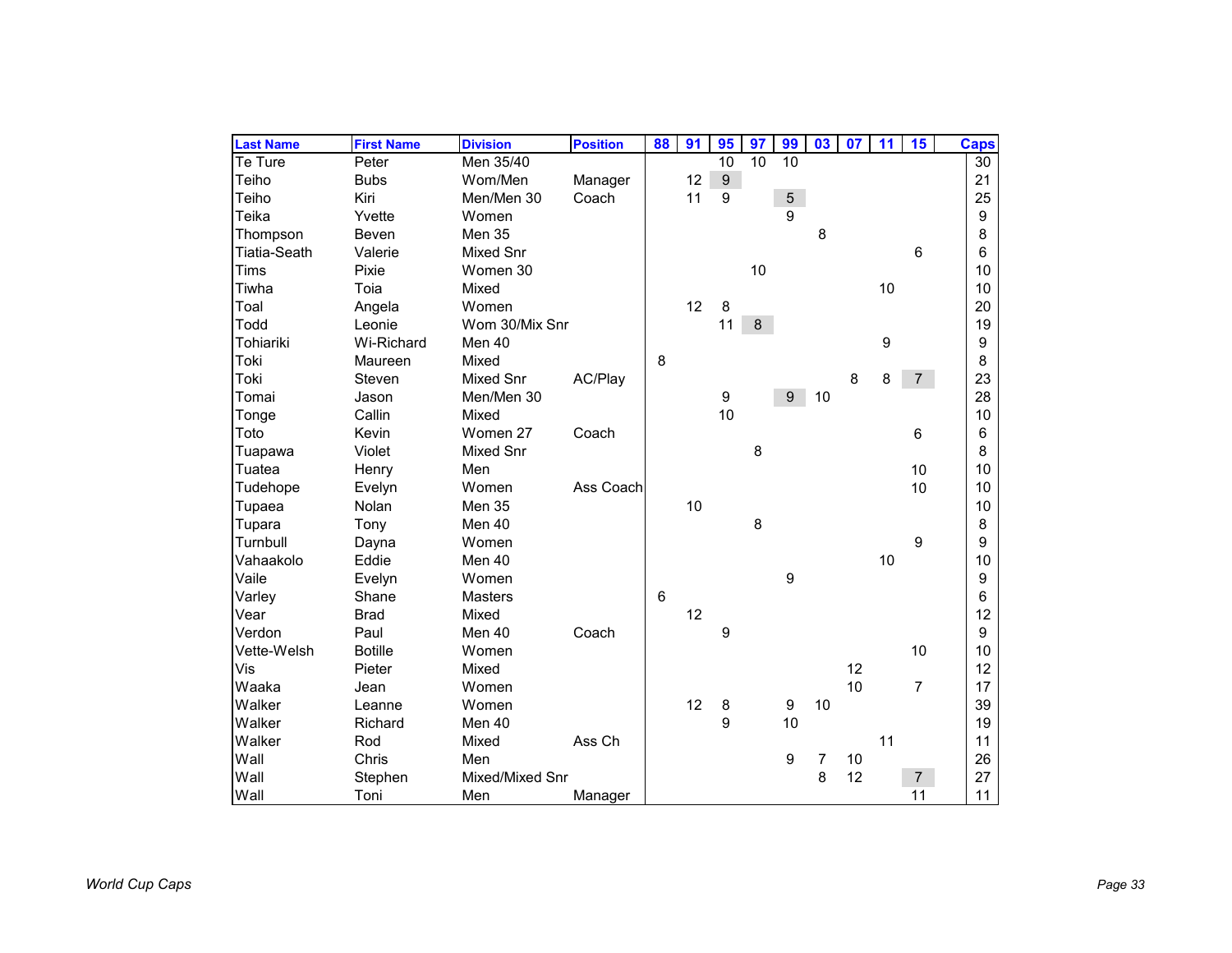| Last Name | First Name | Division | Position | 88 | 91 | 95 | 97 | 99 | 03 | 07 | 11 | 15 | Caps |
|---|---|---|---|---|---|---|---|---|---|---|---|---|---|
| Te Ture | Peter | Men 35/40 | | | | 10 | 10 | 10 | | | | | 30 |
| Teiho | Bubs | Wom/Men | Manager | | 12 | 9 | | | | | | | 21 |
| Teiho | Kiri | Men/Men 30 | Coach | | 11 | 9 | | 5 | | | | | 25 |
| Teika | Yvette | Women | | | | | | 9 | | | | | 9 |
| Thompson | Beven | Men 35 | | | | | | | 8 | | | | 8 |
| Tiatia-Seath | Valerie | Mixed Snr | | | | | | | | | | 6 | 6 |
| Tims | Pixie | Women 30 | | | | | 10 | | | | | | 10 |
| Tiwha | Toia | Mixed | | | | | | | | | 10 | | 10 |
| Toal | Angela | Women | | | 12 | 8 | | | | | | | 20 |
| Todd | Leonie | Wom 30/Mix Snr | | | | 11 | 8 | | | | | | 19 |
| Tohiariki | Wi-Richard | Men 40 | | | | | | | | | 9 | | 9 |
| Toki | Maureen | Mixed | | 8 | | | | | | | | | 8 |
| Toki | Steven | Mixed Snr | AC/Play | | | | | | | 8 | 8 | 7 | 23 |
| Tomai | Jason | Men/Men 30 | | | | 9 | | 9 | 10 | | | | 28 |
| Tonge | Callin | Mixed | | | | 10 | | | | | | | 10 |
| Toto | Kevin | Women 27 | Coach | | | | | | | | | 6 | 6 |
| Tuapawa | Violet | Mixed Snr | | | | | 8 | | | | | | 8 |
| Tuatea | Henry | Men | | | | | | | | | | 10 | 10 |
| Tudehope | Evelyn | Women | Ass Coach | | | | | | | | | 10 | 10 |
| Tupaea | Nolan | Men 35 | | | 10 | | | | | | | | 10 |
| Tupara | Tony | Men 40 | | | | | 8 | | | | | | 8 |
| Turnbull | Dayna | Women | | | | | | | | | | 9 | 9 |
| Vahaakolo | Eddie | Men 40 | | | | | | | | | 10 | | 10 |
| Vaile | Evelyn | Women | | | | | | 9 | | | | | 9 |
| Varley | Shane | Masters | | 6 | | | | | | | | | 6 |
| Vear | Brad | Mixed | | | 12 | | | | | | | | 12 |
| Verdon | Paul | Men 40 | Coach | | | 9 | | | | | | | 9 |
| Vette-Welsh | Botille | Women | | | | | | | | | | 10 | 10 |
| Vis | Pieter | Mixed | | | | | | | | 12 | | | 12 |
| Waaka | Jean | Women | | | | | | | | 10 | | 7 | 17 |
| Walker | Leanne | Women | | | 12 | 8 | | 9 | 10 | | | | 39 |
| Walker | Richard | Men 40 | | | | 9 | | 10 | | | | | 19 |
| Walker | Rod | Mixed | Ass Ch | | | | | | | | 11 | | 11 |
| Wall | Chris | Men | | | | | | 9 | 7 | 10 | | | 26 |
| Wall | Stephen | Mixed/Mixed Snr | | | | | | | 8 | 12 | | 7 | 27 |
| Wall | Toni | Men | Manager | | | | | | | | | 11 | 11 |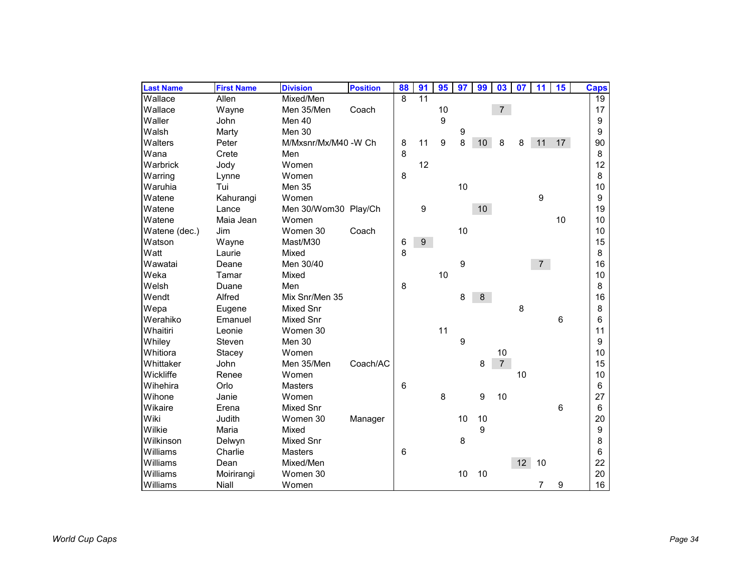| Last Name | First Name | Division | Position | 88 | 91 | 95 | 97 | 99 | 03 | 07 | 11 | 15 | Caps |
|---|---|---|---|---|---|---|---|---|---|---|---|---|---|
| Wallace | Allen | Mixed/Men | | 8 | 11 | | | | | | | | 19 |
| Wallace | Wayne | Men 35/Men | Coach | | | 10 | | | 7 | | | | 17 |
| Waller | John | Men 40 | | | | 9 | | | | | | | 9 |
| Walsh | Marty | Men 30 | | | | | 9 | | | | | | 9 |
| Walters | Peter | M/Mxsnr/Mx/M40 -W Ch | | 8 | 11 | 9 | 8 | 10 | 8 | 8 | 11 | 17 | 90 |
| Wana | Crete | Men | | 8 | | | | | | | | | 8 |
| Warbrick | Jody | Women | | | 12 | | | | | | | | 12 |
| Warring | Lynne | Women | | 8 | | | | | | | | | 8 |
| Waruhia | Tui | Men 35 | | | | | 10 | | | | | | 10 |
| Watene | Kahurangi | Women | | | | | | | | | 9 | | 9 |
| Watene | Lance | Men 30/Wom30 | Play/Ch | | 9 | | | 10 | | | | | 19 |
| Watene | Maia Jean | Women | | | | | | | | | | 10 | 10 |
| Watene (dec.) | Jim | Women 30 | Coach | | | | 10 | | | | | | 10 |
| Watson | Wayne | Mast/M30 | | 6 | 9 | | | | | | | | 15 |
| Watt | Laurie | Mixed | | 8 | | | | | | | | | 8 |
| Wawatai | Deane | Men 30/40 | | | | | 9 | | | | 7 | | 16 |
| Weka | Tamar | Mixed | | | | 10 | | | | | | | 10 |
| Welsh | Duane | Men | | 8 | | | | | | | | | 8 |
| Wendt | Alfred | Mix Snr/Men 35 | | | | | 8 | 8 | | | | | 16 |
| Wepa | Eugene | Mixed Snr | | | | | | | | 8 | | | 8 |
| Werahiko | Emanuel | Mixed Snr | | | | | | | | | | 6 | 6 |
| Whaitiri | Leonie | Women 30 | | | | 11 | | | | | | | 11 |
| Whiley | Steven | Men 30 | | | | | 9 | | | | | | 9 |
| Whitiora | Stacey | Women | | | | | | | 10 | | | | 10 |
| Whittaker | John | Men 35/Men | Coach/AC | | | | | 8 | 7 | | | | 15 |
| Wickliffe | Renee | Women | | | | | | | | 10 | | | 10 |
| Wihehira | Orlo | Masters | | 6 | | | | | | | | | 6 |
| Wihone | Janie | Women | | | | 8 | | 9 | 10 | | | | 27 |
| Wikaire | Erena | Mixed Snr | | | | | | | | | | 6 | 6 |
| Wiki | Judith | Women 30 | Manager | | | | 10 | 10 | | | | | 20 |
| Wilkie | Maria | Mixed | | | | | | 9 | | | | | 9 |
| Wilkinson | Delwyn | Mixed Snr | | | | | 8 | | | | | | 8 |
| Williams | Charlie | Masters | | 6 | | | | | | | | | 6 |
| Williams | Dean | Mixed/Men | | | | | | | | 12 | 10 | | 22 |
| Williams | Moirirangi | Women 30 | | | | | 10 | 10 | | | | | 20 |
| Williams | Niall | Women | | | | | | | | | 7 | 9 | 16 |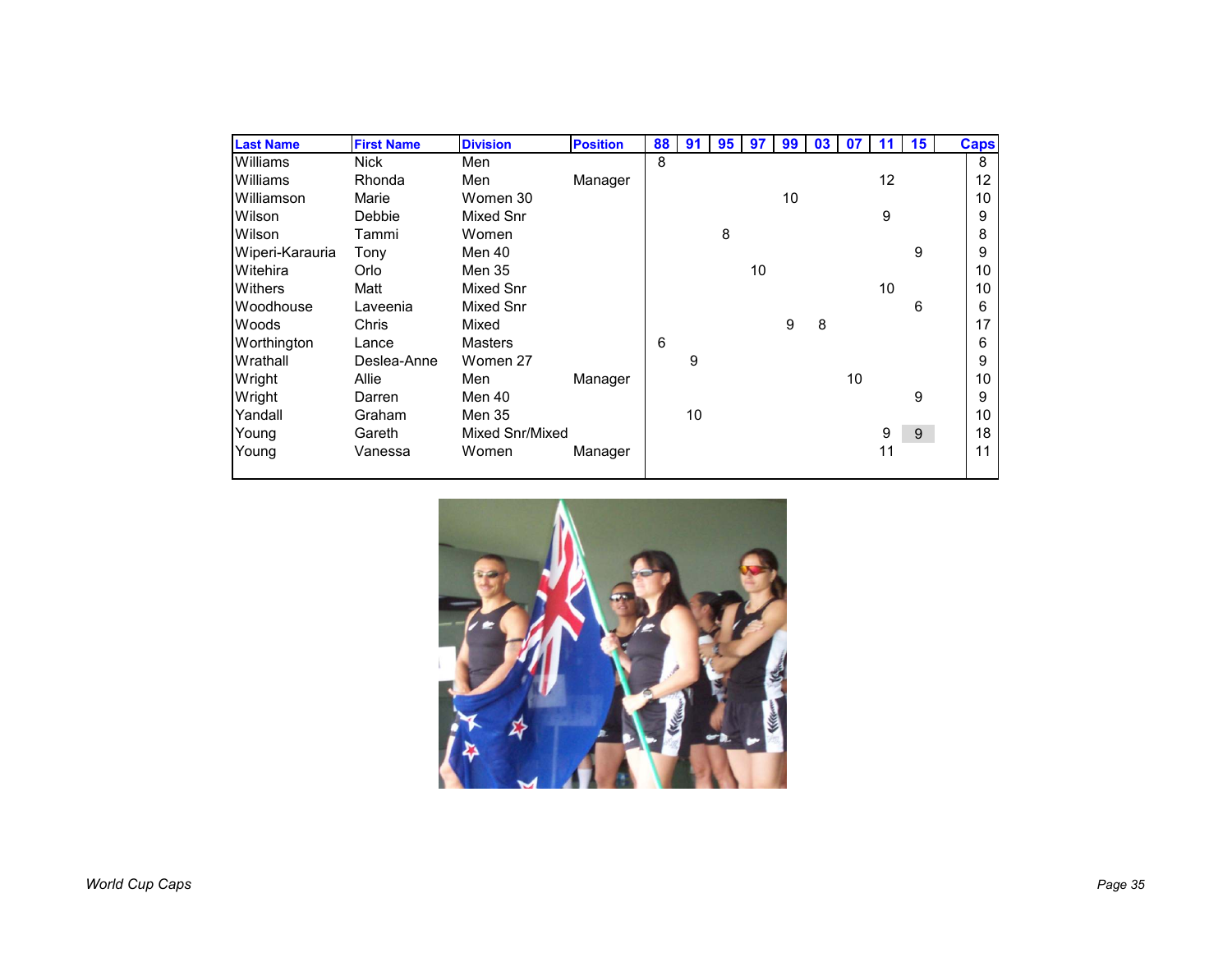| Last Name | First Name | Division | Position | 88 | 91 | 95 | 97 | 99 | 03 | 07 | 11 | 15 | Caps |
|---|---|---|---|---|---|---|---|---|---|---|---|---|---|
| Williams | Nick | Men | | 8 | | | | | | | | | 8 |
| Williams | Rhonda | Men | Manager | | | | | | | | 12 | | 12 |
| Williamson | Marie | Women 30 | | | | | | 10 | | | | | 10 |
| Wilson | Debbie | Mixed Snr | | | | | | | | | 9 | | 9 |
| Wilson | Tammi | Women | | | | 8 | | | | | | | 8 |
| Wiperi-Karauria | Tony | Men 40 | | | | | | | | | | 9 | 9 |
| Witehira | Orlo | Men 35 | | | | | 10 | | | | | | 10 |
| Withers | Matt | Mixed Snr | | | | | | | | | 10 | | 10 |
| Woodhouse | Laveenia | Mixed Snr | | | | | | | | | | 6 | 6 |
| Woods | Chris | Mixed | | | | | | 9 | 8 | | | | 17 |
| Worthington | Lance | Masters | | 6 | | | | | | | | | 6 |
| Wrathall | Deslea-Anne | Women 27 | | | 9 | | | | | | | | 9 |
| Wright | Allie | Men | Manager | | | | | | | 10 | | | 10 |
| Wright | Darren | Men 40 | | | | | | | | | | 9 | 9 |
| Yandall | Graham | Men 35 | | | 10 | | | | | | | | 10 |
| Young | Gareth | Mixed Snr/Mixed | | | | | | | | | 9 | 9 | 18 |
| Young | Vanessa | Women | Manager | | | | | | | | 11 | | 11 |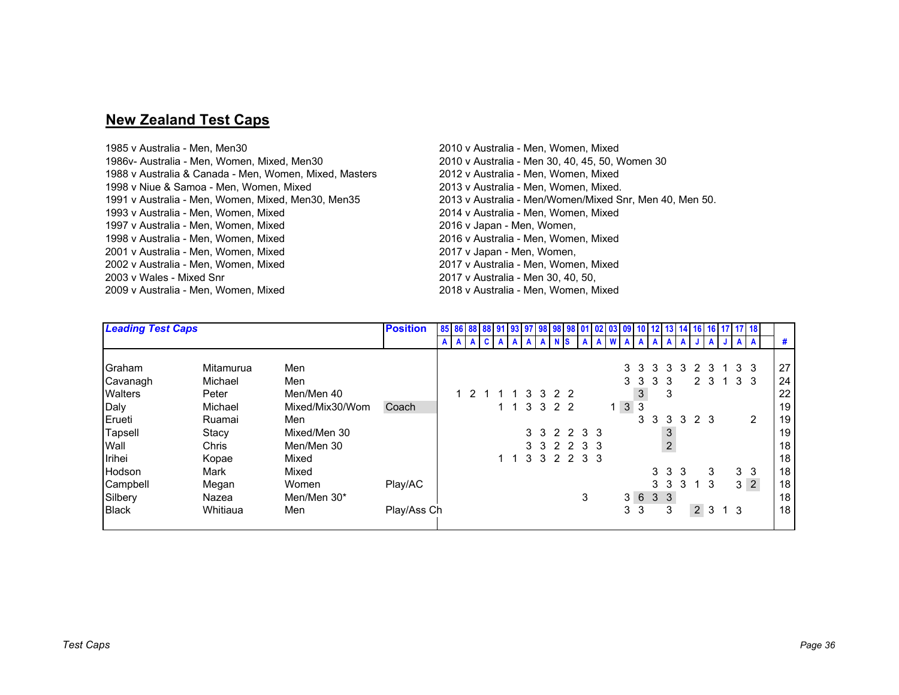## New Zealand Test Caps

1985 v Australia - Men, Men30
1986v- Australia - Men, Women, Mixed, Men30
1988 v Australia & Canada - Men, Women, Mixed, Masters
1998 v Niue & Samoa - Men, Women, Mixed
1991 v Australia - Men, Women, Mixed, Men30, Men35
1993 v Australia - Men, Women, Mixed
1997 v Australia - Men, Women, Mixed
1998 v Australia - Men, Women, Mixed
2001 v Australia - Men, Women, Mixed
2002 v Australia - Men, Women, Mixed
2003 v Wales - Mixed Snr
2009 v Australia - Men, Women, Mixed
2010 v Australia - Men, Women, Mixed
2010 v Australia - Men 30, 40, 45, 50, Women 30
2012 v Australia - Men, Women, Mixed
2013 v Australia - Men, Women, Mixed.
2013 v Australia - Men/Women/Mixed Snr, Men 40, Men 50.
2014 v Australia - Men, Women, Mixed
2016 v Japan - Men, Women,
2016 v Australia - Men, Women, Mixed
2017 v Japan - Men, Women,
2017 v Australia - Men, Women, Mixed
2017 v Australia - Men 30, 40, 50,
2018 v Australia - Men, Women, Mixed

| *Leading Test Caps* | | | Position | 85 | 86 | 88 | 88 | 91 | 93 | 97 | 98 | 98 | 98 | 01 | 02 | 03 | 09 | 10 | 12 | 13 | 14 | 16 | 16 | 17 | 17 | 18 | |
|---|---|---|---|---|---|---|---|---|---|---|---|---|---|---|---|---|---|---|---|---|---|---|---|---|---|---|---|
| | | | | A | A | A | C | A | A | A | A | N | S | A | A | W | A | A | A | A | A | J | A | J | A | A | # |
| Graham | Mitamurua | Men | | | | | | | | | | | | | | | 3 | 3 | 3 | 3 | 3 | 2 | 3 | 1 | 3 | 3 | 27 |
| Cavanagh | Michael | Men | | | | | | | | | | | | | | | 3 | 3 | 3 | 3 | | 2 | 3 | 1 | 3 | 3 | 24 |
| Walters | Peter | Men/Men 40 | | | 1 | 2 | 1 | 1 | 1 | 3 | 3 | 2 | 2 | | | | | 3 | | 3 | | | | | | | 22 |
| Daly | Michael | Mixed/Mix30/Wom | Coach | | | | | 1 | 1 | 3 | 3 | 2 | 2 | | | 1 | 3 | 3 | | | | | | | | | 19 |
| Erueti | Ruamai | Men | | | | | | | | | | | | | | | | 3 | 3 | 3 | 3 | 2 | 3 | | | 2 | 19 |
| Tapsell | Stacy | Mixed/Men 30 | | | | | | | | 3 | 3 | 2 | 2 | 3 | 3 | | | | | 3 | | | | | | | 19 |
| Wall | Chris | Men/Men 30 | | | | | | | | 3 | 3 | 2 | 2 | 3 | 3 | | | | | 2 | | | | | | | 18 |
| Irihei | Kopae | Mixed | | | | | | 1 | 1 | 3 | 3 | 2 | 2 | 3 | 3 | | | | | | | | | | | | 18 |
| Hodson | Mark | Mixed | | | | | | | | | | | | | | | | | 3 | 3 | 3 | | 3 | | 3 | 3 | 18 |
| Campbell | Megan | Women | Play/AC | | | | | | | | | | | | | | | | 3 | 3 | 3 | 1 | 3 | | 3 | 2 | 18 |
| Silbery | Nazea | Men/Men 30* | | | | | | | | | | | | 3 | | | 3 | 6 | 3 | 3 | | | | | | | 18 |
| Black | Whitiaua | Men | Play/Ass Ch | | | | | | | | | | | | | | 3 | 3 | | 3 | | 2 | 3 | 1 | 3 | | 18 |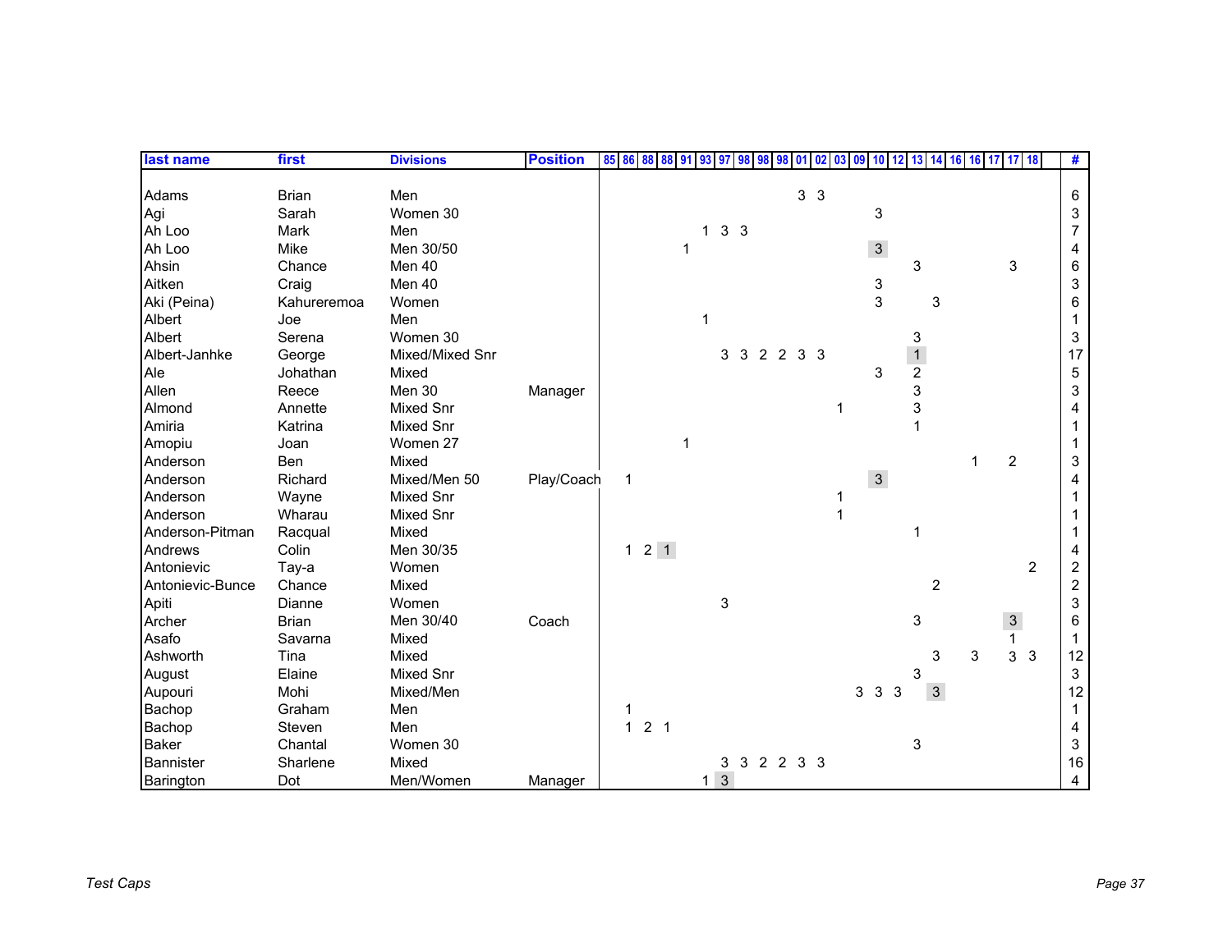| last name | first | Divisions | Position | 85 | 86 | 88 | 88 | 91 | 93 | 97 | 98 | 98 | 98 | 01 | 02 | 03 | 09 | 10 | 12 | 13 | 14 | 16 | 16 | 17 | 17 | 18 | | # |
|---|---|---|---|---|---|---|---|---|---|---|---|---|---|---|---|---|---|---|---|---|---|---|---|---|---|---|---|---|
| Adams | Brian | Men | | | | | | | | | | | | 3 | 3 | | | | | | | | | | | | | 6 |
| Agi | Sarah | Women 30 | | | | | | | | | | | | | | | | 3 | | | | | | | | | | 3 |
| Ah Loo | Mark | Men | | | | | | | 1 | 3 | 3 | | | | | | | | | | | | | | | | | 7 |
| Ah Loo | Mike | Men 30/50 | | | | | | 1 | | | | | | | | | | 3 | | | | | | | | | | 4 |
| Ahsin | Chance | Men 40 | | | | | | | | | | | | | | | | | | 3 | | | | | 3 | | | 6 |
| Aitken | Craig | Men 40 | | | | | | | | | | | | | | | | 3 | | | | | | | | | | 3 |
| Aki (Peina) | Kahureremoa | Women | | | | | | | | | | | | | | | | 3 | | | 3 | | | | | | | 6 |
| Albert | Joe | Men | | | | | | | 1 | | | | | | | | | | | | | | | | | | | 1 |
| Albert | Serena | Women 30 | | | | | | | | | | | | | | | | | | 3 | | | | | | | | 3 |
| Albert-Janhke | George | Mixed/Mixed Snr | | | | | | | | 3 | 3 | 2 | 2 | 3 | 3 | | | | | 1 | | | | | | | | 17 |
| Ale | Johathan | Mixed | | | | | | | | | | | | | | | | 3 | | 2 | | | | | | | | 5 |
| Allen | Reece | Men 30 | Manager | | | | | | | | | | | | | | | | | 3 | | | | | | | | 3 |
| Almond | Annette | Mixed Snr | | | | | | | | | | | | | | 1 | | | | 3 | | | | | | | | 4 |
| Amiria | Katrina | Mixed Snr | | | | | | | | | | | | | | | | | | 1 | | | | | | | | 1 |
| Amopiu | Joan | Women 27 | | | | | | 1 | | | | | | | | | | | | | | | | | | | | 1 |
| Anderson | Ben | Mixed | | | | | | | | | | | | | | | | | | | | | 1 | | 2 | | | 3 |
| Anderson | Richard | Mixed/Men 50 | Play/Coach | | 1 | | | | | | | | | | | | | 3 | | | | | | | | | | 4 |
| Anderson | Wayne | Mixed Snr | | | | | | | | | | | | | | 1 | | | | | | | | | | | | 1 |
| Anderson | Wharau | Mixed Snr | | | | | | | | | | | | | | 1 | | | | | | | | | | | | 1 |
| Anderson-Pitman | Racqual | Mixed | | | | | | | | | | | | | | | | | | 1 | | | | | | | | 1 |
| Andrews | Colin | Men 30/35 | | | 1 | 2 | 1 | | | | | | | | | | | | | | | | | | | | | 4 |
| Antonievic | Tay-a | Women | | | | | | | | | | | | | | | | | | | | | | | | 2 | | 2 |
| Antonievic-Bunce | Chance | Mixed | | | | | | | | | | | | | | | | | | | 2 | | | | | | | 2 |
| Apiti | Dianne | Women | | | | | | | | 3 | | | | | | | | | | | | | | | | | | 3 |
| Archer | Brian | Men 30/40 | Coach | | | | | | | | | | | | | | | | | 3 | | | | | 3 | | | 6 |
| Asafo | Savarna | Mixed | | | | | | | | | | | | | | | | | | | | | | | 1 | | | 1 |
| Ashworth | Tina | Mixed | | | | | | | | | | | | | | | | | | | 3 | | 3 | | 3 | 3 | | 12 |
| August | Elaine | Mixed Snr | | | | | | | | | | | | | | | | | | 3 | | | | | | | | 3 |
| Aupouri | Mohi | Mixed/Men | | | | | | | | | | | | | | | 3 | 3 | 3 | | 3 | | | | | | | 12 |
| Bachop | Graham | Men | | | 1 | | | | | | | | | | | | | | | | | | | | | | | 1 |
| Bachop | Steven | Men | | | 1 | 2 | 1 | | | | | | | | | | | | | | | | | | | | | 4 |
| Baker | Chantal | Women 30 | | | | | | | | | | | | | | | | | | 3 | | | | | | | | 3 |
| Bannister | Sharlene | Mixed | | | | | | | | 3 | 3 | 2 | 2 | 3 | 3 | | | | | | | | | | | | | 16 |
| Barington | Dot | Men/Women | Manager | | | | | | 1 | 3 | | | | | | | | | | | | | | | | | | 4 |

*Test Caps*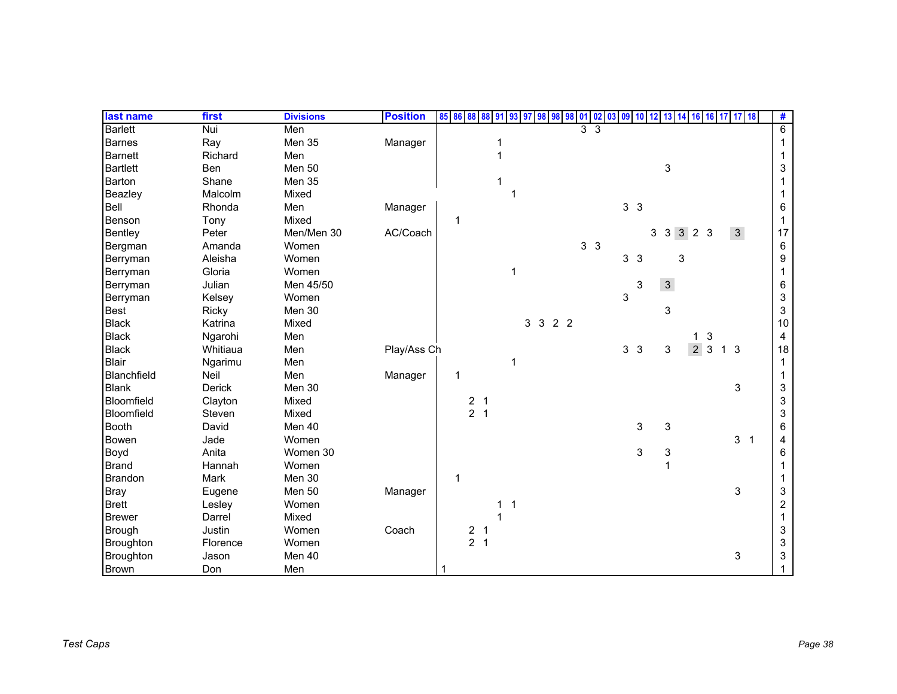| last name | first | Divisions | Position | 85 | 86 | 88 | 88 | 91 | 93 | 97 | 98 | 98 | 98 | 01 | 02 | 03 | 09 | 10 | 12 | 13 | 14 | 16 | 16 | 17 | 17 | 18 | | # |
|---|---|---|---|---|---|---|---|---|---|---|---|---|---|---|---|---|---|---|---|---|---|---|---|---|---|---|---|---|
| Barlett | Nui | Men | | | | | | | | | | | | 3 | 3 | | | | | | | | | | | | | 6 |
| Barnes | Ray | Men 35 | Manager | | | | | 1 | | | | | | | | | | | | | | | | | | | | 1 |
| Barnett | Richard | Men | | | | | | 1 | | | | | | | | | | | | | | | | | | | | 1 |
| Bartlett | Ben | Men 50 | | | | | | | | | | | | | | | | | | 3 | | | | | | | | 3 |
| Barton | Shane | Men 35 | | | | | | 1 | | | | | | | | | | | | | | | | | | | | 1 |
| Beazley | Malcolm | Mixed | | | | | | | 1 | | | | | | | | | | | | | | | | | | | 1 |
| Bell | Rhonda | Men | Manager | | | | | | | | | | | | | | 3 | 3 | | | | | | | | | | 6 |
| Benson | Tony | Mixed | | | 1 | | | | | | | | | | | | | | | | | | | | | | | 1 |
| Bentley | Peter | Men/Men 30 | AC/Coach | | | | | | | | | | | | | | | | 3 | 3 | 3 | 2 | 3 | | 3 | | | 17 |
| Bergman | Amanda | Women | | | | | | | | | | | | 3 | 3 | | | | | | | | | | | | | 6 |
| Berryman | Aleisha | Women | | | | | | | | | | | | | | | 3 | 3 | | | 3 | | | | | | | 9 |
| Berryman | Gloria | Women | | | | | | | 1 | | | | | | | | | | | | | | | | | | | 1 |
| Berryman | Julian | Men 45/50 | | | | | | | | | | | | | | | | 3 | | 3 | | | | | | | | 6 |
| Berryman | Kelsey | Women | | | | | | | | | | | | | | | 3 | | | | | | | | | | | 3 |
| Best | Ricky | Men 30 | | | | | | | | | | | | | | | | | | 3 | | | | | | | | 3 |
| Black | Katrina | Mixed | | | | | | | | 3 | 3 | 2 | 2 | | | | | | | | | | | | | | | 10 |
| Black | Ngarohi | Men | | | | | | | | | | | | | | | | | | | | 1 | 3 | | | | | 4 |
| Black | Whitiaua | Men | Play/Ass Ch | | | | | | | | | | | | | | 3 | 3 | | 3 | | 2 | 3 | 1 | 3 | | | 18 |
| Blair | Ngarimu | Men | | | | | | | 1 | | | | | | | | | | | | | | | | | | | 1 |
| Blanchfield | Neil | Men | Manager | | 1 | | | | | | | | | | | | | | | | | | | | | | | 1 |
| Blank | Derick | Men 30 | | | | | | | | | | | | | | | | | | | | | | | 3 | | | 3 |
| Bloomfield | Clayton | Mixed | | | | 2 | 1 | | | | | | | | | | | | | | | | | | | | | 3 |
| Bloomfield | Steven | Mixed | | | | 2 | 1 | | | | | | | | | | | | | | | | | | | | | 3 |
| Booth | David | Men 40 | | | | | | | | | | | | | | | | 3 | | 3 | | | | | | | | 6 |
| Bowen | Jade | Women | | | | | | | | | | | | | | | | | | | | | | | 3 | 1 | | 4 |
| Boyd | Anita | Women 30 | | | | | | | | | | | | | | | | 3 | | 3 | | | | | | | | 6 |
| Brand | Hannah | Women | | | | | | | | | | | | | | | | | | 1 | | | | | | | | 1 |
| Brandon | Mark | Men 30 | | | 1 | | | | | | | | | | | | | | | | | | | | | | | 1 |
| Bray | Eugene | Men 50 | Manager | | | | | | | | | | | | | | | | | | | | | | 3 | | | 3 |
| Brett | Lesley | Women | | | | | | 1 | 1 | | | | | | | | | | | | | | | | | | | 2 |
| Brewer | Darrel | Mixed | | | | | | 1 | | | | | | | | | | | | | | | | | | | | 1 |
| Brough | Justin | Women | Coach | | | 2 | 1 | | | | | | | | | | | | | | | | | | | | | 3 |
| Broughton | Florence | Women | | | | 2 | 1 | | | | | | | | | | | | | | | | | | | | | 3 |
| Broughton | Jason | Men 40 | | | | | | | | | | | | | | | | | | | | | | | 3 | | | 3 |
| Brown | Don | Men | | 1 | | | | | | | | | | | | | | | | | | | | | | | | 1 |

*Test Caps*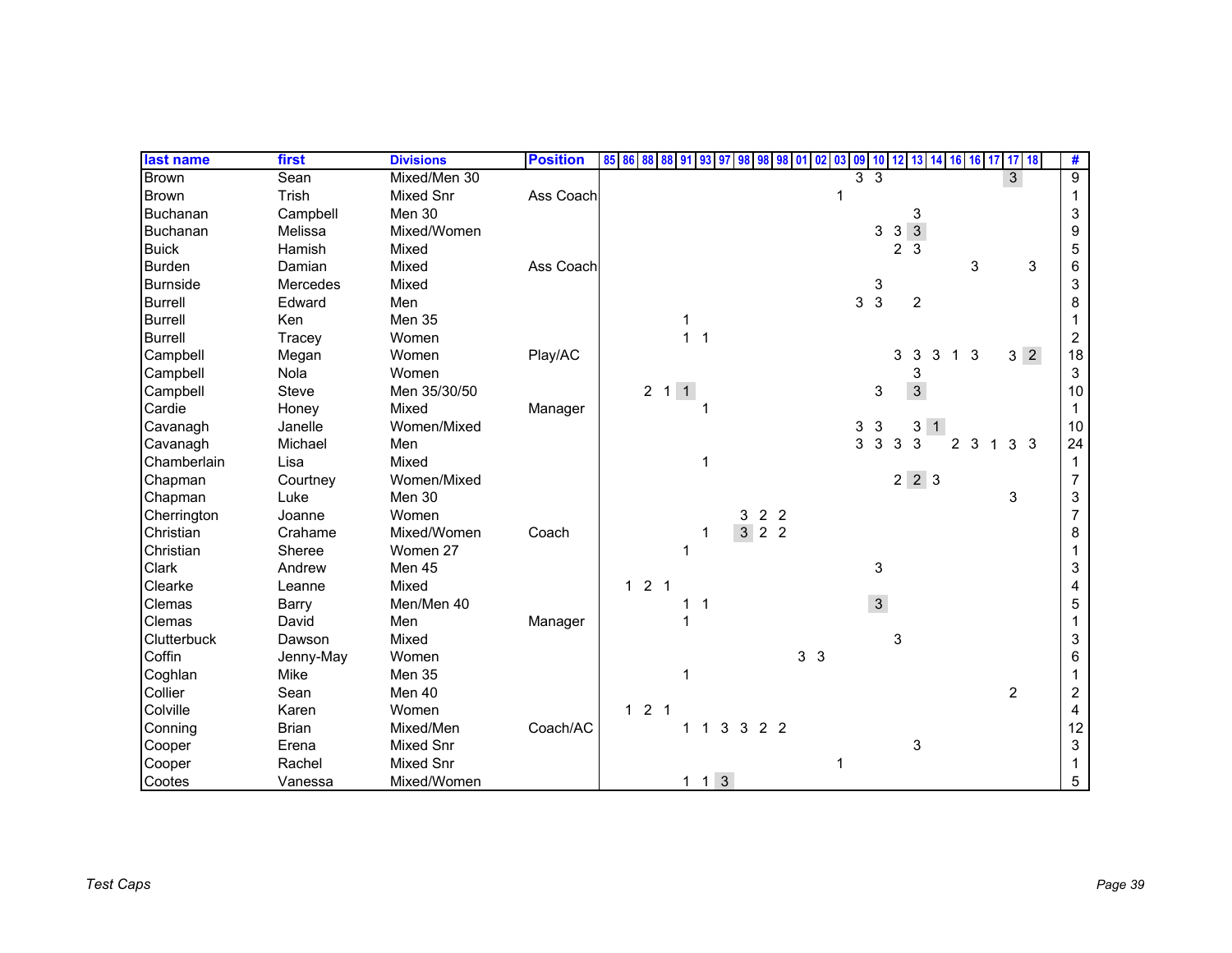| last name | first | Divisions | Position | 85 | 86 | 88 | 88 | 91 | 93 | 97 | 98 | 98 | 98 | 01 | 02 | 03 | 09 | 10 | 12 | 13 | 14 | 16 | 16 | 17 | 17 | 18 | | # |
|---|---|---|---|---|---|---|---|---|---|---|---|---|---|---|---|---|---|---|---|---|---|---|---|---|---|---|---|---|
| Brown | Sean | Mixed/Men 30 | | | | | | | | | | | | | | | 3 | 3 | | | | | | | 3 | | | 9 |
| Brown | Trish | Mixed Snr | Ass Coach | | | | | | | | | | | | | 1 | | | | | | | | | | | | 1 |
| Buchanan | Campbell | Men 30 | | | | | | | | | | | | | | | | | | 3 | | | | | | | | 3 |
| Buchanan | Melissa | Mixed/Women | | | | | | | | | | | | | | | | 3 | 3 | 3 | | | | | | | | 9 |
| Buick | Hamish | Mixed | | | | | | | | | | | | | | | | | 2 | 3 | | | | | | | | 5 |
| Burden | Damian | Mixed | Ass Coach | | | | | | | | | | | | | | | | | | | | 3 | | | 3 | | 6 |
| Burnside | Mercedes | Mixed | | | | | | | | | | | | | | | | 3 | | | | | | | | | | 3 |
| Burrell | Edward | Men | | | | | | | | | | | | | | | 3 | 3 | | 2 | | | | | | | | 8 |
| Burrell | Ken | Men 35 | | | | | | 1 | | | | | | | | | | | | | | | | | | | | 1 |
| Burrell | Tracey | Women | | | | | | 1 | 1 | | | | | | | | | | | | | | | | | | | 2 |
| Campbell | Megan | Women | Play/AC | | | | | | | | | | | | | | | | 3 | 3 | 3 | 1 | 3 | | 3 | 2 | | 18 |
| Campbell | Nola | Women | | | | | | | | | | | | | | | | | | 3 | | | | | | | | 3 |
| Campbell | Steve | Men 35/30/50 | | | | 2 | 1 | 1 | | | | | | | | | | 3 | | 3 | | | | | | | | 10 |
| Cardie | Honey | Mixed | Manager | | | | | | 1 | | | | | | | | | | | | | | | | | | | 1 |
| Cavanagh | Janelle | Women/Mixed | | | | | | | | | | | | | | | 3 | 3 | | 3 | 1 | | | | | | | 10 |
| Cavanagh | Michael | Men | | | | | | | | | | | | | | | 3 | 3 | 3 | 3 | | 2 | 3 | 1 | 3 | 3 | | 24 |
| Chamberlain | Lisa | Mixed | | | | | | | 1 | | | | | | | | | | | | | | | | | | | 1 |
| Chapman | Courtney | Women/Mixed | | | | | | | | | | | | | | | | | 2 | 2 | 3 | | | | | | | 7 |
| Chapman | Luke | Men 30 | | | | | | | | | | | | | | | | | | | | | | | 3 | | | 3 |
| Cherrington | Joanne | Women | | | | | | | | | 3 | 2 | 2 | | | | | | | | | | | | | | | 7 |
| Christian | Crahame | Mixed/Women | Coach | | | | | | 1 | | 3 | 2 | 2 | | | | | | | | | | | | | | | 8 |
| Christian | Sheree | Women 27 | | | | | | 1 | | | | | | | | | | | | | | | | | | | | 1 |
| Clark | Andrew | Men 45 | | | | | | | | | | | | | | | | 3 | | | | | | | | | | 3 |
| Clearke | Leanne | Mixed | | | 1 | 2 | 1 | | | | | | | | | | | | | | | | | | | | | 4 |
| Clemas | Barry | Men/Men 40 | | | | | | 1 | 1 | | | | | | | | | 3 | | | | | | | | | | 5 |
| Clemas | David | Men | Manager | | | | | 1 | | | | | | | | | | | | | | | | | | | | 1 |
| Clutterbuck | Dawson | Mixed | | | | | | | | | | | | | | | | | 3 | | | | | | | | | 3 |
| Coffin | Jenny-May | Women | | | | | | | | | | | | 3 | 3 | | | | | | | | | | | | | 6 |
| Coghlan | Mike | Men 35 | | | | | | 1 | | | | | | | | | | | | | | | | | | | | 1 |
| Collier | Sean | Men 40 | | | | | | | | | | | | | | | | | | | | | | | 2 | | | 2 |
| Colville | Karen | Women | | | 1 | 2 | 1 | | | | | | | | | | | | | | | | | | | | | 4 |
| Conning | Brian | Mixed/Men | Coach/AC | | | | | 1 | 1 | 3 | 3 | 2 | 2 | | | | | | | | | | | | | | | 12 |
| Cooper | Erena | Mixed Snr | | | | | | | | | | | | | | | | | | 3 | | | | | | | | 3 |
| Cooper | Rachel | Mixed Snr | | | | | | | | | | | | | | 1 | | | | | | | | | | | | 1 |
| Cootes | Vanessa | Mixed/Women | | | | | | 1 | 1 | 3 | | | | | | | | | | | | | | | | | | 5 |

*Test Caps*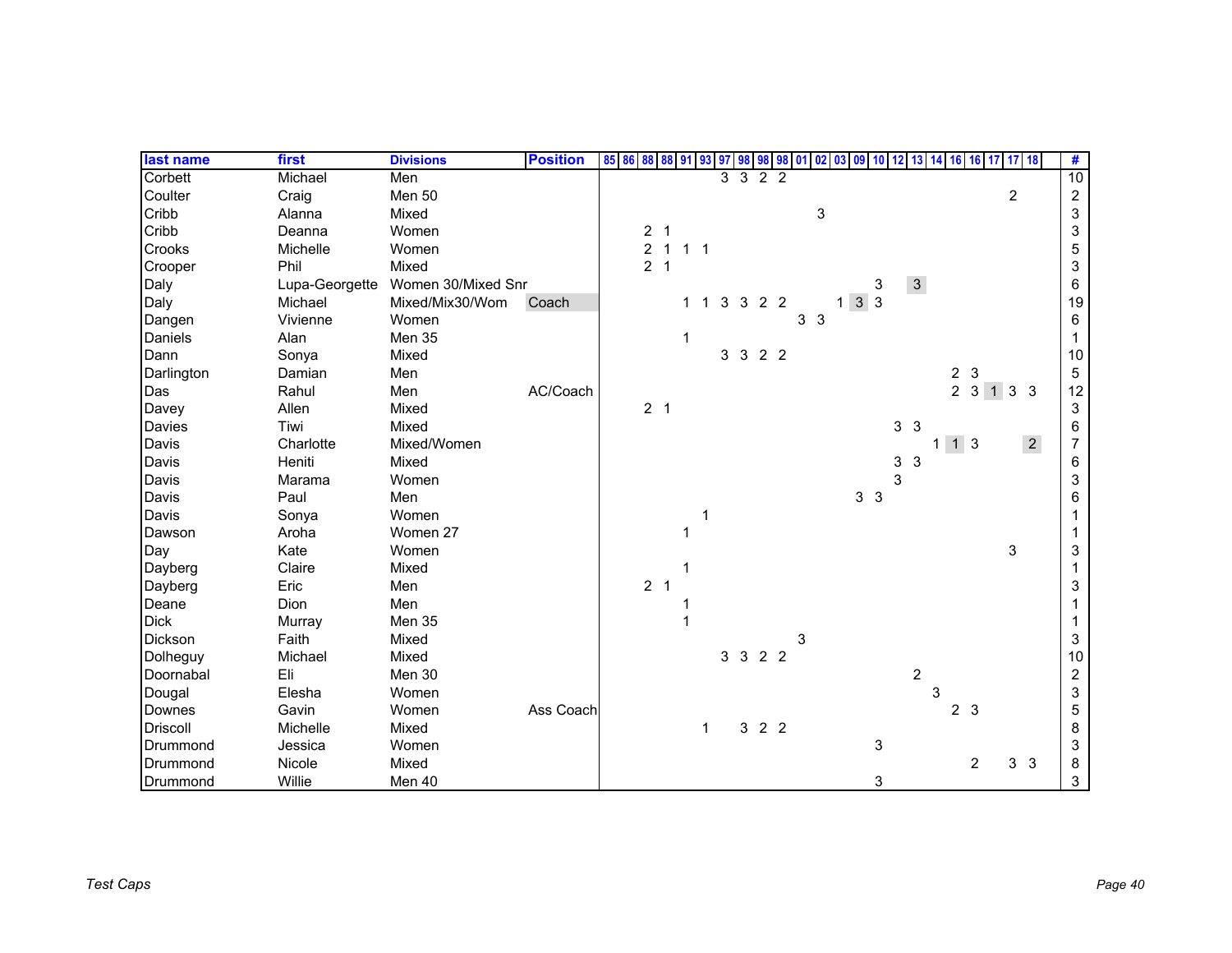| last name | first | Divisions | Position | 85 | 86 | 88 | 88 | 91 | 93 | 97 | 98 | 98 | 98 | 01 | 02 | 03 | 09 | 10 | 12 | 13 | 14 | 16 | 16 | 17 | 17 | 18 | | # |
|---|---|---|---|---|---|---|---|---|---|---|---|---|---|---|---|---|---|---|---|---|---|---|---|---|---|---|---|---|
| Corbett | Michael | Men | | | | | | | | 3 | 3 | 2 | 2 | | | | | | | | | | | | | | | 10 |
| Coulter | Craig | Men 50 | | | | | | | | | | | | | | | | | | | | | | | 2 | | | 2 |
| Cribb | Alanna | Mixed | | | | | | | | | | | | | 3 | | | | | | | | | | | | | 3 |
| Cribb | Deanna | Women | | | | 2 | 1 | | | | | | | | | | | | | | | | | | | | | 3 |
| Crooks | Michelle | Women | | | | 2 | 1 | 1 | 1 | | | | | | | | | | | | | | | | | | | 5 |
| Crooper | Phil | Mixed | | | | 2 | 1 | | | | | | | | | | | | | | | | | | | | | 3 |
| Daly | Lupa-Georgette | Women 30/Mixed Snr | | | | | | | | | | | | | | | | 3 | | 3 | | | | | | | | 6 |
| Daly | Michael | Mixed/Mix30/Wom | Coach | | | | | 1 | 1 | 3 | 3 | 2 | 2 | | | 1 | 3 | 3 | | | | | | | | | | 19 |
| Dangen | Vivienne | Women | | | | | | | | | | | | 3 | 3 | | | | | | | | | | | | | 6 |
| Daniels | Alan | Men 35 | | | | | | 1 | | | | | | | | | | | | | | | | | | | | 1 |
| Dann | Sonya | Mixed | | | | | | | | 3 | 3 | 2 | 2 | | | | | | | | | | | | | | | 10 |
| Darlington | Damian | Men | | | | | | | | | | | | | | | | | | | | 2 | 3 | | | | | 5 |
| Das | Rahul | Men | AC/Coach | | | | | | | | | | | | | | | | | | | 2 | 3 | 1 | 3 | 3 | | 12 |
| Davey | Allen | Mixed | | | | 2 | 1 | | | | | | | | | | | | | | | | | | | | | 3 |
| Davies | Tiwi | Mixed | | | | | | | | | | | | | | | | | 3 | 3 | | | | | | | | 6 |
| Davis | Charlotte | Mixed/Women | | | | | | | | | | | | | | | | | | | 1 | 1 | 3 | | | 2 | | 7 |
| Davis | Heniti | Mixed | | | | | | | | | | | | | | | | | 3 | 3 | | | | | | | | 6 |
| Davis | Marama | Women | | | | | | | | | | | | | | | | | 3 | | | | | | | | | 3 |
| Davis | Paul | Men | | | | | | | | | | | | | | | 3 | 3 | | | | | | | | | | 6 |
| Davis | Sonya | Women | | | | | | | 1 | | | | | | | | | | | | | | | | | | | 1 |
| Dawson | Aroha | Women 27 | | | | | | 1 | | | | | | | | | | | | | | | | | | | | 1 |
| Day | Kate | Women | | | | | | | | | | | | | | | | | | | | | | | 3 | | | 3 |
| Dayberg | Claire | Mixed | | | | | | 1 | | | | | | | | | | | | | | | | | | | | 1 |
| Dayberg | Eric | Men | | | | 2 | 1 | | | | | | | | | | | | | | | | | | | | | 3 |
| Deane | Dion | Men | | | | | | 1 | | | | | | | | | | | | | | | | | | | | 1 |
| Dick | Murray | Men 35 | | | | | | 1 | | | | | | | | | | | | | | | | | | | | 1 |
| Dickson | Faith | Mixed | | | | | | | | | | | | 3 | | | | | | | | | | | | | | 3 |
| Dolheguy | Michael | Mixed | | | | | | | | 3 | 3 | 2 | 2 | | | | | | | | | | | | | | | 10 |
| Doornabal | Eli | Men 30 | | | | | | | | | | | | | | | | | | 2 | | | | | | | | 2 |
| Dougal | Elesha | Women | | | | | | | | | | | | | | | | | | | 3 | | | | | | | 3 |
| Downes | Gavin | Women | Ass Coach | | | | | | | | | | | | | | | | | | | 2 | 3 | | | | | 5 |
| Driscoll | Michelle | Mixed | | | | | | | 1 | | 3 | 2 | 2 | | | | | | | | | | | | | | | 8 |
| Drummond | Jessica | Women | | | | | | | | | | | | | | | | 3 | | | | | | | | | | 3 |
| Drummond | Nicole | Mixed | | | | | | | | | | | | | | | | | | | | | 2 | | 3 | 3 | | 8 |
| Drummond | Willie | Men 40 | | | | | | | | | | | | | | | | 3 | | | | | | | | | | 3 |

*Test Caps*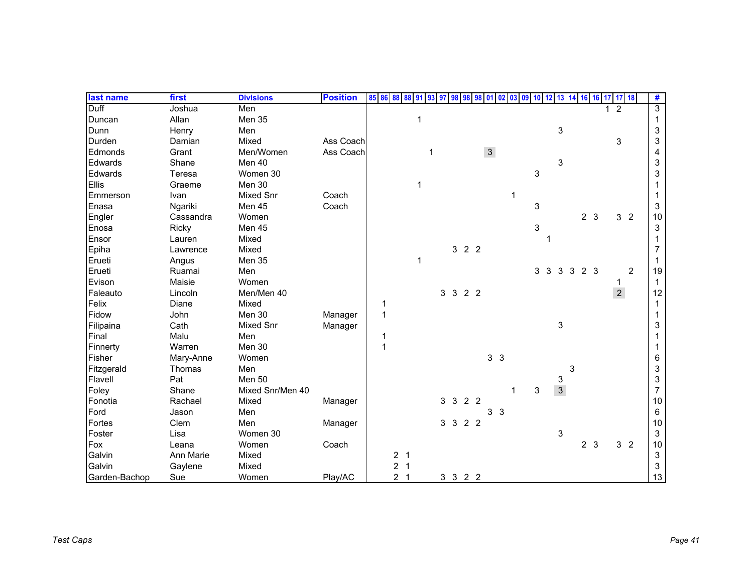| last name | first | Divisions | Position | 85 | 86 | 88 | 88 | 91 | 93 | 97 | 98 | 98 | 98 | 01 | 02 | 03 | 09 | 10 | 12 | 13 | 14 | 16 | 16 | 17 | 17 | 18 | | # |
|---|---|---|---|---|---|---|---|---|---|---|---|---|---|---|---|---|---|---|---|---|---|---|---|---|---|---|---|---|
| Duff | Joshua | Men | | | | | | | | | | | | | | | | | | | | | | 1 | 2 | | | 3 |
| Duncan | Allan | Men 35 | | | | | | 1 | | | | | | | | | | | | | | | | | | | | 1 |
| Dunn | Henry | Men | | | | | | | | | | | | | | | | | | 3 | | | | | | | | 3 |
| Durden | Damian | Mixed | Ass Coach | | | | | | | | | | | | | | | | | | | | | | 3 | | | 3 |
| Edmonds | Grant | Men/Women | Ass Coach | | | | | | 1 | | | | | 3 | | | | | | | | | | | | | | 4 |
| Edwards | Shane | Men 40 | | | | | | | | | | | | | | | | | | 3 | | | | | | | | 3 |
| Edwards | Teresa | Women 30 | | | | | | | | | | | | | | | | 3 | | | | | | | | | | 3 |
| Ellis | Graeme | Men 30 | | | | | | 1 | | | | | | | | | | | | | | | | | | | | 1 |
| Emmerson | Ivan | Mixed Snr | Coach | | | | | | | | | | | | | 1 | | | | | | | | | | | | 1 |
| Enasa | Ngariki | Men 45 | Coach | | | | | | | | | | | | | | | 3 | | | | | | | | | | 3 |
| Engler | Cassandra | Women | | | | | | | | | | | | | | | | | | | | 2 | 3 | | 3 | 2 | | 10 |
| Enosa | Ricky | Men 45 | | | | | | | | | | | | | | | | 3 | | | | | | | | | | 3 |
| Ensor | Lauren | Mixed | | | | | | | | | | | | | | | | | 1 | | | | | | | | | 1 |
| Epiha | Lawrence | Mixed | | | | | | | | | 3 | 2 | 2 | | | | | | | | | | | | | | | 7 |
| Erueti | Angus | Men 35 | | | | | | 1 | | | | | | | | | | | | | | | | | | | | 1 |
| Erueti | Ruamai | Men | | | | | | | | | | | | | | | | 3 | 3 | 3 | 3 | 2 | 3 | | | 2 | | 19 |
| Evison | Maisie | Women | | | | | | | | | | | | | | | | | | | | | | | 1 | | | 1 |
| Faleauto | Lincoln | Men/Men 40 | | | | | | | | 3 | 3 | 2 | 2 | | | | | | | | | | | | 2 | | | 12 |
| Felix | Diane | Mixed | | | 1 | | | | | | | | | | | | | | | | | | | | | | | 1 |
| Fidow | John | Men 30 | Manager | | 1 | | | | | | | | | | | | | | | | | | | | | | | 1 |
| Filipaina | Cath | Mixed Snr | Manager | | | | | | | | | | | | | | | | | 3 | | | | | | | | 3 |
| Final | Malu | Men | | | 1 | | | | | | | | | | | | | | | | | | | | | | | 1 |
| Finnerty | Warren | Men 30 | | | 1 | | | | | | | | | | | | | | | | | | | | | | | 1 |
| Fisher | Mary-Anne | Women | | | | | | | | | | | | 3 | 3 | | | | | | | | | | | | | 6 |
| Fitzgerald | Thomas | Men | | | | | | | | | | | | | | | | | | | 3 | | | | | | | 3 |
| Flavell | Pat | Men 50 | | | | | | | | | | | | | | | | | | 3 | | | | | | | | 3 |
| Foley | Shane | Mixed Snr/Men 40 | | | | | | | | | | | | | | 1 | | 3 | | 3 | | | | | | | | 7 |
| Fonotia | Rachael | Mixed | Manager | | | | | | | 3 | 3 | 2 | 2 | | | | | | | | | | | | | | | 10 |
| Ford | Jason | Men | | | | | | | | | | | | 3 | 3 | | | | | | | | | | | | | 6 |
| Fortes | Clem | Men | Manager | | | | | | | 3 | 3 | 2 | 2 | | | | | | | | | | | | | | | 10 |
| Foster | Lisa | Women 30 | | | | | | | | | | | | | | | | | | 3 | | | | | | | | 3 |
| Fox | Leana | Women | Coach | | | | | | | | | | | | | | | | | | | 2 | 3 | | 3 | 2 | | 10 |
| Galvin | Ann Marie | Mixed | | | | 2 | 1 | | | | | | | | | | | | | | | | | | | | | 3 |
| Galvin | Gaylene | Mixed | | | | 2 | 1 | | | | | | | | | | | | | | | | | | | | | 3 |
| Garden-Bachop | Sue | Women | Play/AC | | | 2 | 1 | | | 3 | 3 | 2 | 2 | | | | | | | | | | | | | | | 13 |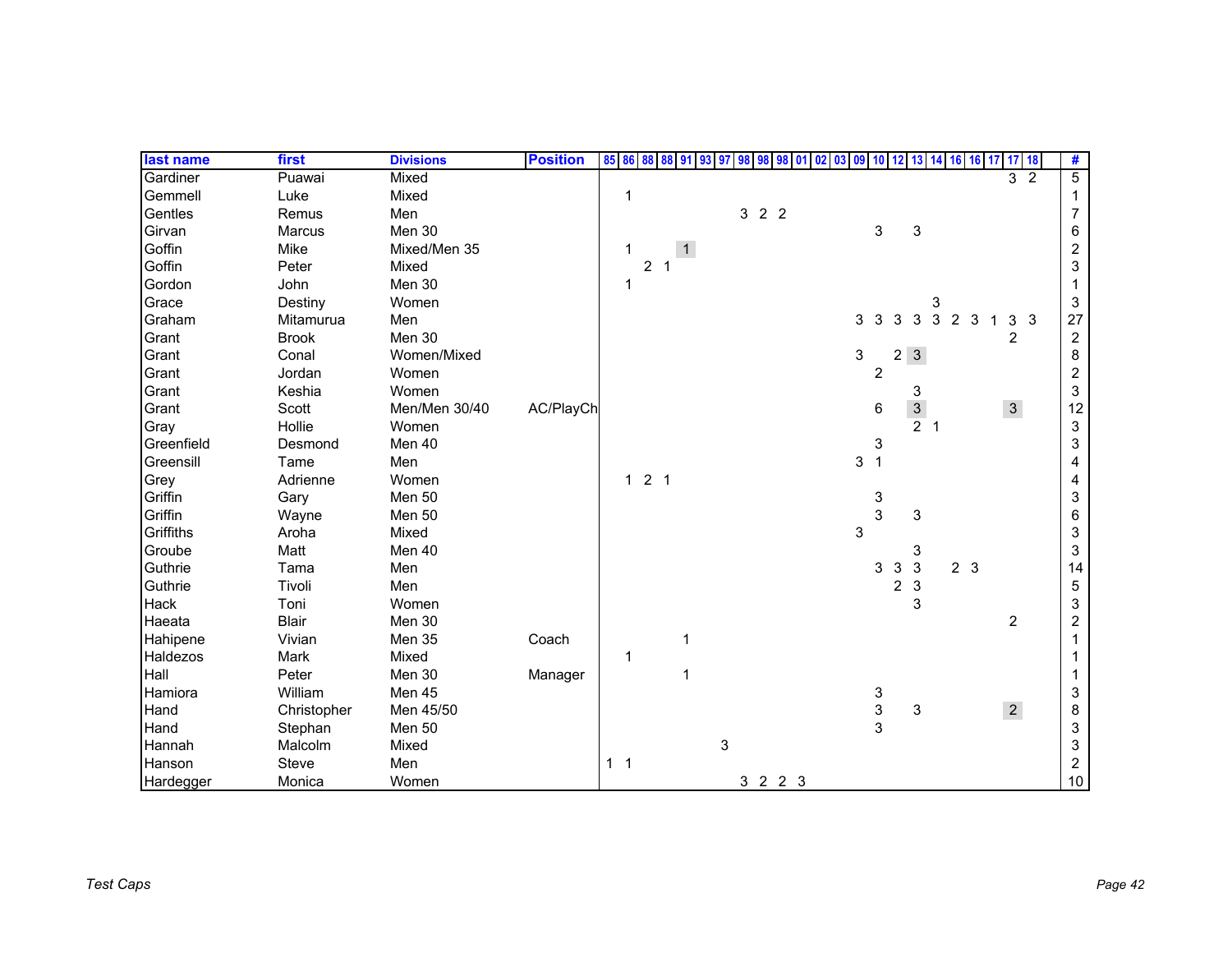| last name | first | Divisions | Position | 85 | 86 | 88 | 88 | 91 | 93 | 97 | 98 | 98 | 98 | 01 | 02 | 03 | 09 | 10 | 12 | 13 | 14 | 16 | 16 | 17 | 17 | 18 | | # |
|---|---|---|---|---|---|---|---|---|---|---|---|---|---|---|---|---|---|---|---|---|---|---|---|---|---|---|---|---|
| Gardiner | Puawai | Mixed | | | | | | | | | | | | | | | | | | | | | | | 3 | 2 | | 5 |
| Gemmell | Luke | Mixed | | | 1 | | | | | | | | | | | | | | | | | | | | | | | 1 |
| Gentles | Remus | Men | | | | | | | | | 3 | 2 | 2 | | | | | | | | | | | | | | | 7 |
| Girvan | Marcus | Men 30 | | | | | | | | | | | | | | | | 3 | | 3 | | | | | | | | 6 |
| Goffin | Mike | Mixed/Men 35 | | | 1 | | | 1 | | | | | | | | | | | | | | | | | | | | 2 |
| Goffin | Peter | Mixed | | | | 2 | 1 | | | | | | | | | | | | | | | | | | | | | 3 |
| Gordon | John | Men 30 | | | 1 | | | | | | | | | | | | | | | | | | | | | | | 1 |
| Grace | Destiny | Women | | | | | | | | | | | | | | | | | | | 3 | | | | | | | 3 |
| Graham | Mitamurua | Men | | | | | | | | | | | | | | | 3 | 3 | 3 | 3 | 3 | 2 | 3 | 1 | 3 | 3 | | 27 |
| Grant | Brook | Men 30 | | | | | | | | | | | | | | | | | | | | | | | 2 | | | 2 |
| Grant | Conal | Women/Mixed | | | | | | | | | | | | | | | 3 | | 2 | 3 | | | | | | | | 8 |
| Grant | Jordan | Women | | | | | | | | | | | | | | | | 2 | | | | | | | | | | 2 |
| Grant | Keshia | Women | | | | | | | | | | | | | | | | | | 3 | | | | | | | | 3 |
| Grant | Scott | Men/Men 30/40 | AC/PlayCh | | | | | | | | | | | | | | | 6 | | 3 | | | | | 3 | | | 12 |
| Gray | Hollie | Women | | | | | | | | | | | | | | | | | | 2 | 1 | | | | | | | 3 |
| Greenfield | Desmond | Men 40 | | | | | | | | | | | | | | | | 3 | | | | | | | | | | 3 |
| Greensill | Tame | Men | | | | | | | | | | | | | | | 3 | 1 | | | | | | | | | | 4 |
| Grey | Adrienne | Women | | | 1 | 2 | 1 | | | | | | | | | | | | | | | | | | | | | 4 |
| Griffin | Gary | Men 50 | | | | | | | | | | | | | | | | 3 | | | | | | | | | | 3 |
| Griffin | Wayne | Men 50 | | | | | | | | | | | | | | | | 3 | | 3 | | | | | | | | 6 |
| Griffiths | Aroha | Mixed | | | | | | | | | | | | | | | 3 | | | | | | | | | | | 3 |
| Groube | Matt | Men 40 | | | | | | | | | | | | | | | | | | 3 | | | | | | | | 3 |
| Guthrie | Tama | Men | | | | | | | | | | | | | | | | 3 | 3 | 3 | | 2 | 3 | | | | | 14 |
| Guthrie | Tivoli | Men | | | | | | | | | | | | | | | | | 2 | 3 | | | | | | | | 5 |
| Hack | Toni | Women | | | | | | | | | | | | | | | | | | 3 | | | | | | | | 3 |
| Haeata | Blair | Men 30 | | | | | | | | | | | | | | | | | | | | | | | 2 | | | 2 |
| Hahipene | Vivian | Men 35 | Coach | | | | | 1 | | | | | | | | | | | | | | | | | | | | 1 |
| Haldezos | Mark | Mixed | | | 1 | | | | | | | | | | | | | | | | | | | | | | | 1 |
| Hall | Peter | Men 30 | Manager | | | | | 1 | | | | | | | | | | | | | | | | | | | | 1 |
| Hamiora | William | Men 45 | | | | | | | | | | | | | | | | 3 | | | | | | | | | | 3 |
| Hand | Christopher | Men 45/50 | | | | | | | | | | | | | | | | 3 | | 3 | | | | | 2 | | | 8 |
| Hand | Stephan | Men 50 | | | | | | | | | | | | | | | | 3 | | | | | | | | | | 3 |
| Hannah | Malcolm | Mixed | | | | | | | | 3 | | | | | | | | | | | | | | | | | | 3 |
| Hanson | Steve | Men | | 1 | 1 | | | | | | | | | | | | | | | | | | | | | | | 2 |
| Hardegger | Monica | Women | | | | | | | | | 3 | 2 | 2 | 3 | | | | | | | | | | | | | | 10 |

*Test Caps*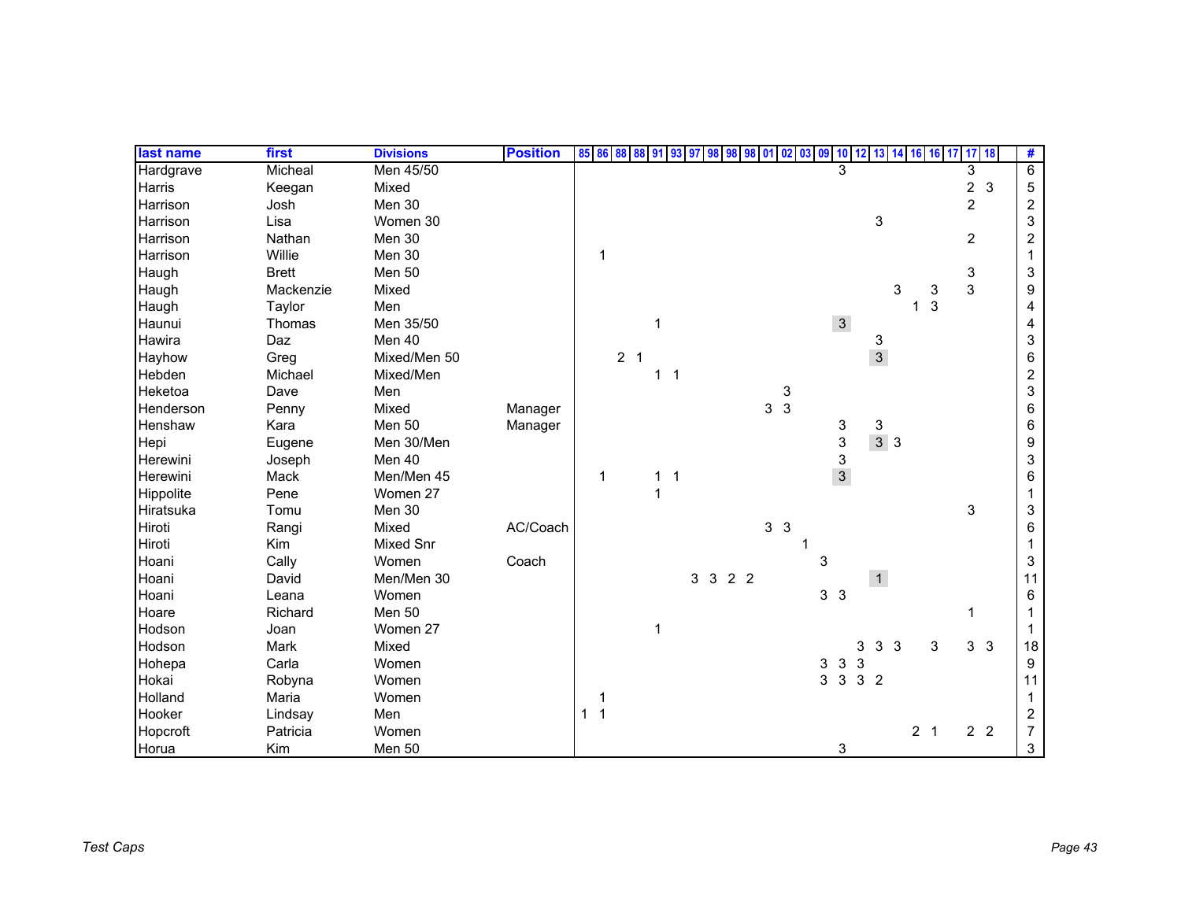| last name | first | Divisions | Position | 85 | 86 | 88 | 88 | 91 | 93 | 97 | 98 | 98 | 98 | 01 | 02 | 03 | 09 | 10 | 12 | 13 | 14 | 16 | 16 | 17 | 17 | 18 | | # |
|---|---|---|---|---|---|---|---|---|---|---|---|---|---|---|---|---|---|---|---|---|---|---|---|---|---|---|---|---|
| Hardgrave | Micheal | Men 45/50 | | | | | | | | | | | | | | | | 3 | | | | | | | 3 | | | 6 |
| Harris | Keegan | Mixed | | | | | | | | | | | | | | | | | | | | | | | 2 | 3 | | 5 |
| Harrison | Josh | Men 30 | | | | | | | | | | | | | | | | | | | | | | | 2 | | | 2 |
| Harrison | Lisa | Women 30 | | | | | | | | | | | | | | | | | | 3 | | | | | | | | 3 |
| Harrison | Nathan | Men 30 | | | | | | | | | | | | | | | | | | | | | | | 2 | | | 2 |
| Harrison | Willie | Men 30 | | | 1 | | | | | | | | | | | | | | | | | | | | | | | 1 |
| Haugh | Brett | Men 50 | | | | | | | | | | | | | | | | | | | | | | | 3 | | | 3 |
| Haugh | Mackenzie | Mixed | | | | | | | | | | | | | | | | | | | 3 | | 3 | | 3 | | | 9 |
| Haugh | Taylor | Men | | | | | | | | | | | | | | | | | | | | 1 | 3 | | | | | 4 |
| Haunui | Thomas | Men 35/50 | | | | | | 1 | | | | | | | | | | 3 | | | | | | | | | | 4 |
| Hawira | Daz | Men 40 | | | | | | | | | | | | | | | | | | 3 | | | | | | | | 3 |
| Hayhow | Greg | Mixed/Men 50 | | | | 2 | 1 | | | | | | | | | | | | | 3 | | | | | | | | 6 |
| Hebden | Michael | Mixed/Men | | | | | | 1 | 1 | | | | | | | | | | | | | | | | | | | 2 |
| Heketoa | Dave | Men | | | | | | | | | | | | | 3 | | | | | | | | | | | | | 3 |
| Henderson | Penny | Mixed | Manager | | | | | | | | | | | 3 | 3 | | | | | | | | | | | | | 6 |
| Henshaw | Kara | Men 50 | Manager | | | | | | | | | | | | | | | 3 | | 3 | | | | | | | | 6 |
| Hepi | Eugene | Men 30/Men | | | | | | | | | | | | | | | | 3 | | 3 | 3 | | | | | | | 9 |
| Herewini | Joseph | Men 40 | | | | | | | | | | | | | | | | 3 | | | | | | | | | | 3 |
| Herewini | Mack | Men/Men 45 | | | 1 | | | 1 | 1 | | | | | | | | | 3 | | | | | | | | | | 6 |
| Hippolite | Pene | Women 27 | | | | | | 1 | | | | | | | | | | | | | | | | | | | | 1 |
| Hiratsuka | Tomu | Men 30 | | | | | | | | | | | | | | | | | | | | | | | 3 | | | 3 |
| Hiroti | Rangi | Mixed | AC/Coach | | | | | | | | | | | 3 | 3 | | | | | | | | | | | | | 6 |
| Hiroti | Kim | Mixed Snr | | | | | | | | | | | | | | 1 | | | | | | | | | | | | 1 |
| Hoani | Cally | Women | Coach | | | | | | | | | | | | | | 3 | | | | | | | | | | | 3 |
| Hoani | David | Men/Men 30 | | | | | | | | 3 | 3 | 2 | 2 | | | | | | | 1 | | | | | | | | 11 |
| Hoani | Leana | Women | | | | | | | | | | | | | | | 3 | 3 | | | | | | | | | | 6 |
| Hoare | Richard | Men 50 | | | | | | | | | | | | | | | | | | | | | | | 1 | | | 1 |
| Hodson | Joan | Women 27 | | | | | | 1 | | | | | | | | | | | | | | | | | | | | 1 |
| Hodson | Mark | Mixed | | | | | | | | | | | | | | | | | 3 | 3 | 3 | | 3 | | 3 | 3 | | 18 |
| Hohepa | Carla | Women | | | | | | | | | | | | | | | 3 | 3 | 3 | | | | | | | | | 9 |
| Hokai | Robyna | Women | | | | | | | | | | | | | | | 3 | 3 | 3 | 2 | | | | | | | | 11 |
| Holland | Maria | Women | | | 1 | | | | | | | | | | | | | | | | | | | | | | | 1 |
| Hooker | Lindsay | Men | | 1 | 1 | | | | | | | | | | | | | | | | | | | | | | | 2 |
| Hopcroft | Patricia | Women | | | | | | | | | | | | | | | | | | | | 2 | 1 | | 2 | 2 | | 7 |
| Horua | Kim | Men 50 | | | | | | | | | | | | | | | | 3 | | | | | | | | | | 3 |

*Test Caps*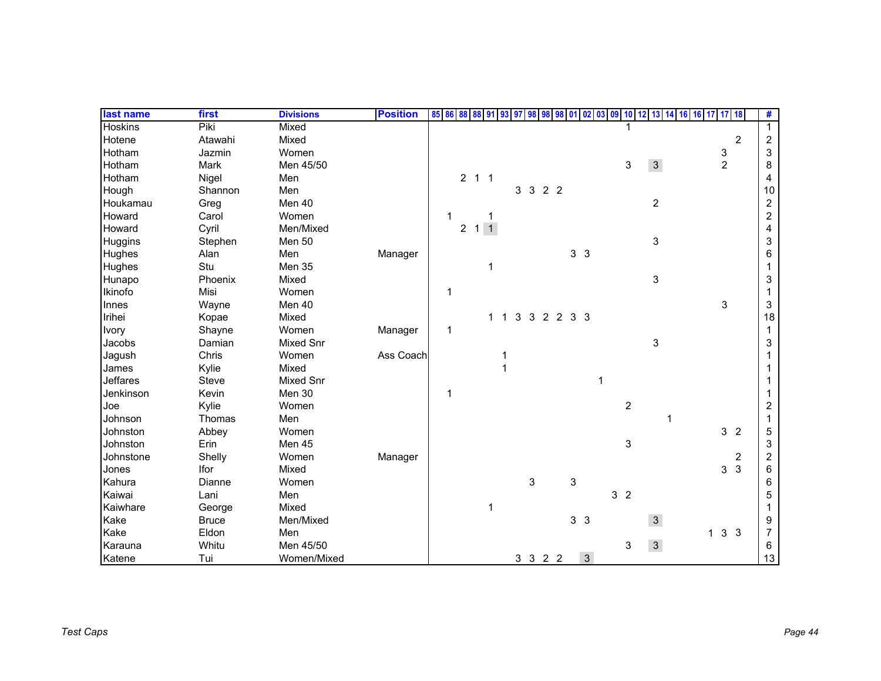| last name | first | Divisions | Position | 85 | 86 | 88 | 88 | 91 | 93 | 97 | 98 | 98 | 98 | 01 | 02 | 03 | 09 | 10 | 12 | 13 | 14 | 16 | 16 | 17 | 17 | 18 | | # |
|---|---|---|---|---|---|---|---|---|---|---|---|---|---|---|---|---|---|---|---|---|---|---|---|---|---|---|---|---|
| Hoskins | Piki | Mixed | | | | | | | | | | | | | | | | 1 | | | | | | | | | | 1 |
| Hotene | Atawahi | Mixed | | | | | | | | | | | | | | | | | | | | | | | | 2 | | 2 |
| Hotham | Jazmin | Women | | | | | | | | | | | | | | | | | | | | | | | 3 | | | 3 |
| Hotham | Mark | Men 45/50 | | | | | | | | | | | | | | | | 3 | | 3 | | | | | 2 | | | 8 |
| Hotham | Nigel | Men | | | | 2 | 1 | 1 | | | | | | | | | | | | | | | | | | | | 4 |
| Hough | Shannon | Men | | | | | | | | 3 | 3 | 2 | 2 | | | | | | | | | | | | | | | 10 |
| Houkamau | Greg | Men 40 | | | | | | | | | | | | | | | | | | 2 | | | | | | | | 2 |
| Howard | Carol | Women | | | 1 | | | 1 | | | | | | | | | | | | | | | | | | | | 2 |
| Howard | Cyril | Men/Mixed | | | | 2 | 1 | 1 | | | | | | | | | | | | | | | | | | | | 4 |
| Huggins | Stephen | Men 50 | | | | | | | | | | | | | | | | | | 3 | | | | | | | | 3 |
| Hughes | Alan | Men | Manager | | | | | | | | | | | 3 | 3 | | | | | | | | | | | | | 6 |
| Hughes | Stu | Men 35 | | | | | | 1 | | | | | | | | | | | | | | | | | | | | 1 |
| Hunapo | Phoenix | Mixed | | | | | | | | | | | | | | | | | | 3 | | | | | | | | 3 |
| Ikinofo | Misi | Women | | | 1 | | | | | | | | | | | | | | | | | | | | | | | 1 |
| Innes | Wayne | Men 40 | | | | | | | | | | | | | | | | | | | | | | | 3 | | | 3 |
| Irihei | Kopae | Mixed | | | | | | 1 | 1 | 3 | 3 | 2 | 2 | 3 | 3 | | | | | | | | | | | | | 18 |
| Ivory | Shayne | Women | Manager | | 1 | | | | | | | | | | | | | | | | | | | | | | | 1 |
| Jacobs | Damian | Mixed Snr | | | | | | | | | | | | | | | | | | 3 | | | | | | | | 3 |
| Jagush | Chris | Women | Ass Coach | | | | | | 1 | | | | | | | | | | | | | | | | | | | 1 |
| James | Kylie | Mixed | | | | | | | 1 | | | | | | | | | | | | | | | | | | | 1 |
| Jeffares | Steve | Mixed Snr | | | | | | | | | | | | | | 1 | | | | | | | | | | | | 1 |
| Jenkinson | Kevin | Men 30 | | | 1 | | | | | | | | | | | | | | | | | | | | | | | 1 |
| Joe | Kylie | Women | | | | | | | | | | | | | | | | 2 | | | | | | | | | | 2 |
| Johnson | Thomas | Men | | | | | | | | | | | | | | | | | | | 1 | | | | | | | 1 |
| Johnston | Abbey | Women | | | | | | | | | | | | | | | | | | | | | | | 3 | 2 | | 5 |
| Johnston | Erin | Men 45 | | | | | | | | | | | | | | | | 3 | | | | | | | | | | 3 |
| Johnstone | Shelly | Women | Manager | | | | | | | | | | | | | | | | | | | | | | | 2 | | 2 |
| Jones | Ifor | Mixed | | | | | | | | | | | | | | | | | | | | | | | 3 | 3 | | 6 |
| Kahura | Dianne | Women | | | | | | | | | 3 | | | 3 | | | | | | | | | | | | | | 6 |
| Kaiwai | Lani | Men | | | | | | | | | | | | | | | 3 | 2 | | | | | | | | | | 5 |
| Kaiwhare | George | Mixed | | | | | | 1 | | | | | | | | | | | | | | | | | | | | 1 |
| Kake | Bruce | Men/Mixed | | | | | | | | | | | | 3 | 3 | | | | | 3 | | | | | | | | 9 |
| Kake | Eldon | Men | | | | | | | | | | | | | | | | | | | | | | 1 | 3 | 3 | | 7 |
| Karauna | Whitu | Men 45/50 | | | | | | | | | | | | | | | | 3 | | 3 | | | | | | | | 6 |
| Katene | Tui | Women/Mixed | | | | | | | | 3 | 3 | 2 | 2 | | 3 | | | | | | | | | | | | | 13 |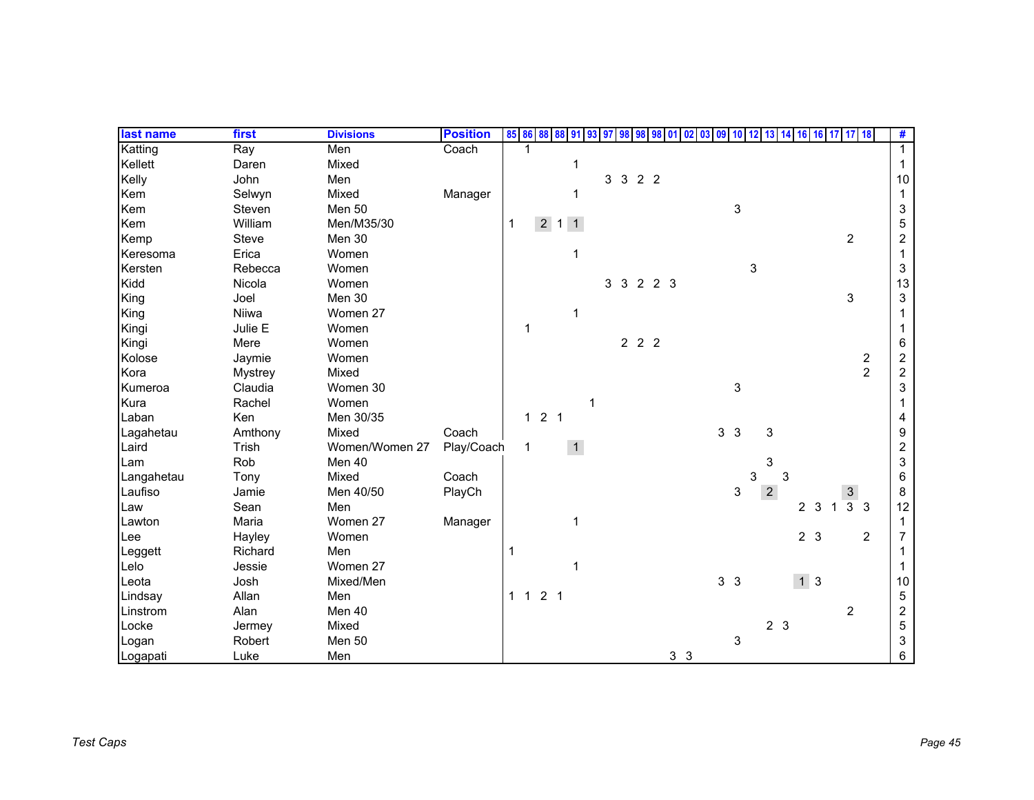| last name | first | Divisions | Position | 85 | 86 | 88 | 88 | 91 | 93 | 97 | 98 | 98 | 98 | 01 | 02 | 03 | 09 | 10 | 12 | 13 | 14 | 16 | 16 | 17 | 17 | 18 | | # |
|---|---|---|---|---|---|---|---|---|---|---|---|---|---|---|---|---|---|---|---|---|---|---|---|---|---|---|---|---|
| Katting | Ray | Men | Coach | | 1 | | | | | | | | | | | | | | | | | | | | | | | 1 |
| Kellett | Daren | Mixed | | | | | | 1 | | | | | | | | | | | | | | | | | | | | 1 |
| Kelly | John | Men | | | | | | | | 3 | 3 | 2 | 2 | | | | | | | | | | | | | | | 10 |
| Kem | Selwyn | Mixed | Manager | | | | | 1 | | | | | | | | | | | | | | | | | | | | 1 |
| Kem | Steven | Men 50 | | | | | | | | | | | | | | | | 3 | | | | | | | | | | 3 |
| Kem | William | Men/M35/30 | | 1 | | 2 | 1 | 1 | | | | | | | | | | | | | | | | | | | | 5 |
| Kemp | Steve | Men 30 | | | | | | | | | | | | | | | | | | | | | | | 2 | | | 2 |
| Keresoma | Erica | Women | | | | | | 1 | | | | | | | | | | | | | | | | | | | | 1 |
| Kersten | Rebecca | Women | | | | | | | | | | | | | | | | | 3 | | | | | | | | | 3 |
| Kidd | Nicola | Women | | | | | | | | 3 | 3 | 2 | 2 | 3 | | | | | | | | | | | | | | 13 |
| King | Joel | Men 30 | | | | | | | | | | | | | | | | | | | | | | | 3 | | | 3 |
| King | Niiwa | Women 27 | | | | | | 1 | | | | | | | | | | | | | | | | | | | | 1 |
| Kingi | Julie E | Women | | | 1 | | | | | | | | | | | | | | | | | | | | | | | 1 |
| Kingi | Mere | Women | | | | | | | | | 2 | 2 | 2 | | | | | | | | | | | | | | | 6 |
| Kolose | Jaymie | Women | | | | | | | | | | | | | | | | | | | | | | | | 2 | | 2 |
| Kora | Mystrey | Mixed | | | | | | | | | | | | | | | | | | | | | | | | 2 | | 2 |
| Kumeroa | Claudia | Women 30 | | | | | | | | | | | | | | | | 3 | | | | | | | | | | 3 |
| Kura | Rachel | Women | | | | | | | 1 | | | | | | | | | | | | | | | | | | | 1 |
| Laban | Ken | Men 30/35 | | | 1 | 2 | 1 | | | | | | | | | | | | | | | | | | | | | 4 |
| Lagahetau | Amthony | Mixed | Coach | | | | | | | | | | | | | | 3 | 3 | | 3 | | | | | | | | 9 |
| Laird | Trish | Women/Women 27 | Play/Coach | | 1 | | | 1 | | | | | | | | | | | | | | | | | | | | 2 |
| Lam | Rob | Men 40 | | | | | | | | | | | | | | | | | | 3 | | | | | | | | 3 |
| Langahetau | Tony | Mixed | Coach | | | | | | | | | | | | | | | | 3 | | 3 | | | | | | | 6 |
| Laufiso | Jamie | Men 40/50 | PlayCh | | | | | | | | | | | | | | | 3 | | 2 | | | | | 3 | | | 8 |
| Law | Sean | Men | | | | | | | | | | | | | | | | | | | | 2 | 3 | 1 | 3 | 3 | | 12 |
| Lawton | Maria | Women 27 | Manager | | | | | 1 | | | | | | | | | | | | | | | | | | | | 1 |
| Lee | Hayley | Women | | | | | | | | | | | | | | | | | | | | 2 | 3 | | | 2 | | 7 |
| Leggett | Richard | Men | | 1 | | | | | | | | | | | | | | | | | | | | | | | | 1 |
| Lelo | Jessie | Women 27 | | | | | | 1 | | | | | | | | | | | | | | | | | | | | 1 |
| Leota | Josh | Mixed/Men | | | | | | | | | | | | | | | 3 | 3 | | | | 1 | 3 | | | | | 10 |
| Lindsay | Allan | Men | | 1 | 1 | 2 | 1 | | | | | | | | | | | | | | | | | | | | | 5 |
| Linstrom | Alan | Men 40 | | | | | | | | | | | | | | | | | | | | | | | 2 | | | 2 |
| Locke | Jermey | Mixed | | | | | | | | | | | | | | | | | | 2 | 3 | | | | | | | 5 |
| Logan | Robert | Men 50 | | | | | | | | | | | | | | | | 3 | | | | | | | | | | 3 |
| Logapati | Luke | Men | | | | | | | | | | | | 3 | 3 | | | | | | | | | | | | | 6 |

*Test Caps*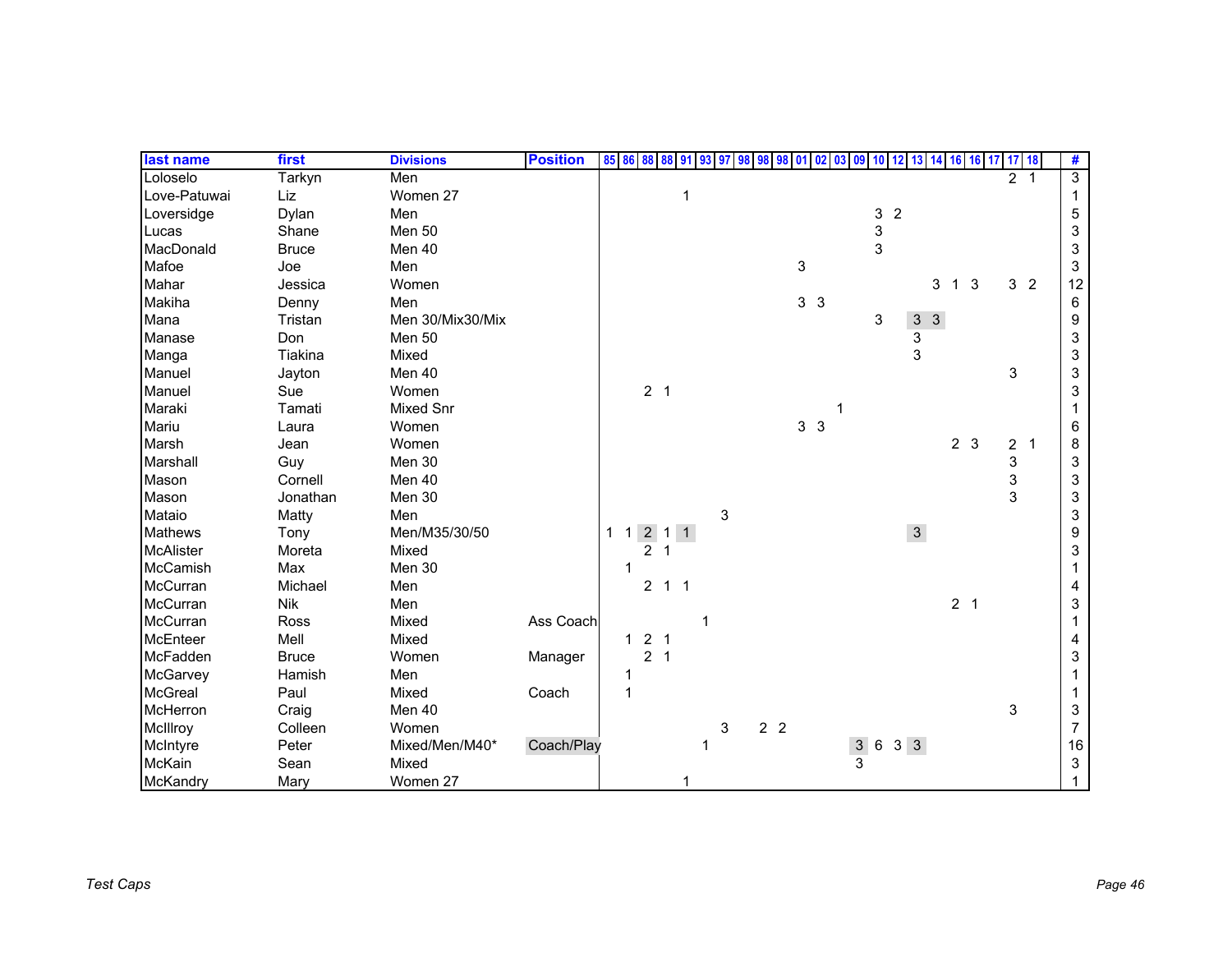| last name | first | Divisions | Position | 85 | 86 | 88 | 88 | 91 | 93 | 97 | 98 | 98 | 98 | 01 | 02 | 03 | 09 | 10 | 12 | 13 | 14 | 16 | 16 | 17 | 17 | 18 | | # |
|---|---|---|---|---|---|---|---|---|---|---|---|---|---|---|---|---|---|---|---|---|---|---|---|---|---|---|---|---|
| Loloselo | Tarkyn | Men | | | | | | | | | | | | | | | | | | | | | | | 2 | 1 | | 3 |
| Love-Patuwai | Liz | Women 27 | | | | | | 1 | | | | | | | | | | | | | | | | | | | | 1 |
| Loversidge | Dylan | Men | | | | | | | | | | | | | | | | 3 | 2 | | | | | | | | | 5 |
| Lucas | Shane | Men 50 | | | | | | | | | | | | | | | | 3 | | | | | | | | | | 3 |
| MacDonald | Bruce | Men 40 | | | | | | | | | | | | | | | | 3 | | | | | | | | | | 3 |
| Mafoe | Joe | Men | | | | | | | | | | | | 3 | | | | | | | | | | | | | | 3 |
| Mahar | Jessica | Women | | | | | | | | | | | | | | | | | | | 3 | 1 | 3 | | 3 | 2 | | 12 |
| Makiha | Denny | Men | | | | | | | | | | | | 3 | 3 | | | | | | | | | | | | | 6 |
| Mana | Tristan | Men 30/Mix30/Mix | | | | | | | | | | | | | | | | 3 | | 3 | 3 | | | | | | | 9 |
| Manase | Don | Men 50 | | | | | | | | | | | | | | | | | | 3 | | | | | | | | 3 |
| Manga | Tiakina | Mixed | | | | | | | | | | | | | | | | | | 3 | | | | | | | | 3 |
| Manuel | Jayton | Men 40 | | | | | | | | | | | | | | | | | | | | | | | 3 | | | 3 |
| Manuel | Sue | Women | | | | 2 | 1 | | | | | | | | | | | | | | | | | | | | | 3 |
| Maraki | Tamati | Mixed Snr | | | | | | | | | | | | | | 1 | | | | | | | | | | | | 1 |
| Mariu | Laura | Women | | | | | | | | | | | | 3 | 3 | | | | | | | | | | | | | 6 |
| Marsh | Jean | Women | | | | | | | | | | | | | | | | | | | | 2 | 3 | | 2 | 1 | | 8 |
| Marshall | Guy | Men 30 | | | | | | | | | | | | | | | | | | | | | | | 3 | | | 3 |
| Mason | Cornell | Men 40 | | | | | | | | | | | | | | | | | | | | | | | 3 | | | 3 |
| Mason | Jonathan | Men 30 | | | | | | | | | | | | | | | | | | | | | | | 3 | | | 3 |
| Mataio | Matty | Men | | | | | | | | 3 | | | | | | | | | | | | | | | | | | 3 |
| Mathews | Tony | Men/M35/30/50 | | 1 | 1 | 2 | 1 | 1 | | | | | | | | | | | | 3 | | | | | | | | 9 |
| McAlister | Moreta | Mixed | | | | 2 | 1 | | | | | | | | | | | | | | | | | | | | | 3 |
| McCamish | Max | Men 30 | | | 1 | | | | | | | | | | | | | | | | | | | | | | | 1 |
| McCurran | Michael | Men | | | | 2 | 1 | 1 | | | | | | | | | | | | | | | | | | | | 4 |
| McCurran | Nik | Men | | | | | | | | | | | | | | | | | | | | 2 | 1 | | | | | 3 |
| McCurran | Ross | Mixed | Ass Coach | | | | | | 1 | | | | | | | | | | | | | | | | | | | 1 |
| McEnteer | Mell | Mixed | | | 1 | 2 | 1 | | | | | | | | | | | | | | | | | | | | | 4 |
| McFadden | Bruce | Women | Manager | | | 2 | 1 | | | | | | | | | | | | | | | | | | | | | 3 |
| McGarvey | Hamish | Men | | | 1 | | | | | | | | | | | | | | | | | | | | | | | 1 |
| McGreal | Paul | Mixed | Coach | | 1 | | | | | | | | | | | | | | | | | | | | | | | 1 |
| McHerron | Craig | Men 40 | | | | | | | | | | | | | | | | | | | | | | | 3 | | | 3 |
| McIllroy | Colleen | Women | | | | | | | | 3 | | 2 | 2 | | | | | | | | | | | | | | | 7 |
| McIntyre | Peter | Mixed/Men/M40* | Coach/Play | | | | | | 1 | | | | | | | | 3 | 6 | 3 | 3 | | | | | | | | 16 |
| McKain | Sean | Mixed | | | | | | | | | | | | | | | 3 | | | | | | | | | | | 3 |
| McKandry | Mary | Women 27 | | | | | | 1 | | | | | | | | | | | | | | | | | | | | 1 |

*Test Caps*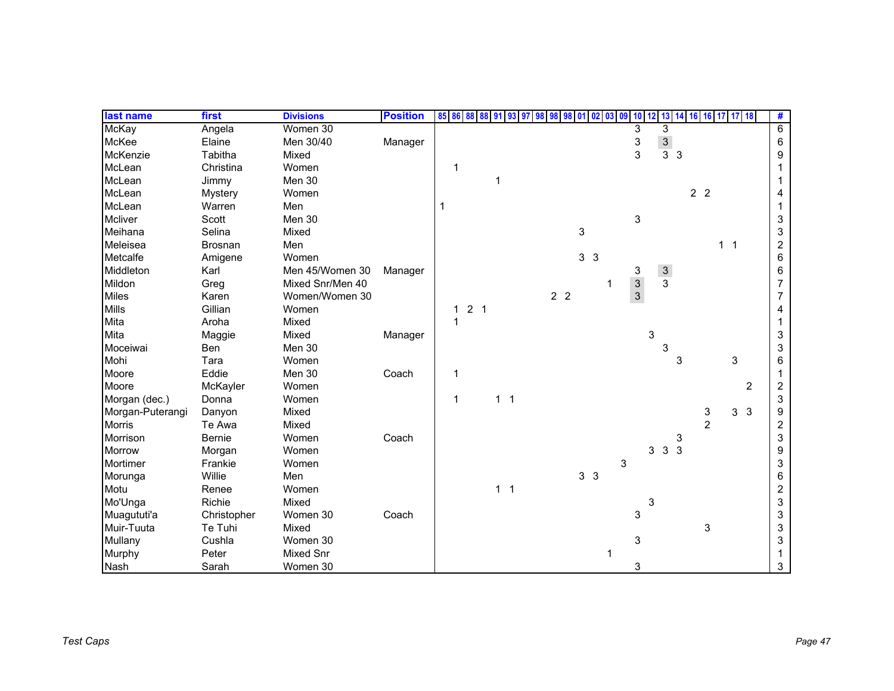| last name | first | Divisions | Position | 85 | 86 | 88 | 88 | 91 | 93 | 97 | 98 | 98 | 98 | 01 | 02 | 03 | 09 | 10 | 12 | 13 | 14 | 16 | 16 | 17 | 17 | 18 | | # |
|---|---|---|---|---|---|---|---|---|---|---|---|---|---|---|---|---|---|---|---|---|---|---|---|---|---|---|---|---|
| McKay | Angela | Women 30 | | | | | | | | | | | | | | | | 3 | | 3 | | | | | | | | 6 |
| McKee | Elaine | Men 30/40 | Manager | | | | | | | | | | | | | | | 3 | | 3 | | | | | | | | 6 |
| McKenzie | Tabitha | Mixed | | | | | | | | | | | | | | | | 3 | | 3 | 3 | | | | | | | 9 |
| McLean | Christina | Women | | | 1 | | | | | | | | | | | | | | | | | | | | | | | 1 |
| McLean | Jimmy | Men 30 | | | | | | 1 | | | | | | | | | | | | | | | | | | | | 1 |
| McLean | Mystery | Women | | | | | | | | | | | | | | | | | | | | 2 | 2 | | | | | 4 |
| McLean | Warren | Men | | 1 | | | | | | | | | | | | | | | | | | | | | | | | 1 |
| Mcliver | Scott | Men 30 | | | | | | | | | | | | | | | | 3 | | | | | | | | | | 3 |
| Meihana | Selina | Mixed | | | | | | | | | | | | 3 | | | | | | | | | | | | | | 3 |
| Meleisea | Brosnan | Men | | | | | | | | | | | | | | | | | | | | | | 1 | 1 | | | 2 |
| Metcalfe | Amigene | Women | | | | | | | | | | | | 3 | 3 | | | | | | | | | | | | | 6 |
| Middleton | Karl | Men 45/Women 30 | Manager | | | | | | | | | | | | | | | 3 | | 3 | | | | | | | | 6 |
| Mildon | Greg | Mixed Snr/Men 40 | | | | | | | | | | | | | | 1 | | 3 | | 3 | | | | | | | | 7 |
| Miles | Karen | Women/Women 30 | | | | | | | | | | 2 | 2 | | | | | 3 | | | | | | | | | | 7 |
| Mills | Gillian | Women | | | 1 | 2 | 1 | | | | | | | | | | | | | | | | | | | | | 4 |
| Mita | Aroha | Mixed | | | 1 | | | | | | | | | | | | | | | | | | | | | | | 1 |
| Mita | Maggie | Mixed | Manager | | | | | | | | | | | | | | | | 3 | | | | | | | | | 3 |
| Moceiwai | Ben | Men 30 | | | | | | | | | | | | | | | | | | 3 | | | | | | | | 3 |
| Mohi | Tara | Women | | | | | | | | | | | | | | | | | | | 3 | | | | 3 | | | 6 |
| Moore | Eddie | Men 30 | Coach | | 1 | | | | | | | | | | | | | | | | | | | | | | | 1 |
| Moore | McKayler | Women | | | | | | | | | | | | | | | | | | | | | | | | 2 | | 2 |
| Morgan (dec.) | Donna | Women | | | 1 | | | 1 | 1 | | | | | | | | | | | | | | | | | | | 3 |
| Morgan-Puterangi | Danyon | Mixed | | | | | | | | | | | | | | | | | | | | | 3 | | 3 | 3 | | 9 |
| Morris | Te Awa | Mixed | | | | | | | | | | | | | | | | | | | | | 2 | | | | | 2 |
| Morrison | Bernie | Women | Coach | | | | | | | | | | | | | | | | | | 3 | | | | | | | 3 |
| Morrow | Morgan | Women | | | | | | | | | | | | | | | | | 3 | 3 | 3 | | | | | | | 9 |
| Mortimer | Frankie | Women | | | | | | | | | | | | | | | 3 | | | | | | | | | | | 3 |
| Morunga | Willie | Men | | | | | | | | | | | | 3 | 3 | | | | | | | | | | | | | 6 |
| Motu | Renee | Women | | | | | | 1 | 1 | | | | | | | | | | | | | | | | | | | 2 |
| Mo'Unga | Richie | Mixed | | | | | | | | | | | | | | | | | 3 | | | | | | | | | 3 |
| Muagututi'a | Christopher | Women 30 | Coach | | | | | | | | | | | | | | | 3 | | | | | | | | | | 3 |
| Muir-Tuuta | Te Tuhi | Mixed | | | | | | | | | | | | | | | | | | | | | 3 | | | | | 3 |
| Mullany | Cushla | Women 30 | | | | | | | | | | | | | | | | 3 | | | | | | | | | | 3 |
| Murphy | Peter | Mixed Snr | | | | | | | | | | | | | | 1 | | | | | | | | | | | | 1 |
| Nash | Sarah | Women 30 | | | | | | | | | | | | | | | | 3 | | | | | | | | | | 3 |

*Test Caps*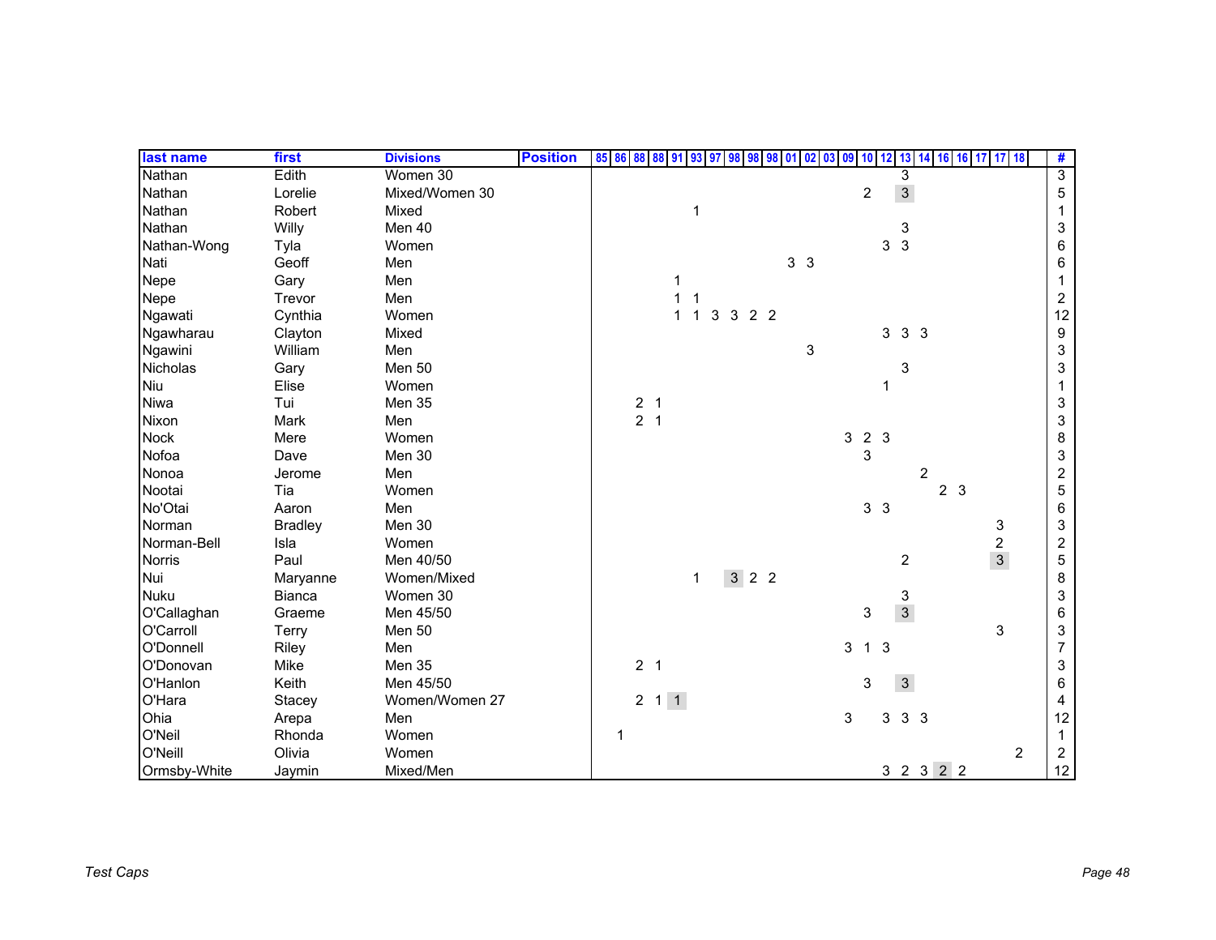| last name | first | Divisions | Position | 85 | 86 | 88 | 88 | 91 | 93 | 97 | 98 | 98 | 98 | 01 | 02 | 03 | 09 | 10 | 12 | 13 | 14 | 16 | 16 | 17 | 17 | 18 | | # |
|---|---|---|---|---|---|---|---|---|---|---|---|---|---|---|---|---|---|---|---|---|---|---|---|---|---|---|---|---|
| Nathan | Edith | Women 30 | | | | | | | | | | | | | | | | | | 3 | | | | | | | | 3 |
| Nathan | Lorelie | Mixed/Women 30 | | | | | | | | | | | | | | | | 2 | | 3 | | | | | | | | 5 |
| Nathan | Robert | Mixed | | | | | | | 1 | | | | | | | | | | | | | | | | | | | 1 |
| Nathan | Willy | Men 40 | | | | | | | | | | | | | | | | | | 3 | | | | | | | | 3 |
| Nathan-Wong | Tyla | Women | | | | | | | | | | | | | | | | | 3 | 3 | | | | | | | | 6 |
| Nati | Geoff | Men | | | | | | | | | | | | 3 | 3 | | | | | | | | | | | | | 6 |
| Nepe | Gary | Men | | | | | | 1 | | | | | | | | | | | | | | | | | | | | 1 |
| Nepe | Trevor | Men | | | | | | 1 | 1 | | | | | | | | | | | | | | | | | | | 2 |
| Ngawati | Cynthia | Women | | | | | | 1 | 1 | 3 | 3 | 2 | 2 | | | | | | | | | | | | | | | 12 |
| Ngawharau | Clayton | Mixed | | | | | | | | | | | | | | | | | 3 | 3 | 3 | | | | | | | 9 |
| Ngawini | William | Men | | | | | | | | | | | | | 3 | | | | | | | | | | | | | 3 |
| Nicholas | Gary | Men 50 | | | | | | | | | | | | | | | | | | 3 | | | | | | | | 3 |
| Niu | Elise | Women | | | | | | | | | | | | | | | | | 1 | | | | | | | | | 1 |
| Niwa | Tui | Men 35 | | | | 2 | 1 | | | | | | | | | | | | | | | | | | | | | 3 |
| Nixon | Mark | Men | | | | 2 | 1 | | | | | | | | | | | | | | | | | | | | | 3 |
| Nock | Mere | Women | | | | | | | | | | | | | | | 3 | 2 | 3 | | | | | | | | | 8 |
| Nofoa | Dave | Men 30 | | | | | | | | | | | | | | | | 3 | | | | | | | | | | 3 |
| Nonoa | Jerome | Men | | | | | | | | | | | | | | | | | | | 2 | | | | | | | 2 |
| Nootai | Tia | Women | | | | | | | | | | | | | | | | | | | | 2 | 3 | | | | | 5 |
| No'Otai | Aaron | Men | | | | | | | | | | | | | | | | 3 | 3 | | | | | | | | | 6 |
| Norman | Bradley | Men 30 | | | | | | | | | | | | | | | | | | | | | | | 3 | | | 3 |
| Norman-Bell | Isla | Women | | | | | | | | | | | | | | | | | | | | | | | 2 | | | 2 |
| Norris | Paul | Men 40/50 | | | | | | | | | | | | | | | | | | 2 | | | | | 3 | | | 5 |
| Nui | Maryanne | Women/Mixed | | | | | | | 1 | | 3 | 2 | 2 | | | | | | | | | | | | | | | 8 |
| Nuku | Bianca | Women 30 | | | | | | | | | | | | | | | | | | 3 | | | | | | | | 3 |
| O'Callaghan | Graeme | Men 45/50 | | | | | | | | | | | | | | | | 3 | | 3 | | | | | | | | 6 |
| O'Carroll | Terry | Men 50 | | | | | | | | | | | | | | | | | | | | | | | 3 | | | 3 |
| O'Donnell | Riley | Men | | | | | | | | | | | | | | | 3 | 1 | 3 | | | | | | | | | 7 |
| O'Donovan | Mike | Men 35 | | | | 2 | 1 | | | | | | | | | | | | | | | | | | | | | 3 |
| O'Hanlon | Keith | Men 45/50 | | | | | | | | | | | | | | | | 3 | | 3 | | | | | | | | 6 |
| O'Hara | Stacey | Women/Women 27 | | | | 2 | 1 | 1 | | | | | | | | | | | | | | | | | | | | 4 |
| Ohia | Arepa | Men | | | | | | | | | | | | | | | 3 | | 3 | 3 | 3 | | | | | | | 12 |
| O'Neil | Rhonda | Women | | | 1 | | | | | | | | | | | | | | | | | | | | | | | 1 |
| O'Neill | Olivia | Women | | | | | | | | | | | | | | | | | | | | | | | | 2 | | 2 |
| Ormsby-White | Jaymin | Mixed/Men | | | | | | | | | | | | | | | | | 3 | 2 | 3 | 2 | 2 | | | | | 12 |

*Test Caps*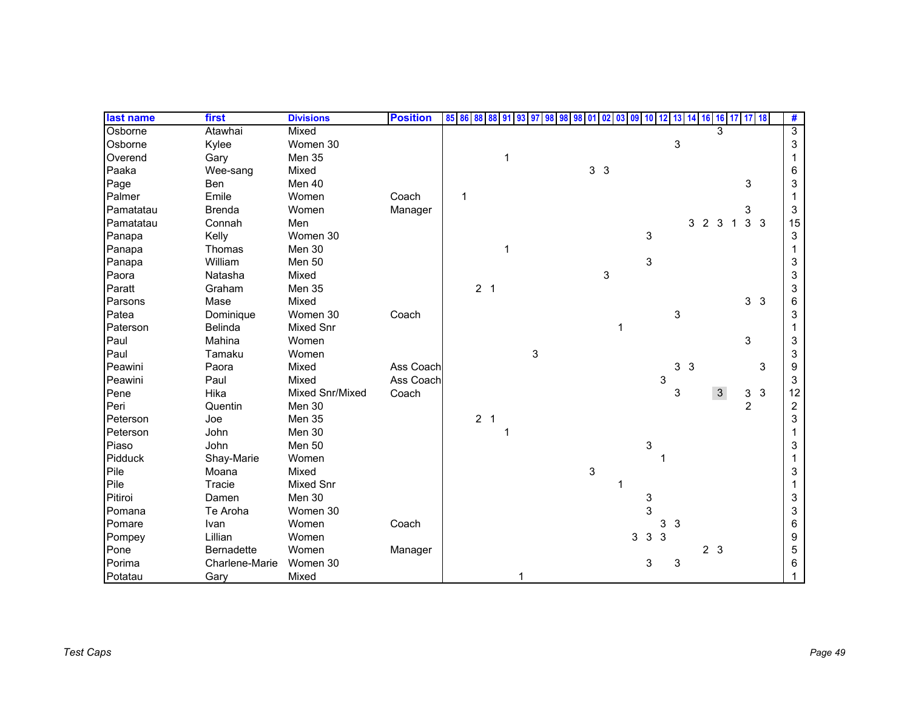| last name | first | Divisions | Position | 85 | 86 | 88 | 88 | 91 | 93 | 97 | 98 | 98 | 98 | 01 | 02 | 03 | 09 | 10 | 12 | 13 | 14 | 16 | 16 | 17 | 17 | 18 | | # |
|---|---|---|---|---|---|---|---|---|---|---|---|---|---|---|---|---|---|---|---|---|---|---|---|---|---|---|---|---|
| Osborne | Atawhai | Mixed | | | | | | | | | | | | | | | | | | | | | 3 | | | | | 3 |
| Osborne | Kylee | Women 30 | | | | | | | | | | | | | | | | | | 3 | | | | | | | | 3 |
| Overend | Gary | Men 35 | | | | | | 1 | | | | | | | | | | | | | | | | | | | | 1 |
| Paaka | Wee-sang | Mixed | | | | | | | | | | | | 3 | 3 | | | | | | | | | | | | | 6 |
| Page | Ben | Men 40 | | | | | | | | | | | | | | | | | | | | | | | 3 | | | 3 |
| Palmer | Emile | Women | Coach | | 1 | | | | | | | | | | | | | | | | | | | | | | | 1 |
| Pamatatau | Brenda | Women | Manager | | | | | | | | | | | | | | | | | | | | | | 3 | | | 3 |
| Pamatatau | Connah | Men | | | | | | | | | | | | | | | | | | | 3 | 2 | 3 | 1 | 3 | 3 | | 15 |
| Panapa | Kelly | Women 30 | | | | | | | | | | | | | | | | 3 | | | | | | | | | | 3 |
| Panapa | Thomas | Men 30 | | | | | | 1 | | | | | | | | | | | | | | | | | | | | 1 |
| Panapa | William | Men 50 | | | | | | | | | | | | | | | | 3 | | | | | | | | | | 3 |
| Paora | Natasha | Mixed | | | | | | | | | | | | | 3 | | | | | | | | | | | | | 3 |
| Paratt | Graham | Men 35 | | | | 2 | 1 | | | | | | | | | | | | | | | | | | | | | 3 |
| Parsons | Mase | Mixed | | | | | | | | | | | | | | | | | | | | | | | 3 | 3 | | 6 |
| Patea | Dominique | Women 30 | Coach | | | | | | | | | | | | | | | | | 3 | | | | | | | | 3 |
| Paterson | Belinda | Mixed Snr | | | | | | | | | | | | | | 1 | | | | | | | | | | | | 1 |
| Paul | Mahina | Women | | | | | | | | | | | | | | | | | | | | | | | 3 | | | 3 |
| Paul | Tamaku | Women | | | | | | | | 3 | | | | | | | | | | | | | | | | | | 3 |
| Peawini | Paora | Mixed | Ass Coach | | | | | | | | | | | | | | | | | 3 | 3 | | | | | 3 | | 9 |
| Peawini | Paul | Mixed | Ass Coach | | | | | | | | | | | | | | | | 3 | | | | | | | | | 3 |
| Pene | Hika | Mixed Snr/Mixed | Coach | | | | | | | | | | | | | | | | | 3 | | | 3 | | 3 | 3 | | 12 |
| Peri | Quentin | Men 30 | | | | | | | | | | | | | | | | | | | | | | | 2 | | | 2 |
| Peterson | Joe | Men 35 | | | | 2 | 1 | | | | | | | | | | | | | | | | | | | | | 3 |
| Peterson | John | Men 30 | | | | | | 1 | | | | | | | | | | | | | | | | | | | | 1 |
| Piaso | John | Men 50 | | | | | | | | | | | | | | | | 3 | | | | | | | | | | 3 |
| Pidduck | Shay-Marie | Women | | | | | | | | | | | | | | | | | 1 | | | | | | | | | 1 |
| Pile | Moana | Mixed | | | | | | | | | | | | 3 | | | | | | | | | | | | | | 3 |
| Pile | Tracie | Mixed Snr | | | | | | | | | | | | | | 1 | | | | | | | | | | | | 1 |
| Pitiroi | Damen | Men 30 | | | | | | | | | | | | | | | | 3 | | | | | | | | | | 3 |
| Pomana | Te Aroha | Women 30 | | | | | | | | | | | | | | | | 3 | | | | | | | | | | 3 |
| Pomare | Ivan | Women | Coach | | | | | | | | | | | | | | | | 3 | 3 | | | | | | | | 6 |
| Pompey | Lillian | Women | | | | | | | | | | | | | | | 3 | 3 | 3 | | | | | | | | | 9 |
| Pone | Bernadette | Women | Manager | | | | | | | | | | | | | | | | | | | 2 | 3 | | | | | 5 |
| Porima | Charlene-Marie | Women 30 | | | | | | | | | | | | | | | | 3 | | 3 | | | | | | | | 6 |
| Potatau | Gary | Mixed | | | | | | | 1 | | | | | | | | | | | | | | | | | | | 1 |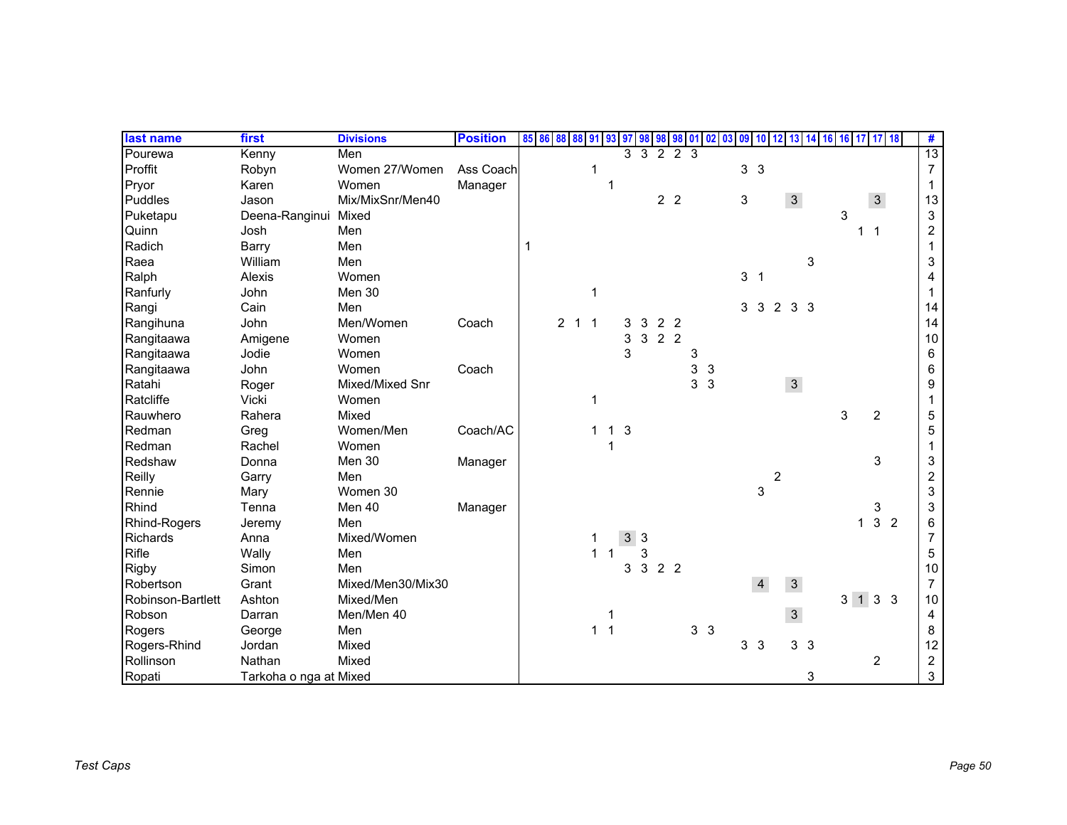| last name | first | Divisions | Position | 85 | 86 | 88 | 88 | 91 | 93 | 97 | 98 | 98 | 98 | 01 | 02 | 03 | 09 | 10 | 12 | 13 | 14 | 16 | 16 | 17 | 17 | 18 | | # |
|---|---|---|---|---|---|---|---|---|---|---|---|---|---|---|---|---|---|---|---|---|---|---|---|---|---|---|---|---|
| Pourewa | Kenny | Men | | | | | | | | 3 | 3 | 2 | 2 | 3 | | | | | | | | | | | | | | 13 |
| Proffit | Robyn | Women 27/Women | Ass Coach | | | | | 1 | | | | | | | | | 3 | 3 | | | | | | | | | | 7 |
| Pryor | Karen | Women | Manager | | | | | | 1 | | | | | | | | | | | | | | | | | | | 1 |
| Puddles | Jason | Mix/MixSnr/Men40 | | | | | | | | | | 2 | 2 | | | | 3 | | | 3 | | | | | 3 | | | 13 |
| Puketapu | Deena-Ranginui | Mixed | | | | | | | | | | | | | | | | | | | | | 3 | | | | | 3 |
| Quinn | Josh | Men | | | | | | | | | | | | | | | | | | | | | | 1 | 1 | | | 2 |
| Radich | Barry | Men | | 1 | | | | | | | | | | | | | | | | | | | | | | | | 1 |
| Raea | William | Men | | | | | | | | | | | | | | | | | | | 3 | | | | | | | 3 |
| Ralph | Alexis | Women | | | | | | | | | | | | | | | 3 | 1 | | | | | | | | | | 4 |
| Ranfurly | John | Men 30 | | | | | | 1 | | | | | | | | | | | | | | | | | | | | 1 |
| Rangi | Cain | Men | | | | | | | | | | | | | | | 3 | 3 | 2 | 3 | 3 | | | | | | | 14 |
| Rangihuna | John | Men/Women | Coach | | | 2 | 1 | 1 | | 3 | 3 | 2 | 2 | | | | | | | | | | | | | | | 14 |
| Rangitaawa | Amigene | Women | | | | | | | | 3 | 3 | 2 | 2 | | | | | | | | | | | | | | | 10 |
| Rangitaawa | Jodie | Women | | | | | | | | 3 | | | | 3 | | | | | | | | | | | | | | 6 |
| Rangitaawa | John | Women | Coach | | | | | | | | | | | 3 | 3 | | | | | | | | | | | | | 6 |
| Ratahi | Roger | Mixed/Mixed Snr | | | | | | | | | | | | 3 | 3 | | | | | 3 | | | | | | | | 9 |
| Ratcliffe | Vicki | Women | | | | | | 1 | | | | | | | | | | | | | | | | | | | | 1 |
| Rauwhero | Rahera | Mixed | | | | | | | | | | | | | | | | | | | | | 3 | | 2 | | | 5 |
| Redman | Greg | Women/Men | Coach/AC | | | | | 1 | 1 | 3 | | | | | | | | | | | | | | | | | | 5 |
| Redman | Rachel | Women | | | | | | | 1 | | | | | | | | | | | | | | | | | | | 1 |
| Redshaw | Donna | Men 30 | Manager | | | | | | | | | | | | | | | | | | | | | | 3 | | | 3 |
| Reilly | Garry | Men | | | | | | | | | | | | | | | | | 2 | | | | | | | | | 2 |
| Rennie | Mary | Women 30 | | | | | | | | | | | | | | | | 3 | | | | | | | | | | 3 |
| Rhind | Tenna | Men 40 | Manager | | | | | | | | | | | | | | | | | | | | | | 3 | | | 3 |
| Rhind-Rogers | Jeremy | Men | | | | | | | | | | | | | | | | | | | | | | 1 | 3 | 2 | | 6 |
| Richards | Anna | Mixed/Women | | | | | | 1 | | 3 | 3 | | | | | | | | | | | | | | | | | 7 |
| Rifle | Wally | Men | | | | | | 1 | 1 | | 3 | | | | | | | | | | | | | | | | | 5 |
| Rigby | Simon | Men | | | | | | | | 3 | 3 | 2 | 2 | | | | | | | | | | | | | | | 10 |
| Robertson | Grant | Mixed/Men30/Mix30 | | | | | | | | | | | | | | | | 4 | | 3 | | | | | | | | 7 |
| Robinson-Bartlett | Ashton | Mixed/Men | | | | | | | | | | | | | | | | | | | | | 3 | 1 | 3 | 3 | | 10 |
| Robson | Darran | Men/Men 40 | | | | | | | 1 | | | | | | | | | | | 3 | | | | | | | | 4 |
| Rogers | George | Men | | | | | | 1 | 1 | | | | | 3 | 3 | | | | | | | | | | | | | 8 |
| Rogers-Rhind | Jordan | Mixed | | | | | | | | | | | | | | | 3 | 3 | | 3 | 3 | | | | | | | 12 |
| Rollinson | Nathan | Mixed | | | | | | | | | | | | | | | | | | | | | | | 2 | | | 2 |
| Ropati | Tarkoha o nga at | Mixed | | | | | | | | | | | | | | | | | | | 3 | | | | | | | 3 |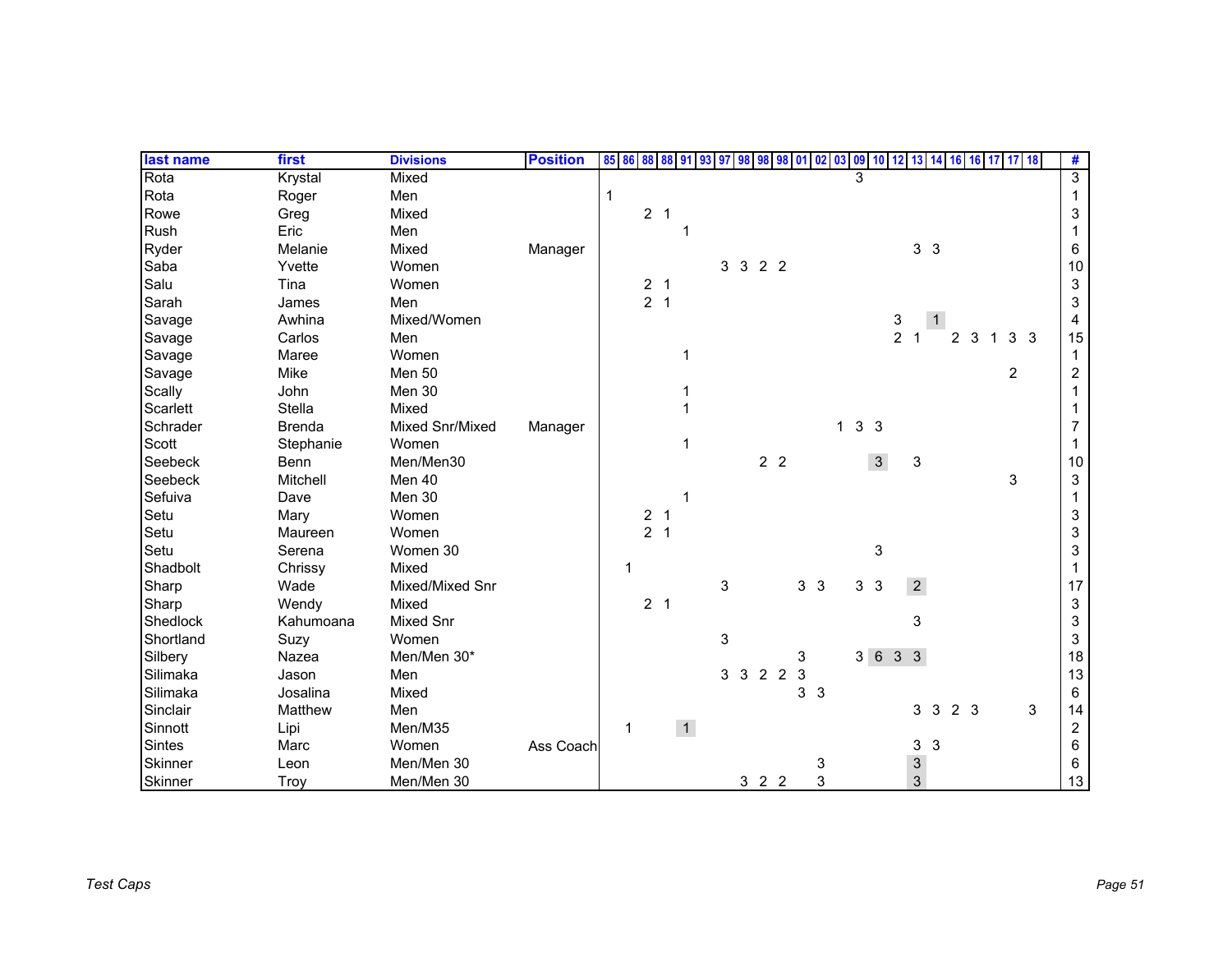| last name | first | Divisions | Position | 85 | 86 | 88 | 88 | 91 | 93 | 97 | 98 | 98 | 98 | 01 | 02 | 03 | 09 | 10 | 12 | 13 | 14 | 16 | 16 | 17 | 17 | 18 | | # |
|---|---|---|---|---|---|---|---|---|---|---|---|---|---|---|---|---|---|---|---|---|---|---|---|---|---|---|---|---|
| Rota | Krystal | Mixed | | | | | | | | | | | | | | | 3 | | | | | | | | | | | 3 |
| Rota | Roger | Men | | 1 | | | | | | | | | | | | | | | | | | | | | | | | 1 |
| Rowe | Greg | Mixed | | | | 2 | 1 | | | | | | | | | | | | | | | | | | | | | 3 |
| Rush | Eric | Men | | | | | | 1 | | | | | | | | | | | | | | | | | | | | 1 |
| Ryder | Melanie | Mixed | Manager | | | | | | | | | | | | | | | | | 3 | 3 | | | | | | | 6 |
| Saba | Yvette | Women | | | | | | | | 3 | 3 | 2 | 2 | | | | | | | | | | | | | | | 10 |
| Salu | Tina | Women | | | | 2 | 1 | | | | | | | | | | | | | | | | | | | | | 3 |
| Sarah | James | Men | | | | 2 | 1 | | | | | | | | | | | | | | | | | | | | | 3 |
| Savage | Awhina | Mixed/Women | | | | | | | | | | | | | | | | | 3 | | 1 | | | | | | | 4 |
| Savage | Carlos | Men | | | | | | | | | | | | | | | | | 2 | 1 | | 2 | 3 | 1 | 3 | 3 | | 15 |
| Savage | Maree | Women | | | | | | 1 | | | | | | | | | | | | | | | | | | | | 1 |
| Savage | Mike | Men 50 | | | | | | | | | | | | | | | | | | | | | | | 2 | | | 2 |
| Scally | John | Men 30 | | | | | | 1 | | | | | | | | | | | | | | | | | | | | 1 |
| Scarlett | Stella | Mixed | | | | | | 1 | | | | | | | | | | | | | | | | | | | | 1 |
| Schrader | Brenda | Mixed Snr/Mixed | Manager | | | | | | | | | | | | | 1 | 3 | 3 | | | | | | | | | | 7 |
| Scott | Stephanie | Women | | | | | | 1 | | | | | | | | | | | | | | | | | | | | 1 |
| Seebeck | Benn | Men/Men30 | | | | | | | | | | 2 | 2 | | | | | 3 | | 3 | | | | | | | | 10 |
| Seebeck | Mitchell | Men 40 | | | | | | | | | | | | | | | | | | | | | | | 3 | | | 3 |
| Sefuiva | Dave | Men 30 | | | | | | 1 | | | | | | | | | | | | | | | | | | | | 1 |
| Setu | Mary | Women | | | | 2 | 1 | | | | | | | | | | | | | | | | | | | | | 3 |
| Setu | Maureen | Women | | | | 2 | 1 | | | | | | | | | | | | | | | | | | | | | 3 |
| Setu | Serena | Women 30 | | | | | | | | | | | | | | | | 3 | | | | | | | | | | 3 |
| Shadbolt | Chrissy | Mixed | | | 1 | | | | | | | | | | | | | | | | | | | | | | | 1 |
| Sharp | Wade | Mixed/Mixed Snr | | | | | | | | 3 | | | | 3 | 3 | | 3 | 3 | | 2 | | | | | | | | 17 |
| Sharp | Wendy | Mixed | | | | 2 | 1 | | | | | | | | | | | | | | | | | | | | | 3 |
| Shedlock | Kahumoana | Mixed Snr | | | | | | | | | | | | | | | | | | 3 | | | | | | | | 3 |
| Shortland | Suzy | Women | | | | | | | | 3 | | | | | | | | | | | | | | | | | | 3 |
| Silbery | Nazea | Men/Men 30* | | | | | | | | | | | | 3 | | | 3 | 6 | 3 | 3 | | | | | | | | 18 |
| Silimaka | Jason | Men | | | | | | | | 3 | 3 | 2 | 2 | 3 | | | | | | | | | | | | | | 13 |
| Silimaka | Josalina | Mixed | | | | | | | | | | | | 3 | 3 | | | | | | | | | | | | | 6 |
| Sinclair | Matthew | Men | | | | | | | | | | | | | | | | | | 3 | 3 | 2 | 3 | | | 3 | | 14 |
| Sinnott | Lipi | Men/M35 | | | 1 | | | 1 | | | | | | | | | | | | | | | | | | | | 2 |
| Sintes | Marc | Women | Ass Coach | | | | | | | | | | | | | | | | | 3 | 3 | | | | | | | 6 |
| Skinner | Leon | Men/Men 30 | | | | | | | | | | | | | 3 | | | | | 3 | | | | | | | | 6 |
| Skinner | Troy | Men/Men 30 | | | | | | | | | 3 | 2 | 2 | | 3 | | | | | 3 | | | | | | | | 13 |

*Test Caps*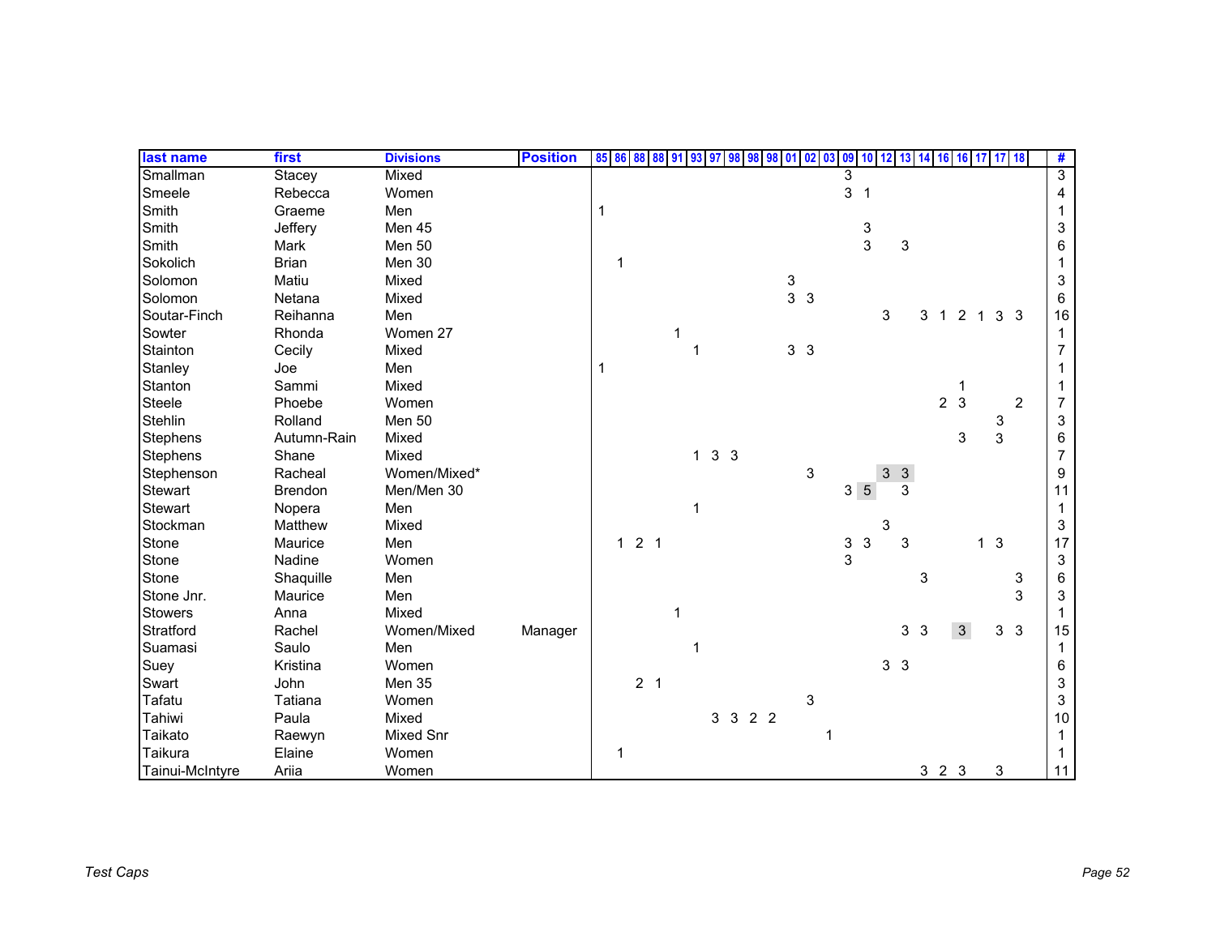| last name | first | Divisions | Position | 85 | 86 | 88 | 88 | 91 | 93 | 97 | 98 | 98 | 98 | 01 | 02 | 03 | 09 | 10 | 12 | 13 | 14 | 16 | 16 | 17 | 17 | 18 | | # |
|---|---|---|---|---|---|---|---|---|---|---|---|---|---|---|---|---|---|---|---|---|---|---|---|---|---|---|---|---|
| Smallman | Stacey | Mixed | | | | | | | | | | | | | | | 3 | | | | | | | | | | | 3 |
| Smeele | Rebecca | Women | | | | | | | | | | | | | | | 3 | 1 | | | | | | | | | | 4 |
| Smith | Graeme | Men | | 1 | | | | | | | | | | | | | | | | | | | | | | | | 1 |
| Smith | Jeffery | Men 45 | | | | | | | | | | | | | | | | 3 | | | | | | | | | | 3 |
| Smith | Mark | Men 50 | | | | | | | | | | | | | | | | 3 | | 3 | | | | | | | | 6 |
| Sokolich | Brian | Men 30 | | | 1 | | | | | | | | | | | | | | | | | | | | | | | 1 |
| Solomon | Matiu | Mixed | | | | | | | | | | | | 3 | | | | | | | | | | | | | | 3 |
| Solomon | Netana | Mixed | | | | | | | | | | | | 3 | 3 | | | | | | | | | | | | | 6 |
| Soutar-Finch | Reihanna | Men | | | | | | | | | | | | | | | | | 3 | | 3 | 1 | 2 | 1 | 3 | 3 | | 16 |
| Sowter | Rhonda | Women 27 | | | | | | 1 | | | | | | | | | | | | | | | | | | | | 1 |
| Stainton | Cecily | Mixed | | | | | | | 1 | | | | | 3 | 3 | | | | | | | | | | | | | 7 |
| Stanley | Joe | Men | | 1 | | | | | | | | | | | | | | | | | | | | | | | | 1 |
| Stanton | Sammi | Mixed | | | | | | | | | | | | | | | | | | | | | 1 | | | | | 1 |
| Steele | Phoebe | Women | | | | | | | | | | | | | | | | | | | | 2 | 3 | | | 2 | | 7 |
| Stehlin | Rolland | Men 50 | | | | | | | | | | | | | | | | | | | | | | | 3 | | | 3 |
| Stephens | Autumn-Rain | Mixed | | | | | | | | | | | | | | | | | | | | | 3 | | 3 | | | 6 |
| Stephens | Shane | Mixed | | | | | | | 1 | 3 | 3 | | | | | | | | | | | | | | | | | 7 |
| Stephenson | Racheal | Women/Mixed* | | | | | | | | | | | | | 3 | | | | 3 | 3 | | | | | | | | 9 |
| Stewart | Brendon | Men/Men 30 | | | | | | | | | | | | | | | 3 | 5 | | 3 | | | | | | | | 11 |
| Stewart | Nopera | Men | | | | | | | 1 | | | | | | | | | | | | | | | | | | | 1 |
| Stockman | Matthew | Mixed | | | | | | | | | | | | | | | | | 3 | | | | | | | | | 3 |
| Stone | Maurice | Men | | | 1 | 2 | 1 | | | | | | | | | | 3 | 3 | | 3 | | | | 1 | 3 | | | 17 |
| Stone | Nadine | Women | | | | | | | | | | | | | | | 3 | | | | | | | | | | | 3 |
| Stone | Shaquille | Men | | | | | | | | | | | | | | | | | | | 3 | | | | | 3 | | 6 |
| Stone Jnr. | Maurice | Men | | | | | | | | | | | | | | | | | | | | | | | | 3 | | 3 |
| Stowers | Anna | Mixed | | | | | | 1 | | | | | | | | | | | | | | | | | | | | 1 |
| Stratford | Rachel | Women/Mixed | Manager | | | | | | | | | | | | | | | | | 3 | 3 | | 3 | | 3 | 3 | | 15 |
| Suamasi | Saulo | Men | | | | | | | 1 | | | | | | | | | | | | | | | | | | | 1 |
| Suey | Kristina | Women | | | | | | | | | | | | | | | | | 3 | 3 | | | | | | | | 6 |
| Swart | John | Men 35 | | | | 2 | 1 | | | | | | | | | | | | | | | | | | | | | 3 |
| Tafatu | Tatiana | Women | | | | | | | | | | | | | 3 | | | | | | | | | | | | | 3 |
| Tahiwi | Paula | Mixed | | | | | | | | 3 | 3 | 2 | 2 | | | | | | | | | | | | | | | 10 |
| Taikato | Raewyn | Mixed Snr | | | | | | | | | | | | | | 1 | | | | | | | | | | | | 1 |
| Taikura | Elaine | Women | | | 1 | | | | | | | | | | | | | | | | | | | | | | | 1 |
| Tainui-McIntyre | Ariia | Women | | | | | | | | | | | | | | | | | | | 3 | 2 | 3 | | 3 | | | 11 |

*Test Caps*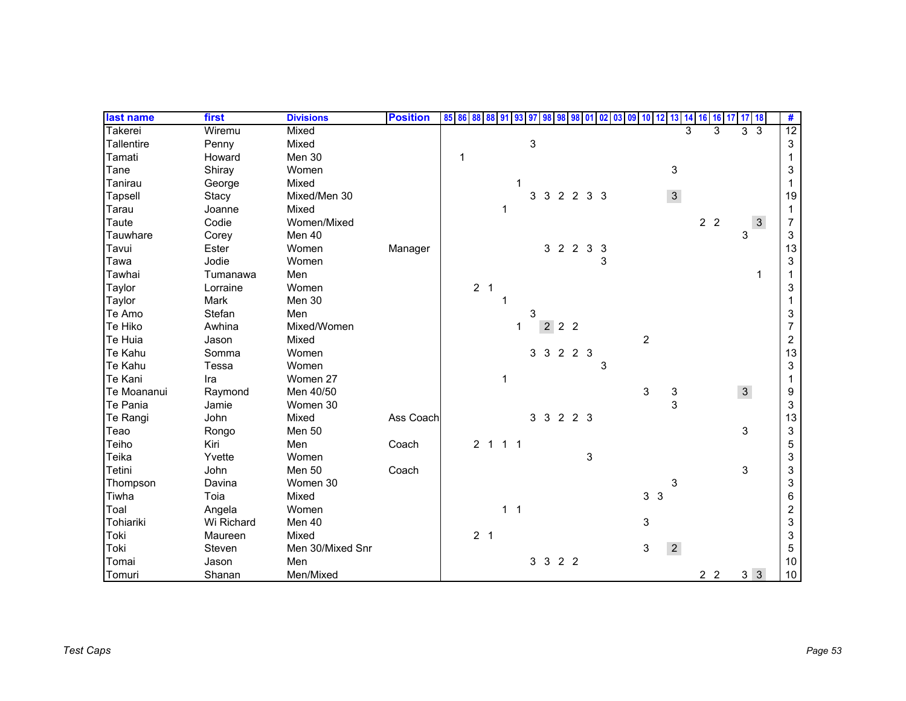| last name | first | Divisions | Position | 85 | 86 | 88 | 88 | 91 | 93 | 97 | 98 | 98 | 98 | 01 | 02 | 03 | 09 | 10 | 12 | 13 | 14 | 16 | 16 | 17 | 17 | 18 | | # |
|---|---|---|---|---|---|---|---|---|---|---|---|---|---|---|---|---|---|---|---|---|---|---|---|---|---|---|---|---|
| Takerei | Wiremu | Mixed | | | | | | | | | | | | | | | | | | | 3 | | 3 | | 3 | 3 | | 12 |
| Tallentire | Penny | Mixed | | | | | | | | 3 | | | | | | | | | | | | | | | | | | 3 |
| Tamati | Howard | Men 30 | | | 1 | | | | | | | | | | | | | | | | | | | | | | | 1 |
| Tane | Shiray | Women | | | | | | | | | | | | | | | | | | 3 | | | | | | | | 3 |
| Tanirau | George | Mixed | | | | | | | 1 | | | | | | | | | | | | | | | | | | | 1 |
| Tapsell | Stacy | Mixed/Men 30 | | | | | | | | 3 | 3 | 2 | 2 | 3 | 3 | | | | | 3 | | | | | | | | 19 |
| Tarau | Joanne | Mixed | | | | | | 1 | | | | | | | | | | | | | | | | | | | | 1 |
| Taute | Codie | Women/Mixed | | | | | | | | | | | | | | | | | | | | 2 | 2 | | | 3 | | 7 |
| Tauwhare | Corey | Men 40 | | | | | | | | | | | | | | | | | | | | | | | 3 | | | 3 |
| Tavui | Ester | Women | Manager | | | | | | | | 3 | 2 | 2 | 3 | 3 | | | | | | | | | | | | | 13 |
| Tawa | Jodie | Women | | | | | | | | | | | | | 3 | | | | | | | | | | | | | 3 |
| Tawhai | Tumanawa | Men | | | | | | | | | | | | | | | | | | | | | | | | 1 | | 1 |
| Taylor | Lorraine | Women | | | | 2 | 1 | | | | | | | | | | | | | | | | | | | | | 3 |
| Taylor | Mark | Men 30 | | | | | | 1 | | | | | | | | | | | | | | | | | | | | 1 |
| Te Amo | Stefan | Men | | | | | | | | 3 | | | | | | | | | | | | | | | | | | 3 |
| Te Hiko | Awhina | Mixed/Women | | | | | | | 1 | | 2 | 2 | 2 | | | | | | | | | | | | | | | 7 |
| Te Huia | Jason | Mixed | | | | | | | | | | | | | | | | 2 | | | | | | | | | | 2 |
| Te Kahu | Somma | Women | | | | | | | | 3 | 3 | 2 | 2 | 3 | | | | | | | | | | | | | | 13 |
| Te Kahu | Tessa | Women | | | | | | | | | | | | | 3 | | | | | | | | | | | | | 3 |
| Te Kani | Ira | Women 27 | | | | | | 1 | | | | | | | | | | | | | | | | | | | | 1 |
| Te Moananui | Raymond | Men 40/50 | | | | | | | | | | | | | | | | 3 | | 3 | | | | | 3 | | | 9 |
| Te Pania | Jamie | Women 30 | | | | | | | | | | | | | | | | | | 3 | | | | | | | | 3 |
| Te Rangi | John | Mixed | Ass Coach | | | | | | | 3 | 3 | 2 | 2 | 3 | | | | | | | | | | | | | | 13 |
| Teao | Rongo | Men 50 | | | | | | | | | | | | | | | | | | | | | | | 3 | | | 3 |
| Teiho | Kiri | Men | Coach | | | 2 | 1 | 1 | 1 | | | | | | | | | | | | | | | | | | | 5 |
| Teika | Yvette | Women | | | | | | | | | | | | 3 | | | | | | | | | | | | | | 3 |
| Tetini | John | Men 50 | Coach | | | | | | | | | | | | | | | | | | | | | | 3 | | | 3 |
| Thompson | Davina | Women 30 | | | | | | | | | | | | | | | | | | 3 | | | | | | | | 3 |
| Tiwha | Toia | Mixed | | | | | | | | | | | | | | | | 3 | 3 | | | | | | | | | 6 |
| Toal | Angela | Women | | | | | | 1 | 1 | | | | | | | | | | | | | | | | | | | 2 |
| Tohiariki | Wi Richard | Men 40 | | | | | | | | | | | | | | | | 3 | | | | | | | | | | 3 |
| Toki | Maureen | Mixed | | | | 2 | 1 | | | | | | | | | | | | | | | | | | | | | 3 |
| Toki | Steven | Men 30/Mixed Snr | | | | | | | | | | | | | | | | 3 | | 2 | | | | | | | | 5 |
| Tomai | Jason | Men | | | | | | | | 3 | 3 | 2 | 2 | | | | | | | | | | | | | | | 10 |
| Tomuri | Shanan | Men/Mixed | | | | | | | | | | | | | | | | | | | | 2 | 2 | | 3 | 3 | | 10 |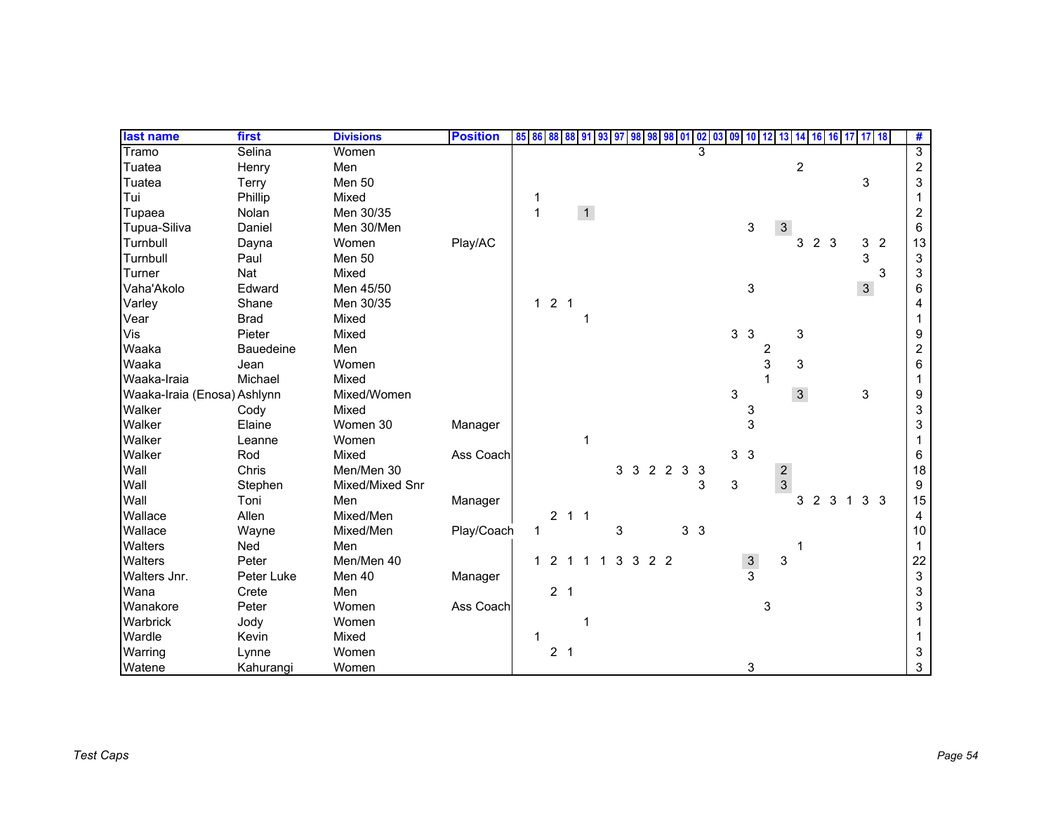| last name | first | Divisions | Position | 85 | 86 | 88 | 88 | 91 | 93 | 97 | 98 | 98 | 98 | 01 | 02 | 03 | 09 | 10 | 12 | 13 | 14 | 16 | 16 | 17 | 17 | 18 | # |
|---|---|---|---|---|---|---|---|---|---|---|---|---|---|---|---|---|---|---|---|---|---|---|---|---|---|---|---|
| Tramo | Selina | Women | | | | | | | | | | | | | 3 | | | | | | | | | | | | 3 |
| Tuatea | Henry | Men | | | | | | | | | | | | | | | | | | | 2 | | | | | | 2 |
| Tuatea | Terry | Men 50 | | | | | | | | | | | | | | | | | | | | | | | 3 | | 3 |
| Tui | Phillip | Mixed | | | 1 | | | | | | | | | | | | | | | | | | | | | | 1 |
| Tupaea | Nolan | Men 30/35 | | | 1 | | | 1 | | | | | | | | | | | | | | | | | | | 2 |
| Tupua-Siliva | Daniel | Men 30/Men | | | | | | | | | | | | | | | | 3 | | 3 | | | | | | | 6 |
| Turnbull | Dayna | Women | Play/AC | | | | | | | | | | | | | | | | | | 3 | 2 | 3 | | 3 | 2 | 13 |
| Turnbull | Paul | Men 50 | | | | | | | | | | | | | | | | | | | | | | | 3 | | 3 |
| Turner | Nat | Mixed | | | | | | | | | | | | | | | | | | | | | | | | 3 | 3 |
| Vaha'Akolo | Edward | Men 45/50 | | | | | | | | | | | | | | | | 3 | | | | | | | 3 | | 6 |
| Varley | Shane | Men 30/35 | | | 1 | 2 | 1 | | | | | | | | | | | | | | | | | | | | 4 |
| Vear | Brad | Mixed | | | | | | 1 | | | | | | | | | | | | | | | | | | | 1 |
| Vis | Pieter | Mixed | | | | | | | | | | | | | | | 3 | 3 | | | 3 | | | | | | 9 |
| Waaka | Bauedeine | Men | | | | | | | | | | | | | | | | | 2 | | | | | | | | 2 |
| Waaka | Jean | Women | | | | | | | | | | | | | | | | | 3 | | 3 | | | | | | 6 |
| Waaka-Iraia | Michael | Mixed | | | | | | | | | | | | | | | | | 1 | | | | | | | | 1 |
| Waaka-Iraia (Enosa) | Ashlynn | Mixed/Women | | | | | | | | | | | | | | | 3 | | | | 3 | | | | 3 | | 9 |
| Walker | Cody | Mixed | | | | | | | | | | | | | | | | 3 | | | | | | | | | 3 |
| Walker | Elaine | Women 30 | Manager | | | | | | | | | | | | | | | 3 | | | | | | | | | 3 |
| Walker | Leanne | Women | | | | | | 1 | | | | | | | | | | | | | | | | | | | 1 |
| Walker | Rod | Mixed | Ass Coach | | | | | | | | | | | | | | 3 | 3 | | | | | | | | | 6 |
| Wall | Chris | Men/Men 30 | | | | | | | | 3 | 3 | 2 | 2 | 3 | 3 | | | | | 2 | | | | | | | 18 |
| Wall | Stephen | Mixed/Mixed Snr | | | | | | | | | | | | | 3 | | 3 | | | 3 | | | | | | | 9 |
| Wall | Toni | Men | Manager | | | | | | | | | | | | | | | | | | 3 | 2 | 3 | 1 | 3 | 3 | 15 |
| Wallace | Allen | Mixed/Men | | | | 2 | 1 | 1 | | | | | | | | | | | | | | | | | | | 4 |
| Wallace | Wayne | Mixed/Men | Play/Coach | | 1 | | | | | 3 | | | | 3 | 3 | | | | | | | | | | | | 10 |
| Walters | Ned | Men | | | | | | | | | | | | | | | | | | | 1 | | | | | | 1 |
| Walters | Peter | Men/Men 40 | | | 1 | 2 | 1 | 1 | 1 | 3 | 3 | 2 | 2 | | | | | 3 | | 3 | | | | | | | 22 |
| Walters Jnr. | Peter Luke | Men 40 | Manager | | | | | | | | | | | | | | | 3 | | | | | | | | | 3 |
| Wana | Crete | Men | | | | 2 | 1 | | | | | | | | | | | | | | | | | | | | 3 |
| Wanakore | Peter | Women | Ass Coach | | | | | | | | | | | | | | | | 3 | | | | | | | | 3 |
| Warbrick | Jody | Women | | | | | | 1 | | | | | | | | | | | | | | | | | | | 1 |
| Wardle | Kevin | Mixed | | | 1 | | | | | | | | | | | | | | | | | | | | | | 1 |
| Warring | Lynne | Women | | | | 2 | 1 | | | | | | | | | | | | | | | | | | | | 3 |
| Watene | Kahurangi | Women | | | | | | | | | | | | | | | | 3 | | | | | | | | | 3 |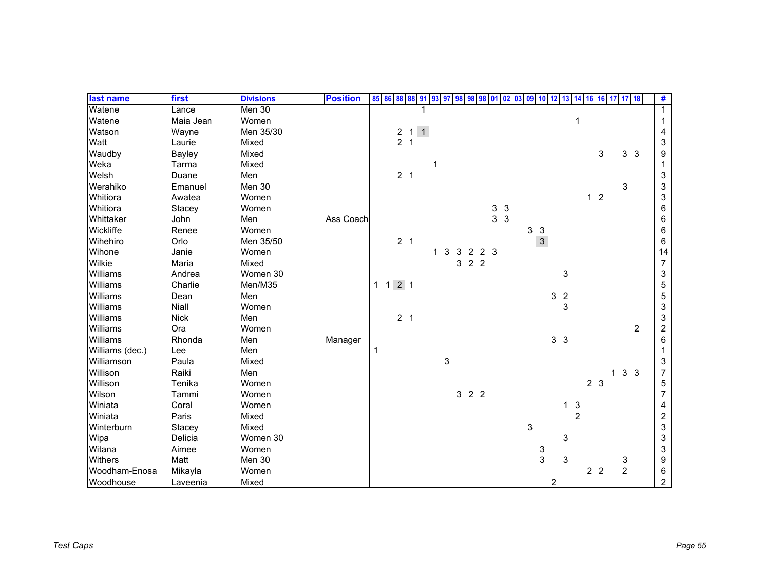| last name | first | Divisions | Position | 85 | 86 | 88 | 88 | 91 | 93 | 97 | 98 | 98 | 98 | 01 | 02 | 03 | 09 | 10 | 12 | 13 | 14 | 16 | 16 | 17 | 17 | 18 | | # |
|---|---|---|---|---|---|---|---|---|---|---|---|---|---|---|---|---|---|---|---|---|---|---|---|---|---|---|---|---|
| Watene | Lance | Men 30 | | | | | | 1 | | | | | | | | | | | | | | | | | | | | 1 |
| Watene | Maia Jean | Women | | | | | | | | | | | | | | | | | | | 1 | | | | | | | 1 |
| Watson | Wayne | Men 35/30 | | | | 2 | 1 | 1 | | | | | | | | | | | | | | | | | | | | 4 |
| Watt | Laurie | Mixed | | | | 2 | 1 | | | | | | | | | | | | | | | | | | | | | 3 |
| Waudby | Bayley | Mixed | | | | | | | | | | | | | | | | | | | | | 3 | | 3 | 3 | | 9 |
| Weka | Tarma | Mixed | | | | | | | 1 | | | | | | | | | | | | | | | | | | | 1 |
| Welsh | Duane | Men | | | | 2 | 1 | | | | | | | | | | | | | | | | | | | | | 3 |
| Werahiko | Emanuel | Men 30 | | | | | | | | | | | | | | | | | | | | | | | 3 | | | 3 |
| Whitiora | Awatea | Women | | | | | | | | | | | | | | | | | | | | 1 | 2 | | | | | 3 |
| Whitiora | Stacey | Women | | | | | | | | | | | | 3 | 3 | | | | | | | | | | | | | 6 |
| Whittaker | John | Men | Ass Coach | | | | | | | | | | | 3 | 3 | | | | | | | | | | | | | 6 |
| Wickliffe | Renee | Women | | | | | | | | | | | | | | | 3 | 3 | | | | | | | | | | 6 |
| Wihehiro | Orlo | Men 35/50 | | | | 2 | 1 | | | | | | | | | | | 3 | | | | | | | | | | 6 |
| Wihone | Janie | Women | | | | | | | 1 | 3 | 3 | 2 | 2 | 3 | | | | | | | | | | | | | | 14 |
| Wilkie | Maria | Mixed | | | | | | | | | 3 | 2 | 2 | | | | | | | | | | | | | | | 7 |
| Williams | Andrea | Women 30 | | | | | | | | | | | | | | | | | | 3 | | | | | | | | 3 |
| Williams | Charlie | Men/M35 | | 1 | 1 | 2 | 1 | | | | | | | | | | | | | | | | | | | | | 5 |
| Williams | Dean | Men | | | | | | | | | | | | | | | | | 3 | 2 | | | | | | | | 5 |
| Williams | Niall | Women | | | | | | | | | | | | | | | | | | 3 | | | | | | | | 3 |
| Williams | Nick | Men | | | | 2 | 1 | | | | | | | | | | | | | | | | | | | | | 3 |
| Williams | Ora | Women | | | | | | | | | | | | | | | | | | | | | | | | 2 | | 2 |
| Williams | Rhonda | Men | Manager | | | | | | | | | | | | | | | | 3 | 3 | | | | | | | | 6 |
| Williams (dec.) | Lee | Men | | 1 | | | | | | | | | | | | | | | | | | | | | | | | 1 |
| Williamson | Paula | Mixed | | | | | | | | 3 | | | | | | | | | | | | | | | | | | 3 |
| Willison | Raiki | Men | | | | | | | | | | | | | | | | | | | | | | 1 | 3 | 3 | | 7 |
| Willison | Tenika | Women | | | | | | | | | | | | | | | | | | | | 2 | 3 | | | | | 5 |
| Wilson | Tammi | Women | | | | | | | | | 3 | 2 | 2 | | | | | | | | | | | | | | | 7 |
| Winiata | Coral | Women | | | | | | | | | | | | | | | | | | 1 | 3 | | | | | | | 4 |
| Winiata | Paris | Mixed | | | | | | | | | | | | | | | | | | | 2 | | | | | | | 2 |
| Winterburn | Stacey | Mixed | | | | | | | | | | | | | | | 3 | | | | | | | | | | | 3 |
| Wipa | Delicia | Women 30 | | | | | | | | | | | | | | | | | | 3 | | | | | | | | 3 |
| Witana | Aimee | Women | | | | | | | | | | | | | | | | 3 | | | | | | | | | | 3 |
| Withers | Matt | Men 30 | | | | | | | | | | | | | | | | 3 | | 3 | | | | | 3 | | | 9 |
| Woodham-Enosa | Mikayla | Women | | | | | | | | | | | | | | | | | | | | 2 | 2 | | 2 | | | 6 |
| Woodhouse | Laveenia | Mixed | | | | | | | | | | | | | | | | | 2 | | | | | | | | | 2 |

*Test Caps*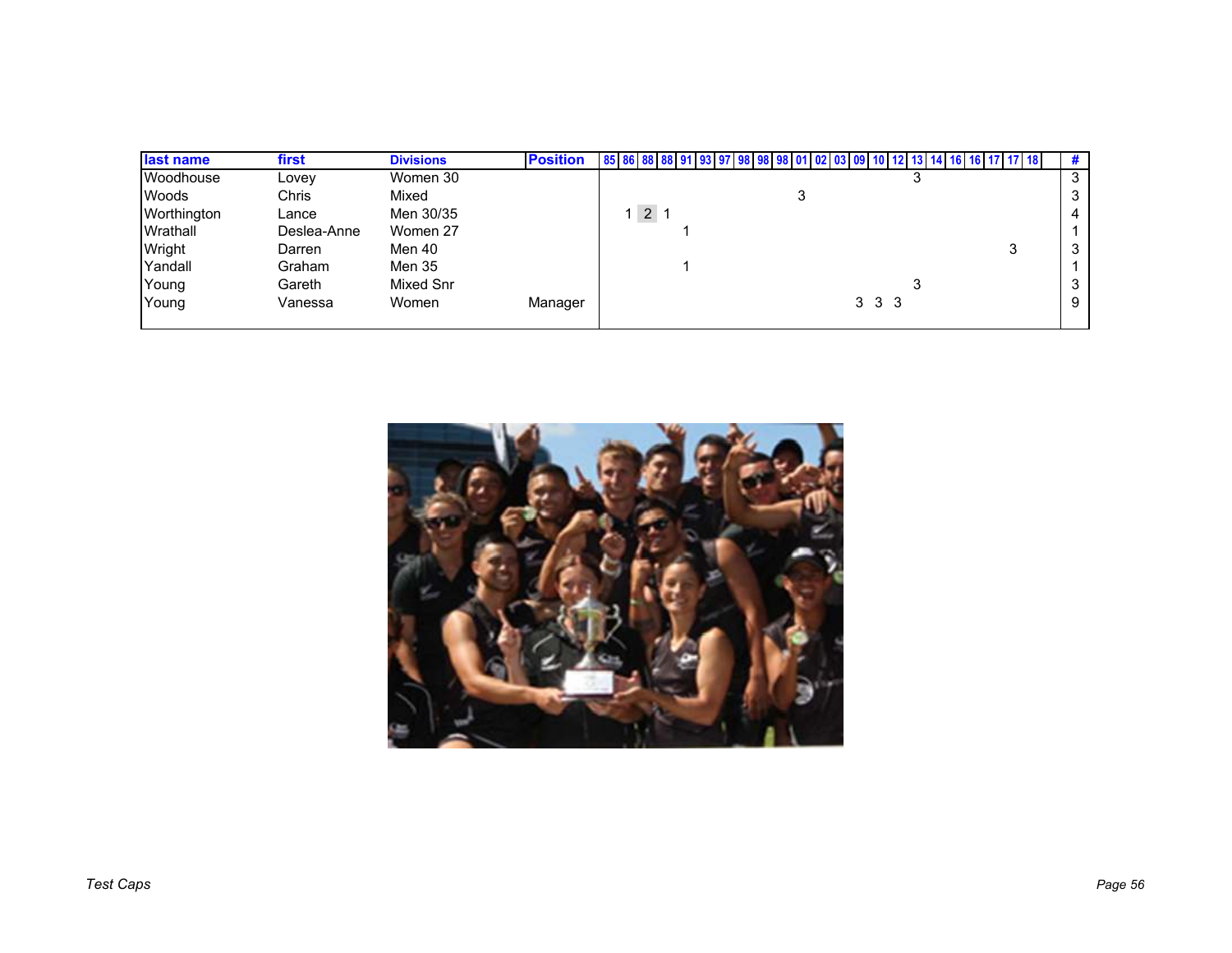| last name | first | Divisions | Position | 85 | 86 | 88 | 88 | 91 | 93 | 97 | 98 | 98 | 98 | 01 | 02 | 03 | 09 | 10 | 12 | 13 | 14 | 16 | 16 | 17 | 17 | 18 | | # |
|---|---|---|---|---|---|---|---|---|---|---|---|---|---|---|---|---|---|---|---|---|---|---|---|---|---|---|---|---|
| Woodhouse | Lovey | Women 30 | | | | | | | | | | | | | | | | | | 3 | | | | | | | | 3 |
| Woods | Chris | Mixed | | | | | | | | | | | | 3 | | | | | | | | | | | | | | 3 |
| Worthington | Lance | Men 30/35 | | | 1 | 2 | 1 | | | | | | | | | | | | | | | | | | | | | 4 |
| Wrathall | Deslea-Anne | Women 27 | | | | | | 1 | | | | | | | | | | | | | | | | | | | | 1 |
| Wright | Darren | Men 40 | | | | | | | | | | | | | | | | | | | | | | | 3 | | | 3 |
| Yandall | Graham | Men 35 | | | | | | 1 | | | | | | | | | | | | | | | | | | | | 1 |
| Young | Gareth | Mixed Snr | | | | | | | | | | | | | | | | | | 3 | | | | | | | | 3 |
| Young | Vanessa | Women | Manager | | | | | | | | | | | | | | 3 | 3 | 3 | | | | | | | | | 9 |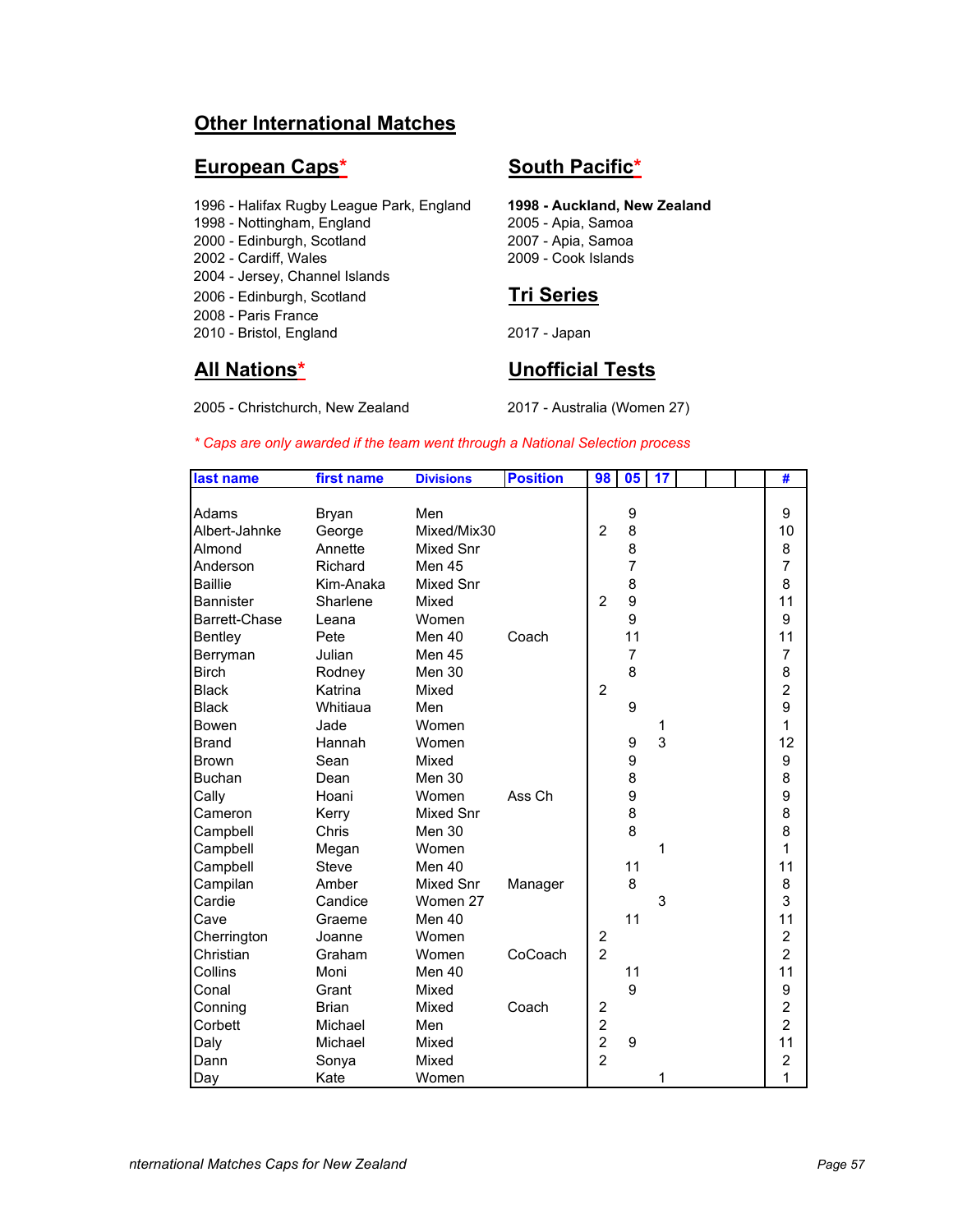# Other International Matches

## European Caps*

1996 - Halifax Rugby League Park, England
1998 - Nottingham, England
2000 - Edinburgh, Scotland
2002 - Cardiff, Wales
2004 - Jersey, Channel Islands
2006 - Edinburgh, Scotland
2008 - Paris France
2010 - Bristol, England

## All Nations*

2005 - Christchurch, New Zealand

## South Pacific*

**1998 - Auckland, New Zealand**
2005 - Apia, Samoa
2007 - Apia, Samoa
2009 - Cook Islands

## Tri Series

2017 - Japan

## Unofficial Tests

2017 - Australia (Women 27)

*\* Caps are only awarded if the team went through a National Selection process*

| last name | first name | Divisions | Position | 98 | 05 | 17 | | | | # |
|---|---|---|---|---|---|---|---|---|---|---|
| Adams | Bryan | Men | | | 9 | | | | | 9 |
| Albert-Jahnke | George | Mixed/Mix30 | | 2 | 8 | | | | | 10 |
| Almond | Annette | Mixed Snr | | | 8 | | | | | 8 |
| Anderson | Richard | Men 45 | | | 7 | | | | | 7 |
| Baillie | Kim-Anaka | Mixed Snr | | | 8 | | | | | 8 |
| Bannister | Sharlene | Mixed | | 2 | 9 | | | | | 11 |
| Barrett-Chase | Leana | Women | | | 9 | | | | | 9 |
| Bentley | Pete | Men 40 | Coach | | 11 | | | | | 11 |
| Berryman | Julian | Men 45 | | | 7 | | | | | 7 |
| Birch | Rodney | Men 30 | | | 8 | | | | | 8 |
| Black | Katrina | Mixed | | 2 | | | | | | 2 |
| Black | Whitiaua | Men | | | 9 | | | | | 9 |
| Bowen | Jade | Women | | | | 1 | | | | 1 |
| Brand | Hannah | Women | | | 9 | 3 | | | | 12 |
| Brown | Sean | Mixed | | | 9 | | | | | 9 |
| Buchan | Dean | Men 30 | | | 8 | | | | | 8 |
| Cally | Hoani | Women | Ass Ch | | 9 | | | | | 9 |
| Cameron | Kerry | Mixed Snr | | | 8 | | | | | 8 |
| Campbell | Chris | Men 30 | | | 8 | | | | | 8 |
| Campbell | Megan | Women | | | | 1 | | | | 1 |
| Campbell | Steve | Men 40 | | | 11 | | | | | 11 |
| Campilan | Amber | Mixed Snr | Manager | | 8 | | | | | 8 |
| Cardie | Candice | Women 27 | | | | 3 | | | | 3 |
| Cave | Graeme | Men 40 | | | 11 | | | | | 11 |
| Cherrington | Joanne | Women | | 2 | | | | | | 2 |
| Christian | Graham | Women | CoCoach | 2 | | | | | | 2 |
| Collins | Moni | Men 40 | | | 11 | | | | | 11 |
| Conal | Grant | Mixed | | | 9 | | | | | 9 |
| Conning | Brian | Mixed | Coach | 2 | | | | | | 2 |
| Corbett | Michael | Men | | 2 | | | | | | 2 |
| Daly | Michael | Mixed | | 2 | 9 | | | | | 11 |
| Dann | Sonya | Mixed | | 2 | | | | | | 2 |
| Day | Kate | Women | | | | 1 | | | | 1 |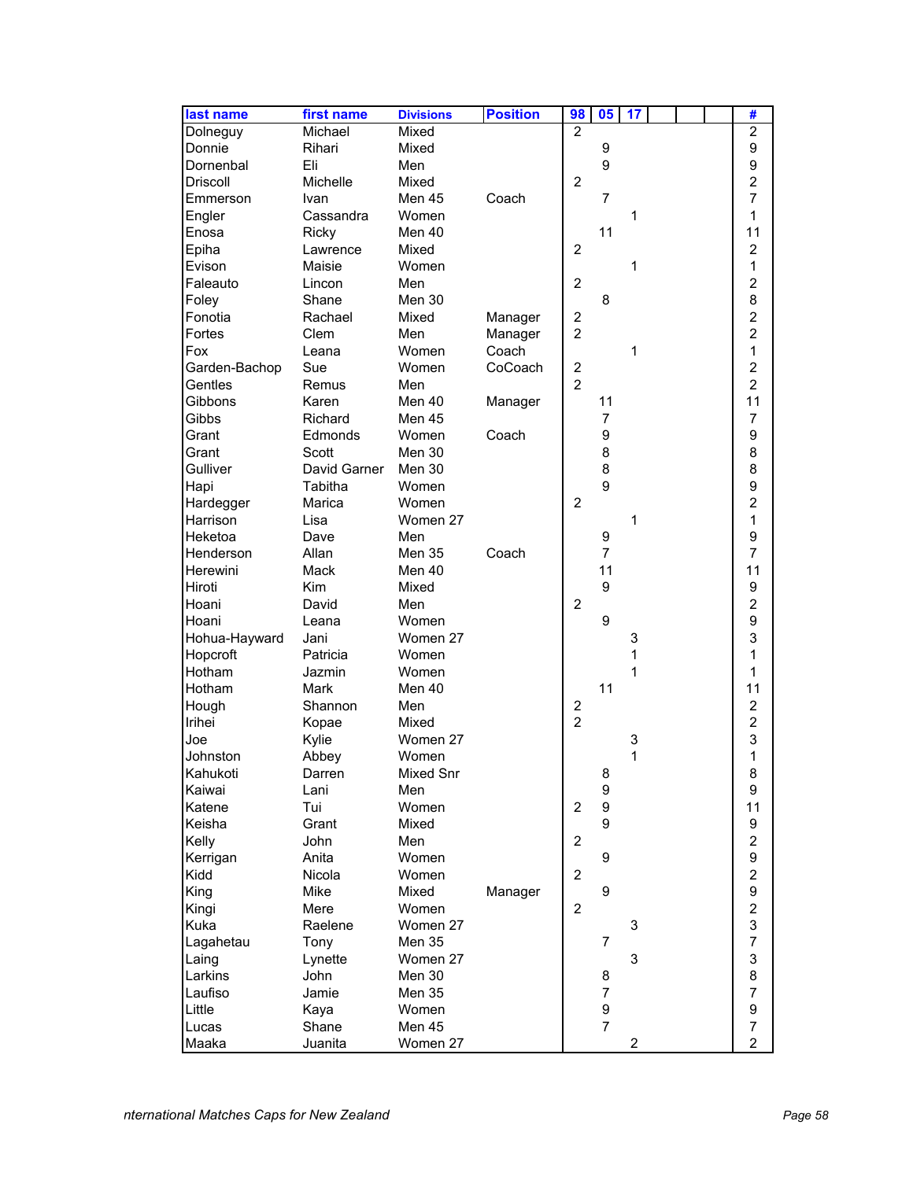| last name | first name | Divisions | Position | 98 | 05 | 17 | | | | # |
|---|---|---|---|---|---|---|---|---|---|---|
| Dolneguy | Michael | Mixed | | 2 | | | | | | 2 |
| Donnie | Rihari | Mixed | | | 9 | | | | | 9 |
| Dornenbal | Eli | Men | | | 9 | | | | | 9 |
| Driscoll | Michelle | Mixed | | 2 | | | | | | 2 |
| Emmerson | Ivan | Men 45 | Coach | | 7 | | | | | 7 |
| Engler | Cassandra | Women | | | | 1 | | | | 1 |
| Enosa | Ricky | Men 40 | | | 11 | | | | | 11 |
| Epiha | Lawrence | Mixed | | 2 | | | | | | 2 |
| Evison | Maisie | Women | | | | 1 | | | | 1 |
| Faleauto | Lincon | Men | | 2 | | | | | | 2 |
| Foley | Shane | Men 30 | | | 8 | | | | | 8 |
| Fonotia | Rachael | Mixed | Manager | 2 | | | | | | 2 |
| Fortes | Clem | Men | Manager | 2 | | | | | | 2 |
| Fox | Leana | Women | Coach | | | 1 | | | | 1 |
| Garden-Bachop | Sue | Women | CoCoach | 2 | | | | | | 2 |
| Gentles | Remus | Men | | 2 | | | | | | 2 |
| Gibbons | Karen | Men 40 | Manager | | 11 | | | | | 11 |
| Gibbs | Richard | Men 45 | | | 7 | | | | | 7 |
| Grant | Edmonds | Women | Coach | | 9 | | | | | 9 |
| Grant | Scott | Men 30 | | | 8 | | | | | 8 |
| Gulliver | David Garner | Men 30 | | | 8 | | | | | 8 |
| Hapi | Tabitha | Women | | | 9 | | | | | 9 |
| Hardegger | Marica | Women | | 2 | | | | | | 2 |
| Harrison | Lisa | Women 27 | | | | 1 | | | | 1 |
| Heketoa | Dave | Men | | | 9 | | | | | 9 |
| Henderson | Allan | Men 35 | Coach | | 7 | | | | | 7 |
| Herewini | Mack | Men 40 | | | 11 | | | | | 11 |
| Hiroti | Kim | Mixed | | | 9 | | | | | 9 |
| Hoani | David | Men | | 2 | | | | | | 2 |
| Hoani | Leana | Women | | | 9 | | | | | 9 |
| Hohua-Hayward | Jani | Women 27 | | | | 3 | | | | 3 |
| Hopcroft | Patricia | Women | | | | 1 | | | | 1 |
| Hotham | Jazmin | Women | | | | 1 | | | | 1 |
| Hotham | Mark | Men 40 | | | 11 | | | | | 11 |
| Hough | Shannon | Men | | 2 | | | | | | 2 |
| Irihei | Kopae | Mixed | | 2 | | | | | | 2 |
| Joe | Kylie | Women 27 | | | | 3 | | | | 3 |
| Johnston | Abbey | Women | | | | 1 | | | | 1 |
| Kahukoti | Darren | Mixed Snr | | | 8 | | | | | 8 |
| Kaiwai | Lani | Men | | | 9 | | | | | 9 |
| Katene | Tui | Women | | 2 | 9 | | | | | 11 |
| Keisha | Grant | Mixed | | | 9 | | | | | 9 |
| Kelly | John | Men | | 2 | | | | | | 2 |
| Kerrigan | Anita | Women | | | 9 | | | | | 9 |
| Kidd | Nicola | Women | | 2 | | | | | | 2 |
| King | Mike | Mixed | Manager | | 9 | | | | | 9 |
| Kingi | Mere | Women | | 2 | | | | | | 2 |
| Kuka | Raelene | Women 27 | | | | 3 | | | | 3 |
| Lagahetau | Tony | Men 35 | | | 7 | | | | | 7 |
| Laing | Lynette | Women 27 | | | | 3 | | | | 3 |
| Larkins | John | Men 30 | | | 8 | | | | | 8 |
| Laufiso | Jamie | Men 35 | | | 7 | | | | | 7 |
| Little | Kaya | Women | | | 9 | | | | | 9 |
| Lucas | Shane | Men 45 | | | 7 | | | | | 7 |
| Maaka | Juanita | Women 27 | | | | 2 | | | | 2 |

*nternational Matches Caps for New Zealand*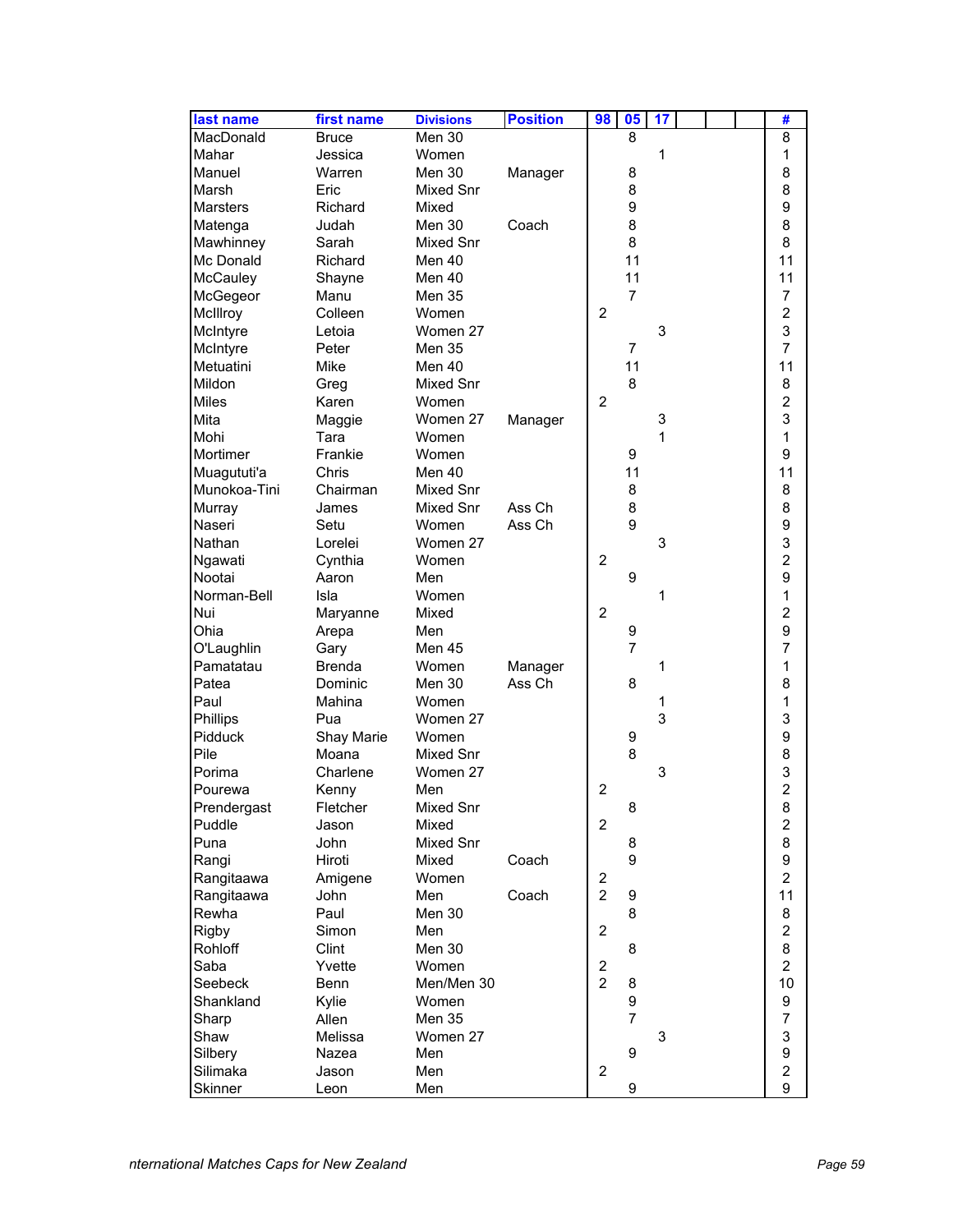| last name | first name | Divisions | Position | 98 | 05 | 17 | | | | # |
|---|---|---|---|---|---|---|---|---|---|---|
| MacDonald | Bruce | Men 30 | | | 8 | | | | | 8 |
| Mahar | Jessica | Women | | | | 1 | | | | 1 |
| Manuel | Warren | Men 30 | Manager | | 8 | | | | | 8 |
| Marsh | Eric | Mixed Snr | | | 8 | | | | | 8 |
| Marsters | Richard | Mixed | | | 9 | | | | | 9 |
| Matenga | Judah | Men 30 | Coach | | 8 | | | | | 8 |
| Mawhinney | Sarah | Mixed Snr | | | 8 | | | | | 8 |
| Mc Donald | Richard | Men 40 | | | 11 | | | | | 11 |
| McCauley | Shayne | Men 40 | | | 11 | | | | | 11 |
| McGegeor | Manu | Men 35 | | | 7 | | | | | 7 |
| McIllroy | Colleen | Women | | 2 | | | | | | 2 |
| McIntyre | Letoia | Women 27 | | | | 3 | | | | 3 |
| McIntyre | Peter | Men 35 | | | 7 | | | | | 7 |
| Metuatini | Mike | Men 40 | | | 11 | | | | | 11 |
| Mildon | Greg | Mixed Snr | | | 8 | | | | | 8 |
| Miles | Karen | Women | | 2 | | | | | | 2 |
| Mita | Maggie | Women 27 | Manager | | | 3 | | | | 3 |
| Mohi | Tara | Women | | | | 1 | | | | 1 |
| Mortimer | Frankie | Women | | | 9 | | | | | 9 |
| Muagututi'a | Chris | Men 40 | | | 11 | | | | | 11 |
| Munokoa-Tini | Chairman | Mixed Snr | | | 8 | | | | | 8 |
| Murray | James | Mixed Snr | Ass Ch | | 8 | | | | | 8 |
| Naseri | Setu | Women | Ass Ch | | 9 | | | | | 9 |
| Nathan | Lorelei | Women 27 | | | | 3 | | | | 3 |
| Ngawati | Cynthia | Women | | 2 | | | | | | 2 |
| Nootai | Aaron | Men | | | 9 | | | | | 9 |
| Norman-Bell | Isla | Women | | | | 1 | | | | 1 |
| Nui | Maryanne | Mixed | | 2 | | | | | | 2 |
| Ohia | Arepa | Men | | | 9 | | | | | 9 |
| O'Laughlin | Gary | Men 45 | | | 7 | | | | | 7 |
| Pamatatau | Brenda | Women | Manager | | | 1 | | | | 1 |
| Patea | Dominic | Men 30 | Ass Ch | | 8 | | | | | 8 |
| Paul | Mahina | Women | | | | 1 | | | | 1 |
| Phillips | Pua | Women 27 | | | | 3 | | | | 3 |
| Pidduck | Shay Marie | Women | | | 9 | | | | | 9 |
| Pile | Moana | Mixed Snr | | | 8 | | | | | 8 |
| Porima | Charlene | Women 27 | | | | 3 | | | | 3 |
| Pourewa | Kenny | Men | | 2 | | | | | | 2 |
| Prendergast | Fletcher | Mixed Snr | | | 8 | | | | | 8 |
| Puddle | Jason | Mixed | | 2 | | | | | | 2 |
| Puna | John | Mixed Snr | | | 8 | | | | | 8 |
| Rangi | Hiroti | Mixed | Coach | | 9 | | | | | 9 |
| Rangitaawa | Amigene | Women | | 2 | | | | | | 2 |
| Rangitaawa | John | Men | Coach | 2 | 9 | | | | | 11 |
| Rewha | Paul | Men 30 | | | 8 | | | | | 8 |
| Rigby | Simon | Men | | 2 | | | | | | 2 |
| Rohloff | Clint | Men 30 | | | 8 | | | | | 8 |
| Saba | Yvette | Women | | 2 | | | | | | 2 |
| Seebeck | Benn | Men/Men 30 | | 2 | 8 | | | | | 10 |
| Shankland | Kylie | Women | | | 9 | | | | | 9 |
| Sharp | Allen | Men 35 | | | 7 | | | | | 7 |
| Shaw | Melissa | Women 27 | | | | 3 | | | | 3 |
| Silbery | Nazea | Men | | | 9 | | | | | 9 |
| Silimaka | Jason | Men | | 2 | | | | | | 2 |
| Skinner | Leon | Men | | | 9 | | | | | 9 |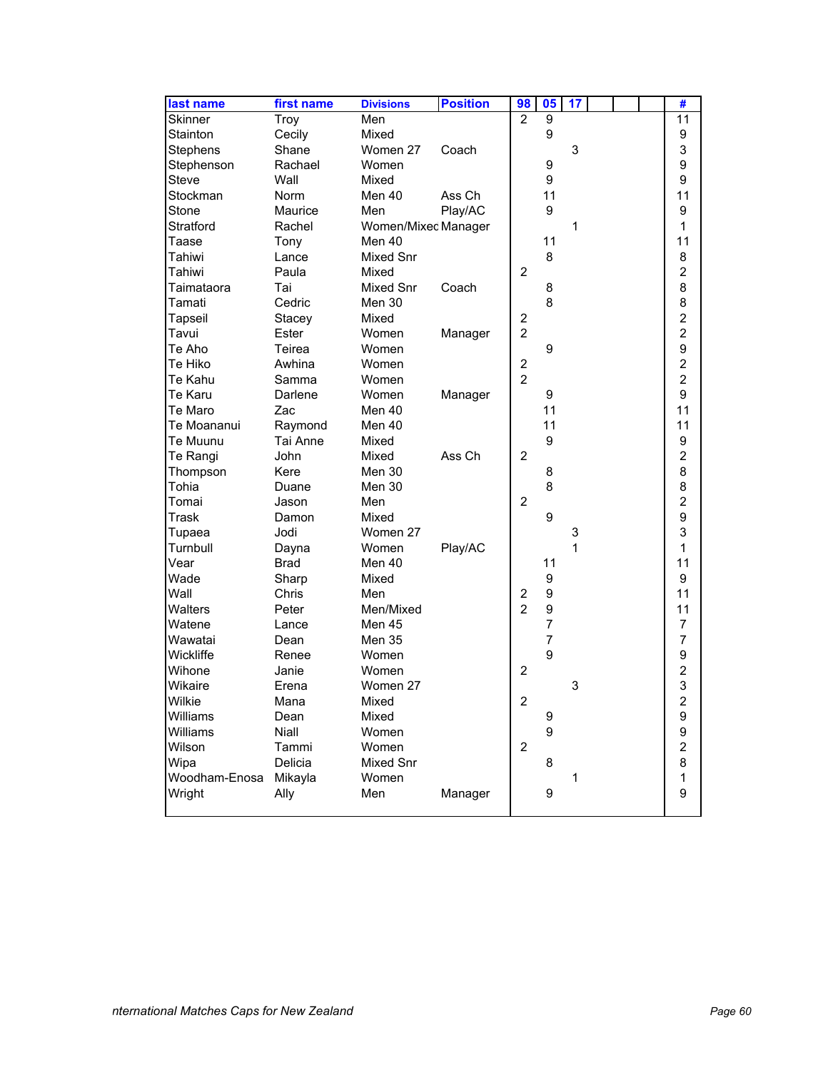| last name | first name | Divisions | Position | 98 | 05 | 17 | | | | # |
|---|---|---|---|---|---|---|---|---|---|---|
| Skinner | Troy | Men | | 2 | 9 | | | | | 11 |
| Stainton | Cecily | Mixed | | | 9 | | | | | 9 |
| Stephens | Shane | Women 27 | Coach | | | 3 | | | | 3 |
| Stephenson | Rachael | Women | | | 9 | | | | | 9 |
| Steve | Wall | Mixed | | | 9 | | | | | 9 |
| Stockman | Norm | Men 40 | Ass Ch | | 11 | | | | | 11 |
| Stone | Maurice | Men | Play/AC | | 9 | | | | | 9 |
| Stratford | Rachel | Women/Mixed | Manager | | | 1 | | | | 1 |
| Taase | Tony | Men 40 | | | 11 | | | | | 11 |
| Tahiwi | Lance | Mixed Snr | | | 8 | | | | | 8 |
| Tahiwi | Paula | Mixed | | 2 | | | | | | 2 |
| Taimataora | Tai | Mixed Snr | Coach | | 8 | | | | | 8 |
| Tamati | Cedric | Men 30 | | | 8 | | | | | 8 |
| Tapseil | Stacey | Mixed | | 2 | | | | | | 2 |
| Tavui | Ester | Women | Manager | 2 | | | | | | 2 |
| Te Aho | Teirea | Women | | | 9 | | | | | 9 |
| Te Hiko | Awhina | Women | | 2 | | | | | | 2 |
| Te Kahu | Samma | Women | | 2 | | | | | | 2 |
| Te Karu | Darlene | Women | Manager | | 9 | | | | | 9 |
| Te Maro | Zac | Men 40 | | | 11 | | | | | 11 |
| Te Moananui | Raymond | Men 40 | | | 11 | | | | | 11 |
| Te Muunu | Tai Anne | Mixed | | | 9 | | | | | 9 |
| Te Rangi | John | Mixed | Ass Ch | 2 | | | | | | 2 |
| Thompson | Kere | Men 30 | | | 8 | | | | | 8 |
| Tohia | Duane | Men 30 | | | 8 | | | | | 8 |
| Tomai | Jason | Men | | 2 | | | | | | 2 |
| Trask | Damon | Mixed | | | 9 | | | | | 9 |
| Tupaea | Jodi | Women 27 | | | | 3 | | | | 3 |
| Turnbull | Dayna | Women | Play/AC | | | 1 | | | | 1 |
| Vear | Brad | Men 40 | | | 11 | | | | | 11 |
| Wade | Sharp | Mixed | | | 9 | | | | | 9 |
| Wall | Chris | Men | | 2 | 9 | | | | | 11 |
| Walters | Peter | Men/Mixed | | 2 | 9 | | | | | 11 |
| Watene | Lance | Men 45 | | | 7 | | | | | 7 |
| Wawatai | Dean | Men 35 | | | 7 | | | | | 7 |
| Wickliffe | Renee | Women | | | 9 | | | | | 9 |
| Wihone | Janie | Women | | 2 | | | | | | 2 |
| Wikaire | Erena | Women 27 | | | | 3 | | | | 3 |
| Wilkie | Mana | Mixed | | 2 | | | | | | 2 |
| Williams | Dean | Mixed | | | 9 | | | | | 9 |
| Williams | Niall | Women | | | 9 | | | | | 9 |
| Wilson | Tammi | Women | | 2 | | | | | | 2 |
| Wipa | Delicia | Mixed Snr | | | 8 | | | | | 8 |
| Woodham-Enosa | Mikayla | Women | | | | 1 | | | | 1 |
| Wright | Ally | Men | Manager | | 9 | | | | | 9 |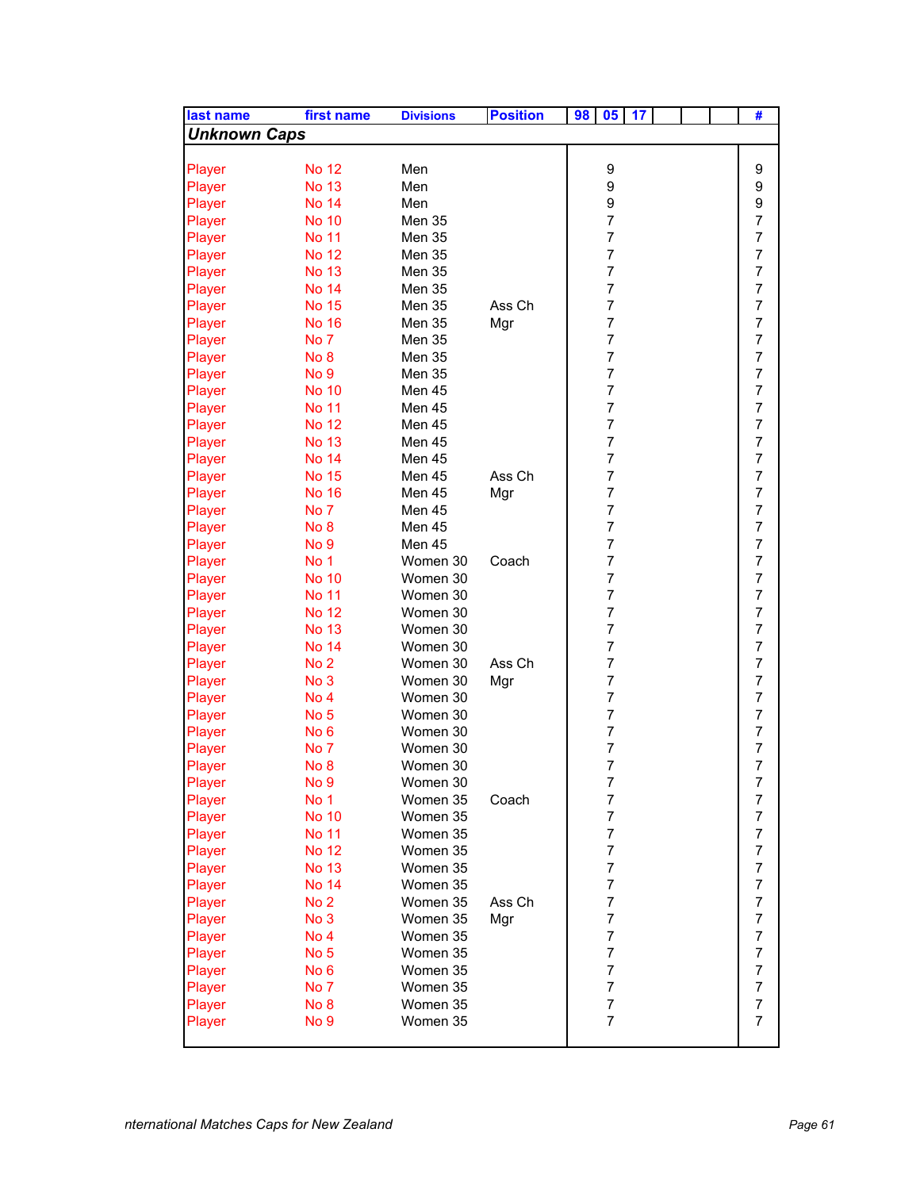| last name | first name | Divisions | Position | 98 | 05 | 17 | | | | # |
|---|---|---|---|---|---|---|---|---|---|---|
| ***Unknown Caps*** | | | | | | | | | | |
| Player | No 12 | Men | | | 9 | | | | | 9 |
| Player | No 13 | Men | | | 9 | | | | | 9 |
| Player | No 14 | Men | | | 9 | | | | | 9 |
| Player | No 10 | Men 35 | | | 7 | | | | | 7 |
| Player | No 11 | Men 35 | | | 7 | | | | | 7 |
| Player | No 12 | Men 35 | | | 7 | | | | | 7 |
| Player | No 13 | Men 35 | | | 7 | | | | | 7 |
| Player | No 14 | Men 35 | | | 7 | | | | | 7 |
| Player | No 15 | Men 35 | Ass Ch | | 7 | | | | | 7 |
| Player | No 16 | Men 35 | Mgr | | 7 | | | | | 7 |
| Player | No 7 | Men 35 | | | 7 | | | | | 7 |
| Player | No 8 | Men 35 | | | 7 | | | | | 7 |
| Player | No 9 | Men 35 | | | 7 | | | | | 7 |
| Player | No 10 | Men 45 | | | 7 | | | | | 7 |
| Player | No 11 | Men 45 | | | 7 | | | | | 7 |
| Player | No 12 | Men 45 | | | 7 | | | | | 7 |
| Player | No 13 | Men 45 | | | 7 | | | | | 7 |
| Player | No 14 | Men 45 | | | 7 | | | | | 7 |
| Player | No 15 | Men 45 | Ass Ch | | 7 | | | | | 7 |
| Player | No 16 | Men 45 | Mgr | | 7 | | | | | 7 |
| Player | No 7 | Men 45 | | | 7 | | | | | 7 |
| Player | No 8 | Men 45 | | | 7 | | | | | 7 |
| Player | No 9 | Men 45 | | | 7 | | | | | 7 |
| Player | No 1 | Women 30 | Coach | | 7 | | | | | 7 |
| Player | No 10 | Women 30 | | | 7 | | | | | 7 |
| Player | No 11 | Women 30 | | | 7 | | | | | 7 |
| Player | No 12 | Women 30 | | | 7 | | | | | 7 |
| Player | No 13 | Women 30 | | | 7 | | | | | 7 |
| Player | No 14 | Women 30 | | | 7 | | | | | 7 |
| Player | No 2 | Women 30 | Ass Ch | | 7 | | | | | 7 |
| Player | No 3 | Women 30 | Mgr | | 7 | | | | | 7 |
| Player | No 4 | Women 30 | | | 7 | | | | | 7 |
| Player | No 5 | Women 30 | | | 7 | | | | | 7 |
| Player | No 6 | Women 30 | | | 7 | | | | | 7 |
| Player | No 7 | Women 30 | | | 7 | | | | | 7 |
| Player | No 8 | Women 30 | | | 7 | | | | | 7 |
| Player | No 9 | Women 30 | | | 7 | | | | | 7 |
| Player | No 1 | Women 35 | Coach | | 7 | | | | | 7 |
| Player | No 10 | Women 35 | | | 7 | | | | | 7 |
| Player | No 11 | Women 35 | | | 7 | | | | | 7 |
| Player | No 12 | Women 35 | | | 7 | | | | | 7 |
| Player | No 13 | Women 35 | | | 7 | | | | | 7 |
| Player | No 14 | Women 35 | | | 7 | | | | | 7 |
| Player | No 2 | Women 35 | Ass Ch | | 7 | | | | | 7 |
| Player | No 3 | Women 35 | Mgr | | 7 | | | | | 7 |
| Player | No 4 | Women 35 | | | 7 | | | | | 7 |
| Player | No 5 | Women 35 | | | 7 | | | | | 7 |
| Player | No 6 | Women 35 | | | 7 | | | | | 7 |
| Player | No 7 | Women 35 | | | 7 | | | | | 7 |
| Player | No 8 | Women 35 | | | 7 | | | | | 7 |
| Player | No 9 | Women 35 | | | 7 | | | | | 7 |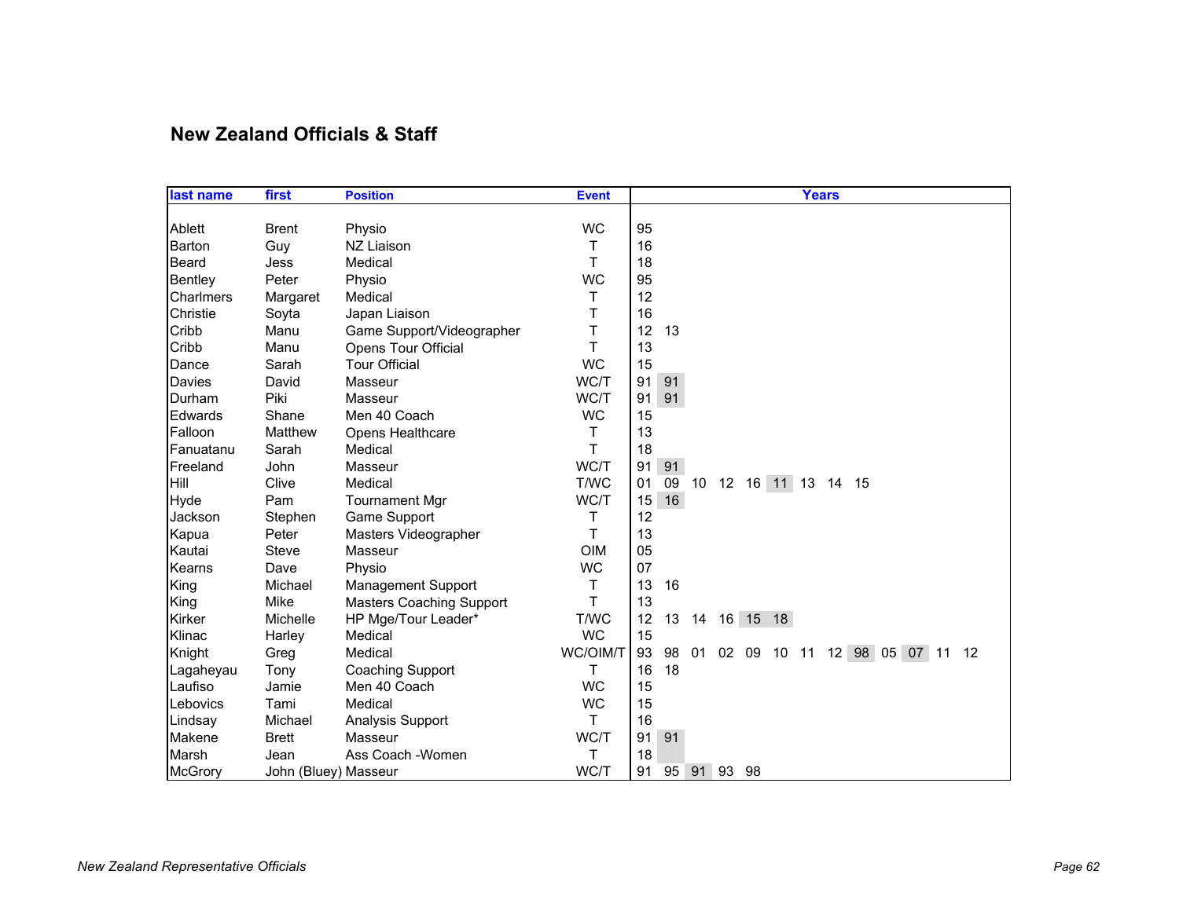## New Zealand Officials & Staff

| last name | first | Position | Event | Years |
|---|---|---|---|---|
| Ablett | Brent | Physio | WC | 95 |
| Barton | Guy | NZ Liaison | T | 16 |
| Beard | Jess | Medical | T | 18 |
| Bentley | Peter | Physio | WC | 95 |
| Charlmers | Margaret | Medical | T | 12 |
| Christie | Soyta | Japan Liaison | T | 16 |
| Cribb | Manu | Game Support/Videographer | T | 12 13 |
| Cribb | Manu | Opens Tour Official | T | 13 |
| Dance | Sarah | Tour Official | WC | 15 |
| Davies | David | Masseur | WC/T | 91 91 |
| Durham | Piki | Masseur | WC/T | 91 91 |
| Edwards | Shane | Men 40 Coach | WC | 15 |
| Falloon | Matthew | Opens Healthcare | T | 13 |
| Fanuatanu | Sarah | Medical | T | 18 |
| Freeland | John | Masseur | WC/T | 91 91 |
| Hill | Clive | Medical | T/WC | 01 09 10 12 16 11 13 14 15 |
| Hyde | Pam | Tournament Mgr | WC/T | 15 16 |
| Jackson | Stephen | Game Support | T | 12 |
| Kapua | Peter | Masters Videographer | T | 13 |
| Kautai | Steve | Masseur | OIM | 05 |
| Kearns | Dave | Physio | WC | 07 |
| King | Michael | Management Support | T | 13 16 |
| King | Mike | Masters Coaching Support | T | 13 |
| Kirker | Michelle | HP Mge/Tour Leader* | T/WC | 12 13 14 16 15 18 |
| Klinac | Harley | Medical | WC | 15 |
| Knight | Greg | Medical | WC/OIM/T | 93 98 01 02 09 10 11 12 98 05 07 11 12 |
| Lagaheyau | Tony | Coaching Support | T | 16 18 |
| Laufiso | Jamie | Men 40 Coach | WC | 15 |
| Lebovics | Tami | Medical | WC | 15 |
| Lindsay | Michael | Analysis Support | T | 16 |
| Makene | Brett | Masseur | WC/T | 91 91 |
| Marsh | Jean | Ass Coach -Women | T | 18 |
| McGrory | John (Bluey) | Masseur | WC/T | 91 95 91 93 98 |

*New Zealand Representative Officials*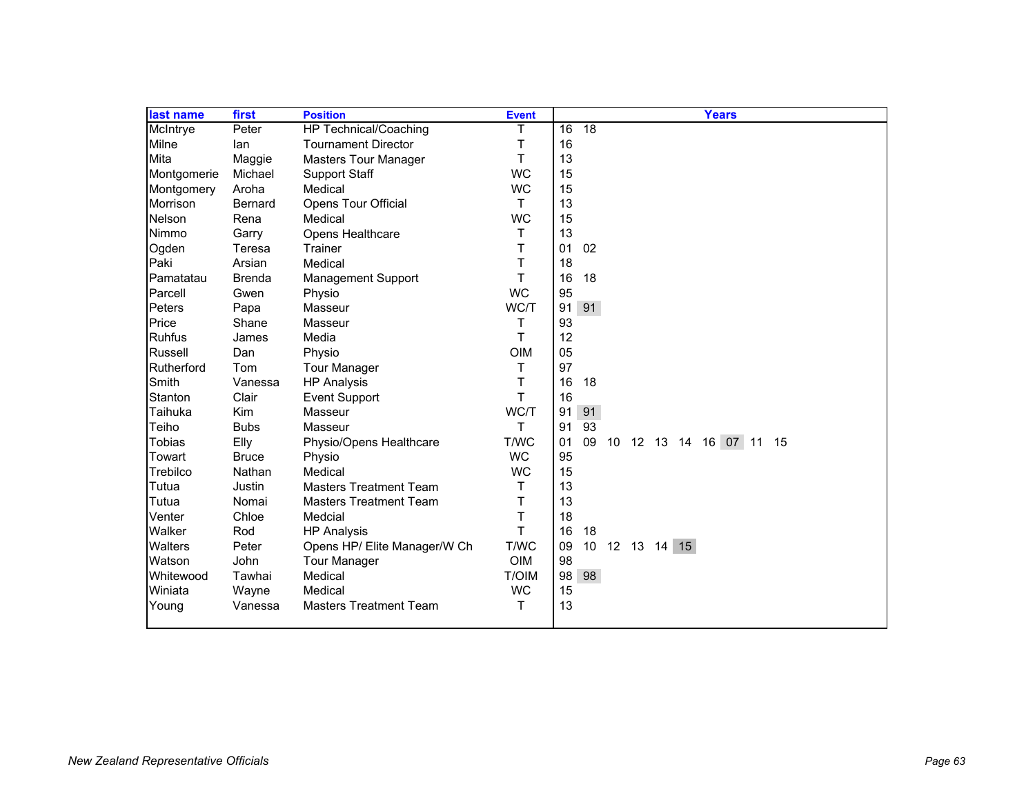| last name | first | Position | Event | Years |
|---|---|---|---|---|
| McIntrye | Peter | HP Technical/Coaching | T | 16 18 |
| Milne | Ian | Tournament Director | T | 16 |
| Mita | Maggie | Masters Tour Manager | T | 13 |
| Montgomerie | Michael | Support Staff | WC | 15 |
| Montgomery | Aroha | Medical | WC | 15 |
| Morrison | Bernard | Opens Tour Official | T | 13 |
| Nelson | Rena | Medical | WC | 15 |
| Nimmo | Garry | Opens Healthcare | T | 13 |
| Ogden | Teresa | Trainer | T | 01 02 |
| Paki | Arsian | Medical | T | 18 |
| Pamatatau | Brenda | Management Support | T | 16 18 |
| Parcell | Gwen | Physio | WC | 95 |
| Peters | Papa | Masseur | WC/T | 91 91 |
| Price | Shane | Masseur | T | 93 |
| Ruhfus | James | Media | T | 12 |
| Russell | Dan | Physio | OIM | 05 |
| Rutherford | Tom | Tour Manager | T | 97 |
| Smith | Vanessa | HP Analysis | T | 16 18 |
| Stanton | Clair | Event Support | T | 16 |
| Taihuka | Kim | Masseur | WC/T | 91 91 |
| Teiho | Bubs | Masseur | T | 91 93 |
| Tobias | Elly | Physio/Opens Healthcare | T/WC | 01 09 10 12 13 14 16 07 11 15 |
| Towart | Bruce | Physio | WC | 95 |
| Trebilco | Nathan | Medical | WC | 15 |
| Tutua | Justin | Masters Treatment Team | T | 13 |
| Tutua | Nomai | Masters Treatment Team | T | 13 |
| Venter | Chloe | Medcial | T | 18 |
| Walker | Rod | HP Analysis | T | 16 18 |
| Walters | Peter | Opens HP/ Elite Manager/W Ch | T/WC | 09 10 12 13 14 15 |
| Watson | John | Tour Manager | OIM | 98 |
| Whitewood | Tawhai | Medical | T/OIM | 98 98 |
| Winiata | Wayne | Medical | WC | 15 |
| Young | Vanessa | Masters Treatment Team | T | 13 |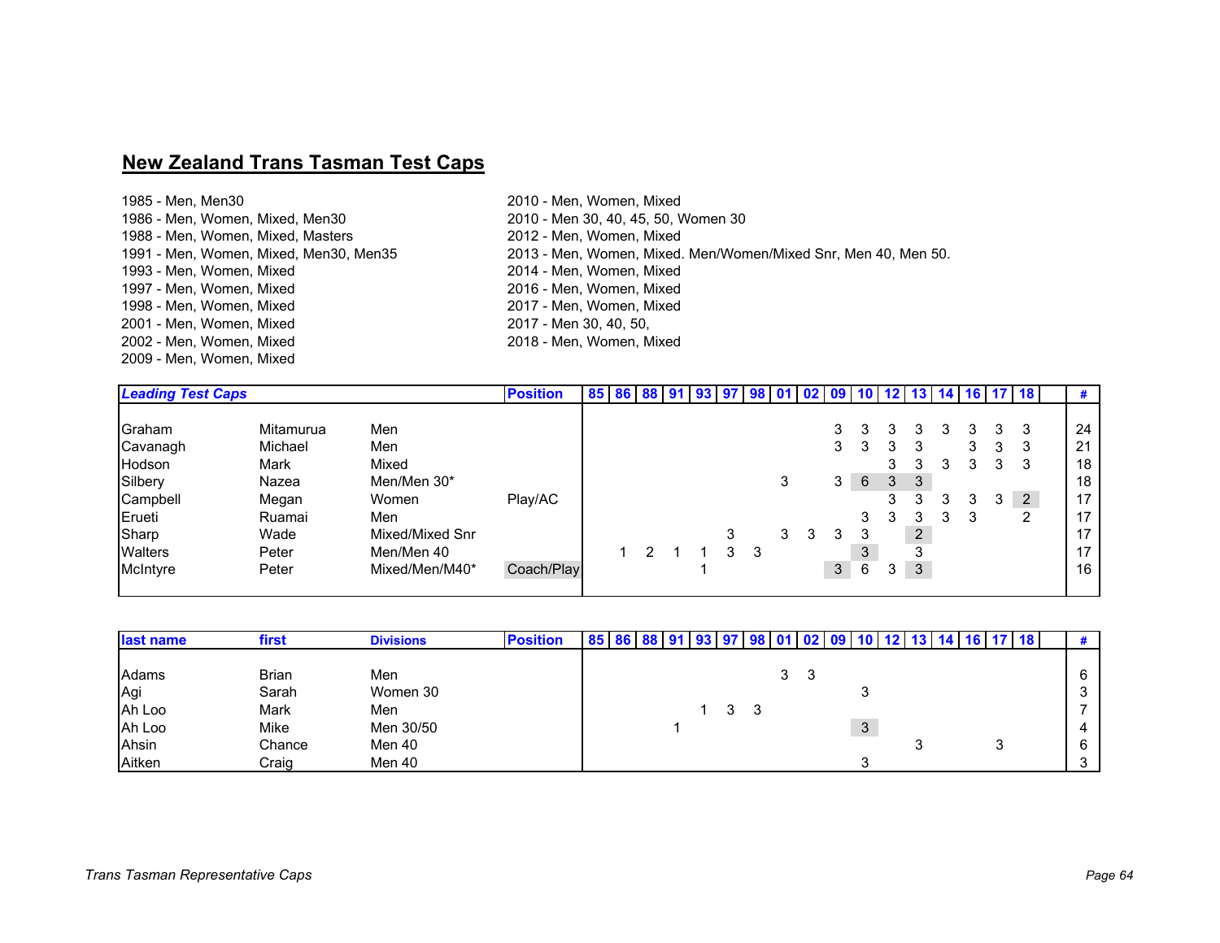# New Zealand Trans Tasman Test Caps

1985 - Men, Men30
1986 - Men, Women, Mixed, Men30
1988 - Men, Women, Mixed, Masters
1991 - Men, Women, Mixed, Men30, Men35
1993 - Men, Women, Mixed
1997 - Men, Women, Mixed
1998 - Men, Women, Mixed
2001 - Men, Women, Mixed
2002 - Men, Women, Mixed
2009 - Men, Women, Mixed
2010 - Men, Women, Mixed
2010 - Men 30, 40, 45, 50, Women 30
2012 - Men, Women, Mixed
2013 - Men, Women, Mixed. Men/Women/Mixed Snr, Men 40, Men 50.
2014 - Men, Women, Mixed
2016 - Men, Women, Mixed
2017 - Men, Women, Mixed
2017 - Men 30, 40, 50,
2018 - Men, Women, Mixed

| *Leading Test Caps* | | | Position | 85 | 86 | 88 | 91 | 93 | 97 | 98 | 01 | 02 | 09 | 10 | 12 | 13 | 14 | 16 | 17 | 18 | | # |
|---|---|---|---|---|---|---|---|---|---|---|---|---|---|---|---|---|---|---|---|---|---|---|
| Graham | Mitamurua | Men | | | | | | | | | | | 3 | 3 | 3 | 3 | 3 | 3 | 3 | 3 | | 24 |
| Cavanagh | Michael | Men | | | | | | | | | | | 3 | 3 | 3 | 3 | | 3 | 3 | 3 | | 21 |
| Hodson | Mark | Mixed | | | | | | | | | | | | | 3 | 3 | 3 | 3 | 3 | 3 | | 18 |
| Silbery | Nazea | Men/Men 30* | | | | | | | | | 3 | | 3 | 6 | 3 | 3 | | | | | | 18 |
| Campbell | Megan | Women | Play/AC | | | | | | | | | | | | 3 | 3 | 3 | 3 | 3 | 2 | | 17 |
| Erueti | Ruamai | Men | | | | | | | | | | | | 3 | 3 | 3 | 3 | 3 | | 2 | | 17 |
| Sharp | Wade | Mixed/Mixed Snr | | | | | | | 3 | | 3 | 3 | 3 | 3 | | 2 | | | | | | 17 |
| Walters | Peter | Men/Men 40 | | | 1 | 2 | 1 | 1 | 3 | 3 | | | | 3 | | 3 | | | | | | 17 |
| McIntyre | Peter | Mixed/Men/M40* | Coach/Play | | | | | 1 | | | | | 3 | 6 | 3 | 3 | | | | | | 16 |

| last name | first | Divisions | Position | 85 | 86 | 88 | 91 | 93 | 97 | 98 | 01 | 02 | 09 | 10 | 12 | 13 | 14 | 16 | 17 | 18 | | # |
|---|---|---|---|---|---|---|---|---|---|---|---|---|---|---|---|---|---|---|---|---|---|---|
| Adams | Brian | Men | | | | | | | | | 3 | 3 | | | | | | | | | | 6 |
| Agi | Sarah | Women 30 | | | | | | | | | | | | 3 | | | | | | | | 3 |
| Ah Loo | Mark | Men | | | | | | 1 | 3 | 3 | | | | | | | | | | | | 7 |
| Ah Loo | Mike | Men 30/50 | | | | | 1 | | | | | | | 3 | | | | | | | | 4 |
| Ahsin | Chance | Men 40 | | | | | | | | | | | | | | 3 | | | 3 | | | 6 |
| Aitken | Craig | Men 40 | | | | | | | | | | | | 3 | | | | | | | | 3 |

*Trans Tasman Representative Caps*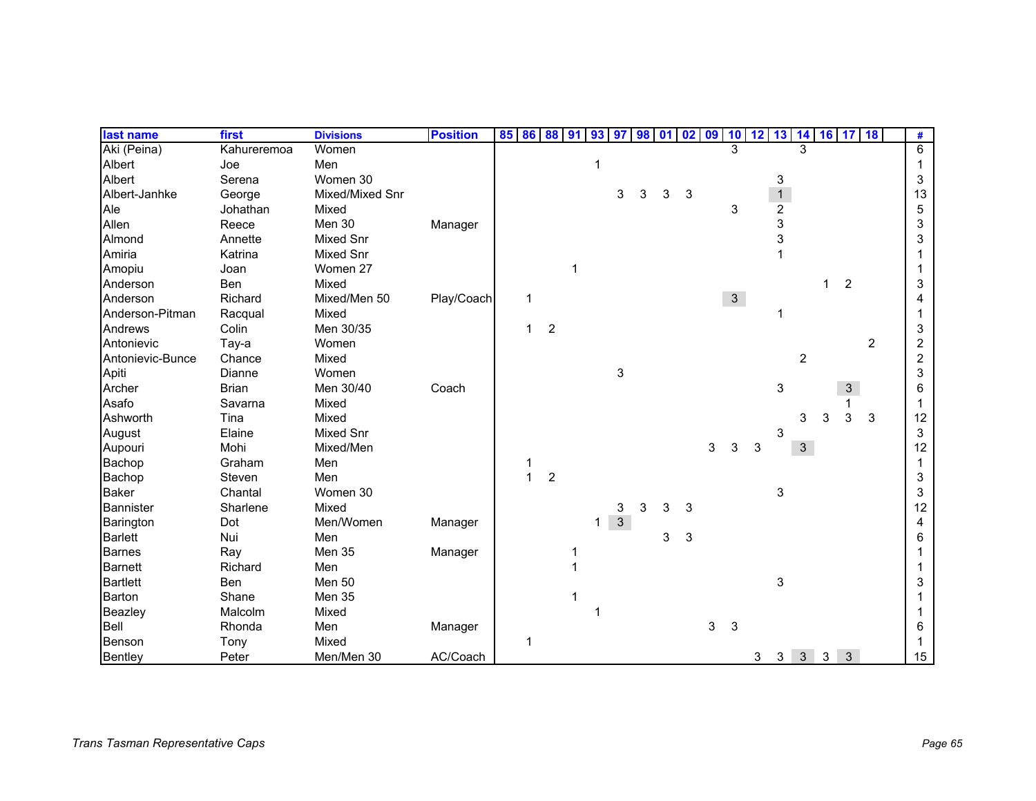| last name | first | Divisions | Position | 85 | 86 | 88 | 91 | 93 | 97 | 98 | 01 | 02 | 09 | 10 | 12 | 13 | 14 | 16 | 17 | 18 | | # |
|---|---|---|---|---|---|---|---|---|---|---|---|---|---|---|---|---|---|---|---|---|---|---|
| Aki (Peina) | Kahureremoa | Women | | | | | | | | | | | | 3 | | | 3 | | | | | 6 |
| Albert | Joe | Men | | | | | | 1 | | | | | | | | | | | | | | 1 |
| Albert | Serena | Women 30 | | | | | | | | | | | | | | 3 | | | | | | 3 |
| Albert-Janhke | George | Mixed/Mixed Snr | | | | | | | 3 | 3 | 3 | 3 | | | | 1 | | | | | | 13 |
| Ale | Johathan | Mixed | | | | | | | | | | | | 3 | | 2 | | | | | | 5 |
| Allen | Reece | Men 30 | Manager | | | | | | | | | | | | | 3 | | | | | | 3 |
| Almond | Annette | Mixed Snr | | | | | | | | | | | | | | 3 | | | | | | 3 |
| Amiria | Katrina | Mixed Snr | | | | | | | | | | | | | | 1 | | | | | | 1 |
| Amopiu | Joan | Women 27 | | | | | 1 | | | | | | | | | | | | | | | 1 |
| Anderson | Ben | Mixed | | | | | | | | | | | | | | | | 1 | 2 | | | 3 |
| Anderson | Richard | Mixed/Men 50 | Play/Coach | | 1 | | | | | | | | | 3 | | | | | | | | 4 |
| Anderson-Pitman | Racqual | Mixed | | | | | | | | | | | | | | 1 | | | | | | 1 |
| Andrews | Colin | Men 30/35 | | | 1 | 2 | | | | | | | | | | | | | | | | 3 |
| Antonievic | Tay-a | Women | | | | | | | | | | | | | | | | | | 2 | | 2 |
| Antonievic-Bunce | Chance | Mixed | | | | | | | | | | | | | | | 2 | | | | | 2 |
| Apiti | Dianne | Women | | | | | | | 3 | | | | | | | | | | | | | 3 |
| Archer | Brian | Men 30/40 | Coach | | | | | | | | | | | | | 3 | | | 3 | | | 6 |
| Asafo | Savarna | Mixed | | | | | | | | | | | | | | | | | 1 | | | 1 |
| Ashworth | Tina | Mixed | | | | | | | | | | | | | | | 3 | 3 | 3 | 3 | | 12 |
| August | Elaine | Mixed Snr | | | | | | | | | | | | | | 3 | | | | | | 3 |
| Aupouri | Mohi | Mixed/Men | | | | | | | | | | | 3 | 3 | 3 | | 3 | | | | | 12 |
| Bachop | Graham | Men | | | 1 | | | | | | | | | | | | | | | | | 1 |
| Bachop | Steven | Men | | | 1 | 2 | | | | | | | | | | | | | | | | 3 |
| Baker | Chantal | Women 30 | | | | | | | | | | | | | | 3 | | | | | | 3 |
| Bannister | Sharlene | Mixed | | | | | | | 3 | 3 | 3 | 3 | | | | | | | | | | 12 |
| Barington | Dot | Men/Women | Manager | | | | | 1 | 3 | | | | | | | | | | | | | 4 |
| Barlett | Nui | Men | | | | | | | | | 3 | 3 | | | | | | | | | | 6 |
| Barnes | Ray | Men 35 | Manager | | | | 1 | | | | | | | | | | | | | | | 1 |
| Barnett | Richard | Men | | | | | 1 | | | | | | | | | | | | | | | 1 |
| Bartlett | Ben | Men 50 | | | | | | | | | | | | | | 3 | | | | | | 3 |
| Barton | Shane | Men 35 | | | | | 1 | | | | | | | | | | | | | | | 1 |
| Beazley | Malcolm | Mixed | | | | | | 1 | | | | | | | | | | | | | | 1 |
| Bell | Rhonda | Men | Manager | | | | | | | | | | 3 | 3 | | | | | | | | 6 |
| Benson | Tony | Mixed | | | 1 | | | | | | | | | | | | | | | | | 1 |
| Bentley | Peter | Men/Men 30 | AC/Coach | | | | | | | | | | | | 3 | 3 | 3 | 3 | 3 | | | 15 |

*Trans Tasman Representative Caps*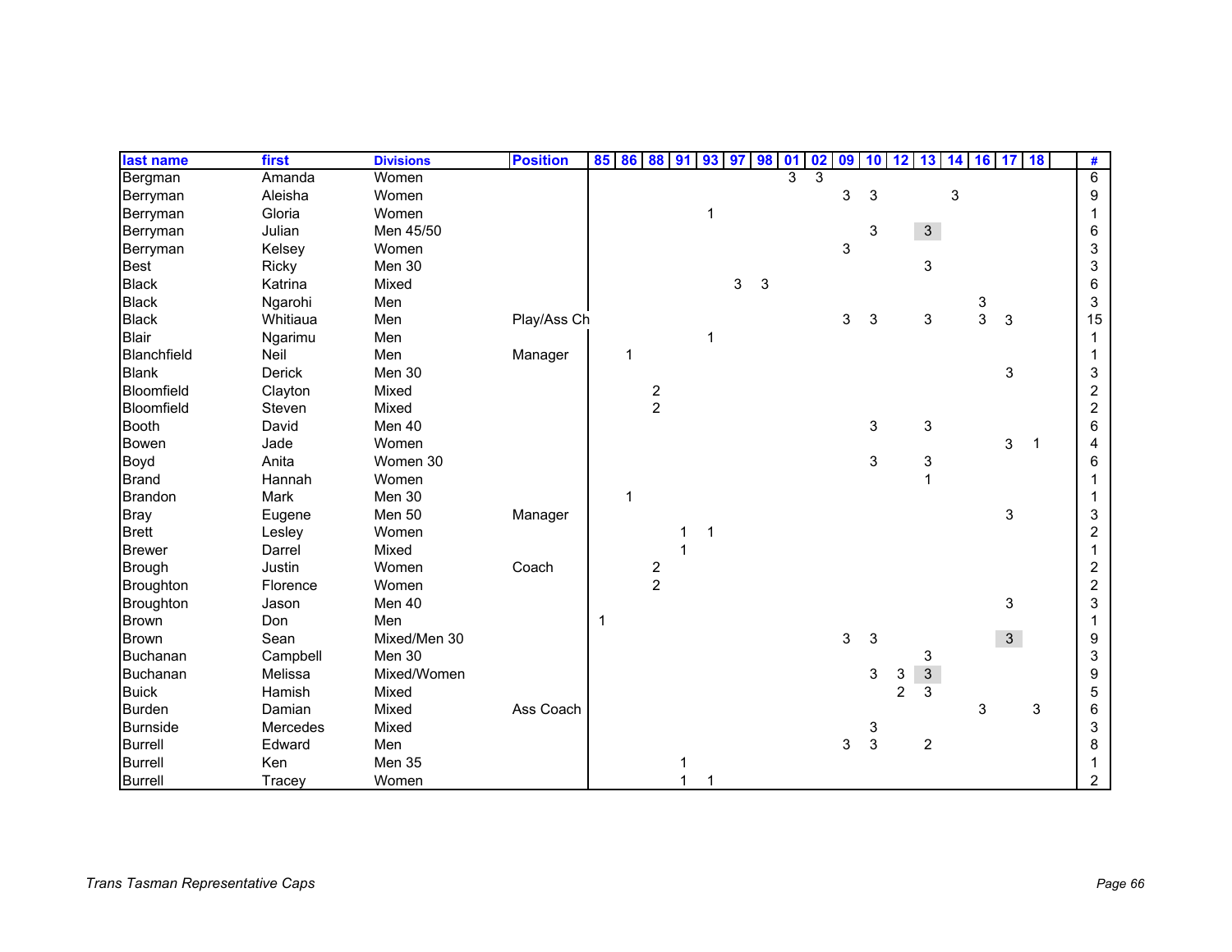| last name | first | Divisions | Position | 85 | 86 | 88 | 91 | 93 | 97 | 98 | 01 | 02 | 09 | 10 | 12 | 13 | 14 | 16 | 17 | 18 | | # |
|---|---|---|---|---|---|---|---|---|---|---|---|---|---|---|---|---|---|---|---|---|---|---|
| Bergman | Amanda | Women | | | | | | | | | 3 | 3 | | | | | | | | | | 6 |
| Berryman | Aleisha | Women | | | | | | | | | | | 3 | 3 | | | 3 | | | | | 9 |
| Berryman | Gloria | Women | | | | | | 1 | | | | | | | | | | | | | | 1 |
| Berryman | Julian | Men 45/50 | | | | | | | | | | | | 3 | | 3 | | | | | | 6 |
| Berryman | Kelsey | Women | | | | | | | | | | | 3 | | | | | | | | | 3 |
| Best | Ricky | Men 30 | | | | | | | | | | | | | | 3 | | | | | | 3 |
| Black | Katrina | Mixed | | | | | | | 3 | 3 | | | | | | | | | | | | 6 |
| Black | Ngarohi | Men | | | | | | | | | | | | | | | | 3 | | | | 3 |
| Black | Whitiaua | Men | Play/Ass Ch | | | | | | | | | | 3 | 3 | | 3 | | 3 | 3 | | | 15 |
| Blair | Ngarimu | Men | | | | | | 1 | | | | | | | | | | | | | | 1 |
| Blanchfield | Neil | Men | Manager | | 1 | | | | | | | | | | | | | | | | | 1 |
| Blank | Derick | Men 30 | | | | | | | | | | | | | | | | | 3 | | | 3 |
| Bloomfield | Clayton | Mixed | | | | 2 | | | | | | | | | | | | | | | | 2 |
| Bloomfield | Steven | Mixed | | | | 2 | | | | | | | | | | | | | | | | 2 |
| Booth | David | Men 40 | | | | | | | | | | | | 3 | | 3 | | | | | | 6 |
| Bowen | Jade | Women | | | | | | | | | | | | | | | | | 3 | 1 | | 4 |
| Boyd | Anita | Women 30 | | | | | | | | | | | | 3 | | 3 | | | | | | 6 |
| Brand | Hannah | Women | | | | | | | | | | | | | | 1 | | | | | | 1 |
| Brandon | Mark | Men 30 | | | 1 | | | | | | | | | | | | | | | | | 1 |
| Bray | Eugene | Men 50 | Manager | | | | | | | | | | | | | | | | 3 | | | 3 |
| Brett | Lesley | Women | | | | | 1 | 1 | | | | | | | | | | | | | | 2 |
| Brewer | Darrel | Mixed | | | | | 1 | | | | | | | | | | | | | | | 1 |
| Brough | Justin | Women | Coach | | | 2 | | | | | | | | | | | | | | | | 2 |
| Broughton | Florence | Women | | | | 2 | | | | | | | | | | | | | | | | 2 |
| Broughton | Jason | Men 40 | | | | | | | | | | | | | | | | | 3 | | | 3 |
| Brown | Don | Men | | 1 | | | | | | | | | | | | | | | | | | 1 |
| Brown | Sean | Mixed/Men 30 | | | | | | | | | | | 3 | 3 | | | | | 3 | | | 9 |
| Buchanan | Campbell | Men 30 | | | | | | | | | | | | | | 3 | | | | | | 3 |
| Buchanan | Melissa | Mixed/Women | | | | | | | | | | | | 3 | 3 | 3 | | | | | | 9 |
| Buick | Hamish | Mixed | | | | | | | | | | | | | 2 | 3 | | | | | | 5 |
| Burden | Damian | Mixed | Ass Coach | | | | | | | | | | | | | | | 3 | | 3 | | 6 |
| Burnside | Mercedes | Mixed | | | | | | | | | | | | 3 | | | | | | | | 3 |
| Burrell | Edward | Men | | | | | | | | | | | 3 | 3 | | 2 | | | | | | 8 |
| Burrell | Ken | Men 35 | | | | | 1 | | | | | | | | | | | | | | | 1 |
| Burrell | Tracey | Women | | | | | 1 | 1 | | | | | | | | | | | | | | 2 |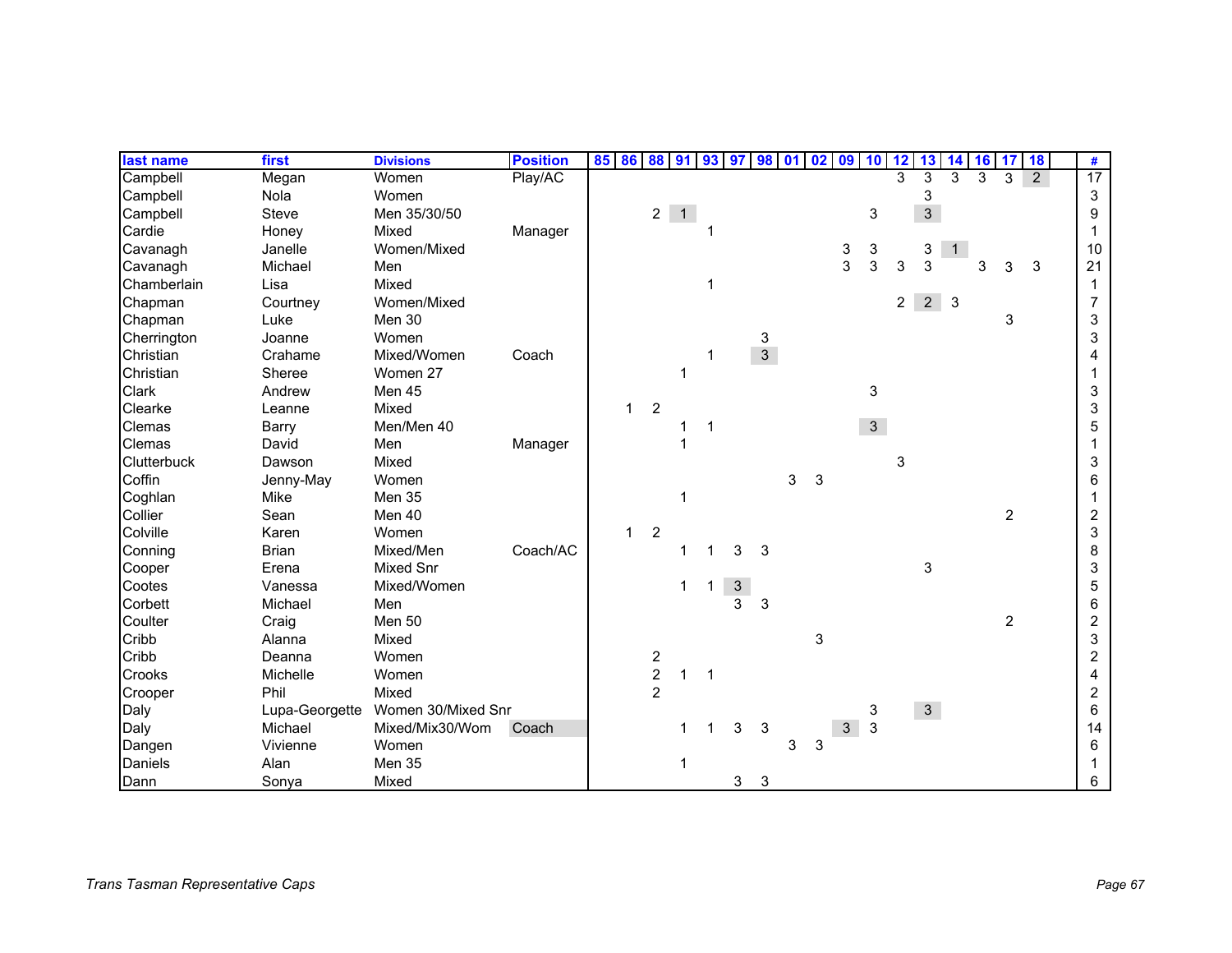| last name | first | Divisions | Position | 85 | 86 | 88 | 91 | 93 | 97 | 98 | 01 | 02 | 09 | 10 | 12 | 13 | 14 | 16 | 17 | 18 | | # |
|---|---|---|---|---|---|---|---|---|---|---|---|---|---|---|---|---|---|---|---|---|---|---|
| Campbell | Megan | Women | Play/AC | | | | | | | | | | | | 3 | 3 | 3 | 3 | 3 | 2 | | 17 |
| Campbell | Nola | Women | | | | | | | | | | | | | | 3 | | | | | | 3 |
| Campbell | Steve | Men 35/30/50 | | | | 2 | 1 | | | | | | | 3 | | 3 | | | | | | 9 |
| Cardie | Honey | Mixed | Manager | | | | | 1 | | | | | | | | | | | | | | 1 |
| Cavanagh | Janelle | Women/Mixed | | | | | | | | | | | 3 | 3 | | 3 | 1 | | | | | 10 |
| Cavanagh | Michael | Men | | | | | | | | | | | 3 | 3 | 3 | 3 | | 3 | 3 | 3 | | 21 |
| Chamberlain | Lisa | Mixed | | | | | | 1 | | | | | | | | | | | | | | 1 |
| Chapman | Courtney | Women/Mixed | | | | | | | | | | | | | 2 | 2 | 3 | | | | | 7 |
| Chapman | Luke | Men 30 | | | | | | | | | | | | | | | | | 3 | | | 3 |
| Cherrington | Joanne | Women | | | | | | | | 3 | | | | | | | | | | | | 3 |
| Christian | Crahame | Mixed/Women | Coach | | | | | 1 | | 3 | | | | | | | | | | | | 4 |
| Christian | Sheree | Women 27 | | | | | 1 | | | | | | | | | | | | | | | 1 |
| Clark | Andrew | Men 45 | | | | | | | | | | | | 3 | | | | | | | | 3 |
| Clearke | Leanne | Mixed | | | 1 | 2 | | | | | | | | | | | | | | | | 3 |
| Clemas | Barry | Men/Men 40 | | | | | 1 | 1 | | | | | | 3 | | | | | | | | 5 |
| Clemas | David | Men | Manager | | | | 1 | | | | | | | | | | | | | | | 1 |
| Clutterbuck | Dawson | Mixed | | | | | | | | | | | | | 3 | | | | | | | 3 |
| Coffin | Jenny-May | Women | | | | | | | | | 3 | 3 | | | | | | | | | | 6 |
| Coghlan | Mike | Men 35 | | | | | 1 | | | | | | | | | | | | | | | 1 |
| Collier | Sean | Men 40 | | | | | | | | | | | | | | | | | 2 | | | 2 |
| Colville | Karen | Women | | | 1 | 2 | | | | | | | | | | | | | | | | 3 |
| Conning | Brian | Mixed/Men | Coach/AC | | | | 1 | 1 | 3 | 3 | | | | | | | | | | | | 8 |
| Cooper | Erena | Mixed Snr | | | | | | | | | | | | | | 3 | | | | | | 3 |
| Cootes | Vanessa | Mixed/Women | | | | | 1 | 1 | 3 | | | | | | | | | | | | | 5 |
| Corbett | Michael | Men | | | | | | | 3 | 3 | | | | | | | | | | | | 6 |
| Coulter | Craig | Men 50 | | | | | | | | | | | | | | | | | 2 | | | 2 |
| Cribb | Alanna | Mixed | | | | | | | | | | 3 | | | | | | | | | | 3 |
| Cribb | Deanna | Women | | | | 2 | | | | | | | | | | | | | | | | 2 |
| Crooks | Michelle | Women | | | | 2 | 1 | 1 | | | | | | | | | | | | | | 4 |
| Crooper | Phil | Mixed | | | | 2 | | | | | | | | | | | | | | | | 2 |
| Daly | Lupa-Georgette | Women 30/Mixed Snr | | | | | | | | | | | | 3 | | 3 | | | | | | 6 |
| Daly | Michael | Mixed/Mix30/Wom | Coach | | | | 1 | 1 | 3 | 3 | | | 3 | 3 | | | | | | | | 14 |
| Dangen | Vivienne | Women | | | | | | | | | 3 | 3 | | | | | | | | | | 6 |
| Daniels | Alan | Men 35 | | | | | 1 | | | | | | | | | | | | | | | 1 |
| Dann | Sonya | Mixed | | | | | | | 3 | 3 | | | | | | | | | | | | 6 |

*Trans Tasman Representative Caps*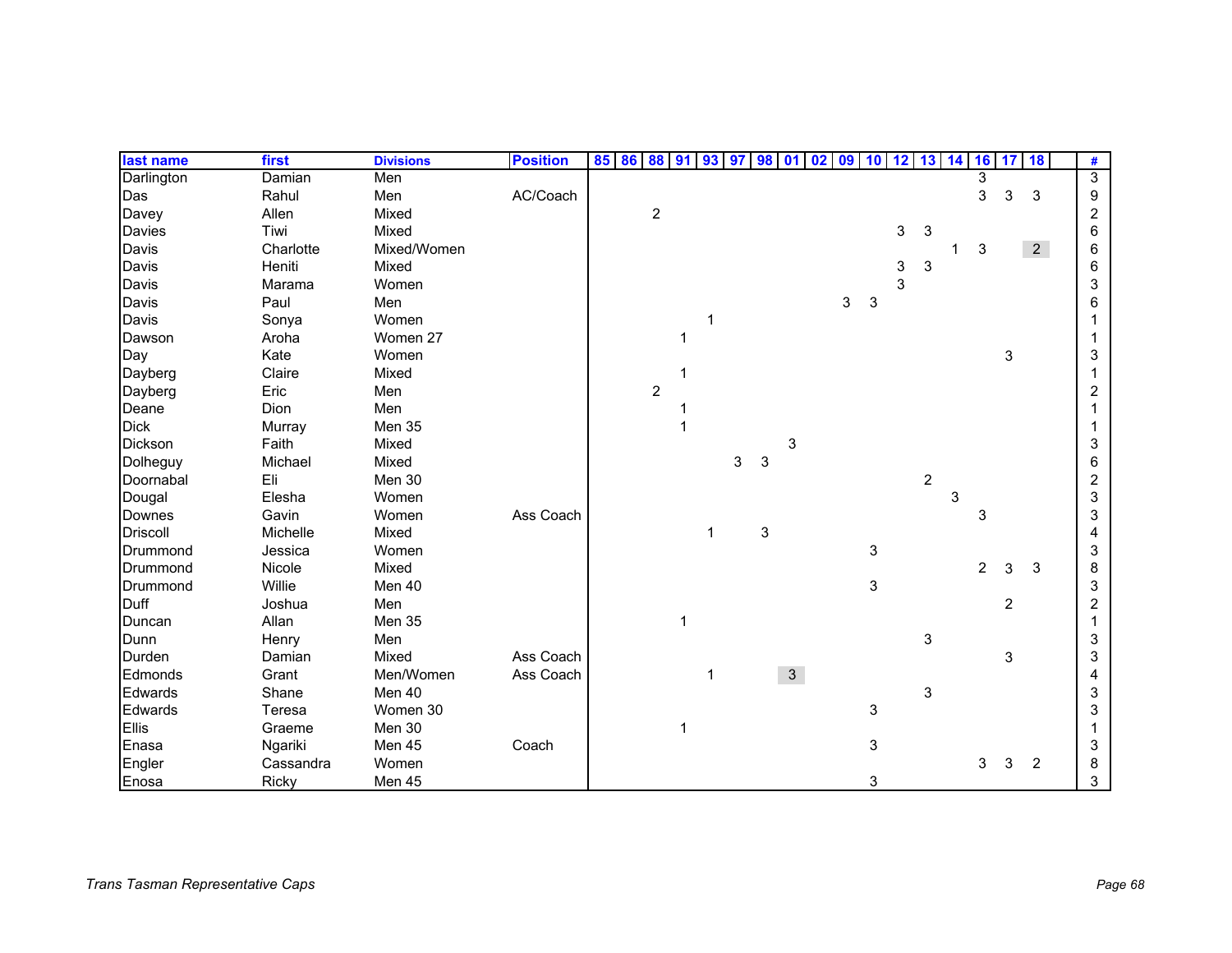| last name | first | Divisions | Position | 85 | 86 | 88 | 91 | 93 | 97 | 98 | 01 | 02 | 09 | 10 | 12 | 13 | 14 | 16 | 17 | 18 | | # |
|---|---|---|---|---|---|---|---|---|---|---|---|---|---|---|---|---|---|---|---|---|---|---|
| Darlington | Damian | Men | | | | | | | | | | | | | | | | 3 | | | | 3 |
| Das | Rahul | Men | AC/Coach | | | | | | | | | | | | | | | 3 | 3 | 3 | | 9 |
| Davey | Allen | Mixed | | | | 2 | | | | | | | | | | | | | | | | 2 |
| Davies | Tiwi | Mixed | | | | | | | | | | | | | 3 | 3 | | | | | | 6 |
| Davis | Charlotte | Mixed/Women | | | | | | | | | | | | | | | 1 | 3 | | 2 | | 6 |
| Davis | Heniti | Mixed | | | | | | | | | | | | | 3 | 3 | | | | | | 6 |
| Davis | Marama | Women | | | | | | | | | | | | | 3 | | | | | | | 3 |
| Davis | Paul | Men | | | | | | | | | | | 3 | 3 | | | | | | | | 6 |
| Davis | Sonya | Women | | | | | | 1 | | | | | | | | | | | | | | 1 |
| Dawson | Aroha | Women 27 | | | | | 1 | | | | | | | | | | | | | | | 1 |
| Day | Kate | Women | | | | | | | | | | | | | | | | | 3 | | | 3 |
| Dayberg | Claire | Mixed | | | | | 1 | | | | | | | | | | | | | | | 1 |
| Dayberg | Eric | Men | | | | 2 | | | | | | | | | | | | | | | | 2 |
| Deane | Dion | Men | | | | | 1 | | | | | | | | | | | | | | | 1 |
| Dick | Murray | Men 35 | | | | | 1 | | | | | | | | | | | | | | | 1 |
| Dickson | Faith | Mixed | | | | | | | | | 3 | | | | | | | | | | | 3 |
| Dolheguy | Michael | Mixed | | | | | | | 3 | 3 | | | | | | | | | | | | 6 |
| Doornabal | Eli | Men 30 | | | | | | | | | | | | | | 2 | | | | | | 2 |
| Dougal | Elesha | Women | | | | | | | | | | | | | | | 3 | | | | | 3 |
| Downes | Gavin | Women | Ass Coach | | | | | | | | | | | | | | | 3 | | | | 3 |
| Driscoll | Michelle | Mixed | | | | | | 1 | | 3 | | | | | | | | | | | | 4 |
| Drummond | Jessica | Women | | | | | | | | | | | | 3 | | | | | | | | 3 |
| Drummond | Nicole | Mixed | | | | | | | | | | | | | | | | 2 | 3 | 3 | | 8 |
| Drummond | Willie | Men 40 | | | | | | | | | | | | 3 | | | | | | | | 3 |
| Duff | Joshua | Men | | | | | | | | | | | | | | | | | 2 | | | 2 |
| Duncan | Allan | Men 35 | | | | | 1 | | | | | | | | | | | | | | | 1 |
| Dunn | Henry | Men | | | | | | | | | | | | | | 3 | | | | | | 3 |
| Durden | Damian | Mixed | Ass Coach | | | | | | | | | | | | | | | | 3 | | | 3 |
| Edmonds | Grant | Men/Women | Ass Coach | | | | | 1 | | | 3 | | | | | | | | | | | 4 |
| Edwards | Shane | Men 40 | | | | | | | | | | | | | | 3 | | | | | | 3 |
| Edwards | Teresa | Women 30 | | | | | | | | | | | | 3 | | | | | | | | 3 |
| Ellis | Graeme | Men 30 | | | | | 1 | | | | | | | | | | | | | | | 1 |
| Enasa | Ngariki | Men 45 | Coach | | | | | | | | | | | 3 | | | | | | | | 3 |
| Engler | Cassandra | Women | | | | | | | | | | | | | | | | 3 | 3 | 2 | | 8 |
| Enosa | Ricky | Men 45 | | | | | | | | | | | | 3 | | | | | | | | 3 |

*Trans Tasman Representative Caps*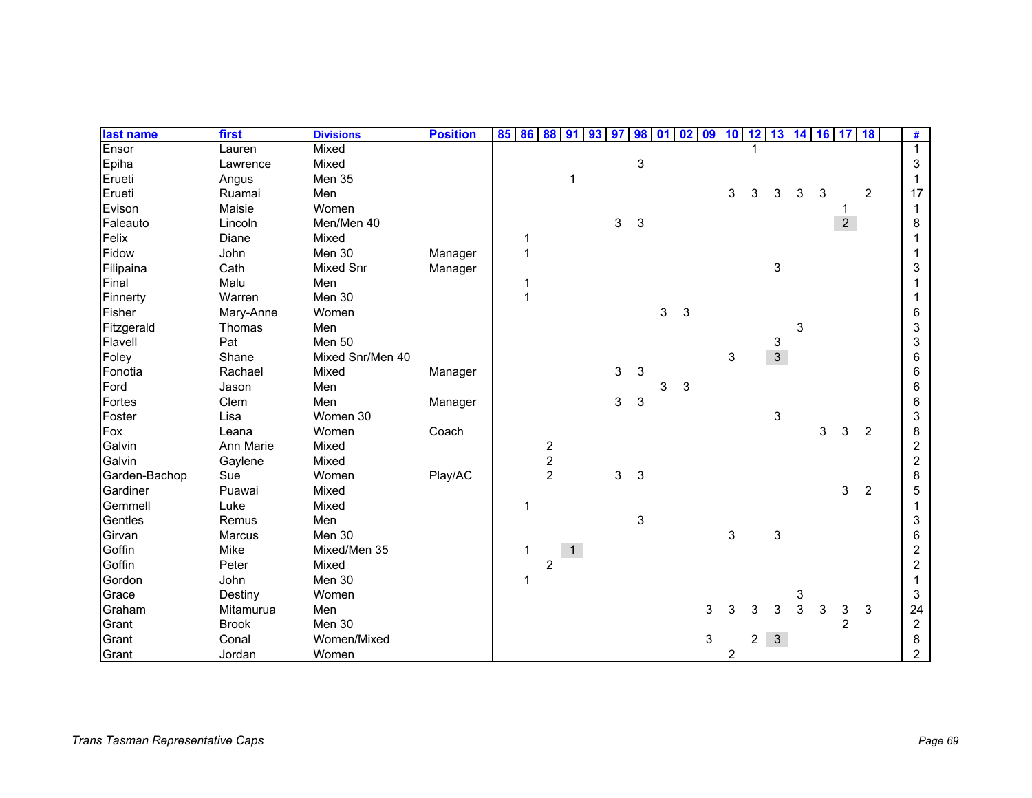| last name | first | Divisions | Position | 85 | 86 | 88 | 91 | 93 | 97 | 98 | 01 | 02 | 09 | 10 | 12 | 13 | 14 | 16 | 17 | 18 | | # |
|---|---|---|---|---|---|---|---|---|---|---|---|---|---|---|---|---|---|---|---|---|---|---|
| Ensor | Lauren | Mixed | | | | | | | | | | | | | 1 | | | | | | | 1 |
| Epiha | Lawrence | Mixed | | | | | | | | 3 | | | | | | | | | | | | 3 |
| Erueti | Angus | Men 35 | | | | | 1 | | | | | | | | | | | | | | | 1 |
| Erueti | Ruamai | Men | | | | | | | | | | | | 3 | 3 | 3 | 3 | 3 | | 2 | | 17 |
| Evison | Maisie | Women | | | | | | | | | | | | | | | | | 1 | | | 1 |
| Faleauto | Lincoln | Men/Men 40 | | | | | | | 3 | 3 | | | | | | | | | 2 | | | 8 |
| Felix | Diane | Mixed | | | 1 | | | | | | | | | | | | | | | | | 1 |
| Fidow | John | Men 30 | Manager | | 1 | | | | | | | | | | | | | | | | | 1 |
| Filipaina | Cath | Mixed Snr | Manager | | | | | | | | | | | | | 3 | | | | | | 3 |
| Final | Malu | Men | | | 1 | | | | | | | | | | | | | | | | | 1 |
| Finnerty | Warren | Men 30 | | | 1 | | | | | | | | | | | | | | | | | 1 |
| Fisher | Mary-Anne | Women | | | | | | | | | 3 | 3 | | | | | | | | | | 6 |
| Fitzgerald | Thomas | Men | | | | | | | | | | | | | | | 3 | | | | | 3 |
| Flavell | Pat | Men 50 | | | | | | | | | | | | | | 3 | | | | | | 3 |
| Foley | Shane | Mixed Snr/Men 40 | | | | | | | | | | | | 3 | | 3 | | | | | | 6 |
| Fonotia | Rachael | Mixed | Manager | | | | | | 3 | 3 | | | | | | | | | | | | 6 |
| Ford | Jason | Men | | | | | | | | | 3 | 3 | | | | | | | | | | 6 |
| Fortes | Clem | Men | Manager | | | | | | 3 | 3 | | | | | | | | | | | | 6 |
| Foster | Lisa | Women 30 | | | | | | | | | | | | | | 3 | | | | | | 3 |
| Fox | Leana | Women | Coach | | | | | | | | | | | | | | | 3 | 3 | 2 | | 8 |
| Galvin | Ann Marie | Mixed | | | | 2 | | | | | | | | | | | | | | | | 2 |
| Galvin | Gaylene | Mixed | | | | 2 | | | | | | | | | | | | | | | | 2 |
| Garden-Bachop | Sue | Women | Play/AC | | | 2 | | | 3 | 3 | | | | | | | | | | | | 8 |
| Gardiner | Puawai | Mixed | | | | | | | | | | | | | | | | | 3 | 2 | | 5 |
| Gemmell | Luke | Mixed | | | 1 | | | | | | | | | | | | | | | | | 1 |
| Gentles | Remus | Men | | | | | | | | 3 | | | | | | | | | | | | 3 |
| Girvan | Marcus | Men 30 | | | | | | | | | | | | 3 | | 3 | | | | | | 6 |
| Goffin | Mike | Mixed/Men 35 | | | 1 | | 1 | | | | | | | | | | | | | | | 2 |
| Goffin | Peter | Mixed | | | | 2 | | | | | | | | | | | | | | | | 2 |
| Gordon | John | Men 30 | | | 1 | | | | | | | | | | | | | | | | | 1 |
| Grace | Destiny | Women | | | | | | | | | | | | | | | 3 | | | | | 3 |
| Graham | Mitamurua | Men | | | | | | | | | | | 3 | 3 | 3 | 3 | 3 | 3 | 3 | 3 | | 24 |
| Grant | Brook | Men 30 | | | | | | | | | | | | | | | | | 2 | | | 2 |
| Grant | Conal | Women/Mixed | | | | | | | | | | | 3 | | 2 | 3 | | | | | | 8 |
| Grant | Jordan | Women | | | | | | | | | | | | 2 | | | | | | | | 2 |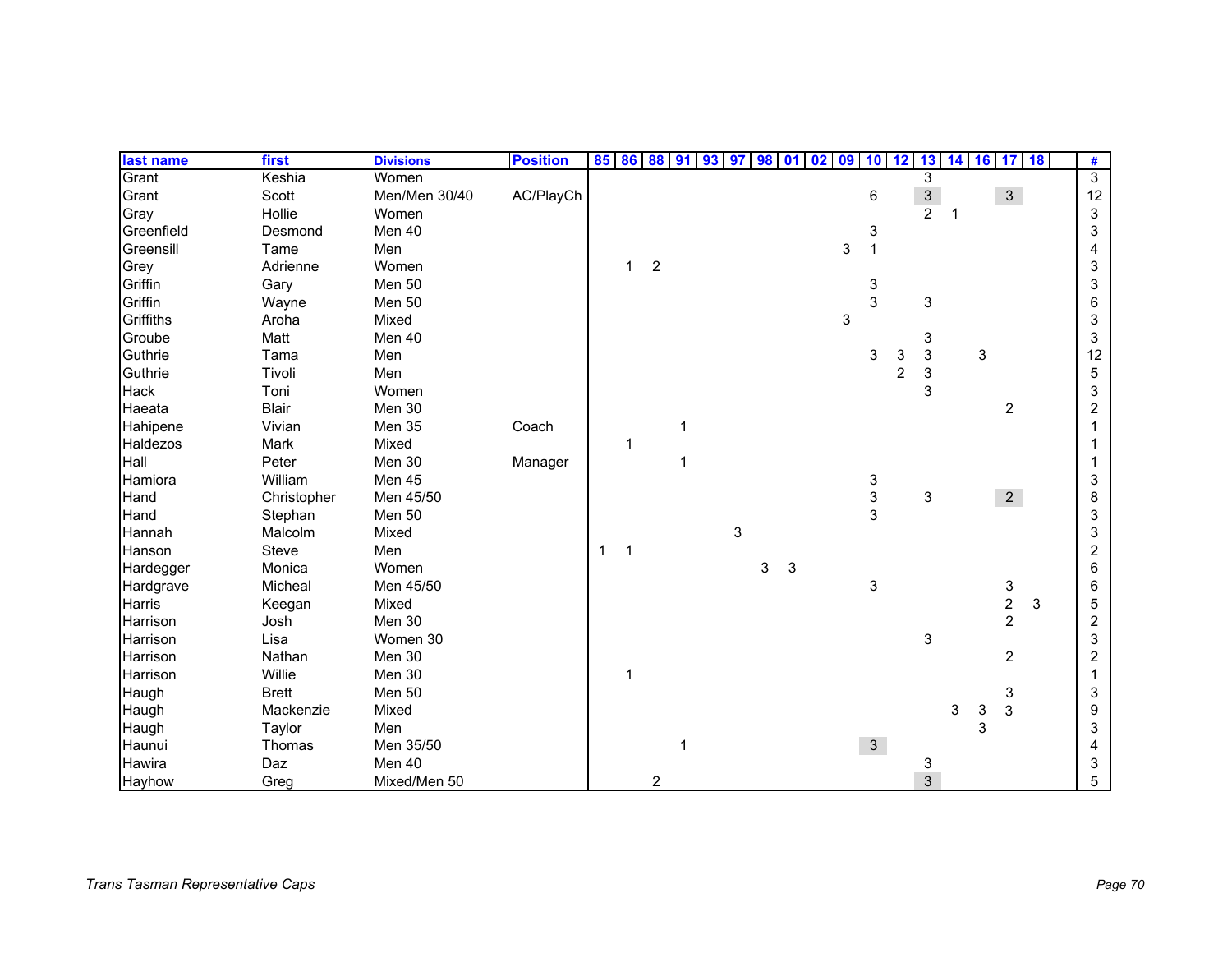| last name | first | Divisions | Position | 85 | 86 | 88 | 91 | 93 | 97 | 98 | 01 | 02 | 09 | 10 | 12 | 13 | 14 | 16 | 17 | 18 | | # |
|---|---|---|---|---|---|---|---|---|---|---|---|---|---|---|---|---|---|---|---|---|---|---|
| Grant | Keshia | Women | | | | | | | | | | | | | | 3 | | | | | | 3 |
| Grant | Scott | Men/Men 30/40 | AC/PlayCh | | | | | | | | | | | 6 | | 3 | | | 3 | | | 12 |
| Gray | Hollie | Women | | | | | | | | | | | | | | 2 | 1 | | | | | 3 |
| Greenfield | Desmond | Men 40 | | | | | | | | | | | | 3 | | | | | | | | 3 |
| Greensill | Tame | Men | | | | | | | | | | | 3 | 1 | | | | | | | | 4 |
| Grey | Adrienne | Women | | | 1 | 2 | | | | | | | | | | | | | | | | 3 |
| Griffin | Gary | Men 50 | | | | | | | | | | | | 3 | | | | | | | | 3 |
| Griffin | Wayne | Men 50 | | | | | | | | | | | | 3 | | 3 | | | | | | 6 |
| Griffiths | Aroha | Mixed | | | | | | | | | | | 3 | | | | | | | | | 3 |
| Groube | Matt | Men 40 | | | | | | | | | | | | | | 3 | | | | | | 3 |
| Guthrie | Tama | Men | | | | | | | | | | | | 3 | 3 | 3 | | 3 | | | | 12 |
| Guthrie | Tivoli | Men | | | | | | | | | | | | | 2 | 3 | | | | | | 5 |
| Hack | Toni | Women | | | | | | | | | | | | | | 3 | | | | | | 3 |
| Haeata | Blair | Men 30 | | | | | | | | | | | | | | | | | 2 | | | 2 |
| Hahipene | Vivian | Men 35 | Coach | | | | 1 | | | | | | | | | | | | | | | 1 |
| Haldezos | Mark | Mixed | | | 1 | | | | | | | | | | | | | | | | | 1 |
| Hall | Peter | Men 30 | Manager | | | | 1 | | | | | | | | | | | | | | | 1 |
| Hamiora | William | Men 45 | | | | | | | | | | | | 3 | | | | | | | | 3 |
| Hand | Christopher | Men 45/50 | | | | | | | | | | | | 3 | | 3 | | | 2 | | | 8 |
| Hand | Stephan | Men 50 | | | | | | | | | | | | 3 | | | | | | | | 3 |
| Hannah | Malcolm | Mixed | | | | | | | 3 | | | | | | | | | | | | | 3 |
| Hanson | Steve | Men | | 1 | 1 | | | | | | | | | | | | | | | | | 2 |
| Hardegger | Monica | Women | | | | | | | | 3 | 3 | | | | | | | | | | | 6 |
| Hardgrave | Micheal | Men 45/50 | | | | | | | | | | | | 3 | | | | | 3 | | | 6 |
| Harris | Keegan | Mixed | | | | | | | | | | | | | | | | | 2 | 3 | | 5 |
| Harrison | Josh | Men 30 | | | | | | | | | | | | | | | | | 2 | | | 2 |
| Harrison | Lisa | Women 30 | | | | | | | | | | | | | | 3 | | | | | | 3 |
| Harrison | Nathan | Men 30 | | | | | | | | | | | | | | | | | 2 | | | 2 |
| Harrison | Willie | Men 30 | | | 1 | | | | | | | | | | | | | | | | | 1 |
| Haugh | Brett | Men 50 | | | | | | | | | | | | | | | | | 3 | | | 3 |
| Haugh | Mackenzie | Mixed | | | | | | | | | | | | | | | 3 | 3 | 3 | | | 9 |
| Haugh | Taylor | Men | | | | | | | | | | | | | | | | 3 | | | | 3 |
| Haunui | Thomas | Men 35/50 | | | | | 1 | | | | | | | 3 | | | | | | | | 4 |
| Hawira | Daz | Men 40 | | | | | | | | | | | | | | 3 | | | | | | 3 |
| Hayhow | Greg | Mixed/Men 50 | | | | 2 | | | | | | | | | | 3 | | | | | | 5 |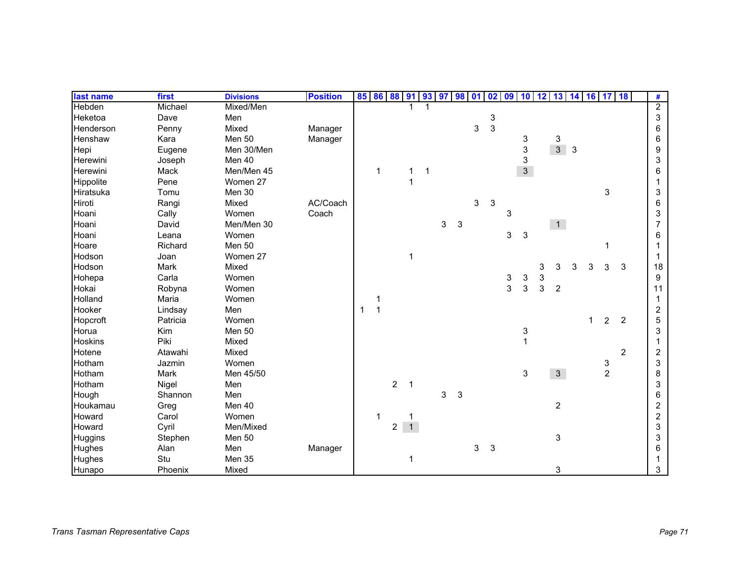| last name | first | Divisions | Position | 85 | 86 | 88 | 91 | 93 | 97 | 98 | 01 | 02 | 09 | 10 | 12 | 13 | 14 | 16 | 17 | 18 | | # |
|---|---|---|---|---|---|---|---|---|---|---|---|---|---|---|---|---|---|---|---|---|---|---|
| Hebden | Michael | Mixed/Men | | | | | 1 | 1 | | | | | | | | | | | | | | 2 |
| Heketoa | Dave | Men | | | | | | | | | | 3 | | | | | | | | | | 3 |
| Henderson | Penny | Mixed | Manager | | | | | | | | 3 | 3 | | | | | | | | | | 6 |
| Henshaw | Kara | Men 50 | Manager | | | | | | | | | | | 3 | | 3 | | | | | | 6 |
| Hepi | Eugene | Men 30/Men | | | | | | | | | | | | 3 | | 3 | 3 | | | | | 9 |
| Herewini | Joseph | Men 40 | | | | | | | | | | | | 3 | | | | | | | | 3 |
| Herewini | Mack | Men/Men 45 | | | 1 | | 1 | 1 | | | | | | 3 | | | | | | | | 6 |
| Hippolite | Pene | Women 27 | | | | | 1 | | | | | | | | | | | | | | | 1 |
| Hiratsuka | Tomu | Men 30 | | | | | | | | | | | | | | | | | 3 | | | 3 |
| Hiroti | Rangi | Mixed | AC/Coach | | | | | | | | 3 | 3 | | | | | | | | | | 6 |
| Hoani | Cally | Women | Coach | | | | | | | | | | 3 | | | | | | | | | 3 |
| Hoani | David | Men/Men 30 | | | | | | | 3 | 3 | | | | | | 1 | | | | | | 7 |
| Hoani | Leana | Women | | | | | | | | | | | 3 | 3 | | | | | | | | 6 |
| Hoare | Richard | Men 50 | | | | | | | | | | | | | | | | | 1 | | | 1 |
| Hodson | Joan | Women 27 | | | | | 1 | | | | | | | | | | | | | | | 1 |
| Hodson | Mark | Mixed | | | | | | | | | | | | | 3 | 3 | 3 | 3 | 3 | 3 | | 18 |
| Hohepa | Carla | Women | | | | | | | | | | | 3 | 3 | 3 | | | | | | | 9 |
| Hokai | Robyna | Women | | | | | | | | | | | 3 | 3 | 3 | 2 | | | | | | 11 |
| Holland | Maria | Women | | | 1 | | | | | | | | | | | | | | | | | 1 |
| Hooker | Lindsay | Men | | 1 | 1 | | | | | | | | | | | | | | | | | 2 |
| Hopcroft | Patricia | Women | | | | | | | | | | | | | | | | 1 | 2 | 2 | | 5 |
| Horua | Kim | Men 50 | | | | | | | | | | | | 3 | | | | | | | | 3 |
| Hoskins | Piki | Mixed | | | | | | | | | | | | 1 | | | | | | | | 1 |
| Hotene | Atawahi | Mixed | | | | | | | | | | | | | | | | | | 2 | | 2 |
| Hotham | Jazmin | Women | | | | | | | | | | | | | | | | | 3 | | | 3 |
| Hotham | Mark | Men 45/50 | | | | | | | | | | | | 3 | | 3 | | | 2 | | | 8 |
| Hotham | Nigel | Men | | | | 2 | 1 | | | | | | | | | | | | | | | 3 |
| Hough | Shannon | Men | | | | | | | 3 | 3 | | | | | | | | | | | | 6 |
| Houkamau | Greg | Men 40 | | | | | | | | | | | | | | 2 | | | | | | 2 |
| Howard | Carol | Women | | | 1 | | 1 | | | | | | | | | | | | | | | 2 |
| Howard | Cyril | Men/Mixed | | | | 2 | 1 | | | | | | | | | | | | | | | 3 |
| Huggins | Stephen | Men 50 | | | | | | | | | | | | | | 3 | | | | | | 3 |
| Hughes | Alan | Men | Manager | | | | | | | | 3 | 3 | | | | | | | | | | 6 |
| Hughes | Stu | Men 35 | | | | | 1 | | | | | | | | | | | | | | | 1 |
| Hunapo | Phoenix | Mixed | | | | | | | | | | | | | | 3 | | | | | | 3 |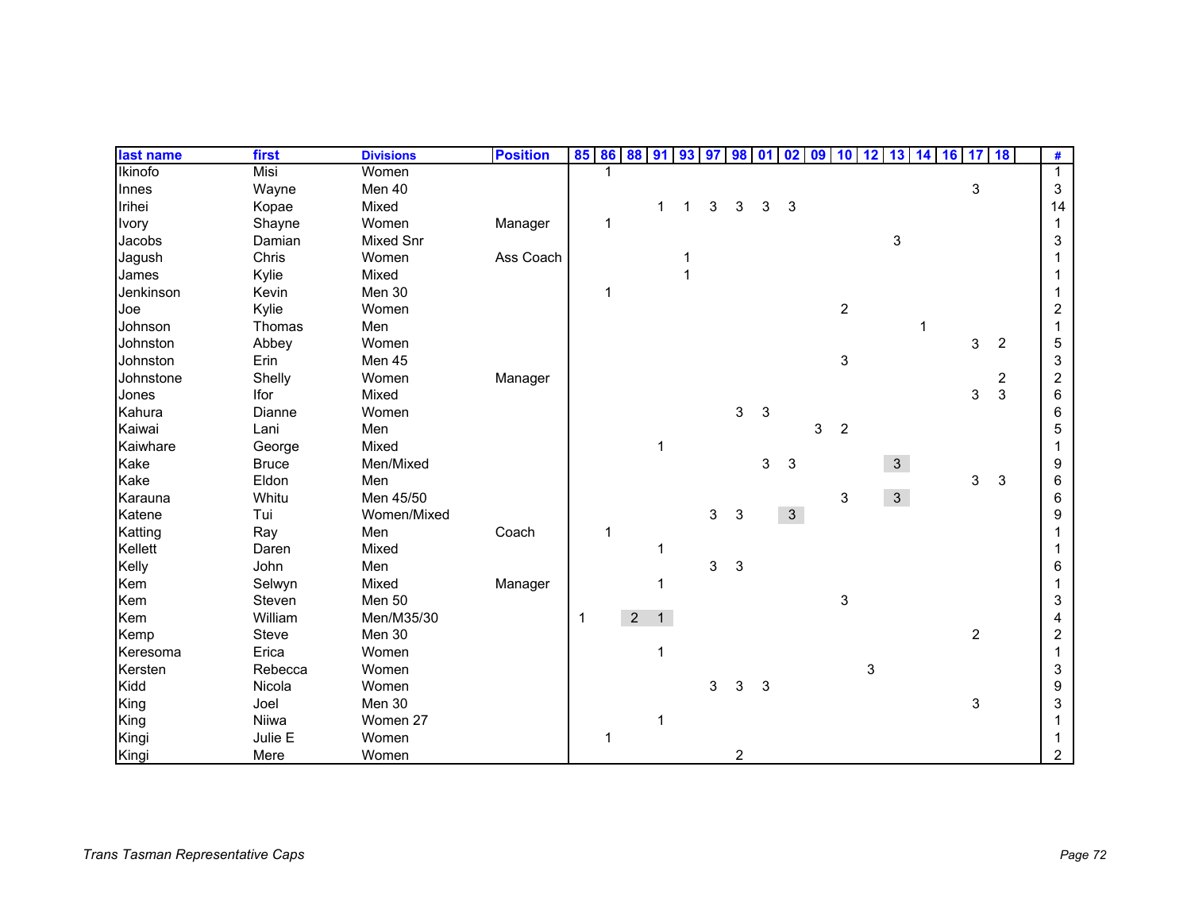| last name | first | Divisions | Position | 85 | 86 | 88 | 91 | 93 | 97 | 98 | 01 | 02 | 09 | 10 | 12 | 13 | 14 | 16 | 17 | 18 | | # |
|---|---|---|---|---|---|---|---|---|---|---|---|---|---|---|---|---|---|---|---|---|---|---|
| Ikinofo | Misi | Women | | | 1 | | | | | | | | | | | | | | | | | 1 |
| Innes | Wayne | Men 40 | | | | | | | | | | | | | | | | | 3 | | | 3 |
| Irihei | Kopae | Mixed | | | | | 1 | 1 | 3 | 3 | 3 | 3 | | | | | | | | | | 14 |
| Ivory | Shayne | Women | Manager | | 1 | | | | | | | | | | | | | | | | | 1 |
| Jacobs | Damian | Mixed Snr | | | | | | | | | | | | | | 3 | | | | | | 3 |
| Jagush | Chris | Women | Ass Coach | | | | | 1 | | | | | | | | | | | | | | 1 |
| James | Kylie | Mixed | | | | | | 1 | | | | | | | | | | | | | | 1 |
| Jenkinson | Kevin | Men 30 | | | 1 | | | | | | | | | | | | | | | | | 1 |
| Joe | Kylie | Women | | | | | | | | | | | | 2 | | | | | | | | 2 |
| Johnson | Thomas | Men | | | | | | | | | | | | | | | 1 | | | | | 1 |
| Johnston | Abbey | Women | | | | | | | | | | | | | | | | | 3 | 2 | | 5 |
| Johnston | Erin | Men 45 | | | | | | | | | | | | 3 | | | | | | | | 3 |
| Johnstone | Shelly | Women | Manager | | | | | | | | | | | | | | | | | 2 | | 2 |
| Jones | Ifor | Mixed | | | | | | | | | | | | | | | | | 3 | 3 | | 6 |
| Kahura | Dianne | Women | | | | | | | | 3 | 3 | | | | | | | | | | | 6 |
| Kaiwai | Lani | Men | | | | | | | | | | | 3 | 2 | | | | | | | | 5 |
| Kaiwhare | George | Mixed | | | | | 1 | | | | | | | | | | | | | | | 1 |
| Kake | Bruce | Men/Mixed | | | | | | | | | 3 | 3 | | | | 3 | | | | | | 9 |
| Kake | Eldon | Men | | | | | | | | | | | | | | | | | 3 | 3 | | 6 |
| Karauna | Whitu | Men 45/50 | | | | | | | | | | | | 3 | | 3 | | | | | | 6 |
| Katene | Tui | Women/Mixed | | | | | | | 3 | 3 | | 3 | | | | | | | | | | 9 |
| Katting | Ray | Men | Coach | | 1 | | | | | | | | | | | | | | | | | 1 |
| Kellett | Daren | Mixed | | | | | 1 | | | | | | | | | | | | | | | 1 |
| Kelly | John | Men | | | | | | | 3 | 3 | | | | | | | | | | | | 6 |
| Kem | Selwyn | Mixed | Manager | | | | 1 | | | | | | | | | | | | | | | 1 |
| Kem | Steven | Men 50 | | | | | | | | | | | | 3 | | | | | | | | 3 |
| Kem | William | Men/M35/30 | | 1 | | 2 | 1 | | | | | | | | | | | | | | | 4 |
| Kemp | Steve | Men 30 | | | | | | | | | | | | | | | | | 2 | | | 2 |
| Keresoma | Erica | Women | | | | | 1 | | | | | | | | | | | | | | | 1 |
| Kersten | Rebecca | Women | | | | | | | | | | | | | 3 | | | | | | | 3 |
| Kidd | Nicola | Women | | | | | | | 3 | 3 | 3 | | | | | | | | | | | 9 |
| King | Joel | Men 30 | | | | | | | | | | | | | | | | | 3 | | | 3 |
| King | Niiwa | Women 27 | | | | | 1 | | | | | | | | | | | | | | | 1 |
| Kingi | Julie E | Women | | | 1 | | | | | | | | | | | | | | | | | 1 |
| Kingi | Mere | Women | | | | | | | | 2 | | | | | | | | | | | | 2 |

*Trans Tasman Representative Caps*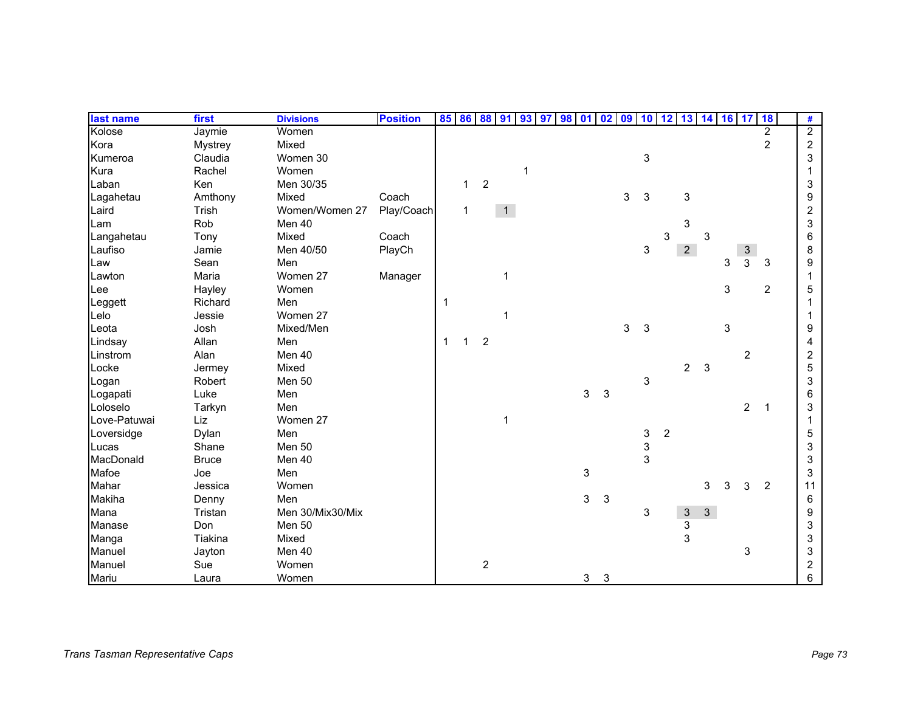| last name | first | Divisions | Position | 85 | 86 | 88 | 91 | 93 | 97 | 98 | 01 | 02 | 09 | 10 | 12 | 13 | 14 | 16 | 17 | 18 | | # |
|---|---|---|---|---|---|---|---|---|---|---|---|---|---|---|---|---|---|---|---|---|---|---|
| Kolose | Jaymie | Women | | | | | | | | | | | | | | | | | | 2 | | 2 |
| Kora | Mystrey | Mixed | | | | | | | | | | | | | | | | | | 2 | | 2 |
| Kumeroa | Claudia | Women 30 | | | | | | | | | | | | 3 | | | | | | | | 3 |
| Kura | Rachel | Women | | | | | | 1 | | | | | | | | | | | | | | 1 |
| Laban | Ken | Men 30/35 | | | 1 | 2 | | | | | | | | | | | | | | | | 3 |
| Lagahetau | Amthony | Mixed | Coach | | | | | | | | | | 3 | 3 | | 3 | | | | | | 9 |
| Laird | Trish | Women/Women 27 | Play/Coach | | 1 | | 1 | | | | | | | | | | | | | | | 2 |
| Lam | Rob | Men 40 | | | | | | | | | | | | | | 3 | | | | | | 3 |
| Langahetau | Tony | Mixed | Coach | | | | | | | | | | | | 3 | | 3 | | | | | 6 |
| Laufiso | Jamie | Men 40/50 | PlayCh | | | | | | | | | | | 3 | | 2 | | | 3 | | | 8 |
| Law | Sean | Men | | | | | | | | | | | | | | | | 3 | 3 | 3 | | 9 |
| Lawton | Maria | Women 27 | Manager | | | | 1 | | | | | | | | | | | | | | | 1 |
| Lee | Hayley | Women | | | | | | | | | | | | | | | | 3 | | 2 | | 5 |
| Leggett | Richard | Men | | 1 | | | | | | | | | | | | | | | | | | 1 |
| Lelo | Jessie | Women 27 | | | | | 1 | | | | | | | | | | | | | | | 1 |
| Leota | Josh | Mixed/Men | | | | | | | | | | | 3 | 3 | | | | 3 | | | | 9 |
| Lindsay | Allan | Men | | 1 | 1 | 2 | | | | | | | | | | | | | | | | 4 |
| Linstrom | Alan | Men 40 | | | | | | | | | | | | | | | | | 2 | | | 2 |
| Locke | Jermey | Mixed | | | | | | | | | | | | | | 2 | 3 | | | | | 5 |
| Logan | Robert | Men 50 | | | | | | | | | | | | 3 | | | | | | | | 3 |
| Logapati | Luke | Men | | | | | | | | | 3 | 3 | | | | | | | | | | 6 |
| Loloselo | Tarkyn | Men | | | | | | | | | | | | | | | | | 2 | 1 | | 3 |
| Love-Patuwai | Liz | Women 27 | | | | | 1 | | | | | | | | | | | | | | | 1 |
| Loversidge | Dylan | Men | | | | | | | | | | | | 3 | 2 | | | | | | | 5 |
| Lucas | Shane | Men 50 | | | | | | | | | | | | 3 | | | | | | | | 3 |
| MacDonald | Bruce | Men 40 | | | | | | | | | | | | 3 | | | | | | | | 3 |
| Mafoe | Joe | Men | | | | | | | | | 3 | | | | | | | | | | | 3 |
| Mahar | Jessica | Women | | | | | | | | | | | | | | | 3 | 3 | 3 | 2 | | 11 |
| Makiha | Denny | Men | | | | | | | | | 3 | 3 | | | | | | | | | | 6 |
| Mana | Tristan | Men 30/Mix30/Mix | | | | | | | | | | | | 3 | | 3 | 3 | | | | | 9 |
| Manase | Don | Men 50 | | | | | | | | | | | | | | 3 | | | | | | 3 |
| Manga | Tiakina | Mixed | | | | | | | | | | | | | | 3 | | | | | | 3 |
| Manuel | Jayton | Men 40 | | | | | | | | | | | | | | | | | 3 | | | 3 |
| Manuel | Sue | Women | | | | 2 | | | | | | | | | | | | | | | | 2 |
| Mariu | Laura | Women | | | | | | | | | 3 | 3 | | | | | | | | | | 6 |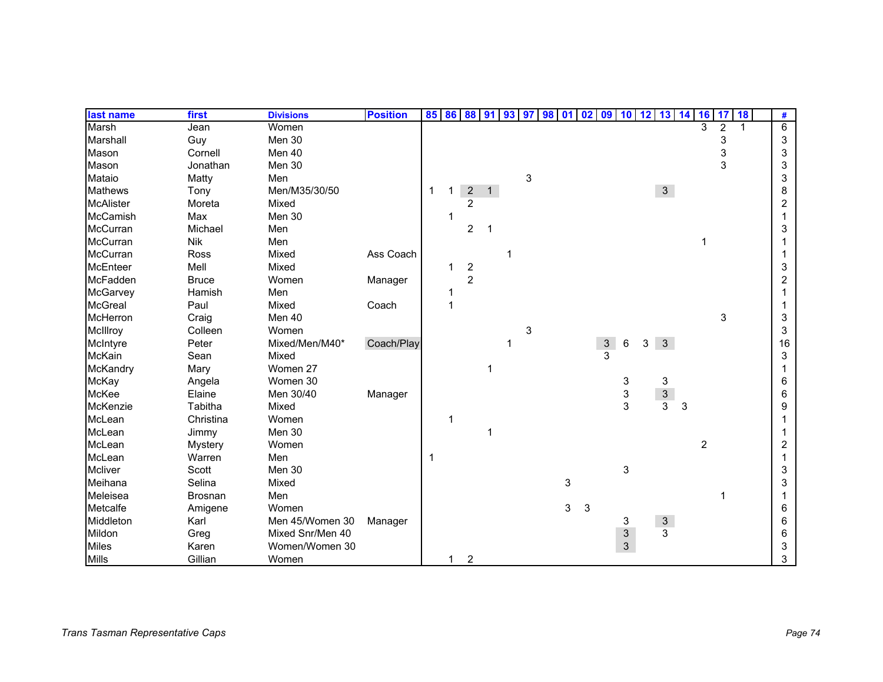| last name | first | Divisions | Position | 85 | 86 | 88 | 91 | 93 | 97 | 98 | 01 | 02 | 09 | 10 | 12 | 13 | 14 | 16 | 17 | 18 | | # |
|---|---|---|---|---|---|---|---|---|---|---|---|---|---|---|---|---|---|---|---|---|---|---|
| Marsh | Jean | Women | | | | | | | | | | | | | | | | 3 | 2 | 1 | | 6 |
| Marshall | Guy | Men 30 | | | | | | | | | | | | | | | | | 3 | | | 3 |
| Mason | Cornell | Men 40 | | | | | | | | | | | | | | | | | 3 | | | 3 |
| Mason | Jonathan | Men 30 | | | | | | | | | | | | | | | | | 3 | | | 3 |
| Mataio | Matty | Men | | | | | | | 3 | | | | | | | | | | | | | 3 |
| Mathews | Tony | Men/M35/30/50 | | 1 | 1 | 2 | 1 | | | | | | | | | 3 | | | | | | 8 |
| McAlister | Moreta | Mixed | | | | 2 | | | | | | | | | | | | | | | | 2 |
| McCamish | Max | Men 30 | | | 1 | | | | | | | | | | | | | | | | | 1 |
| McCurran | Michael | Men | | | | 2 | 1 | | | | | | | | | | | | | | | 3 |
| McCurran | Nik | Men | | | | | | | | | | | | | | | | 1 | | | | 1 |
| McCurran | Ross | Mixed | Ass Coach | | | | | 1 | | | | | | | | | | | | | | 1 |
| McEnteer | Mell | Mixed | | | 1 | 2 | | | | | | | | | | | | | | | | 3 |
| McFadden | Bruce | Women | Manager | | | 2 | | | | | | | | | | | | | | | | 2 |
| McGarvey | Hamish | Men | | | 1 | | | | | | | | | | | | | | | | | 1 |
| McGreal | Paul | Mixed | Coach | | 1 | | | | | | | | | | | | | | | | | 1 |
| McHerron | Craig | Men 40 | | | | | | | | | | | | | | | | | 3 | | | 3 |
| McIllroy | Colleen | Women | | | | | | | 3 | | | | | | | | | | | | | 3 |
| McIntyre | Peter | Mixed/Men/M40* | Coach/Play | | | | | 1 | | | | | 3 | 6 | 3 | 3 | | | | | | 16 |
| McKain | Sean | Mixed | | | | | | | | | | | 3 | | | | | | | | | 3 |
| McKandry | Mary | Women 27 | | | | | 1 | | | | | | | | | | | | | | | 1 |
| McKay | Angela | Women 30 | | | | | | | | | | | | 3 | | 3 | | | | | | 6 |
| McKee | Elaine | Men 30/40 | Manager | | | | | | | | | | | 3 | | 3 | | | | | | 6 |
| McKenzie | Tabitha | Mixed | | | | | | | | | | | | 3 | | 3 | 3 | | | | | 9 |
| McLean | Christina | Women | | | 1 | | | | | | | | | | | | | | | | | 1 |
| McLean | Jimmy | Men 30 | | | | | 1 | | | | | | | | | | | | | | | 1 |
| McLean | Mystery | Women | | | | | | | | | | | | | | | | 2 | | | | 2 |
| McLean | Warren | Men | | 1 | | | | | | | | | | | | | | | | | | 1 |
| Mcliver | Scott | Men 30 | | | | | | | | | | | | 3 | | | | | | | | 3 |
| Meihana | Selina | Mixed | | | | | | | | | 3 | | | | | | | | | | | 3 |
| Meleisea | Brosnan | Men | | | | | | | | | | | | | | | | | 1 | | | 1 |
| Metcalfe | Amigene | Women | | | | | | | | | 3 | 3 | | | | | | | | | | 6 |
| Middleton | Karl | Men 45/Women 30 | Manager | | | | | | | | | | | 3 | | 3 | | | | | | 6 |
| Mildon | Greg | Mixed Snr/Men 40 | | | | | | | | | | | | 3 | | 3 | | | | | | 6 |
| Miles | Karen | Women/Women 30 | | | | | | | | | | | | 3 | | | | | | | | 3 |
| Mills | Gillian | Women | | | 1 | 2 | | | | | | | | | | | | | | | | 3 |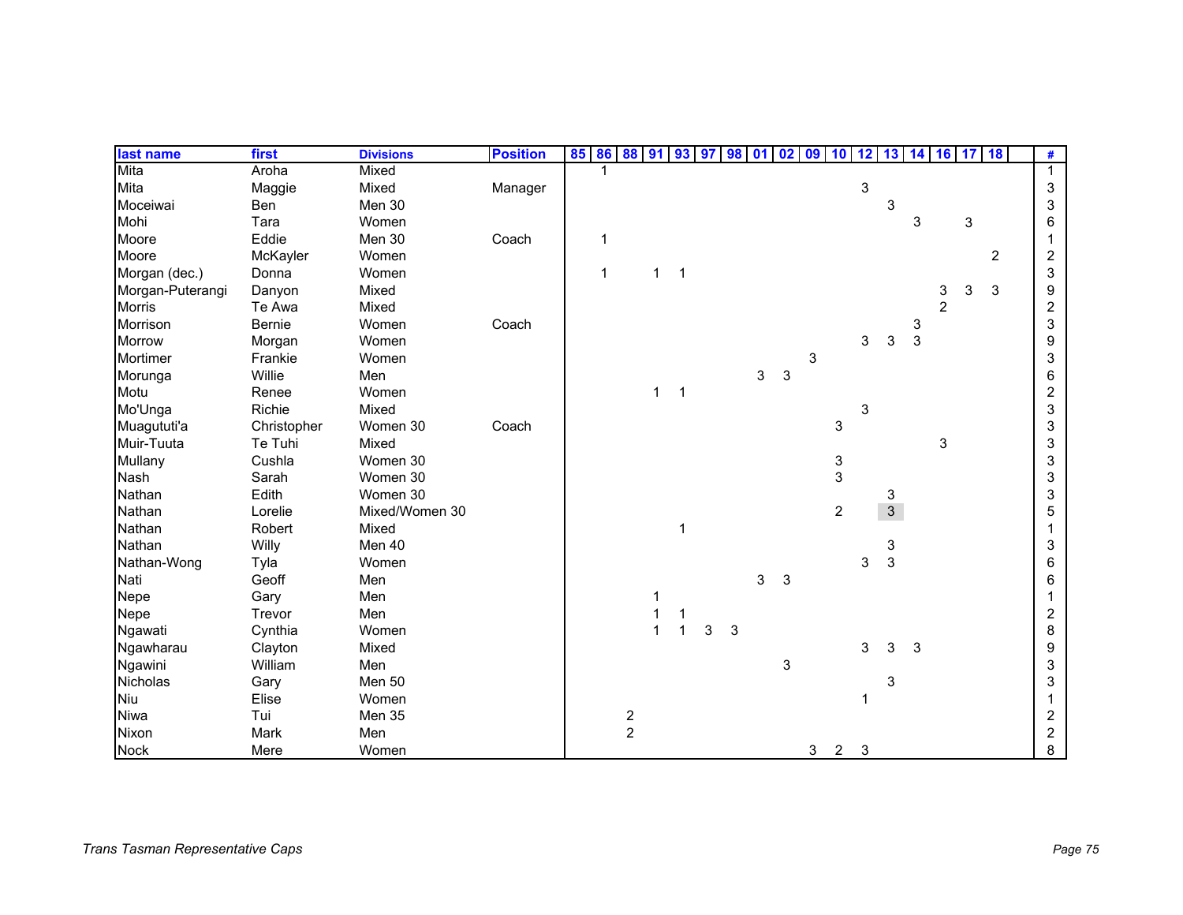| last name | first | Divisions | Position | 85 | 86 | 88 | 91 | 93 | 97 | 98 | 01 | 02 | 09 | 10 | 12 | 13 | 14 | 16 | 17 | 18 | | # |
|---|---|---|---|---|---|---|---|---|---|---|---|---|---|---|---|---|---|---|---|---|---|---|
| Mita | Aroha | Mixed | | | 1 | | | | | | | | | | | | | | | | | 1 |
| Mita | Maggie | Mixed | Manager | | | | | | | | | | | | 3 | | | | | | | 3 |
| Moceiwai | Ben | Men 30 | | | | | | | | | | | | | | 3 | | | | | | 3 |
| Mohi | Tara | Women | | | | | | | | | | | | | | | 3 | | 3 | | | 6 |
| Moore | Eddie | Men 30 | Coach | | 1 | | | | | | | | | | | | | | | | | 1 |
| Moore | McKayler | Women | | | | | | | | | | | | | | | | | | 2 | | 2 |
| Morgan (dec.) | Donna | Women | | | 1 | | 1 | 1 | | | | | | | | | | | | | | 3 |
| Morgan-Puterangi | Danyon | Mixed | | | | | | | | | | | | | | | | 3 | 3 | 3 | | 9 |
| Morris | Te Awa | Mixed | | | | | | | | | | | | | | | | 2 | | | | 2 |
| Morrison | Bernie | Women | Coach | | | | | | | | | | | | | | 3 | | | | | 3 |
| Morrow | Morgan | Women | | | | | | | | | | | | | 3 | 3 | 3 | | | | | 9 |
| Mortimer | Frankie | Women | | | | | | | | | | | 3 | | | | | | | | | 3 |
| Morunga | Willie | Men | | | | | | | | | 3 | 3 | | | | | | | | | | 6 |
| Motu | Renee | Women | | | | | 1 | 1 | | | | | | | | | | | | | | 2 |
| Mo'Unga | Richie | Mixed | | | | | | | | | | | | | 3 | | | | | | | 3 |
| Muagututi'a | Christopher | Women 30 | Coach | | | | | | | | | | | 3 | | | | | | | | 3 |
| Muir-Tuuta | Te Tuhi | Mixed | | | | | | | | | | | | | | | | 3 | | | | 3 |
| Mullany | Cushla | Women 30 | | | | | | | | | | | | 3 | | | | | | | | 3 |
| Nash | Sarah | Women 30 | | | | | | | | | | | | 3 | | | | | | | | 3 |
| Nathan | Edith | Women 30 | | | | | | | | | | | | | | 3 | | | | | | 3 |
| Nathan | Lorelie | Mixed/Women 30 | | | | | | | | | | | | 2 | | 3 | | | | | | 5 |
| Nathan | Robert | Mixed | | | | | | 1 | | | | | | | | | | | | | | 1 |
| Nathan | Willy | Men 40 | | | | | | | | | | | | | | 3 | | | | | | 3 |
| Nathan-Wong | Tyla | Women | | | | | | | | | | | | | 3 | 3 | | | | | | 6 |
| Nati | Geoff | Men | | | | | | | | | 3 | 3 | | | | | | | | | | 6 |
| Nepe | Gary | Men | | | | | 1 | | | | | | | | | | | | | | | 1 |
| Nepe | Trevor | Men | | | | | 1 | 1 | | | | | | | | | | | | | | 2 |
| Ngawati | Cynthia | Women | | | | | 1 | 1 | 3 | 3 | | | | | | | | | | | | 8 |
| Ngawharau | Clayton | Mixed | | | | | | | | | | | | | 3 | 3 | 3 | | | | | 9 |
| Ngawini | William | Men | | | | | | | | | | 3 | | | | | | | | | | 3 |
| Nicholas | Gary | Men 50 | | | | | | | | | | | | | | 3 | | | | | | 3 |
| Niu | Elise | Women | | | | | | | | | | | | | 1 | | | | | | | 1 |
| Niwa | Tui | Men 35 | | | | 2 | | | | | | | | | | | | | | | | 2 |
| Nixon | Mark | Men | | | | 2 | | | | | | | | | | | | | | | | 2 |
| Nock | Mere | Women | | | | | | | | | | | 3 | 2 | 3 | | | | | | | 8 |

*Trans Tasman Representative Caps*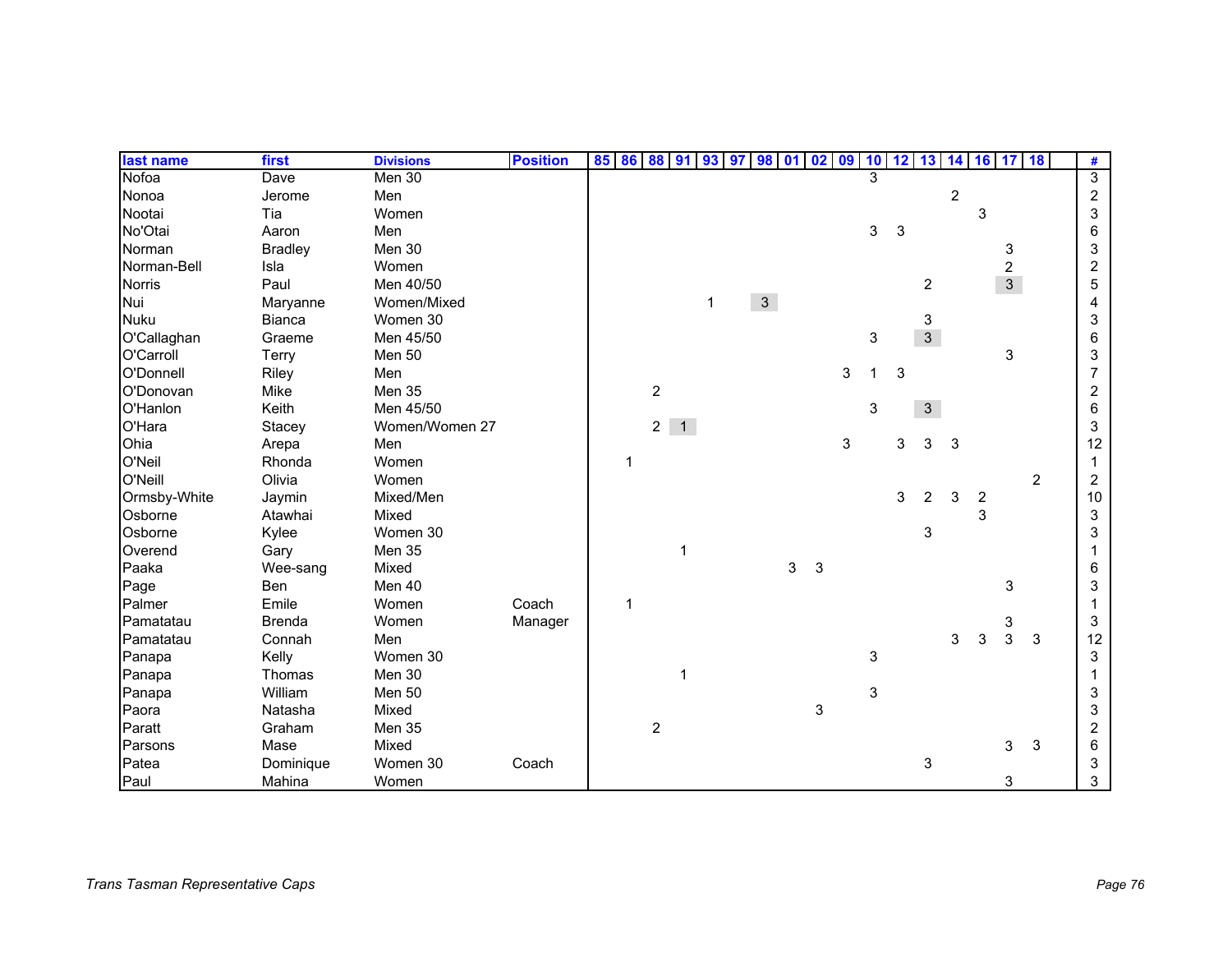| last name | first | Divisions | Position | 85 | 86 | 88 | 91 | 93 | 97 | 98 | 01 | 02 | 09 | 10 | 12 | 13 | 14 | 16 | 17 | 18 | | # |
|---|---|---|---|---|---|---|---|---|---|---|---|---|---|---|---|---|---|---|---|---|---|---|
| Nofoa | Dave | Men 30 | | | | | | | | | | | | 3 | | | | | | | | 3 |
| Nonoa | Jerome | Men | | | | | | | | | | | | | | | 2 | | | | | 2 |
| Nootai | Tia | Women | | | | | | | | | | | | | | | | 3 | | | | 3 |
| No'Otai | Aaron | Men | | | | | | | | | | | | 3 | 3 | | | | | | | 6 |
| Norman | Bradley | Men 30 | | | | | | | | | | | | | | | | | 3 | | | 3 |
| Norman-Bell | Isla | Women | | | | | | | | | | | | | | | | | 2 | | | 2 |
| Norris | Paul | Men 40/50 | | | | | | | | | | | | | | 2 | | | 3 | | | 5 |
| Nui | Maryanne | Women/Mixed | | | | | | 1 | | 3 | | | | | | | | | | | | 4 |
| Nuku | Bianca | Women 30 | | | | | | | | | | | | | | 3 | | | | | | 3 |
| O'Callaghan | Graeme | Men 45/50 | | | | | | | | | | | | 3 | | 3 | | | | | | 6 |
| O'Carroll | Terry | Men 50 | | | | | | | | | | | | | | | | | 3 | | | 3 |
| O'Donnell | Riley | Men | | | | | | | | | | | 3 | 1 | 3 | | | | | | | 7 |
| O'Donovan | Mike | Men 35 | | | | 2 | | | | | | | | | | | | | | | | 2 |
| O'Hanlon | Keith | Men 45/50 | | | | | | | | | | | | 3 | | 3 | | | | | | 6 |
| O'Hara | Stacey | Women/Women 27 | | | | 2 | 1 | | | | | | | | | | | | | | | 3 |
| Ohia | Arepa | Men | | | | | | | | | | | 3 | | 3 | 3 | 3 | | | | | 12 |
| O'Neil | Rhonda | Women | | | 1 | | | | | | | | | | | | | | | | | 1 |
| O'Neill | Olivia | Women | | | | | | | | | | | | | | | | | | 2 | | 2 |
| Ormsby-White | Jaymin | Mixed/Men | | | | | | | | | | | | | 3 | 2 | 3 | 2 | | | | 10 |
| Osborne | Atawhai | Mixed | | | | | | | | | | | | | | | | 3 | | | | 3 |
| Osborne | Kylee | Women 30 | | | | | | | | | | | | | | 3 | | | | | | 3 |
| Overend | Gary | Men 35 | | | | | 1 | | | | | | | | | | | | | | | 1 |
| Paaka | Wee-sang | Mixed | | | | | | | | | 3 | 3 | | | | | | | | | | 6 |
| Page | Ben | Men 40 | | | | | | | | | | | | | | | | | 3 | | | 3 |
| Palmer | Emile | Women | Coach | | 1 | | | | | | | | | | | | | | | | | 1 |
| Pamatatau | Brenda | Women | Manager | | | | | | | | | | | | | | | | 3 | | | 3 |
| Pamatatau | Connah | Men | | | | | | | | | | | | | | | 3 | 3 | 3 | 3 | | 12 |
| Panapa | Kelly | Women 30 | | | | | | | | | | | | 3 | | | | | | | | 3 |
| Panapa | Thomas | Men 30 | | | | | 1 | | | | | | | | | | | | | | | 1 |
| Panapa | William | Men 50 | | | | | | | | | | | | 3 | | | | | | | | 3 |
| Paora | Natasha | Mixed | | | | | | | | | | 3 | | | | | | | | | | 3 |
| Paratt | Graham | Men 35 | | | | 2 | | | | | | | | | | | | | | | | 2 |
| Parsons | Mase | Mixed | | | | | | | | | | | | | | | | | 3 | 3 | | 6 |
| Patea | Dominique | Women 30 | Coach | | | | | | | | | | | | | 3 | | | | | | 3 |
| Paul | Mahina | Women | | | | | | | | | | | | | | | | | 3 | | | 3 |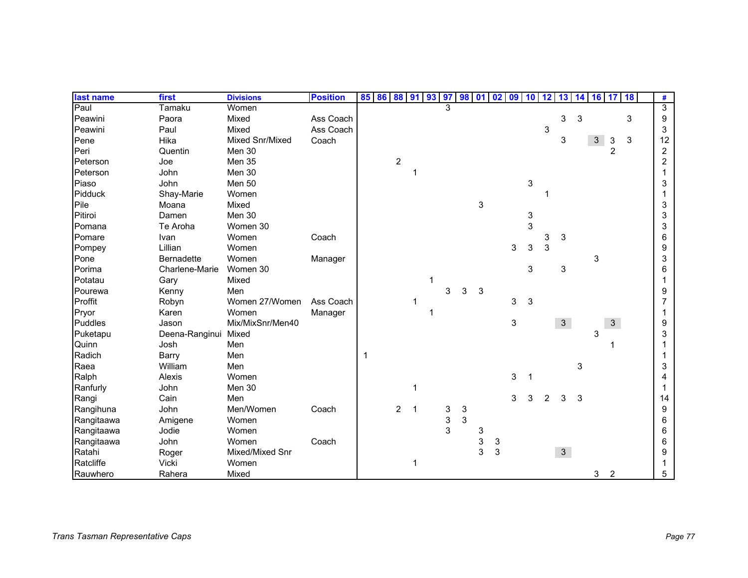| last name | first | Divisions | Position | 85 | 86 | 88 | 91 | 93 | 97 | 98 | 01 | 02 | 09 | 10 | 12 | 13 | 14 | 16 | 17 | 18 | | # |
|---|---|---|---|---|---|---|---|---|---|---|---|---|---|---|---|---|---|---|---|---|---|---|
| Paul | Tamaku | Women | | | | | | | 3 | | | | | | | | | | | | | 3 |
| Peawini | Paora | Mixed | Ass Coach | | | | | | | | | | | | | 3 | 3 | | | 3 | | 9 |
| Peawini | Paul | Mixed | Ass Coach | | | | | | | | | | | | 3 | | | | | | | 3 |
| Pene | Hika | Mixed Snr/Mixed | Coach | | | | | | | | | | | | | 3 | | 3 | 3 | 3 | | 12 |
| Peri | Quentin | Men 30 | | | | | | | | | | | | | | | | | 2 | | | 2 |
| Peterson | Joe | Men 35 | | | | 2 | | | | | | | | | | | | | | | | 2 |
| Peterson | John | Men 30 | | | | | 1 | | | | | | | | | | | | | | | 1 |
| Piaso | John | Men 50 | | | | | | | | | | | | 3 | | | | | | | | 3 |
| Pidduck | Shay-Marie | Women | | | | | | | | | | | | | 1 | | | | | | | 1 |
| Pile | Moana | Mixed | | | | | | | | | 3 | | | | | | | | | | | 3 |
| Pitiroi | Damen | Men 30 | | | | | | | | | | | | 3 | | | | | | | | 3 |
| Pomana | Te Aroha | Women 30 | | | | | | | | | | | | 3 | | | | | | | | 3 |
| Pomare | Ivan | Women | Coach | | | | | | | | | | | | 3 | 3 | | | | | | 6 |
| Pompey | Lillian | Women | | | | | | | | | | | 3 | 3 | 3 | | | | | | | 9 |
| Pone | Bernadette | Women | Manager | | | | | | | | | | | | | | | 3 | | | | 3 |
| Porima | Charlene-Marie | Women 30 | | | | | | | | | | | | 3 | | 3 | | | | | | 6 |
| Potatau | Gary | Mixed | | | | | | 1 | | | | | | | | | | | | | | 1 |
| Pourewa | Kenny | Men | | | | | | | 3 | 3 | 3 | | | | | | | | | | | 9 |
| Proffit | Robyn | Women 27/Women | Ass Coach | | | | 1 | | | | | | 3 | 3 | | | | | | | | 7 |
| Pryor | Karen | Women | Manager | | | | | 1 | | | | | | | | | | | | | | 1 |
| Puddles | Jason | Mix/MixSnr/Men40 | | | | | | | | | | | 3 | | | 3 | | | 3 | | | 9 |
| Puketapu | Deena-Ranginui | Mixed | | | | | | | | | | | | | | | | 3 | | | | 3 |
| Quinn | Josh | Men | | | | | | | | | | | | | | | | | 1 | | | 1 |
| Radich | Barry | Men | | 1 | | | | | | | | | | | | | | | | | | 1 |
| Raea | William | Men | | | | | | | | | | | | | | | 3 | | | | | 3 |
| Ralph | Alexis | Women | | | | | | | | | | | 3 | 1 | | | | | | | | 4 |
| Ranfurly | John | Men 30 | | | | | 1 | | | | | | | | | | | | | | | 1 |
| Rangi | Cain | Men | | | | | | | | | | | 3 | 3 | 2 | 3 | 3 | | | | | 14 |
| Rangihuna | John | Men/Women | Coach | | | 2 | 1 | | 3 | 3 | | | | | | | | | | | | 9 |
| Rangitaawa | Amigene | Women | | | | | | | 3 | 3 | | | | | | | | | | | | 6 |
| Rangitaawa | Jodie | Women | | | | | | | 3 | | 3 | | | | | | | | | | | 6 |
| Rangitaawa | John | Women | Coach | | | | | | | | 3 | 3 | | | | | | | | | | 6 |
| Ratahi | Roger | Mixed/Mixed Snr | | | | | | | | | 3 | 3 | | | | 3 | | | | | | 9 |
| Ratcliffe | Vicki | Women | | | | | 1 | | | | | | | | | | | | | | | 1 |
| Rauwhero | Rahera | Mixed | | | | | | | | | | | | | | | | 3 | 2 | | | 5 |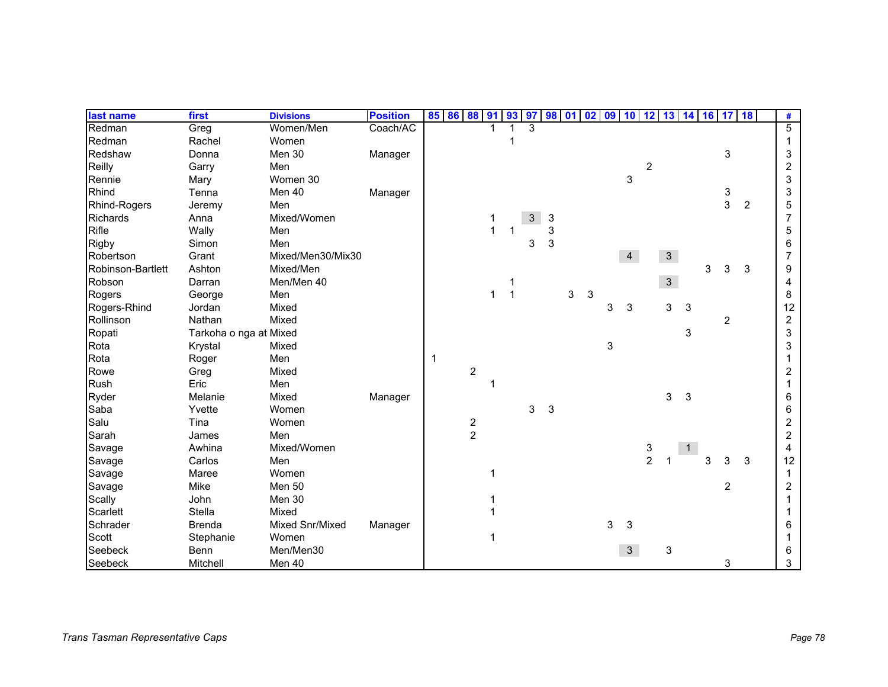| last name | first | Divisions | Position | 85 | 86 | 88 | 91 | 93 | 97 | 98 | 01 | 02 | 09 | 10 | 12 | 13 | 14 | 16 | 17 | 18 | | # |
|---|---|---|---|---|---|---|---|---|---|---|---|---|---|---|---|---|---|---|---|---|---|---|
| Redman | Greg | Women/Men | Coach/AC | | | | 1 | 1 | 3 | | | | | | | | | | | | | 5 |
| Redman | Rachel | Women | | | | | | 1 | | | | | | | | | | | | | | 1 |
| Redshaw | Donna | Men 30 | Manager | | | | | | | | | | | | | | | | 3 | | | 3 |
| Reilly | Garry | Men | | | | | | | | | | | | | 2 | | | | | | | 2 |
| Rennie | Mary | Women 30 | | | | | | | | | | | | 3 | | | | | | | | 3 |
| Rhind | Tenna | Men 40 | Manager | | | | | | | | | | | | | | | | 3 | | | 3 |
| Rhind-Rogers | Jeremy | Men | | | | | | | | | | | | | | | | | 3 | 2 | | 5 |
| Richards | Anna | Mixed/Women | | | | | 1 | | 3 | 3 | | | | | | | | | | | | 7 |
| Rifle | Wally | Men | | | | | 1 | 1 | | 3 | | | | | | | | | | | | 5 |
| Rigby | Simon | Men | | | | | | | 3 | 3 | | | | | | | | | | | | 6 |
| Robertson | Grant | Mixed/Men30/Mix30 | | | | | | | | | | | | 4 | | 3 | | | | | | 7 |
| Robinson-Bartlett | Ashton | Mixed/Men | | | | | | | | | | | | | | | | 3 | 3 | 3 | | 9 |
| Robson | Darran | Men/Men 40 | | | | | | 1 | | | | | | | | 3 | | | | | | 4 |
| Rogers | George | Men | | | | | 1 | 1 | | | 3 | 3 | | | | | | | | | | 8 |
| Rogers-Rhind | Jordan | Mixed | | | | | | | | | | | 3 | 3 | | 3 | 3 | | | | | 12 |
| Rollinson | Nathan | Mixed | | | | | | | | | | | | | | | | | 2 | | | 2 |
| Ropati | Tarkoha o nga at | Mixed | | | | | | | | | | | | | | | 3 | | | | | 3 |
| Rota | Krystal | Mixed | | | | | | | | | | | 3 | | | | | | | | | 3 |
| Rota | Roger | Men | | 1 | | | | | | | | | | | | | | | | | | 1 |
| Rowe | Greg | Mixed | | | | 2 | | | | | | | | | | | | | | | | 2 |
| Rush | Eric | Men | | | | | 1 | | | | | | | | | | | | | | | 1 |
| Ryder | Melanie | Mixed | Manager | | | | | | | | | | | | | 3 | 3 | | | | | 6 |
| Saba | Yvette | Women | | | | | | | 3 | 3 | | | | | | | | | | | | 6 |
| Salu | Tina | Women | | | | 2 | | | | | | | | | | | | | | | | 2 |
| Sarah | James | Men | | | | 2 | | | | | | | | | | | | | | | | 2 |
| Savage | Awhina | Mixed/Women | | | | | | | | | | | | | 3 | | 1 | | | | | 4 |
| Savage | Carlos | Men | | | | | | | | | | | | | 2 | 1 | | 3 | 3 | 3 | | 12 |
| Savage | Maree | Women | | | | | 1 | | | | | | | | | | | | | | | 1 |
| Savage | Mike | Men 50 | | | | | | | | | | | | | | | | | 2 | | | 2 |
| Scally | John | Men 30 | | | | | 1 | | | | | | | | | | | | | | | 1 |
| Scarlett | Stella | Mixed | | | | | 1 | | | | | | | | | | | | | | | 1 |
| Schrader | Brenda | Mixed Snr/Mixed | Manager | | | | | | | | | | 3 | 3 | | | | | | | | 6 |
| Scott | Stephanie | Women | | | | | 1 | | | | | | | | | | | | | | | 1 |
| Seebeck | Benn | Men/Men30 | | | | | | | | | | | | 3 | | 3 | | | | | | 6 |
| Seebeck | Mitchell | Men 40 | | | | | | | | | | | | | | | | | 3 | | | 3 |

*Trans Tasman Representative Caps*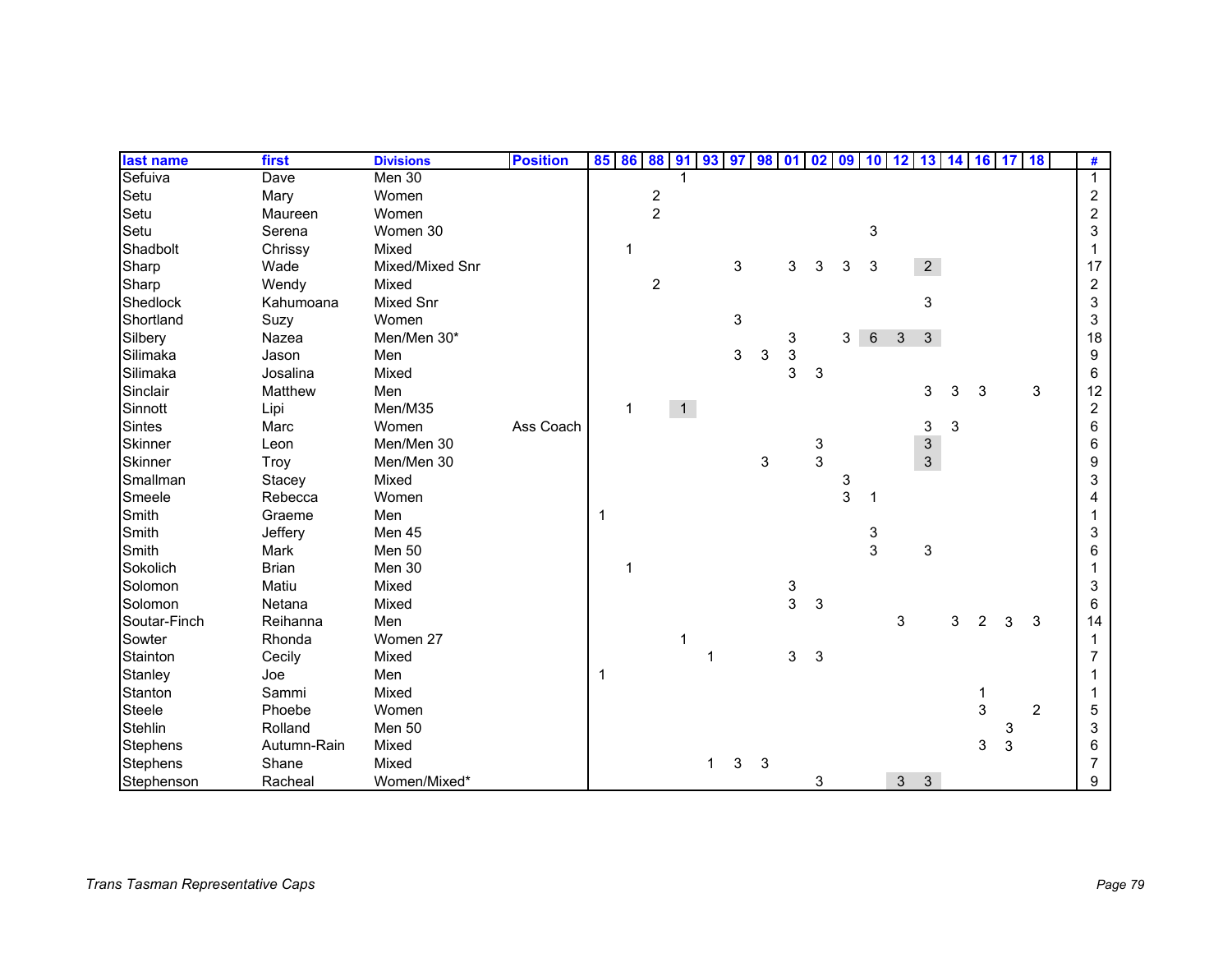| last name | first | Divisions | Position | 85 | 86 | 88 | 91 | 93 | 97 | 98 | 01 | 02 | 09 | 10 | 12 | 13 | 14 | 16 | 17 | 18 | | # |
|---|---|---|---|---|---|---|---|---|---|---|---|---|---|---|---|---|---|---|---|---|---|---|
| Sefuiva | Dave | Men 30 | | | | | 1 | | | | | | | | | | | | | | | 1 |
| Setu | Mary | Women | | | | 2 | | | | | | | | | | | | | | | | 2 |
| Setu | Maureen | Women | | | | 2 | | | | | | | | | | | | | | | | 2 |
| Setu | Serena | Women 30 | | | | | | | | | | | | 3 | | | | | | | | 3 |
| Shadbolt | Chrissy | Mixed | | | 1 | | | | | | | | | | | | | | | | | 1 |
| Sharp | Wade | Mixed/Mixed Snr | | | | | | | 3 | | 3 | 3 | 3 | 3 | | 2 | | | | | | 17 |
| Sharp | Wendy | Mixed | | | | 2 | | | | | | | | | | | | | | | | 2 |
| Shedlock | Kahumoana | Mixed Snr | | | | | | | | | | | | | | 3 | | | | | | 3 |
| Shortland | Suzy | Women | | | | | | | 3 | | | | | | | | | | | | | 3 |
| Silbery | Nazea | Men/Men 30* | | | | | | | | | 3 | | 3 | 6 | 3 | 3 | | | | | | 18 |
| Silimaka | Jason | Men | | | | | | | 3 | 3 | 3 | | | | | | | | | | | 9 |
| Silimaka | Josalina | Mixed | | | | | | | | | 3 | 3 | | | | | | | | | | 6 |
| Sinclair | Matthew | Men | | | | | | | | | | | | | | 3 | 3 | 3 | | 3 | | 12 |
| Sinnott | Lipi | Men/M35 | | | 1 | | 1 | | | | | | | | | | | | | | | 2 |
| Sintes | Marc | Women | Ass Coach | | | | | | | | | | | | | 3 | 3 | | | | | 6 |
| Skinner | Leon | Men/Men 30 | | | | | | | | | | 3 | | | | 3 | | | | | | 6 |
| Skinner | Troy | Men/Men 30 | | | | | | | | 3 | | 3 | | | | 3 | | | | | | 9 |
| Smallman | Stacey | Mixed | | | | | | | | | | | 3 | | | | | | | | | 3 |
| Smeele | Rebecca | Women | | | | | | | | | | | 3 | 1 | | | | | | | | 4 |
| Smith | Graeme | Men | | 1 | | | | | | | | | | | | | | | | | | 1 |
| Smith | Jeffery | Men 45 | | | | | | | | | | | | 3 | | | | | | | | 3 |
| Smith | Mark | Men 50 | | | | | | | | | | | | 3 | | 3 | | | | | | 6 |
| Sokolich | Brian | Men 30 | | | 1 | | | | | | | | | | | | | | | | | 1 |
| Solomon | Matiu | Mixed | | | | | | | | | 3 | | | | | | | | | | | 3 |
| Solomon | Netana | Mixed | | | | | | | | | 3 | 3 | | | | | | | | | | 6 |
| Soutar-Finch | Reihanna | Men | | | | | | | | | | | | | 3 | | 3 | 2 | 3 | 3 | | 14 |
| Sowter | Rhonda | Women 27 | | | | | 1 | | | | | | | | | | | | | | | 1 |
| Stainton | Cecily | Mixed | | | | | | 1 | | | 3 | 3 | | | | | | | | | | 7 |
| Stanley | Joe | Men | | 1 | | | | | | | | | | | | | | | | | | 1 |
| Stanton | Sammi | Mixed | | | | | | | | | | | | | | | | 1 | | | | 1 |
| Steele | Phoebe | Women | | | | | | | | | | | | | | | | 3 | | 2 | | 5 |
| Stehlin | Rolland | Men 50 | | | | | | | | | | | | | | | | | 3 | | | 3 |
| Stephens | Autumn-Rain | Mixed | | | | | | | | | | | | | | | | 3 | 3 | | | 6 |
| Stephens | Shane | Mixed | | | | | | 1 | 3 | 3 | | | | | | | | | | | | 7 |
| Stephenson | Racheal | Women/Mixed* | | | | | | | | | | 3 | | | 3 | 3 | | | | | | 9 |

*Trans Tasman Representative Caps*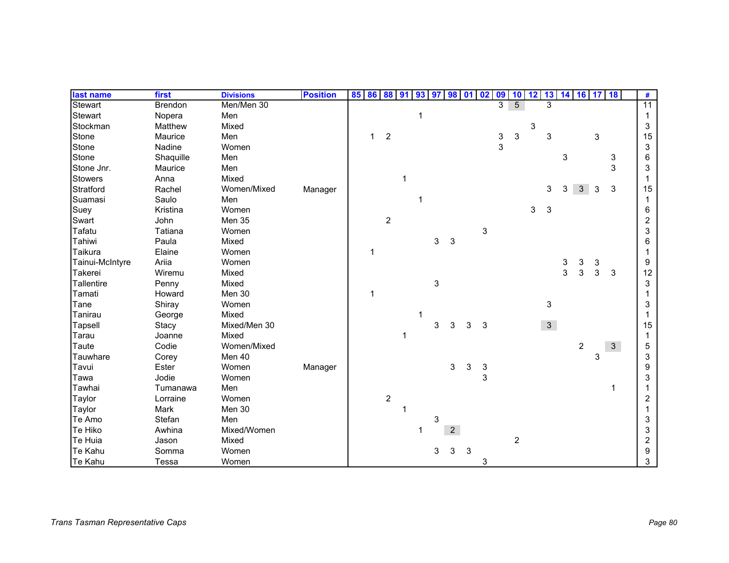| last name | first | Divisions | Position | 85 | 86 | 88 | 91 | 93 | 97 | 98 | 01 | 02 | 09 | 10 | 12 | 13 | 14 | 16 | 17 | 18 | | # |
|---|---|---|---|---|---|---|---|---|---|---|---|---|---|---|---|---|---|---|---|---|---|---|
| Stewart | Brendon | Men/Men 30 | | | | | | | | | | | 3 | 5 | | 3 | | | | | | 11 |
| Stewart | Nopera | Men | | | | | | 1 | | | | | | | | | | | | | | 1 |
| Stockman | Matthew | Mixed | | | | | | | | | | | | | 3 | | | | | | | 3 |
| Stone | Maurice | Men | | | 1 | 2 | | | | | | | 3 | 3 | | 3 | | | 3 | | | 15 |
| Stone | Nadine | Women | | | | | | | | | | | 3 | | | | | | | | | 3 |
| Stone | Shaquille | Men | | | | | | | | | | | | | | | 3 | | | 3 | | 6 |
| Stone Jnr. | Maurice | Men | | | | | | | | | | | | | | | | | | 3 | | 3 |
| Stowers | Anna | Mixed | | | | | 1 | | | | | | | | | | | | | | | 1 |
| Stratford | Rachel | Women/Mixed | Manager | | | | | | | | | | | | | 3 | 3 | 3 | 3 | 3 | | 15 |
| Suamasi | Saulo | Men | | | | | | 1 | | | | | | | | | | | | | | 1 |
| Suey | Kristina | Women | | | | | | | | | | | | | 3 | 3 | | | | | | 6 |
| Swart | John | Men 35 | | | | 2 | | | | | | | | | | | | | | | | 2 |
| Tafatu | Tatiana | Women | | | | | | | | | | 3 | | | | | | | | | | 3 |
| Tahiwi | Paula | Mixed | | | | | | | 3 | 3 | | | | | | | | | | | | 6 |
| Taikura | Elaine | Women | | | 1 | | | | | | | | | | | | | | | | | 1 |
| Tainui-McIntyre | Ariia | Women | | | | | | | | | | | | | | | 3 | 3 | 3 | | | 9 |
| Takerei | Wiremu | Mixed | | | | | | | | | | | | | | | 3 | 3 | 3 | 3 | | 12 |
| Tallentire | Penny | Mixed | | | | | | | 3 | | | | | | | | | | | | | 3 |
| Tamati | Howard | Men 30 | | | 1 | | | | | | | | | | | | | | | | | 1 |
| Tane | Shiray | Women | | | | | | | | | | | | | | 3 | | | | | | 3 |
| Tanirau | George | Mixed | | | | | | 1 | | | | | | | | | | | | | | 1 |
| Tapsell | Stacy | Mixed/Men 30 | | | | | | | 3 | 3 | 3 | 3 | | | | 3 | | | | | | 15 |
| Tarau | Joanne | Mixed | | | | | 1 | | | | | | | | | | | | | | | 1 |
| Taute | Codie | Women/Mixed | | | | | | | | | | | | | | | | 2 | | 3 | | 5 |
| Tauwhare | Corey | Men 40 | | | | | | | | | | | | | | | | | 3 | | | 3 |
| Tavui | Ester | Women | Manager | | | | | | | 3 | 3 | 3 | | | | | | | | | | 9 |
| Tawa | Jodie | Women | | | | | | | | | | 3 | | | | | | | | | | 3 |
| Tawhai | Tumanawa | Men | | | | | | | | | | | | | | | | | | 1 | | 1 |
| Taylor | Lorraine | Women | | | | 2 | | | | | | | | | | | | | | | | 2 |
| Taylor | Mark | Men 30 | | | | | 1 | | | | | | | | | | | | | | | 1 |
| Te Amo | Stefan | Men | | | | | | | 3 | | | | | | | | | | | | | 3 |
| Te Hiko | Awhina | Mixed/Women | | | | | | 1 | | 2 | | | | | | | | | | | | 3 |
| Te Huia | Jason | Mixed | | | | | | | | | | | | 2 | | | | | | | | 2 |
| Te Kahu | Somma | Women | | | | | | | 3 | 3 | 3 | | | | | | | | | | | 9 |
| Te Kahu | Tessa | Women | | | | | | | | | | 3 | | | | | | | | | | 3 |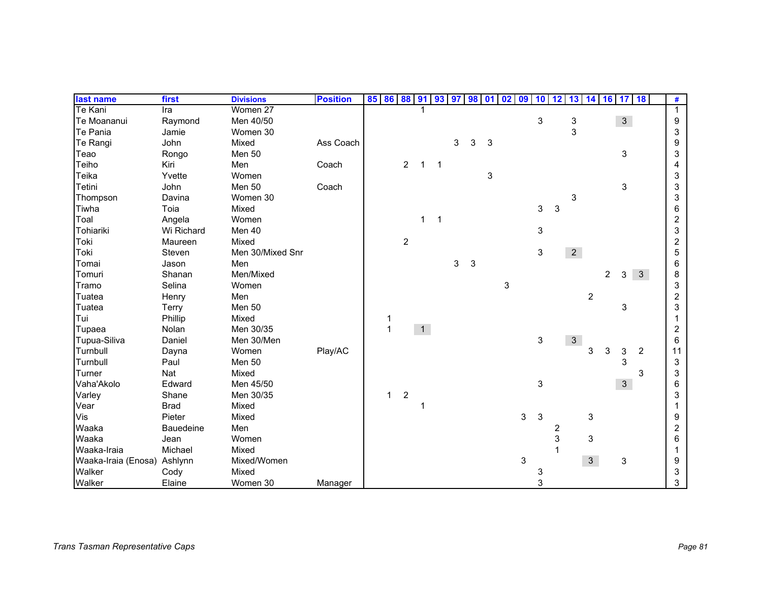| last name | first | Divisions | Position | 85 | 86 | 88 | 91 | 93 | 97 | 98 | 01 | 02 | 09 | 10 | 12 | 13 | 14 | 16 | 17 | 18 | | # |
|---|---|---|---|---|---|---|---|---|---|---|---|---|---|---|---|---|---|---|---|---|---|---|
| Te Kani | Ira | Women 27 | | | | | 1 | | | | | | | | | | | | | | | 1 |
| Te Moananui | Raymond | Men 40/50 | | | | | | | | | | | | 3 | | 3 | | | 3 | | | 9 |
| Te Pania | Jamie | Women 30 | | | | | | | | | | | | | | 3 | | | | | | 3 |
| Te Rangi | John | Mixed | Ass Coach | | | | | | 3 | 3 | 3 | | | | | | | | | | | 9 |
| Teao | Rongo | Men 50 | | | | | | | | | | | | | | | | | 3 | | | 3 |
| Teiho | Kiri | Men | Coach | | | 2 | 1 | 1 | | | | | | | | | | | | | | 4 |
| Teika | Yvette | Women | | | | | | | | | 3 | | | | | | | | | | | 3 |
| Tetini | John | Men 50 | Coach | | | | | | | | | | | | | | | | 3 | | | 3 |
| Thompson | Davina | Women 30 | | | | | | | | | | | | | | 3 | | | | | | 3 |
| Tiwha | Toia | Mixed | | | | | | | | | | | | 3 | 3 | | | | | | | 6 |
| Toal | Angela | Women | | | | | 1 | 1 | | | | | | | | | | | | | | 2 |
| Tohiariki | Wi Richard | Men 40 | | | | | | | | | | | | 3 | | | | | | | | 3 |
| Toki | Maureen | Mixed | | | | 2 | | | | | | | | | | | | | | | | 2 |
| Toki | Steven | Men 30/Mixed Snr | | | | | | | | | | | | 3 | | 2 | | | | | | 5 |
| Tomai | Jason | Men | | | | | | | 3 | 3 | | | | | | | | | | | | 6 |
| Tomuri | Shanan | Men/Mixed | | | | | | | | | | | | | | | | 2 | 3 | 3 | | 8 |
| Tramo | Selina | Women | | | | | | | | | | 3 | | | | | | | | | | 3 |
| Tuatea | Henry | Men | | | | | | | | | | | | | | | 2 | | | | | 2 |
| Tuatea | Terry | Men 50 | | | | | | | | | | | | | | | | | 3 | | | 3 |
| Tui | Phillip | Mixed | | | 1 | | | | | | | | | | | | | | | | | 1 |
| Tupaea | Nolan | Men 30/35 | | | 1 | | 1 | | | | | | | | | | | | | | | 2 |
| Tupua-Siliva | Daniel | Men 30/Men | | | | | | | | | | | | 3 | | 3 | | | | | | 6 |
| Turnbull | Dayna | Women | Play/AC | | | | | | | | | | | | | | 3 | 3 | 3 | 2 | | 11 |
| Turnbull | Paul | Men 50 | | | | | | | | | | | | | | | | | 3 | | | 3 |
| Turner | Nat | Mixed | | | | | | | | | | | | | | | | | | 3 | | 3 |
| Vaha'Akolo | Edward | Men 45/50 | | | | | | | | | | | | 3 | | | | | 3 | | | 6 |
| Varley | Shane | Men 30/35 | | | 1 | 2 | | | | | | | | | | | | | | | | 3 |
| Vear | Brad | Mixed | | | | | 1 | | | | | | | | | | | | | | | 1 |
| Vis | Pieter | Mixed | | | | | | | | | | | 3 | 3 | | | 3 | | | | | 9 |
| Waaka | Bauedeine | Men | | | | | | | | | | | | | 2 | | | | | | | 2 |
| Waaka | Jean | Women | | | | | | | | | | | | | 3 | | 3 | | | | | 6 |
| Waaka-Iraia | Michael | Mixed | | | | | | | | | | | | | 1 | | | | | | | 1 |
| Waaka-Iraia (Enosa) | Ashlynn | Mixed/Women | | | | | | | | | | | 3 | | | | 3 | | 3 | | | 9 |
| Walker | Cody | Mixed | | | | | | | | | | | | 3 | | | | | | | | 3 |
| Walker | Elaine | Women 30 | Manager | | | | | | | | | | | 3 | | | | | | | | 3 |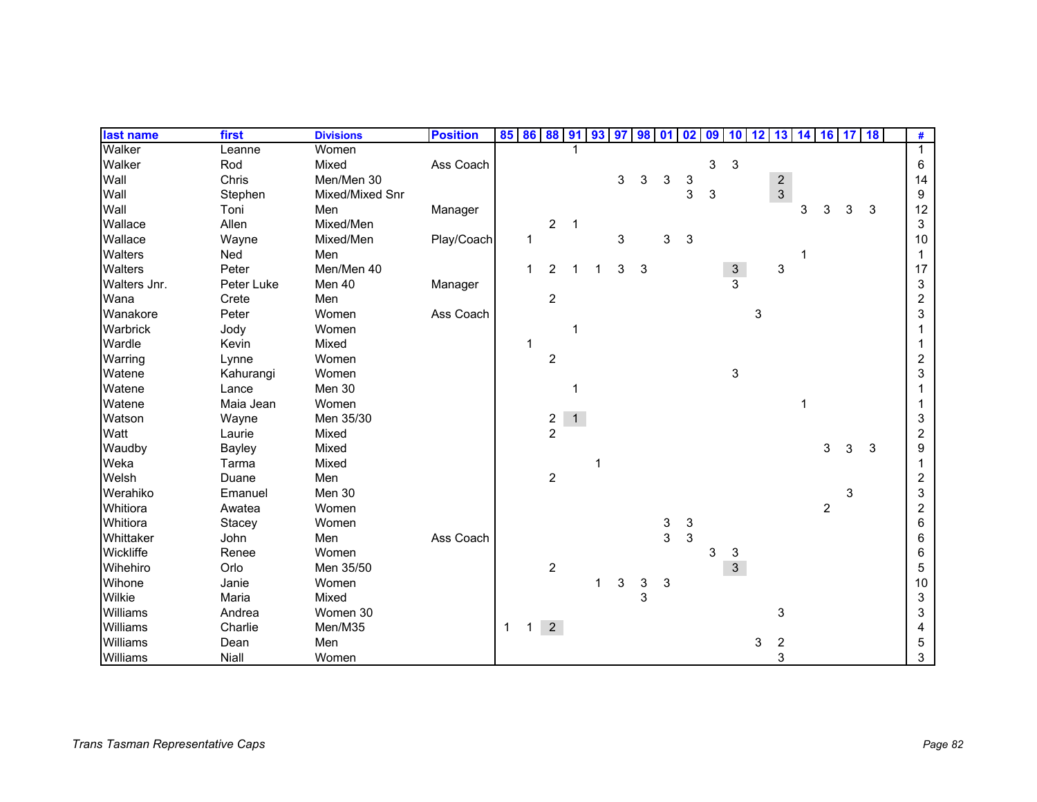| last name | first | Divisions | Position | 85 | 86 | 88 | 91 | 93 | 97 | 98 | 01 | 02 | 09 | 10 | 12 | 13 | 14 | 16 | 17 | 18 | | # |
|---|---|---|---|---|---|---|---|---|---|---|---|---|---|---|---|---|---|---|---|---|---|---|
| Walker | Leanne | Women | | | | | 1 | | | | | | | | | | | | | | | 1 |
| Walker | Rod | Mixed | Ass Coach | | | | | | | | | | 3 | 3 | | | | | | | | 6 |
| Wall | Chris | Men/Men 30 | | | | | | | 3 | 3 | 3 | 3 | | | | 2 | | | | | | 14 |
| Wall | Stephen | Mixed/Mixed Snr | | | | | | | | | | 3 | 3 | | | 3 | | | | | | 9 |
| Wall | Toni | Men | Manager | | | | | | | | | | | | | | 3 | 3 | 3 | 3 | | 12 |
| Wallace | Allen | Mixed/Men | | | | 2 | 1 | | | | | | | | | | | | | | | 3 |
| Wallace | Wayne | Mixed/Men | Play/Coach | | 1 | | | | 3 | | 3 | 3 | | | | | | | | | | 10 |
| Walters | Ned | Men | | | | | | | | | | | | | | | 1 | | | | | 1 |
| Walters | Peter | Men/Men 40 | | | 1 | 2 | 1 | 1 | 3 | 3 | | | | 3 | | 3 | | | | | | 17 |
| Walters Jnr. | Peter Luke | Men 40 | Manager | | | | | | | | | | | 3 | | | | | | | | 3 |
| Wana | Crete | Men | | | | 2 | | | | | | | | | | | | | | | | 2 |
| Wanakore | Peter | Women | Ass Coach | | | | | | | | | | | | 3 | | | | | | | 3 |
| Warbrick | Jody | Women | | | | | 1 | | | | | | | | | | | | | | | 1 |
| Wardle | Kevin | Mixed | | | 1 | | | | | | | | | | | | | | | | | 1 |
| Warring | Lynne | Women | | | | 2 | | | | | | | | | | | | | | | | 2 |
| Watene | Kahurangi | Women | | | | | | | | | | | | 3 | | | | | | | | 3 |
| Watene | Lance | Men 30 | | | | | 1 | | | | | | | | | | | | | | | 1 |
| Watene | Maia Jean | Women | | | | | | | | | | | | | | | 1 | | | | | 1 |
| Watson | Wayne | Men 35/30 | | | | 2 | 1 | | | | | | | | | | | | | | | 3 |
| Watt | Laurie | Mixed | | | | 2 | | | | | | | | | | | | | | | | 2 |
| Waudby | Bayley | Mixed | | | | | | | | | | | | | | | | 3 | 3 | 3 | | 9 |
| Weka | Tarma | Mixed | | | | | | 1 | | | | | | | | | | | | | | 1 |
| Welsh | Duane | Men | | | | 2 | | | | | | | | | | | | | | | | 2 |
| Werahiko | Emanuel | Men 30 | | | | | | | | | | | | | | | | | 3 | | | 3 |
| Whitiora | Awatea | Women | | | | | | | | | | | | | | | | 2 | | | | 2 |
| Whitiora | Stacey | Women | | | | | | | | | 3 | 3 | | | | | | | | | | 6 |
| Whittaker | John | Men | Ass Coach | | | | | | | | 3 | 3 | | | | | | | | | | 6 |
| Wickliffe | Renee | Women | | | | | | | | | | | 3 | 3 | | | | | | | | 6 |
| Wihehiro | Orlo | Men 35/50 | | | | 2 | | | | | | | | 3 | | | | | | | | 5 |
| Wihone | Janie | Women | | | | | | 1 | 3 | 3 | 3 | | | | | | | | | | | 10 |
| Wilkie | Maria | Mixed | | | | | | | | 3 | | | | | | | | | | | | 3 |
| Williams | Andrea | Women 30 | | | | | | | | | | | | | | 3 | | | | | | 3 |
| Williams | Charlie | Men/M35 | | 1 | 1 | 2 | | | | | | | | | | | | | | | | 4 |
| Williams | Dean | Men | | | | | | | | | | | | | 3 | 2 | | | | | | 5 |
| Williams | Niall | Women | | | | | | | | | | | | | | 3 | | | | | | 3 |

*Trans Tasman Representative Caps*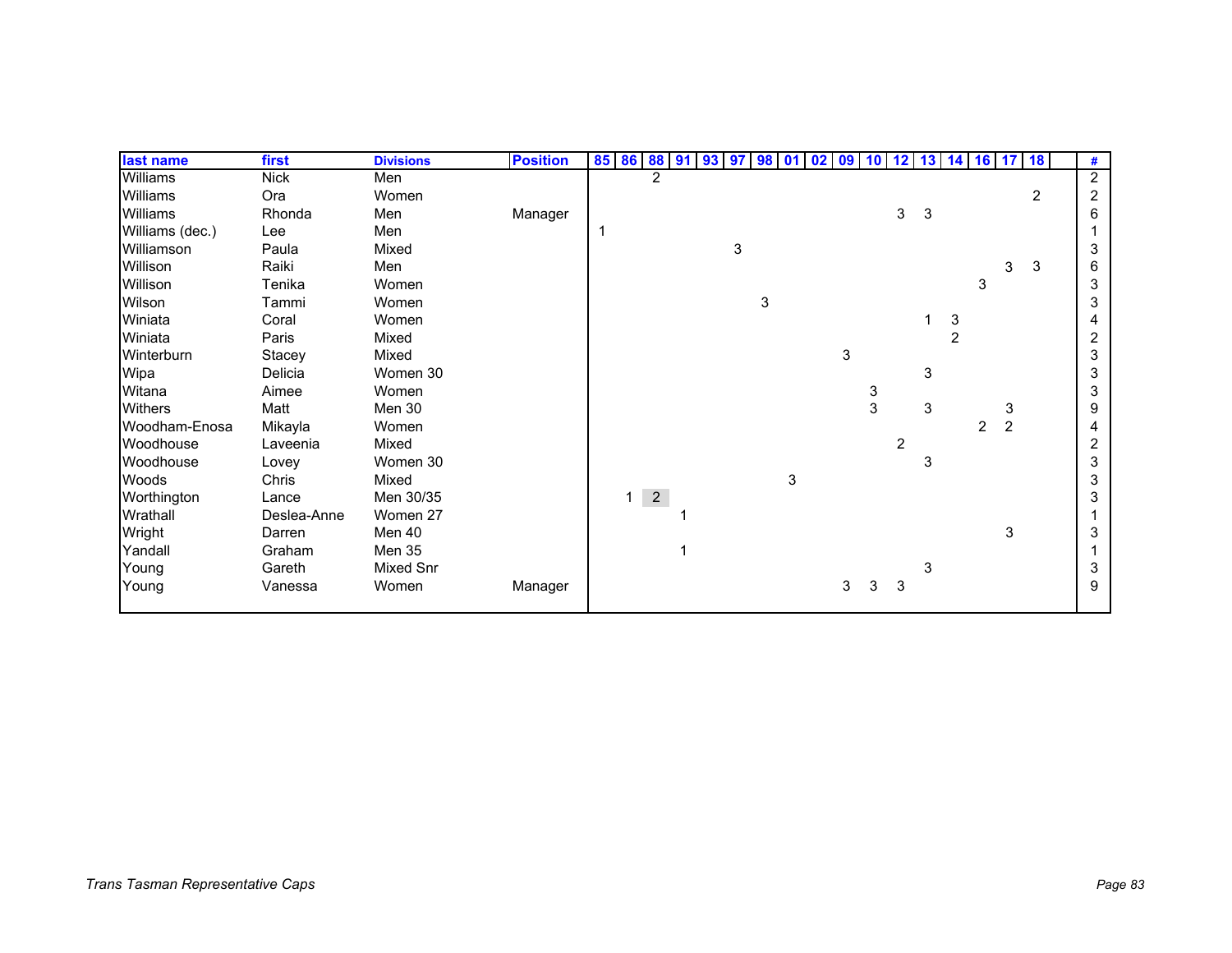| last name | first | Divisions | Position | 85 | 86 | 88 | 91 | 93 | 97 | 98 | 01 | 02 | 09 | 10 | 12 | 13 | 14 | 16 | 17 | 18 | | # |
|---|---|---|---|---|---|---|---|---|---|---|---|---|---|---|---|---|---|---|---|---|---|---|
| Williams | Nick | Men | | | | 2 | | | | | | | | | | | | | | | | 2 |
| Williams | Ora | Women | | | | | | | | | | | | | | | | | | 2 | | 2 |
| Williams | Rhonda | Men | Manager | | | | | | | | | | | | 3 | 3 | | | | | | 6 |
| Williams (dec.) | Lee | Men | | 1 | | | | | | | | | | | | | | | | | | 1 |
| Williamson | Paula | Mixed | | | | | | | 3 | | | | | | | | | | | | | 3 |
| Willison | Raiki | Men | | | | | | | | | | | | | | | | | 3 | 3 | | 6 |
| Willison | Tenika | Women | | | | | | | | | | | | | | | | 3 | | | | 3 |
| Wilson | Tammi | Women | | | | | | | | 3 | | | | | | | | | | | | 3 |
| Winiata | Coral | Women | | | | | | | | | | | | | | 1 | 3 | | | | | 4 |
| Winiata | Paris | Mixed | | | | | | | | | | | | | | | 2 | | | | | 2 |
| Winterburn | Stacey | Mixed | | | | | | | | | | | 3 | | | | | | | | | 3 |
| Wipa | Delicia | Women 30 | | | | | | | | | | | | | | 3 | | | | | | 3 |
| Witana | Aimee | Women | | | | | | | | | | | | 3 | | | | | | | | 3 |
| Withers | Matt | Men 30 | | | | | | | | | | | | 3 | | 3 | | | 3 | | | 9 |
| Woodham-Enosa | Mikayla | Women | | | | | | | | | | | | | | | | 2 | 2 | | | 4 |
| Woodhouse | Laveenia | Mixed | | | | | | | | | | | | | 2 | | | | | | | 2 |
| Woodhouse | Lovey | Women 30 | | | | | | | | | | | | | | 3 | | | | | | 3 |
| Woods | Chris | Mixed | | | | | | | | | 3 | | | | | | | | | | | 3 |
| Worthington | Lance | Men 30/35 | | | 1 | 2 | | | | | | | | | | | | | | | | 3 |
| Wrathall | Deslea-Anne | Women 27 | | | | | 1 | | | | | | | | | | | | | | | 1 |
| Wright | Darren | Men 40 | | | | | | | | | | | | | | | | | 3 | | | 3 |
| Yandall | Graham | Men 35 | | | | | 1 | | | | | | | | | | | | | | | 1 |
| Young | Gareth | Mixed Snr | | | | | | | | | | | | | | 3 | | | | | | 3 |
| Young | Vanessa | Women | Manager | | | | | | | | | | 3 | 3 | 3 | | | | | | | 9 |